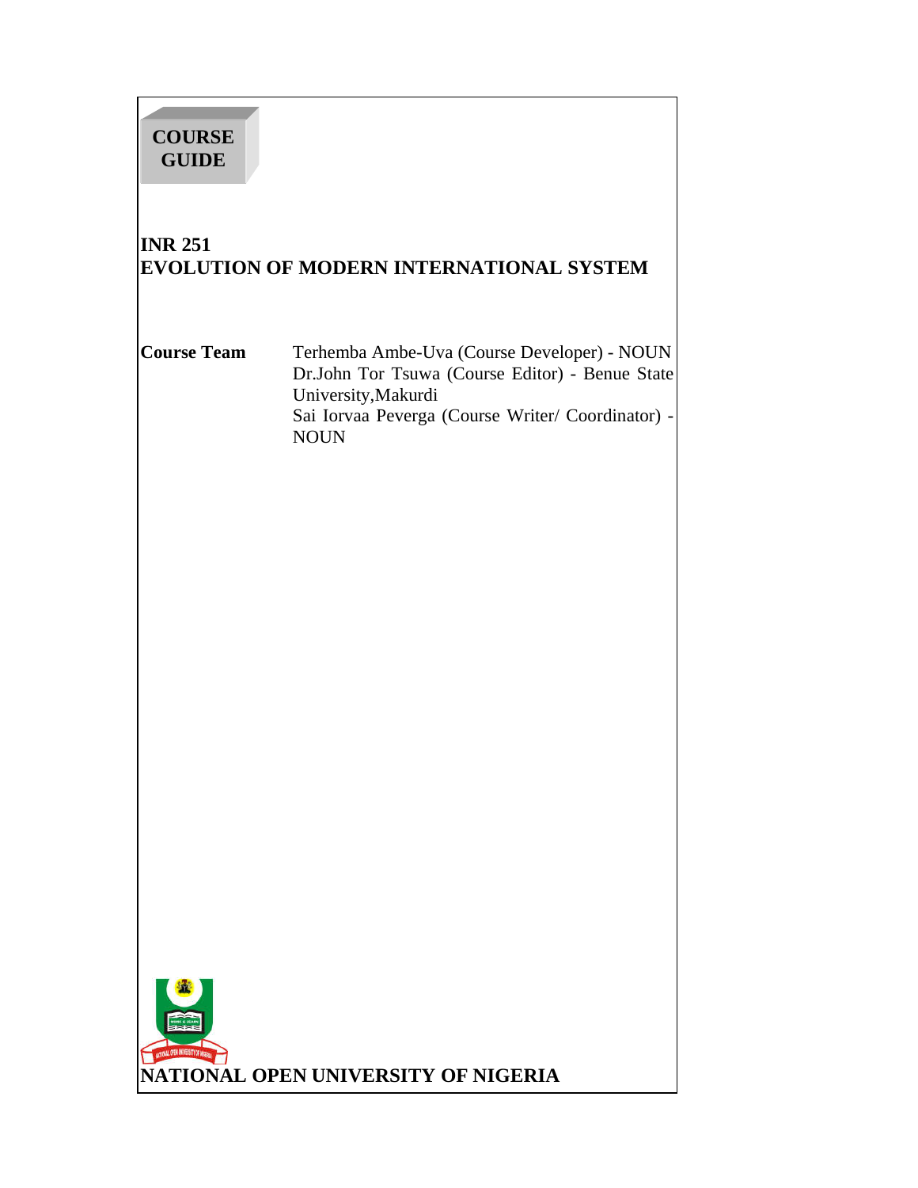**COURSE GUIDE**

# INR 251
# EVOLUTION OF MODERN INTERNATIONAL SYSTEM

**Course Team**

Terhemba Ambe-Uva (Course Developer) - NOUN
Dr.John Tor Tsuwa (Course Editor) - Benue State University,Makurdi
Sai Iorvaa Peverga (Course Writer/ Coordinator) - NOUN

**NATIONAL OPEN UNIVERSITY OF NIGERIA**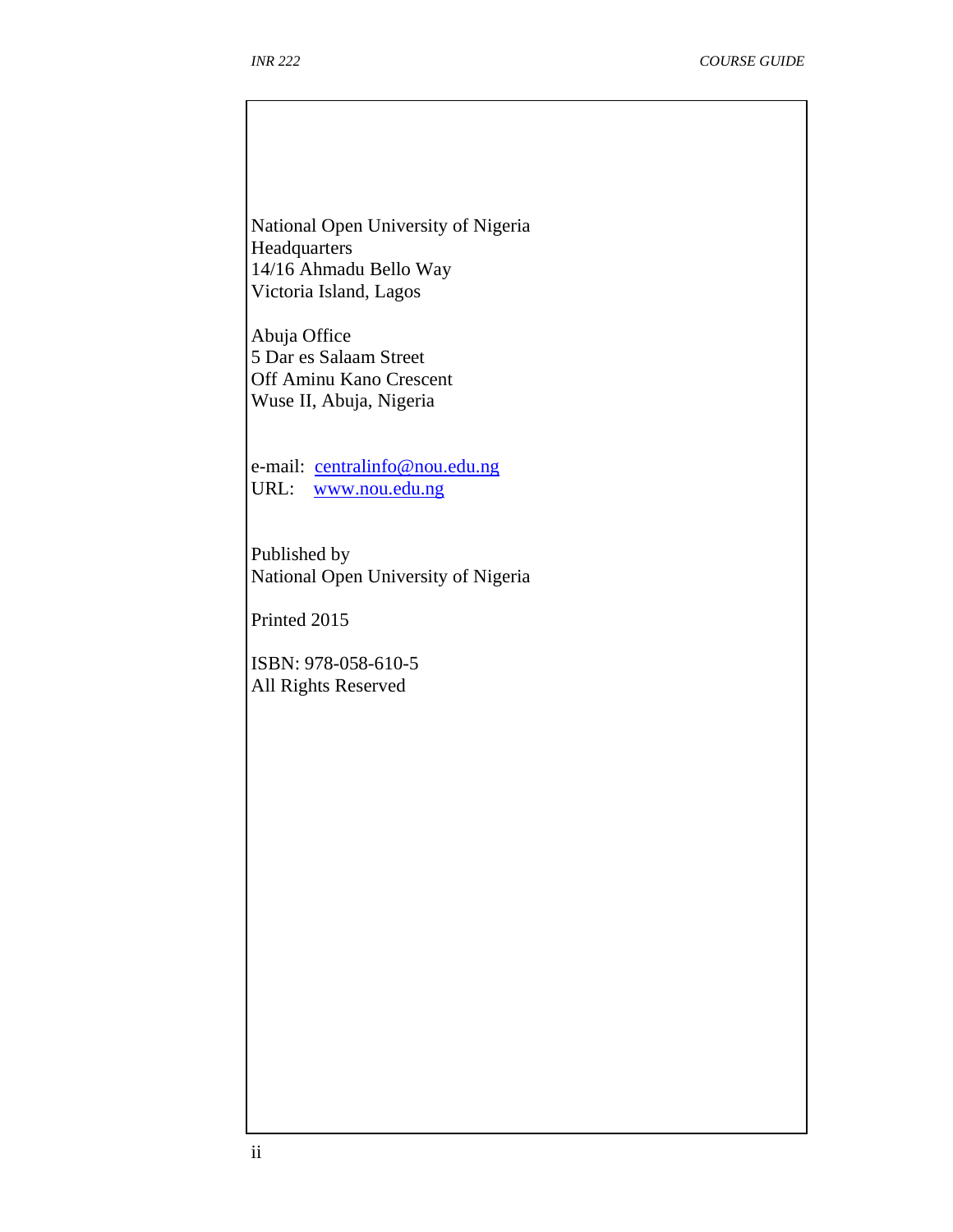National Open University of Nigeria
Headquarters
14/16 Ahmadu Bello Way
Victoria Island, Lagos

Abuja Office
5 Dar es Salaam Street
Off Aminu Kano Crescent
Wuse II, Abuja, Nigeria

e-mail: centralinfo@nou.edu.ng
URL: www.nou.edu.ng

Published by
National Open University of Nigeria

Printed 2015

ISBN: 978-058-610-5
All Rights Reserved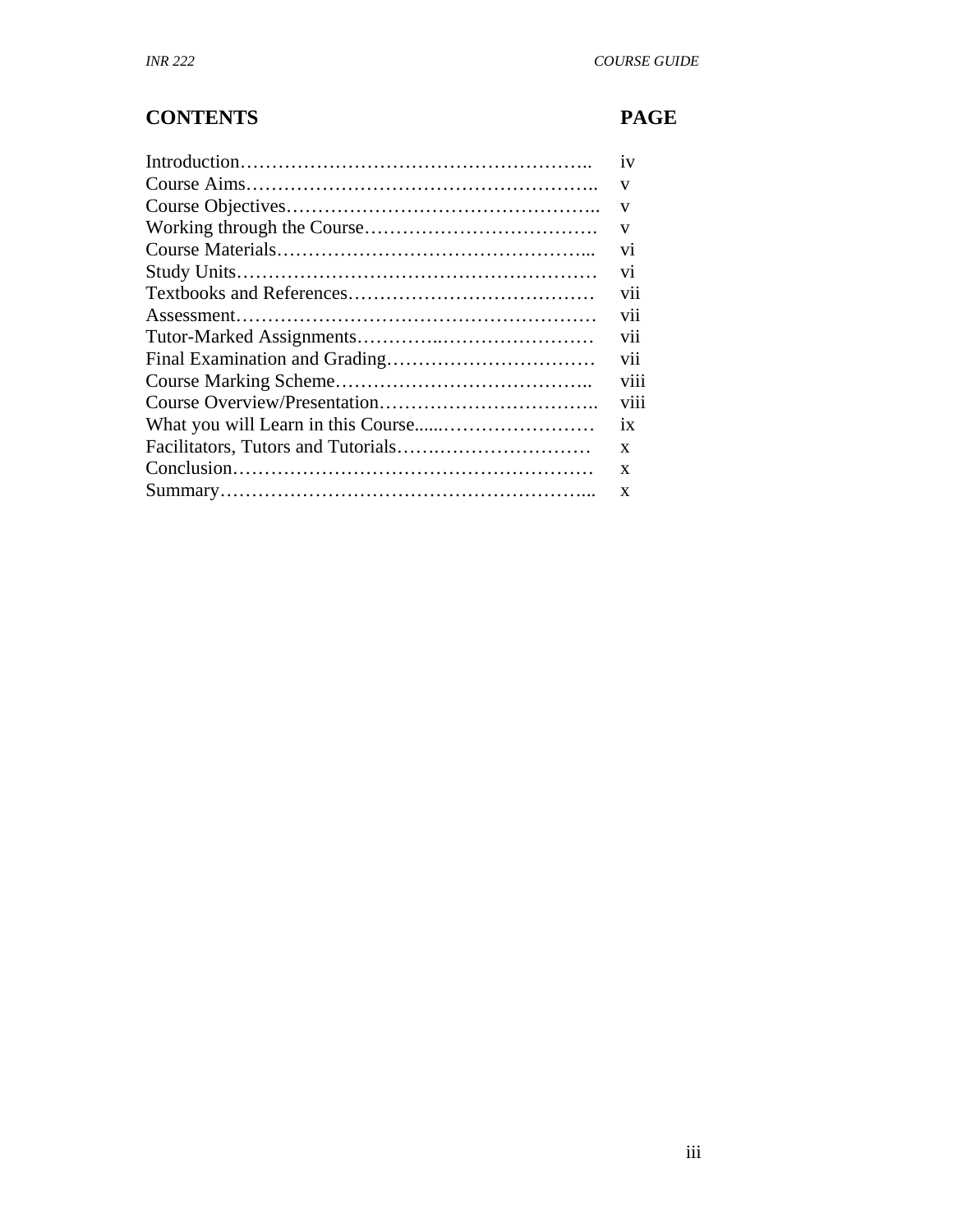## CONTENTS

| CONTENTS | PAGE |
|---|---|
| Introduction | iv |
| Course Aims | v |
| Course Objectives | v |
| Working through the Course | v |
| Course Materials | vi |
| Study Units | vi |
| Textbooks and References | vii |
| Assessment | vii |
| Tutor-Marked Assignments | vii |
| Final Examination and Grading | vii |
| Course Marking Scheme | viii |
| Course Overview/Presentation | viii |
| What you will Learn in this Course | ix |
| Facilitators, Tutors and Tutorials | x |
| Conclusion | x |
| Summary | x |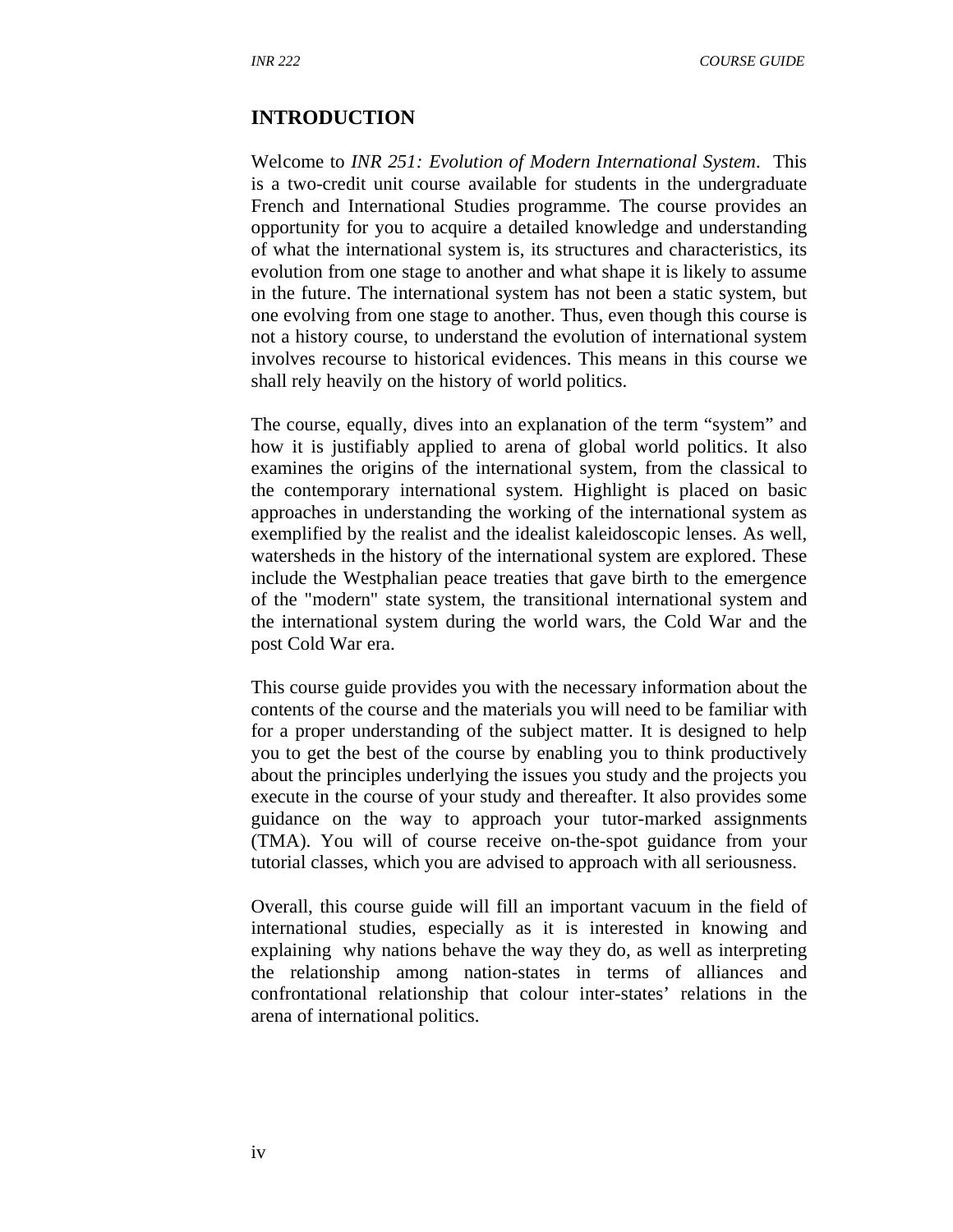## INTRODUCTION

Welcome to *INR 251: Evolution of Modern International System*. This is a two-credit unit course available for students in the undergraduate French and International Studies programme. The course provides an opportunity for you to acquire a detailed knowledge and understanding of what the international system is, its structures and characteristics, its evolution from one stage to another and what shape it is likely to assume in the future. The international system has not been a static system, but one evolving from one stage to another. Thus, even though this course is not a history course, to understand the evolution of international system involves recourse to historical evidences. This means in this course we shall rely heavily on the history of world politics.

The course, equally, dives into an explanation of the term "system" and how it is justifiably applied to arena of global world politics. It also examines the origins of the international system, from the classical to the contemporary international system. Highlight is placed on basic approaches in understanding the working of the international system as exemplified by the realist and the idealist kaleidoscopic lenses. As well, watersheds in the history of the international system are explored. These include the Westphalian peace treaties that gave birth to the emergence of the "modern" state system, the transitional international system and the international system during the world wars, the Cold War and the post Cold War era.

This course guide provides you with the necessary information about the contents of the course and the materials you will need to be familiar with for a proper understanding of the subject matter. It is designed to help you to get the best of the course by enabling you to think productively about the principles underlying the issues you study and the projects you execute in the course of your study and thereafter. It also provides some guidance on the way to approach your tutor-marked assignments (TMA). You will of course receive on-the-spot guidance from your tutorial classes, which you are advised to approach with all seriousness.

Overall, this course guide will fill an important vacuum in the field of international studies, especially as it is interested in knowing and explaining why nations behave the way they do, as well as interpreting the relationship among nation-states in terms of alliances and confrontational relationship that colour inter-states' relations in the arena of international politics.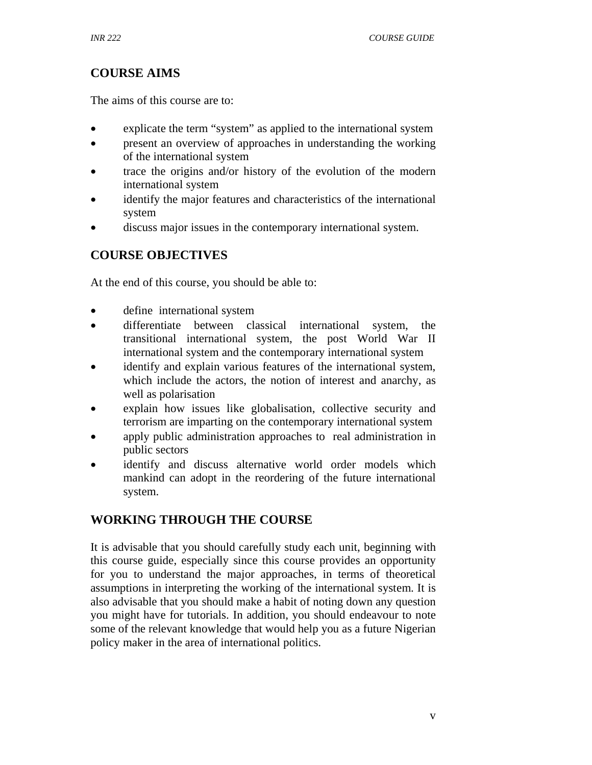## COURSE AIMS

The aims of this course are to:

- explicate the term "system" as applied to the international system
- present an overview of approaches in understanding the working of the international system
- trace the origins and/or history of the evolution of the modern international system
- identify the major features and characteristics of the international system
- discuss major issues in the contemporary international system.

## COURSE OBJECTIVES

At the end of this course, you should be able to:

- define international system
- differentiate between classical international system, the transitional international system, the post World War II international system and the contemporary international system
- identify and explain various features of the international system, which include the actors, the notion of interest and anarchy, as well as polarisation
- explain how issues like globalisation, collective security and terrorism are imparting on the contemporary international system
- apply public administration approaches to real administration in public sectors
- identify and discuss alternative world order models which mankind can adopt in the reordering of the future international system.

## WORKING THROUGH THE COURSE

It is advisable that you should carefully study each unit, beginning with this course guide, especially since this course provides an opportunity for you to understand the major approaches, in terms of theoretical assumptions in interpreting the working of the international system. It is also advisable that you should make a habit of noting down any question you might have for tutorials. In addition, you should endeavour to note some of the relevant knowledge that would help you as a future Nigerian policy maker in the area of international politics.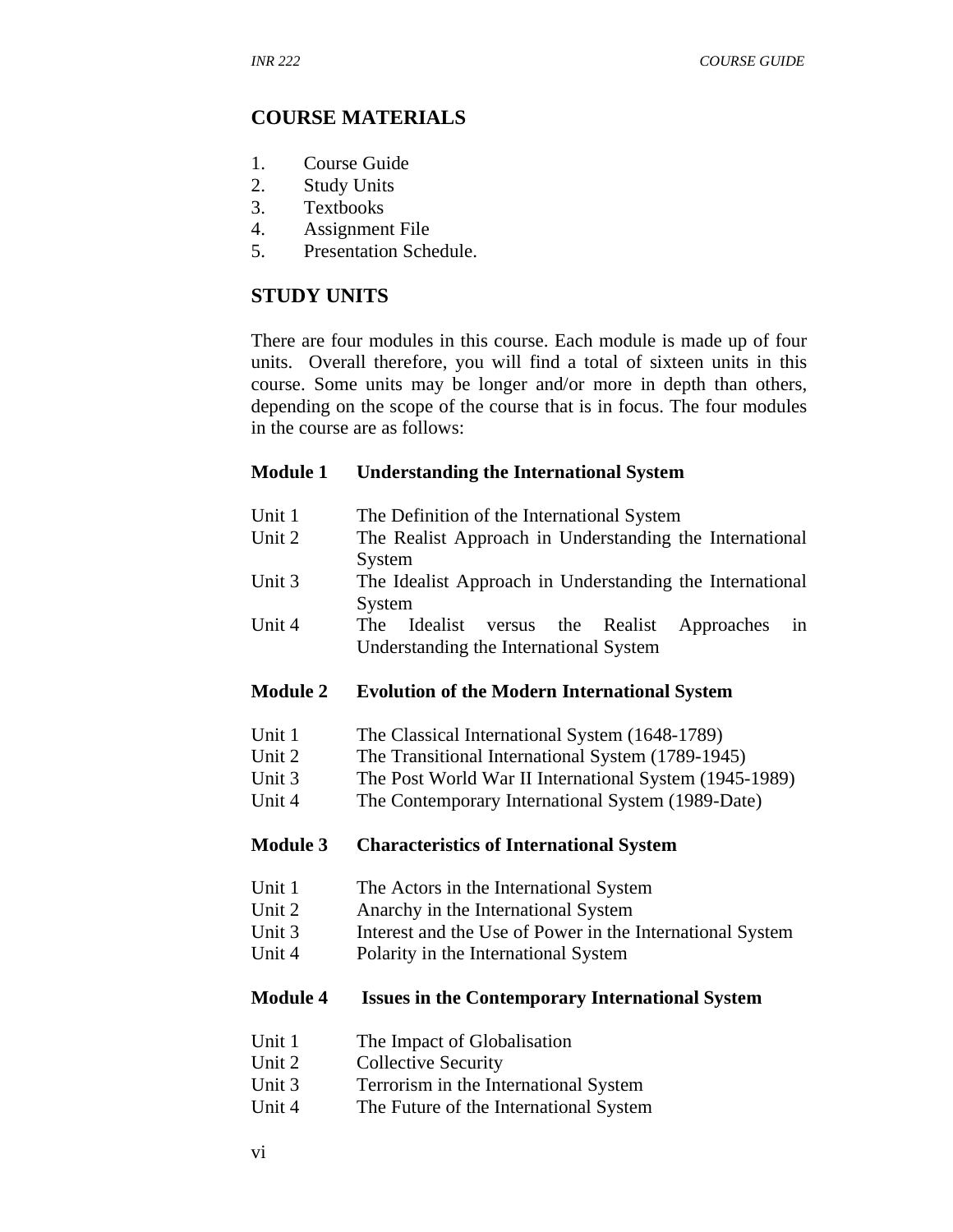## COURSE MATERIALS

1. Course Guide
2. Study Units
3. Textbooks
4. Assignment File
5. Presentation Schedule.

## STUDY UNITS

There are four modules in this course. Each module is made up of four units. Overall therefore, you will find a total of sixteen units in this course. Some units may be longer and/or more in depth than others, depending on the scope of the course that is in focus. The four modules in the course are as follows:

**Module 1 Understanding the International System**

Unit 1 The Definition of the International System
Unit 2 The Realist Approach in Understanding the International System
Unit 3 The Idealist Approach in Understanding the International System
Unit 4 The Idealist versus the Realist Approaches in Understanding the International System

**Module 2 Evolution of the Modern International System**

Unit 1 The Classical International System (1648-1789)
Unit 2 The Transitional International System (1789-1945)
Unit 3 The Post World War II International System (1945-1989)
Unit 4 The Contemporary International System (1989-Date)

**Module 3 Characteristics of International System**

Unit 1 The Actors in the International System
Unit 2 Anarchy in the International System
Unit 3 Interest and the Use of Power in the International System
Unit 4 Polarity in the International System

**Module 4 Issues in the Contemporary International System**

Unit 1 The Impact of Globalisation
Unit 2 Collective Security
Unit 3 Terrorism in the International System
Unit 4 The Future of the International System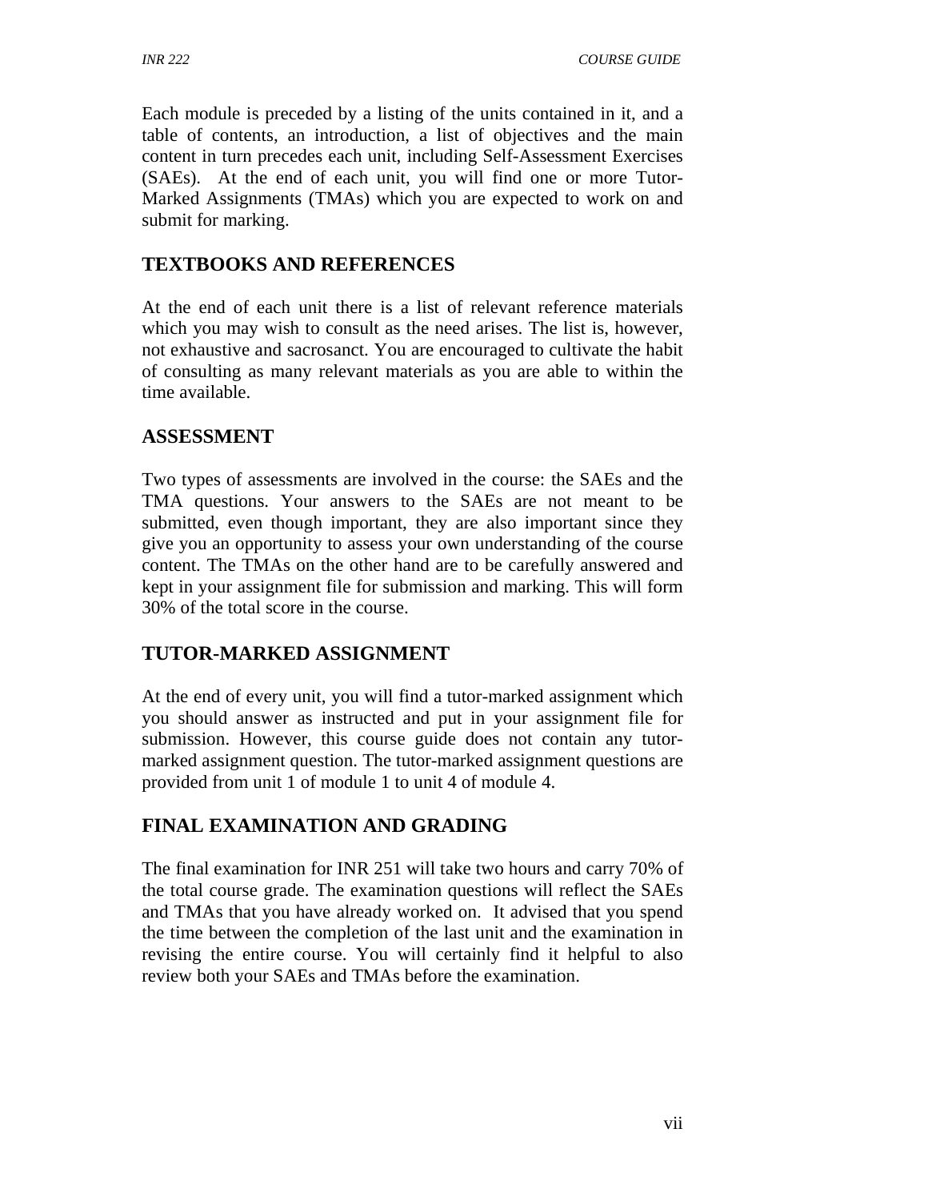Each module is preceded by a listing of the units contained in it, and a table of contents, an introduction, a list of objectives and the main content in turn precedes each unit, including Self-Assessment Exercises (SAEs). At the end of each unit, you will find one or more Tutor-Marked Assignments (TMAs) which you are expected to work on and submit for marking.

## TEXTBOOKS AND REFERENCES

At the end of each unit there is a list of relevant reference materials which you may wish to consult as the need arises. The list is, however, not exhaustive and sacrosanct. You are encouraged to cultivate the habit of consulting as many relevant materials as you are able to within the time available.

## ASSESSMENT

Two types of assessments are involved in the course: the SAEs and the TMA questions. Your answers to the SAEs are not meant to be submitted, even though important, they are also important since they give you an opportunity to assess your own understanding of the course content. The TMAs on the other hand are to be carefully answered and kept in your assignment file for submission and marking. This will form 30% of the total score in the course.

## TUTOR-MARKED ASSIGNMENT

At the end of every unit, you will find a tutor-marked assignment which you should answer as instructed and put in your assignment file for submission. However, this course guide does not contain any tutor-marked assignment question. The tutor-marked assignment questions are provided from unit 1 of module 1 to unit 4 of module 4.

## FINAL EXAMINATION AND GRADING

The final examination for INR 251 will take two hours and carry 70% of the total course grade. The examination questions will reflect the SAEs and TMAs that you have already worked on. It advised that you spend the time between the completion of the last unit and the examination in revising the entire course. You will certainly find it helpful to also review both your SAEs and TMAs before the examination.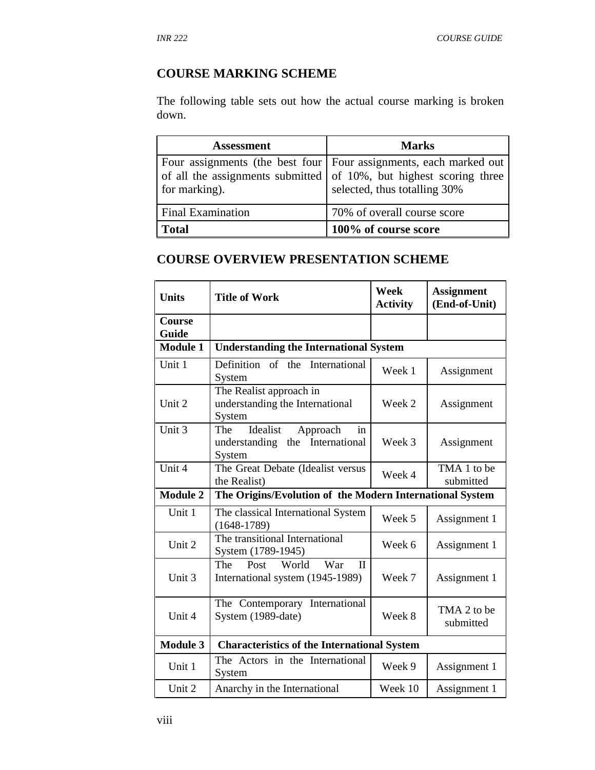## COURSE MARKING SCHEME

The following table sets out how the actual course marking is broken down.

| Assessment | Marks |
|---|---|
| Four assignments (the best four of all the assignments submitted for marking). | Four assignments, each marked out of 10%, but highest scoring three selected, thus totalling 30% |
| Final Examination | 70% of overall course score |
| **Total** | **100% of course score** |

## COURSE OVERVIEW PRESENTATION SCHEME

| Units | Title of Work | Week Activity | Assignment (End-of-Unit) |
|---|---|---|---|
| **Course Guide** | | | |
| **Module 1** | **Understanding the International System** | | |
| Unit 1 | Definition of the International System | Week 1 | Assignment |
| Unit 2 | The Realist approach in understanding the International System | Week 2 | Assignment |
| Unit 3 | The Idealist Approach in understanding the International System | Week 3 | Assignment |
| Unit 4 | The Great Debate (Idealist versus the Realist) | Week 4 | TMA 1 to be submitted |
| **Module 2** | **The Origins/Evolution of the Modern International System** | | |
| Unit 1 | The classical International System (1648-1789) | Week 5 | Assignment 1 |
| Unit 2 | The transitional International System (1789-1945) | Week 6 | Assignment 1 |
| Unit 3 | The Post World War II International system (1945-1989) | Week 7 | Assignment 1 |
| Unit 4 | The Contemporary International System (1989-date) | Week 8 | TMA 2 to be submitted |
| **Module 3** | **Characteristics of the International System** | | |
| Unit 1 | The Actors in the International System | Week 9 | Assignment 1 |
| Unit 2 | Anarchy in the International | Week 10 | Assignment 1 |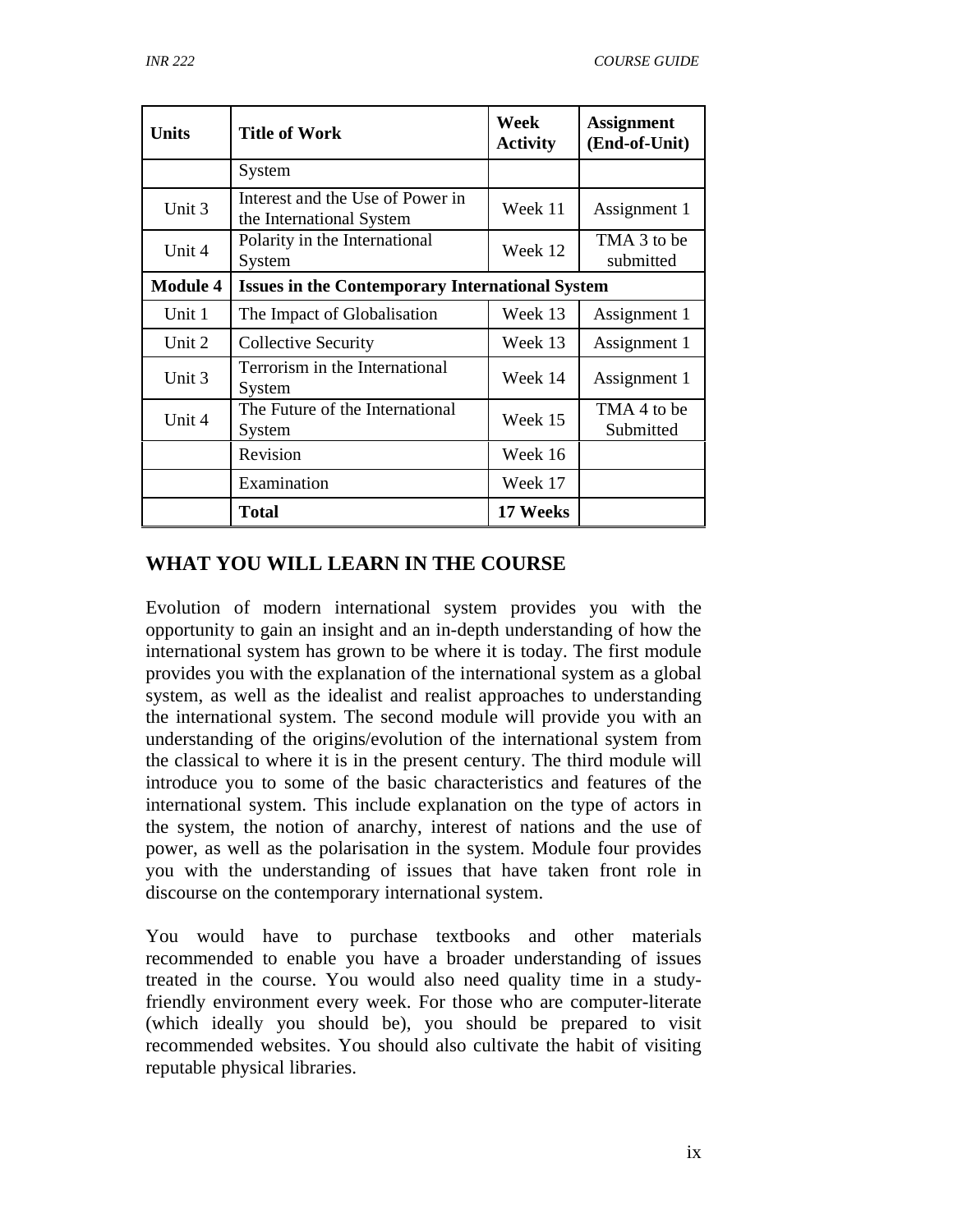| Units | Title of Work | Week Activity | Assignment (End-of-Unit) |
|---|---|---|---|
| | System | | |
| Unit 3 | Interest and the Use of Power in the International System | Week 11 | Assignment 1 |
| Unit 4 | Polarity in the International System | Week 12 | TMA 3 to be submitted |
| **Module 4** | **Issues in the Contemporary International System** | | |
| Unit 1 | The Impact of Globalisation | Week 13 | Assignment 1 |
| Unit 2 | Collective Security | Week 13 | Assignment 1 |
| Unit 3 | Terrorism in the International System | Week 14 | Assignment 1 |
| Unit 4 | The Future of the International System | Week 15 | TMA 4 to be Submitted |
| | Revision | Week 16 | |
| | Examination | Week 17 | |
| | **Total** | **17 Weeks** | |

## WHAT YOU WILL LEARN IN THE COURSE

Evolution of modern international system provides you with the opportunity to gain an insight and an in-depth understanding of how the international system has grown to be where it is today. The first module provides you with the explanation of the international system as a global system, as well as the idealist and realist approaches to understanding the international system. The second module will provide you with an understanding of the origins/evolution of the international system from the classical to where it is in the present century. The third module will introduce you to some of the basic characteristics and features of the international system. This include explanation on the type of actors in the system, the notion of anarchy, interest of nations and the use of power, as well as the polarisation in the system. Module four provides you with the understanding of issues that have taken front role in discourse on the contemporary international system.

You would have to purchase textbooks and other materials recommended to enable you have a broader understanding of issues treated in the course. You would also need quality time in a study-friendly environment every week. For those who are computer-literate (which ideally you should be), you should be prepared to visit recommended websites. You should also cultivate the habit of visiting reputable physical libraries.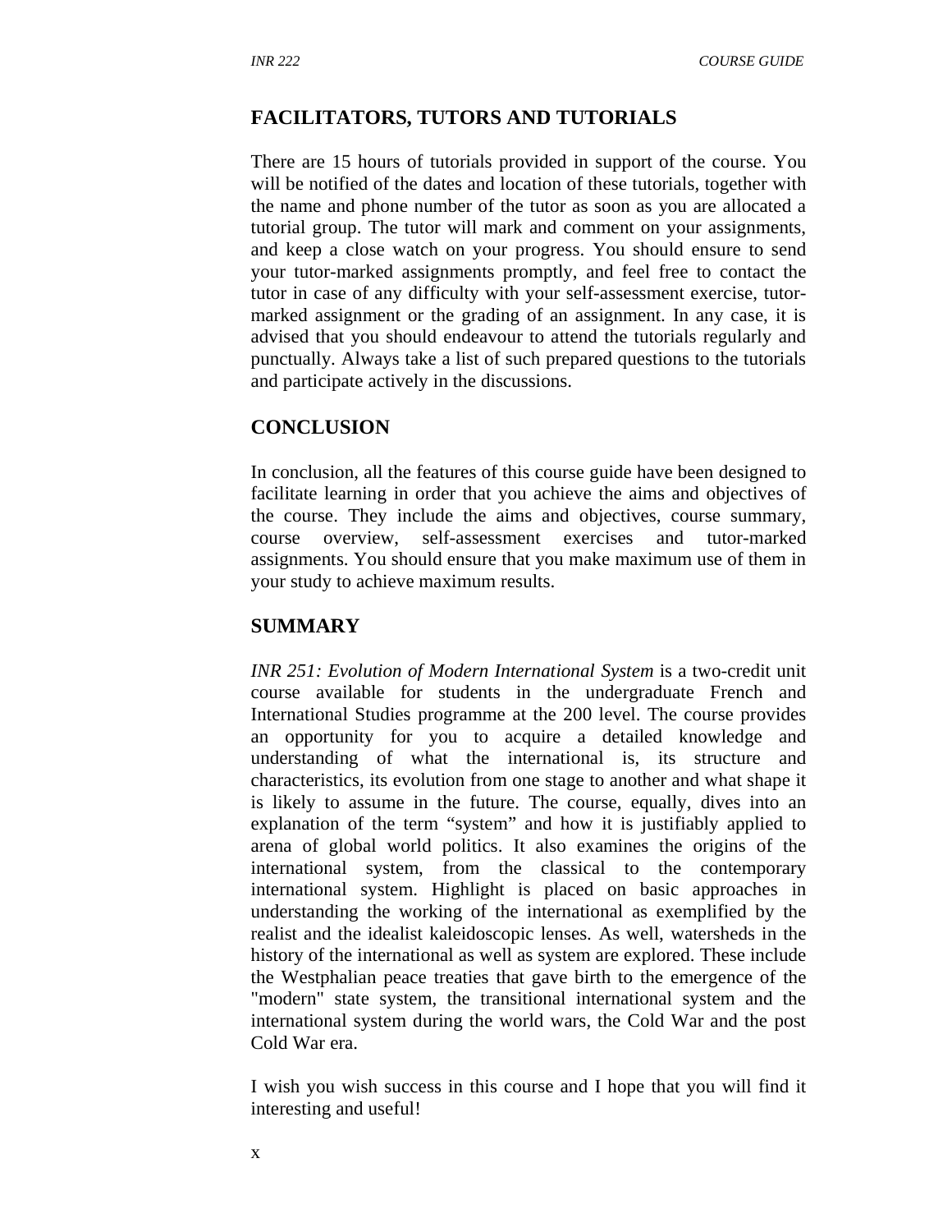## FACILITATORS, TUTORS AND TUTORIALS

There are 15 hours of tutorials provided in support of the course. You will be notified of the dates and location of these tutorials, together with the name and phone number of the tutor as soon as you are allocated a tutorial group. The tutor will mark and comment on your assignments, and keep a close watch on your progress. You should ensure to send your tutor-marked assignments promptly, and feel free to contact the tutor in case of any difficulty with your self-assessment exercise, tutor-marked assignment or the grading of an assignment. In any case, it is advised that you should endeavour to attend the tutorials regularly and punctually. Always take a list of such prepared questions to the tutorials and participate actively in the discussions.

## CONCLUSION

In conclusion, all the features of this course guide have been designed to facilitate learning in order that you achieve the aims and objectives of the course. They include the aims and objectives, course summary, course overview, self-assessment exercises and tutor-marked assignments. You should ensure that you make maximum use of them in your study to achieve maximum results.

## SUMMARY

*INR 251: Evolution of Modern International System* is a two-credit unit course available for students in the undergraduate French and International Studies programme at the 200 level. The course provides an opportunity for you to acquire a detailed knowledge and understanding of what the international is, its structure and characteristics, its evolution from one stage to another and what shape it is likely to assume in the future. The course, equally, dives into an explanation of the term "system" and how it is justifiably applied to arena of global world politics. It also examines the origins of the international system, from the classical to the contemporary international system. Highlight is placed on basic approaches in understanding the working of the international as exemplified by the realist and the idealist kaleidoscopic lenses. As well, watersheds in the history of the international as well as system are explored. These include the Westphalian peace treaties that gave birth to the emergence of the "modern" state system, the transitional international system and the international system during the world wars, the Cold War and the post Cold War era.

I wish you wish success in this course and I hope that you will find it interesting and useful!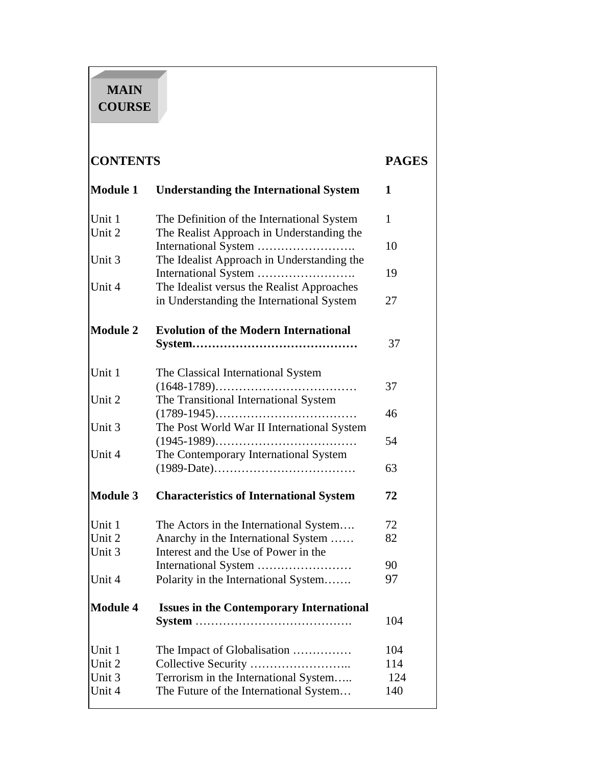# MAIN COURSE

| CONTENTS | | PAGES |
|---|---|---|
| **Module 1** | **Understanding the International System** | **1** |
| Unit 1 | The Definition of the International System | 1 |
| Unit 2 | The Realist Approach in Understanding the International System ……………………. | 10 |
| Unit 3 | The Idealist Approach in Understanding the International System ……………………. | 19 |
| Unit 4 | The Idealist versus the Realist Approaches in Understanding the International System | 27 |
| **Module 2** | **Evolution of the Modern International System……………………………………** | 37 |
| Unit 1 | The Classical International System (1648-1789)……………………………… | 37 |
| Unit 2 | The Transitional International System (1789-1945)……………………………… | 46 |
| Unit 3 | The Post World War II International System (1945-1989)……………………………… | 54 |
| Unit 4 | The Contemporary International System (1989-Date)……………………………… | 63 |
| **Module 3** | **Characteristics of International System** | **72** |
| Unit 1 | The Actors in the International System…. | 72 |
| Unit 2 | Anarchy in the International System …… | 82 |
| Unit 3 | Interest and the Use of Power in the International System …………………… | 90 |
| Unit 4 | Polarity in the International System……. | 97 |
| **Module 4** | **Issues in the Contemporary International System** …………………………………. | 104 |
| Unit 1 | The Impact of Globalisation …………… | 104 |
| Unit 2 | Collective Security ……………………... | 114 |
| Unit 3 | Terrorism in the International System….. | 124 |
| Unit 4 | The Future of the International System… | 140 |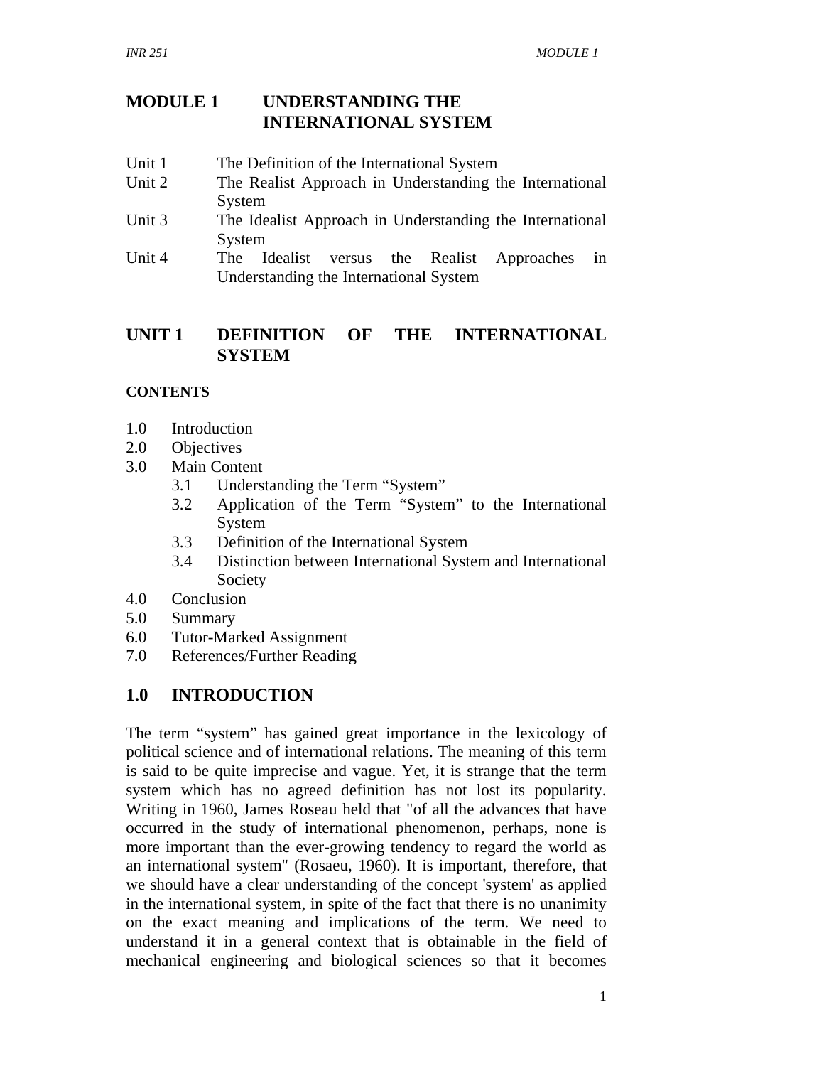# MODULE 1 UNDERSTANDING THE INTERNATIONAL SYSTEM

Unit 1 The Definition of the International System
Unit 2 The Realist Approach in Understanding the International System
Unit 3 The Idealist Approach in Understanding the International System
Unit 4 The Idealist versus the Realist Approaches in Understanding the International System

## UNIT 1 DEFINITION OF THE INTERNATIONAL SYSTEM

**CONTENTS**

1.0 Introduction
2.0 Objectives
3.0 Main Content
 3.1 Understanding the Term "System"
 3.2 Application of the Term "System" to the International System
 3.3 Definition of the International System
 3.4 Distinction between International System and International Society
4.0 Conclusion
5.0 Summary
6.0 Tutor-Marked Assignment
7.0 References/Further Reading

## 1.0 INTRODUCTION

The term "system" has gained great importance in the lexicology of political science and of international relations. The meaning of this term is said to be quite imprecise and vague. Yet, it is strange that the term system which has no agreed definition has not lost its popularity. Writing in 1960, James Roseau held that "of all the advances that have occurred in the study of international phenomenon, perhaps, none is more important than the ever-growing tendency to regard the world as an international system" (Rosaeu, 1960). It is important, therefore, that we should have a clear understanding of the concept 'system' as applied in the international system, in spite of the fact that there is no unanimity on the exact meaning and implications of the term. We need to understand it in a general context that is obtainable in the field of mechanical engineering and biological sciences so that it becomes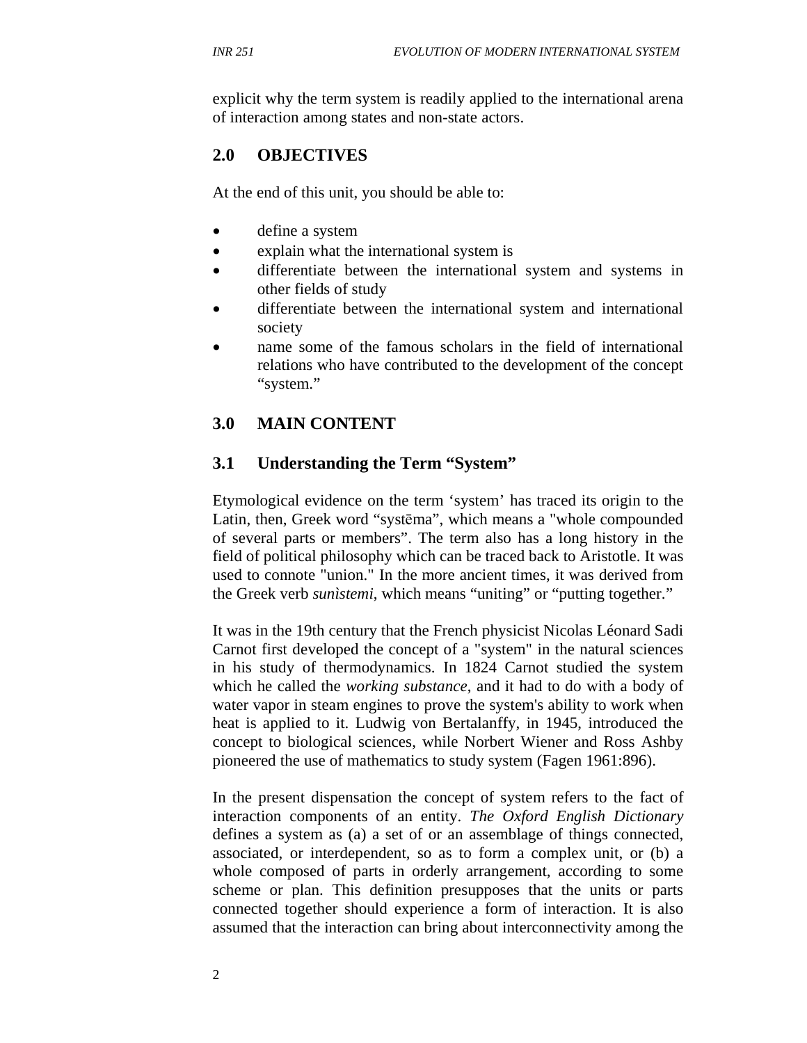explicit why the term system is readily applied to the international arena of interaction among states and non-state actors.

## 2.0 OBJECTIVES

At the end of this unit, you should be able to:

- define a system
- explain what the international system is
- differentiate between the international system and systems in other fields of study
- differentiate between the international system and international society
- name some of the famous scholars in the field of international relations who have contributed to the development of the concept "system."

## 3.0 MAIN CONTENT

### 3.1 Understanding the Term "System"

Etymological evidence on the term 'system' has traced its origin to the Latin, then, Greek word "systēma", which means a "whole compounded of several parts or members". The term also has a long history in the field of political philosophy which can be traced back to Aristotle. It was used to connote "union." In the more ancient times, it was derived from the Greek verb *sunìstemi*, which means "uniting" or "putting together."

It was in the 19th century that the French physicist Nicolas Léonard Sadi Carnot first developed the concept of a "system" in the natural sciences in his study of thermodynamics. In 1824 Carnot studied the system which he called the *working substance*, and it had to do with a body of water vapor in steam engines to prove the system's ability to work when heat is applied to it. Ludwig von Bertalanffy, in 1945, introduced the concept to biological sciences, while Norbert Wiener and Ross Ashby pioneered the use of mathematics to study system (Fagen 1961:896).

In the present dispensation the concept of system refers to the fact of interaction components of an entity. *The Oxford English Dictionary* defines a system as (a) a set of or an assemblage of things connected, associated, or interdependent, so as to form a complex unit, or (b) a whole composed of parts in orderly arrangement, according to some scheme or plan. This definition presupposes that the units or parts connected together should experience a form of interaction. It is also assumed that the interaction can bring about interconnectivity among the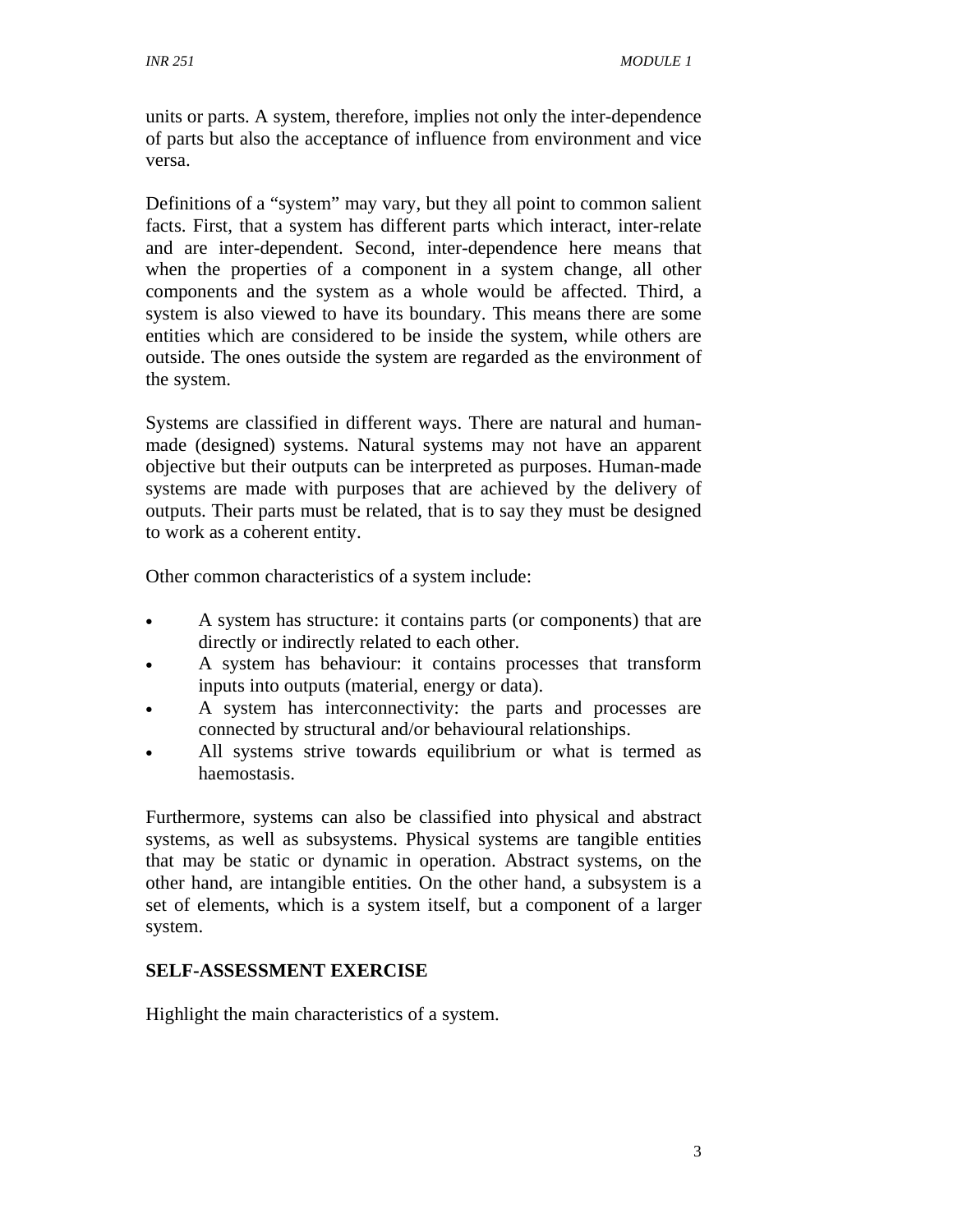units or parts. A system, therefore, implies not only the inter-dependence of parts but also the acceptance of influence from environment and vice versa.

Definitions of a "system" may vary, but they all point to common salient facts. First, that a system has different parts which interact, inter-relate and are inter-dependent. Second, inter-dependence here means that when the properties of a component in a system change, all other components and the system as a whole would be affected. Third, a system is also viewed to have its boundary. This means there are some entities which are considered to be inside the system, while others are outside. The ones outside the system are regarded as the environment of the system.

Systems are classified in different ways. There are natural and human-made (designed) systems. Natural systems may not have an apparent objective but their outputs can be interpreted as purposes. Human-made systems are made with purposes that are achieved by the delivery of outputs. Their parts must be related, that is to say they must be designed to work as a coherent entity.

Other common characteristics of a system include:

- A system has structure: it contains parts (or components) that are directly or indirectly related to each other.
- A system has behaviour: it contains processes that transform inputs into outputs (material, energy or data).
- A system has interconnectivity: the parts and processes are connected by structural and/or behavioural relationships.
- All systems strive towards equilibrium or what is termed as haemostasis.

Furthermore, systems can also be classified into physical and abstract systems, as well as subsystems. Physical systems are tangible entities that may be static or dynamic in operation. Abstract systems, on the other hand, are intangible entities. On the other hand, a subsystem is a set of elements, which is a system itself, but a component of a larger system.

**SELF-ASSESSMENT EXERCISE**

Highlight the main characteristics of a system.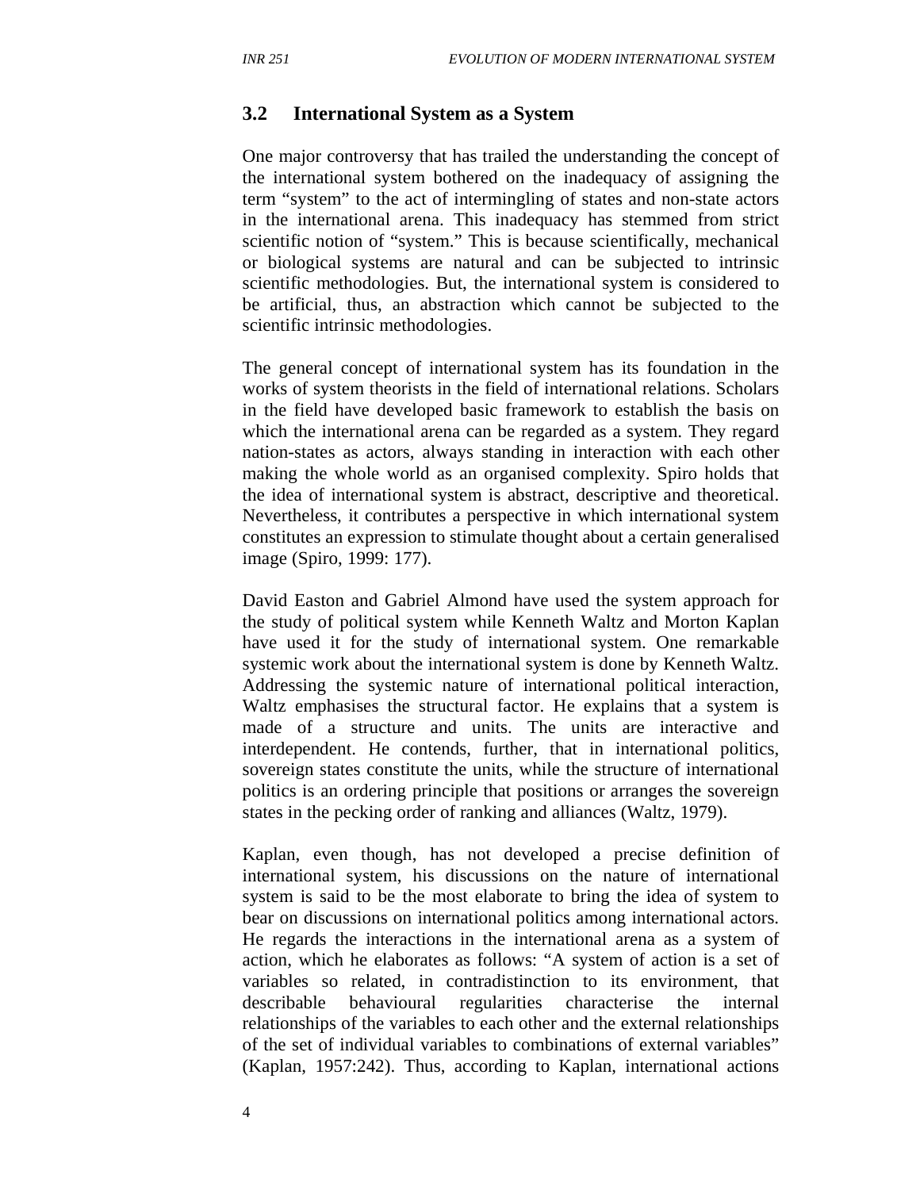### 3.2 International System as a System

One major controversy that has trailed the understanding the concept of the international system bothered on the inadequacy of assigning the term "system" to the act of intermingling of states and non-state actors in the international arena. This inadequacy has stemmed from strict scientific notion of "system." This is because scientifically, mechanical or biological systems are natural and can be subjected to intrinsic scientific methodologies. But, the international system is considered to be artificial, thus, an abstraction which cannot be subjected to the scientific intrinsic methodologies.

The general concept of international system has its foundation in the works of system theorists in the field of international relations. Scholars in the field have developed basic framework to establish the basis on which the international arena can be regarded as a system. They regard nation-states as actors, always standing in interaction with each other making the whole world as an organised complexity. Spiro holds that the idea of international system is abstract, descriptive and theoretical. Nevertheless, it contributes a perspective in which international system constitutes an expression to stimulate thought about a certain generalised image (Spiro, 1999: 177).

David Easton and Gabriel Almond have used the system approach for the study of political system while Kenneth Waltz and Morton Kaplan have used it for the study of international system. One remarkable systemic work about the international system is done by Kenneth Waltz. Addressing the systemic nature of international political interaction, Waltz emphasises the structural factor. He explains that a system is made of a structure and units. The units are interactive and interdependent. He contends, further, that in international politics, sovereign states constitute the units, while the structure of international politics is an ordering principle that positions or arranges the sovereign states in the pecking order of ranking and alliances (Waltz, 1979).

Kaplan, even though, has not developed a precise definition of international system, his discussions on the nature of international system is said to be the most elaborate to bring the idea of system to bear on discussions on international politics among international actors. He regards the interactions in the international arena as a system of action, which he elaborates as follows: "A system of action is a set of variables so related, in contradistinction to its environment, that describable behavioural regularities characterise the internal relationships of the variables to each other and the external relationships of the set of individual variables to combinations of external variables" (Kaplan, 1957:242). Thus, according to Kaplan, international actions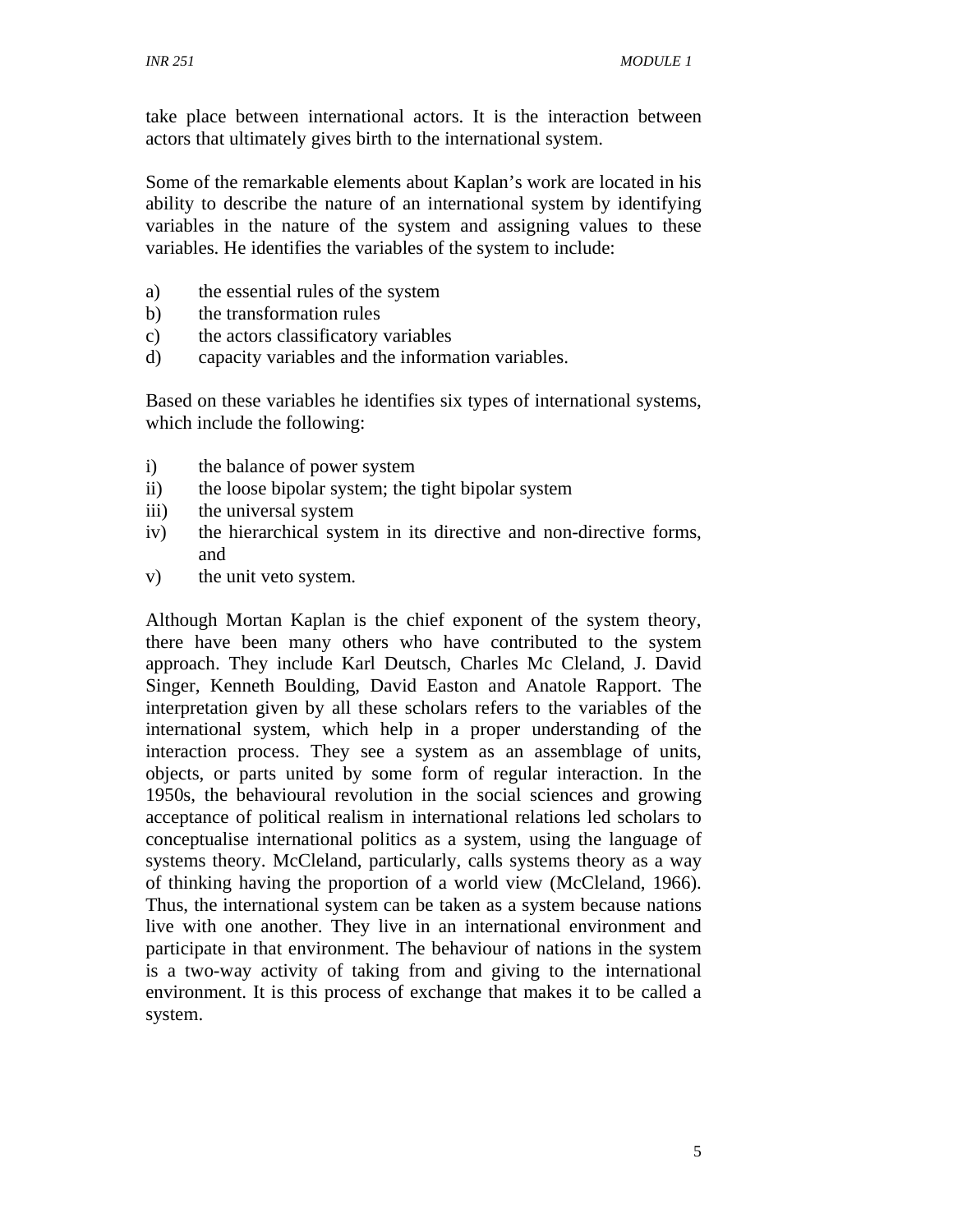take place between international actors. It is the interaction between actors that ultimately gives birth to the international system.

Some of the remarkable elements about Kaplan's work are located in his ability to describe the nature of an international system by identifying variables in the nature of the system and assigning values to these variables. He identifies the variables of the system to include:

a) the essential rules of the system
b) the transformation rules
c) the actors classificatory variables
d) capacity variables and the information variables.

Based on these variables he identifies six types of international systems, which include the following:

i) the balance of power system
ii) the loose bipolar system; the tight bipolar system
iii) the universal system
iv) the hierarchical system in its directive and non-directive forms, and
v) the unit veto system.

Although Mortan Kaplan is the chief exponent of the system theory, there have been many others who have contributed to the system approach. They include Karl Deutsch, Charles Mc Cleland, J. David Singer, Kenneth Boulding, David Easton and Anatole Rapport. The interpretation given by all these scholars refers to the variables of the international system, which help in a proper understanding of the interaction process. They see a system as an assemblage of units, objects, or parts united by some form of regular interaction. In the 1950s, the behavioural revolution in the social sciences and growing acceptance of political realism in international relations led scholars to conceptualise international politics as a system, using the language of systems theory. McCleland, particularly, calls systems theory as a way of thinking having the proportion of a world view (McCleland, 1966). Thus, the international system can be taken as a system because nations live with one another. They live in an international environment and participate in that environment. The behaviour of nations in the system is a two-way activity of taking from and giving to the international environment. It is this process of exchange that makes it to be called a system.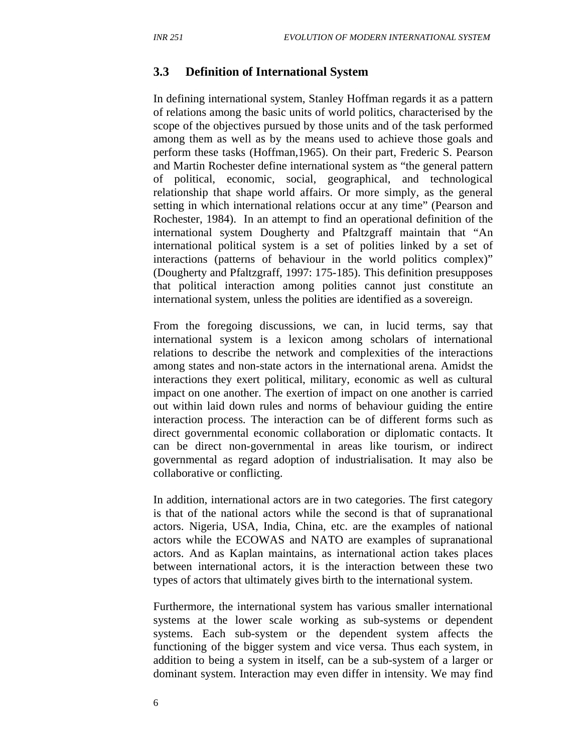### 3.3 Definition of International System

In defining international system, Stanley Hoffman regards it as a pattern of relations among the basic units of world politics, characterised by the scope of the objectives pursued by those units and of the task performed among them as well as by the means used to achieve those goals and perform these tasks (Hoffman,1965). On their part, Frederic S. Pearson and Martin Rochester define international system as "the general pattern of political, economic, social, geographical, and technological relationship that shape world affairs. Or more simply, as the general setting in which international relations occur at any time" (Pearson and Rochester, 1984). In an attempt to find an operational definition of the international system Dougherty and Pfaltzgraff maintain that "An international political system is a set of polities linked by a set of interactions (patterns of behaviour in the world politics complex)" (Dougherty and Pfaltzgraff, 1997: 175-185). This definition presupposes that political interaction among polities cannot just constitute an international system, unless the polities are identified as a sovereign.

From the foregoing discussions, we can, in lucid terms, say that international system is a lexicon among scholars of international relations to describe the network and complexities of the interactions among states and non-state actors in the international arena. Amidst the interactions they exert political, military, economic as well as cultural impact on one another. The exertion of impact on one another is carried out within laid down rules and norms of behaviour guiding the entire interaction process. The interaction can be of different forms such as direct governmental economic collaboration or diplomatic contacts. It can be direct non-governmental in areas like tourism, or indirect governmental as regard adoption of industrialisation. It may also be collaborative or conflicting.

In addition, international actors are in two categories. The first category is that of the national actors while the second is that of supranational actors. Nigeria, USA, India, China, etc. are the examples of national actors while the ECOWAS and NATO are examples of supranational actors. And as Kaplan maintains, as international action takes places between international actors, it is the interaction between these two types of actors that ultimately gives birth to the international system.

Furthermore, the international system has various smaller international systems at the lower scale working as sub-systems or dependent systems. Each sub-system or the dependent system affects the functioning of the bigger system and vice versa. Thus each system, in addition to being a system in itself, can be a sub-system of a larger or dominant system. Interaction may even differ in intensity. We may find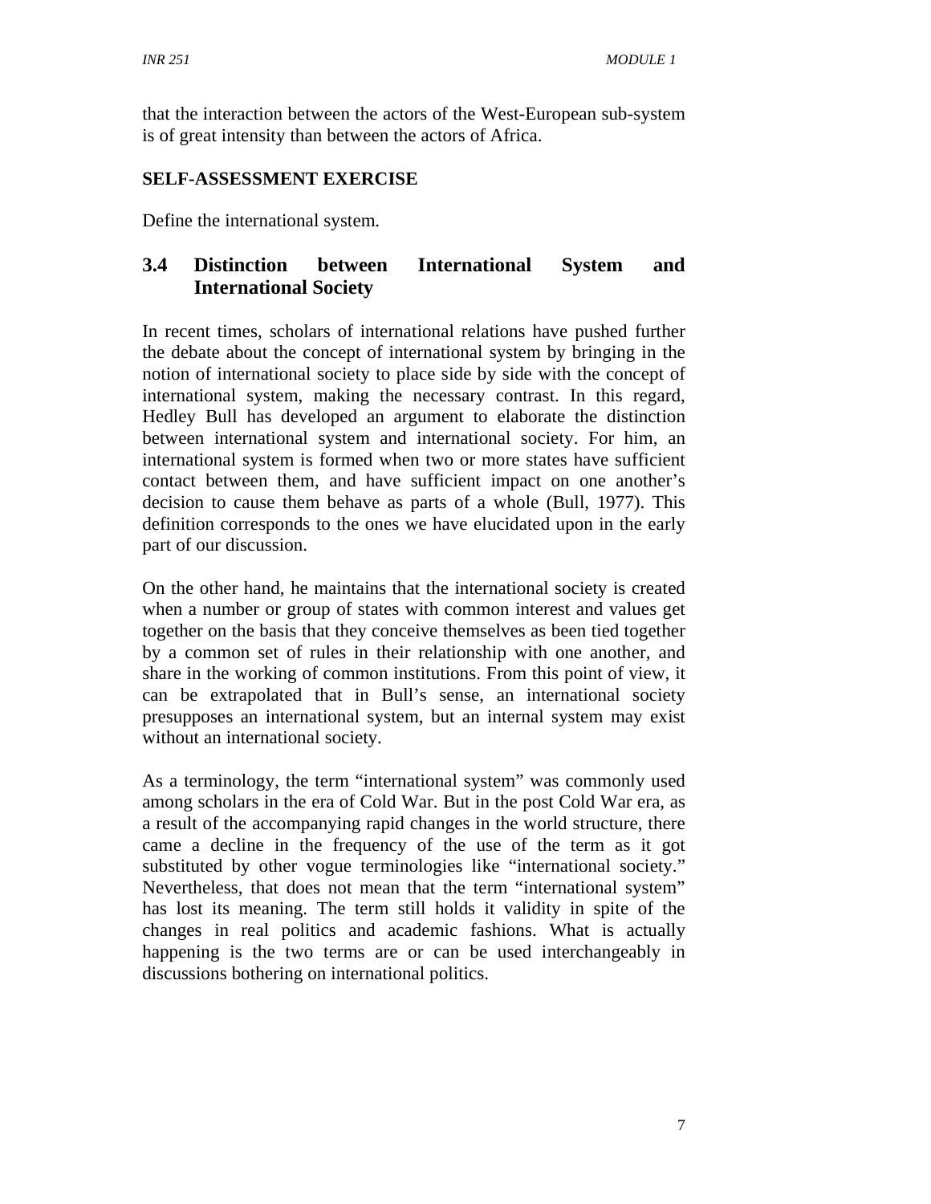that the interaction between the actors of the West-European sub-system is of great intensity than between the actors of Africa.

**SELF-ASSESSMENT EXERCISE**

Define the international system.

## 3.4 Distinction between International System and International Society

In recent times, scholars of international relations have pushed further the debate about the concept of international system by bringing in the notion of international society to place side by side with the concept of international system, making the necessary contrast. In this regard, Hedley Bull has developed an argument to elaborate the distinction between international system and international society. For him, an international system is formed when two or more states have sufficient contact between them, and have sufficient impact on one another's decision to cause them behave as parts of a whole (Bull, 1977). This definition corresponds to the ones we have elucidated upon in the early part of our discussion.

On the other hand, he maintains that the international society is created when a number or group of states with common interest and values get together on the basis that they conceive themselves as been tied together by a common set of rules in their relationship with one another, and share in the working of common institutions. From this point of view, it can be extrapolated that in Bull's sense, an international society presupposes an international system, but an internal system may exist without an international society.

As a terminology, the term "international system" was commonly used among scholars in the era of Cold War. But in the post Cold War era, as a result of the accompanying rapid changes in the world structure, there came a decline in the frequency of the use of the term as it got substituted by other vogue terminologies like "international society." Nevertheless, that does not mean that the term "international system" has lost its meaning. The term still holds it validity in spite of the changes in real politics and academic fashions. What is actually happening is the two terms are or can be used interchangeably in discussions bothering on international politics.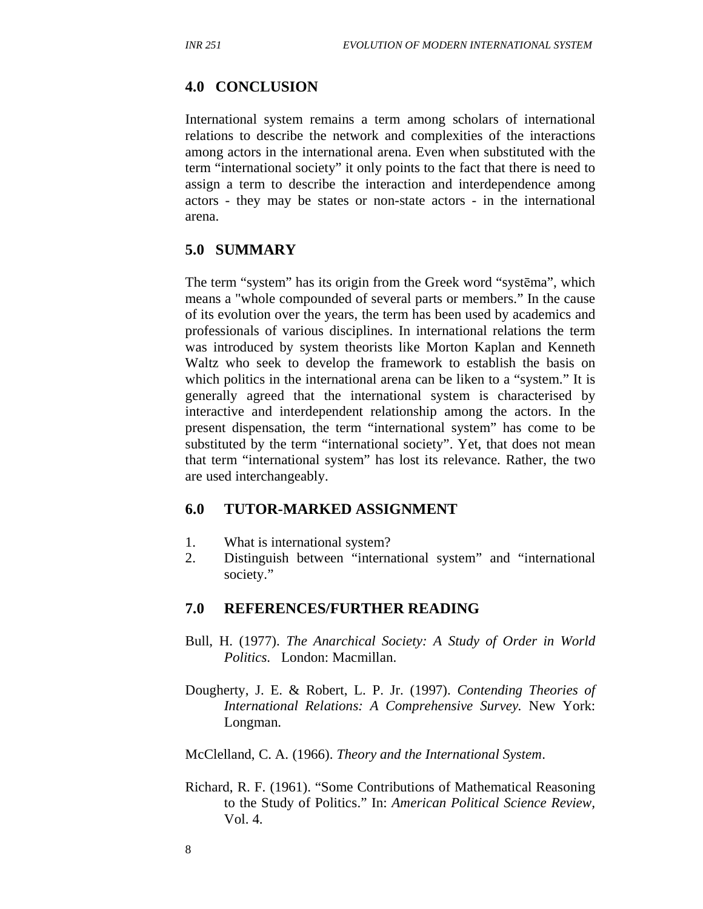## 4.0 CONCLUSION

International system remains a term among scholars of international relations to describe the network and complexities of the interactions among actors in the international arena. Even when substituted with the term "international society" it only points to the fact that there is need to assign a term to describe the interaction and interdependence among actors - they may be states or non-state actors - in the international arena.

## 5.0 SUMMARY

The term "system" has its origin from the Greek word "systēma", which means a "whole compounded of several parts or members." In the cause of its evolution over the years, the term has been used by academics and professionals of various disciplines. In international relations the term was introduced by system theorists like Morton Kaplan and Kenneth Waltz who seek to develop the framework to establish the basis on which politics in the international arena can be liken to a "system." It is generally agreed that the international system is characterised by interactive and interdependent relationship among the actors. In the present dispensation, the term "international system" has come to be substituted by the term "international society". Yet, that does not mean that term "international system" has lost its relevance. Rather, the two are used interchangeably.

## 6.0 TUTOR-MARKED ASSIGNMENT

1. What is international system?
2. Distinguish between "international system" and "international society."

## 7.0 REFERENCES/FURTHER READING

Bull, H. (1977). *The Anarchical Society: A Study of Order in World Politics*. London: Macmillan.

Dougherty, J. E. & Robert, L. P. Jr. (1997). *Contending Theories of International Relations: A Comprehensive Survey.* New York: Longman.

McClelland, C. A. (1966). *Theory and the International System*.

Richard, R. F. (1961). "Some Contributions of Mathematical Reasoning to the Study of Politics." In: *American Political Science Review*, Vol. 4.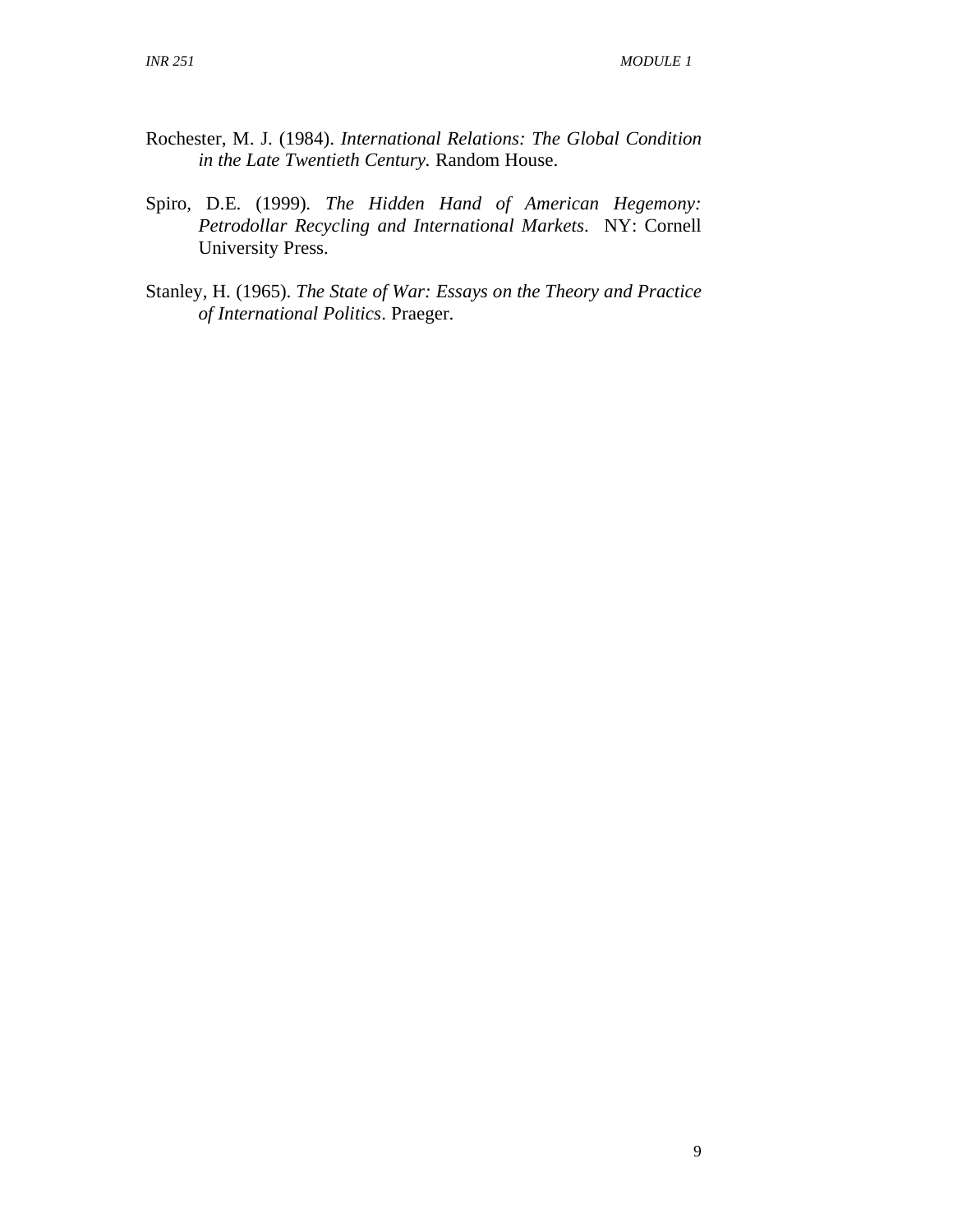Rochester, M. J. (1984). *International Relations: The Global Condition in the Late Twentieth Century.* Random House.

Spiro, D.E. (1999). *The Hidden Hand of American Hegemony: Petrodollar Recycling and International Markets*. NY: Cornell University Press.

Stanley, H. (1965). *The State of War: Essays on the Theory and Practice of International Politics*. Praeger.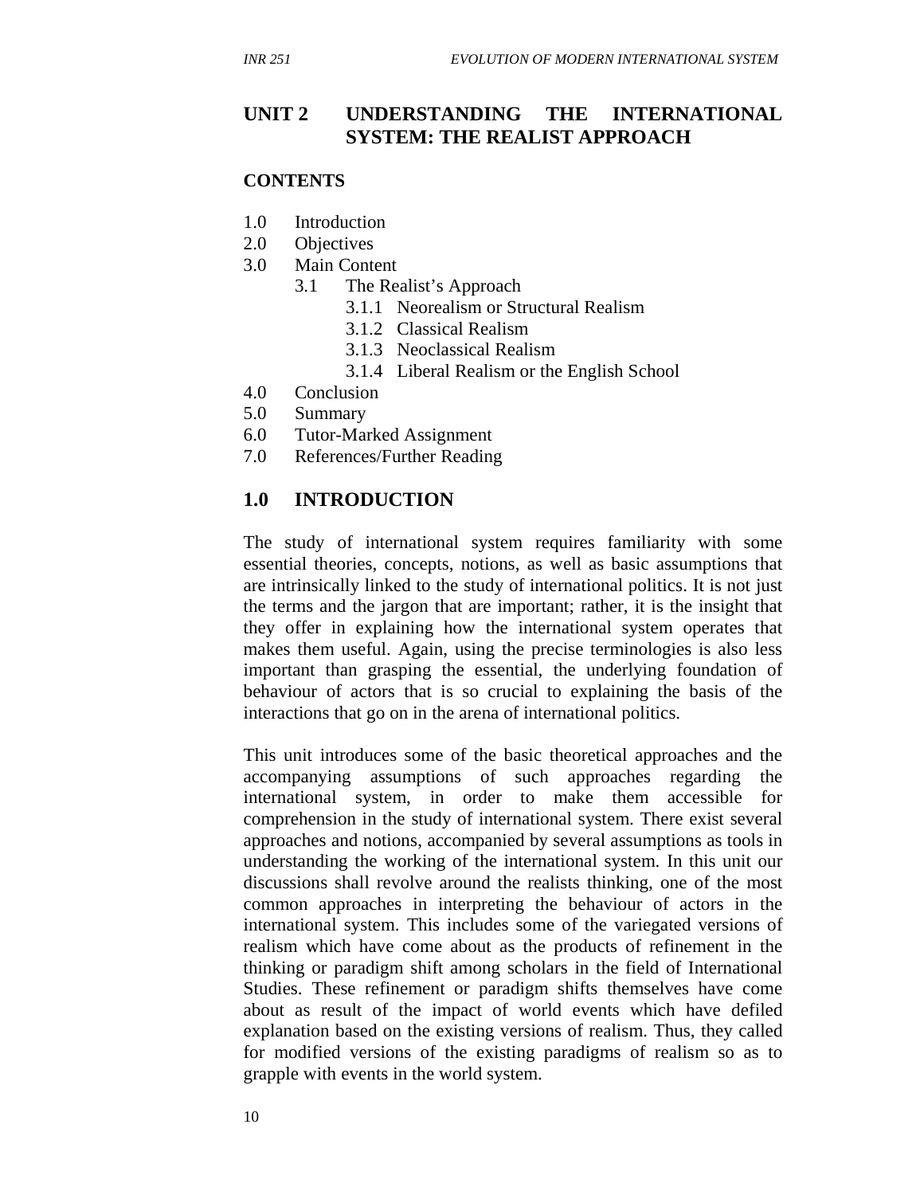# UNIT 2 UNDERSTANDING THE INTERNATIONAL SYSTEM: THE REALIST APPROACH

**CONTENTS**

1.0 Introduction
2.0 Objectives
3.0 Main Content
   3.1 The Realist's Approach
      3.1.1 Neorealism or Structural Realism
      3.1.2 Classical Realism
      3.1.3 Neoclassical Realism
      3.1.4 Liberal Realism or the English School
4.0 Conclusion
5.0 Summary
6.0 Tutor-Marked Assignment
7.0 References/Further Reading

## 1.0 INTRODUCTION

The study of international system requires familiarity with some essential theories, concepts, notions, as well as basic assumptions that are intrinsically linked to the study of international politics. It is not just the terms and the jargon that are important; rather, it is the insight that they offer in explaining how the international system operates that makes them useful. Again, using the precise terminologies is also less important than grasping the essential, the underlying foundation of behaviour of actors that is so crucial to explaining the basis of the interactions that go on in the arena of international politics.

This unit introduces some of the basic theoretical approaches and the accompanying assumptions of such approaches regarding the international system, in order to make them accessible for comprehension in the study of international system. There exist several approaches and notions, accompanied by several assumptions as tools in understanding the working of the international system. In this unit our discussions shall revolve around the realists thinking, one of the most common approaches in interpreting the behaviour of actors in the international system. This includes some of the variegated versions of realism which have come about as the products of refinement in the thinking or paradigm shift among scholars in the field of International Studies. These refinement or paradigm shifts themselves have come about as result of the impact of world events which have defiled explanation based on the existing versions of realism. Thus, they called for modified versions of the existing paradigms of realism so as to grapple with events in the world system.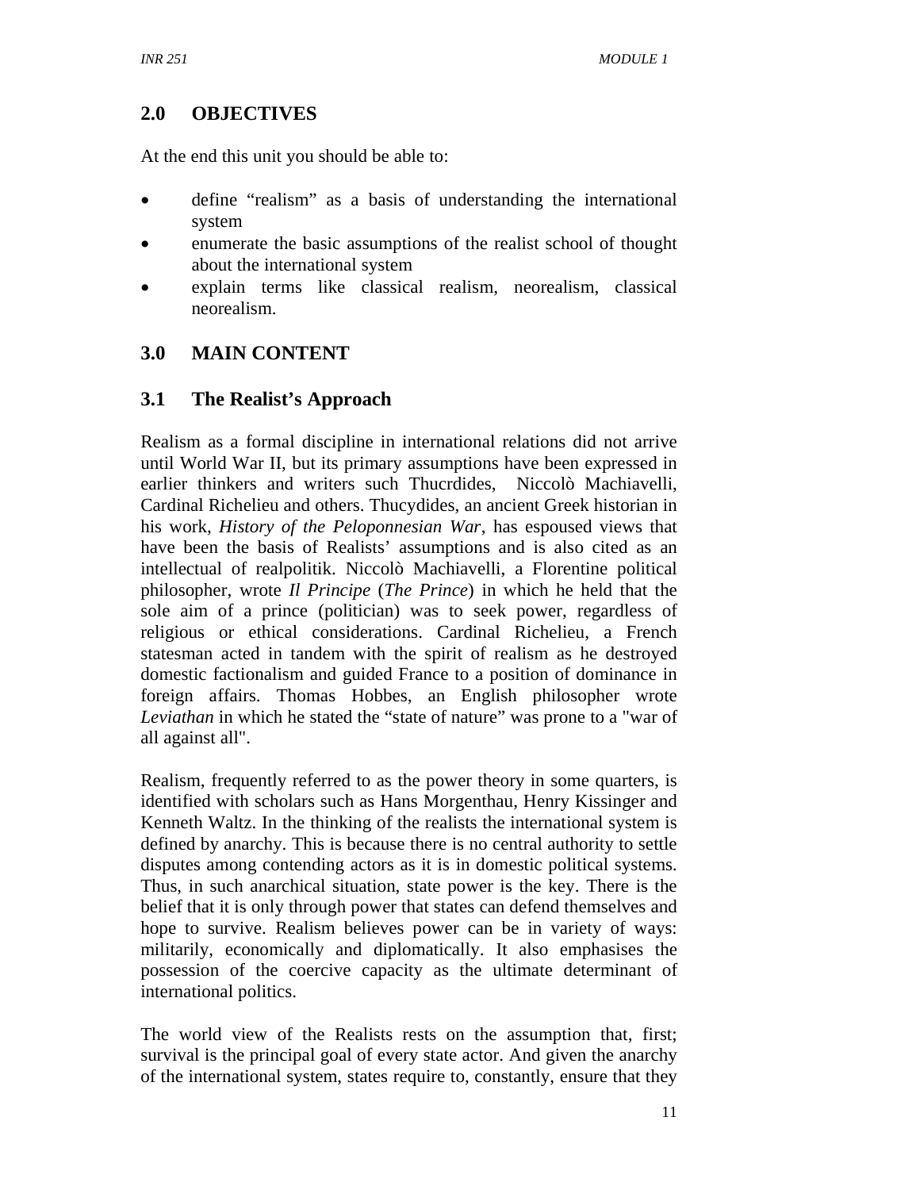## 2.0 OBJECTIVES

At the end this unit you should be able to:

- define "realism" as a basis of understanding the international system
- enumerate the basic assumptions of the realist school of thought about the international system
- explain terms like classical realism, neorealism, classical neorealism.

## 3.0 MAIN CONTENT

### 3.1 The Realist's Approach

Realism as a formal discipline in international relations did not arrive until World War II, but its primary assumptions have been expressed in earlier thinkers and writers such Thucrdides, Niccolò Machiavelli, Cardinal Richelieu and others. Thucydides, an ancient Greek historian in his work, *History of the Peloponnesian War*, has espoused views that have been the basis of Realists' assumptions and is also cited as an intellectual of realpolitik. Niccolò Machiavelli, a Florentine political philosopher, wrote *Il Principe* (*The Prince*) in which he held that the sole aim of a prince (politician) was to seek power, regardless of religious or ethical considerations. Cardinal Richelieu, a French statesman acted in tandem with the spirit of realism as he destroyed domestic factionalism and guided France to a position of dominance in foreign affairs. Thomas Hobbes, an English philosopher wrote *Leviathan* in which he stated the "state of nature" was prone to a "war of all against all".

Realism, frequently referred to as the power theory in some quarters, is identified with scholars such as Hans Morgenthau, Henry Kissinger and Kenneth Waltz. In the thinking of the realists the international system is defined by anarchy. This is because there is no central authority to settle disputes among contending actors as it is in domestic political systems. Thus, in such anarchical situation, state power is the key. There is the belief that it is only through power that states can defend themselves and hope to survive. Realism believes power can be in variety of ways: militarily, economically and diplomatically. It also emphasises the possession of the coercive capacity as the ultimate determinant of international politics.

The world view of the Realists rests on the assumption that, first; survival is the principal goal of every state actor. And given the anarchy of the international system, states require to, constantly, ensure that they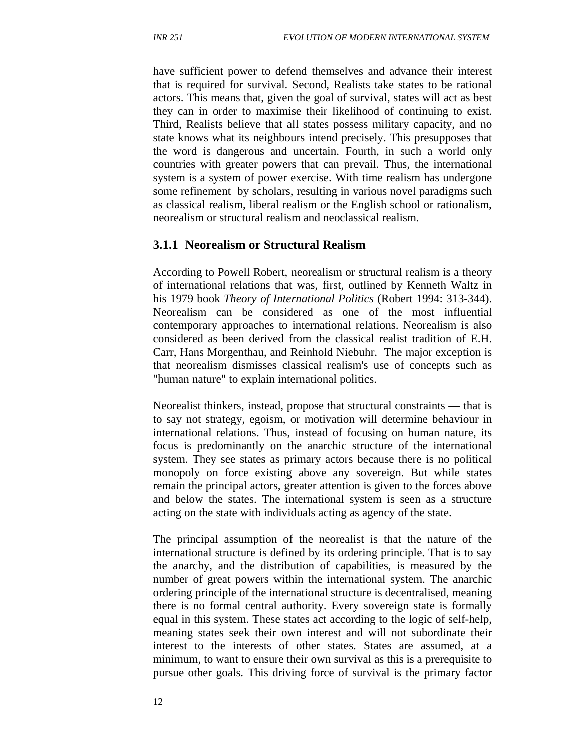have sufficient power to defend themselves and advance their interest that is required for survival. Second, Realists take states to be rational actors. This means that, given the goal of survival, states will act as best they can in order to maximise their likelihood of continuing to exist. Third, Realists believe that all states possess military capacity, and no state knows what its neighbours intend precisely. This presupposes that the word is dangerous and uncertain. Fourth, in such a world only countries with greater powers that can prevail. Thus, the international system is a system of power exercise. With time realism has undergone some refinement by scholars, resulting in various novel paradigms such as classical realism, liberal realism or the English school or rationalism, neorealism or structural realism and neoclassical realism.

### 3.1.1 Neorealism or Structural Realism

According to Powell Robert, neorealism or structural realism is a theory of international relations that was, first, outlined by Kenneth Waltz in his 1979 book *Theory of International Politics* (Robert 1994: 313-344). Neorealism can be considered as one of the most influential contemporary approaches to international relations. Neorealism is also considered as been derived from the classical realist tradition of E.H. Carr, Hans Morgenthau, and Reinhold Niebuhr. The major exception is that neorealism dismisses classical realism's use of concepts such as "human nature" to explain international politics.

Neorealist thinkers, instead, propose that structural constraints — that is to say not strategy, egoism, or motivation will determine behaviour in international relations. Thus, instead of focusing on human nature, its focus is predominantly on the anarchic structure of the international system. They see states as primary actors because there is no political monopoly on force existing above any sovereign. But while states remain the principal actors, greater attention is given to the forces above and below the states. The international system is seen as a structure acting on the state with individuals acting as agency of the state.

The principal assumption of the neorealist is that the nature of the international structure is defined by its ordering principle. That is to say the anarchy, and the distribution of capabilities, is measured by the number of great powers within the international system. The anarchic ordering principle of the international structure is decentralised, meaning there is no formal central authority. Every sovereign state is formally equal in this system. These states act according to the logic of self-help, meaning states seek their own interest and will not subordinate their interest to the interests of other states. States are assumed, at a minimum, to want to ensure their own survival as this is a prerequisite to pursue other goals. This driving force of survival is the primary factor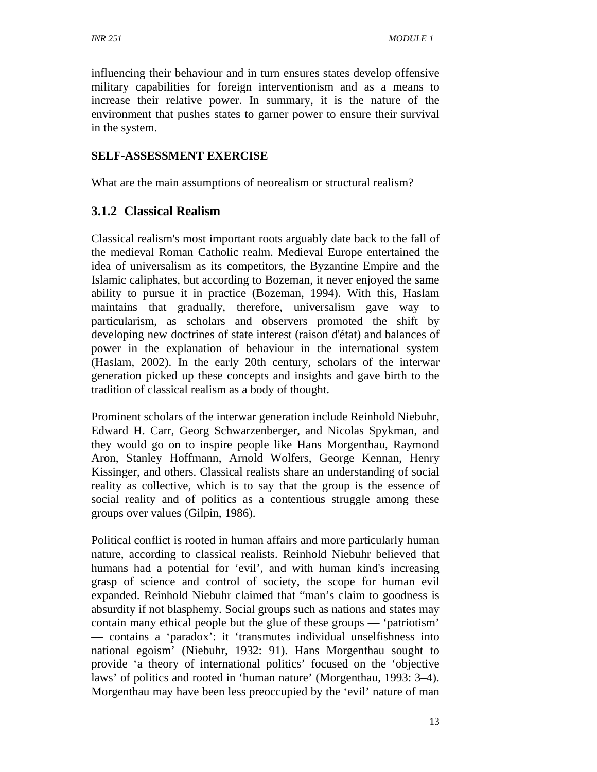influencing their behaviour and in turn ensures states develop offensive military capabilities for foreign interventionism and as a means to increase their relative power. In summary, it is the nature of the environment that pushes states to garner power to ensure their survival in the system.

**SELF-ASSESSMENT EXERCISE**

What are the main assumptions of neorealism or structural realism?

### 3.1.2 Classical Realism

Classical realism's most important roots arguably date back to the fall of the medieval Roman Catholic realm. Medieval Europe entertained the idea of universalism as its competitors, the Byzantine Empire and the Islamic caliphates, but according to Bozeman, it never enjoyed the same ability to pursue it in practice (Bozeman, 1994). With this, Haslam maintains that gradually, therefore, universalism gave way to particularism, as scholars and observers promoted the shift by developing new doctrines of state interest (raison d'état) and balances of power in the explanation of behaviour in the international system (Haslam, 2002). In the early 20th century, scholars of the interwar generation picked up these concepts and insights and gave birth to the tradition of classical realism as a body of thought.

Prominent scholars of the interwar generation include Reinhold Niebuhr, Edward H. Carr, Georg Schwarzenberger, and Nicolas Spykman, and they would go on to inspire people like Hans Morgenthau, Raymond Aron, Stanley Hoffmann, Arnold Wolfers, George Kennan, Henry Kissinger, and others. Classical realists share an understanding of social reality as collective, which is to say that the group is the essence of social reality and of politics as a contentious struggle among these groups over values (Gilpin, 1986).

Political conflict is rooted in human affairs and more particularly human nature, according to classical realists. Reinhold Niebuhr believed that humans had a potential for 'evil', and with human kind's increasing grasp of science and control of society, the scope for human evil expanded. Reinhold Niebuhr claimed that "man's claim to goodness is absurdity if not blasphemy. Social groups such as nations and states may contain many ethical people but the glue of these groups — 'patriotism' — contains a 'paradox': it 'transmutes individual unselfishness into national egoism' (Niebuhr, 1932: 91). Hans Morgenthau sought to provide 'a theory of international politics' focused on the 'objective laws' of politics and rooted in 'human nature' (Morgenthau, 1993: 3–4). Morgenthau may have been less preoccupied by the 'evil' nature of man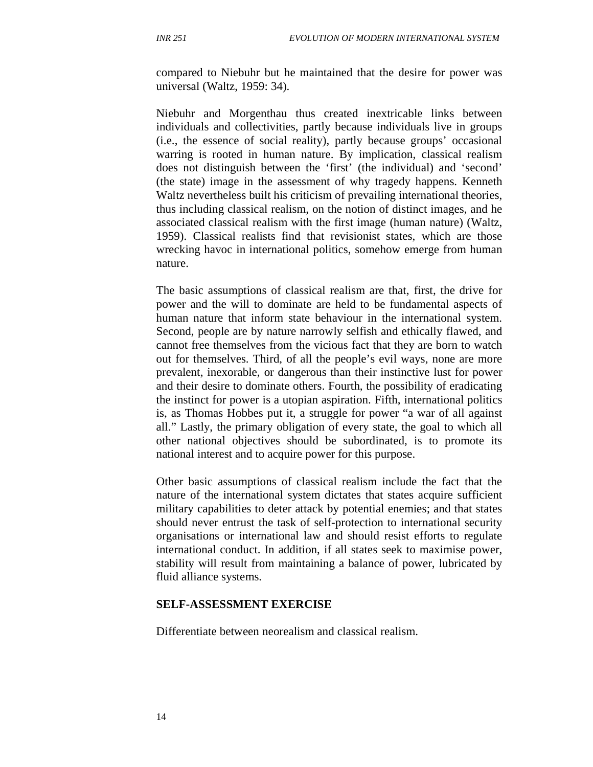compared to Niebuhr but he maintained that the desire for power was universal (Waltz, 1959: 34).

Niebuhr and Morgenthau thus created inextricable links between individuals and collectivities, partly because individuals live in groups (i.e., the essence of social reality), partly because groups' occasional warring is rooted in human nature. By implication, classical realism does not distinguish between the 'first' (the individual) and 'second' (the state) image in the assessment of why tragedy happens. Kenneth Waltz nevertheless built his criticism of prevailing international theories, thus including classical realism, on the notion of distinct images, and he associated classical realism with the first image (human nature) (Waltz, 1959). Classical realists find that revisionist states, which are those wrecking havoc in international politics, somehow emerge from human nature.

The basic assumptions of classical realism are that, first, the drive for power and the will to dominate are held to be fundamental aspects of human nature that inform state behaviour in the international system. Second, people are by nature narrowly selfish and ethically flawed, and cannot free themselves from the vicious fact that they are born to watch out for themselves. Third, of all the people's evil ways, none are more prevalent, inexorable, or dangerous than their instinctive lust for power and their desire to dominate others. Fourth, the possibility of eradicating the instinct for power is a utopian aspiration. Fifth, international politics is, as Thomas Hobbes put it, a struggle for power "a war of all against all." Lastly, the primary obligation of every state, the goal to which all other national objectives should be subordinated, is to promote its national interest and to acquire power for this purpose.

Other basic assumptions of classical realism include the fact that the nature of the international system dictates that states acquire sufficient military capabilities to deter attack by potential enemies; and that states should never entrust the task of self-protection to international security organisations or international law and should resist efforts to regulate international conduct. In addition, if all states seek to maximise power, stability will result from maintaining a balance of power, lubricated by fluid alliance systems.

**SELF-ASSESSMENT EXERCISE**

Differentiate between neorealism and classical realism.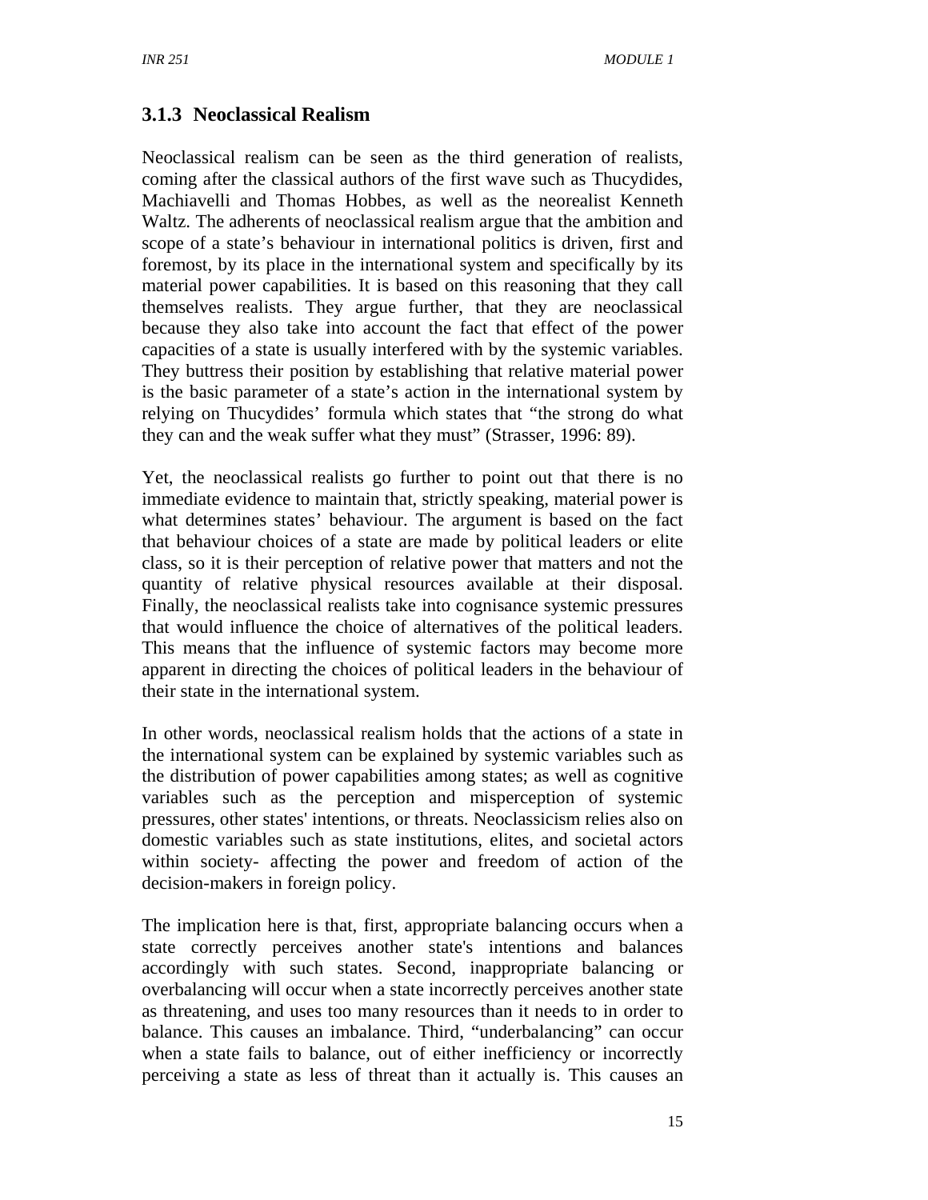### 3.1.3 Neoclassical Realism

Neoclassical realism can be seen as the third generation of realists, coming after the classical authors of the first wave such as Thucydides, Machiavelli and Thomas Hobbes, as well as the neorealist Kenneth Waltz. The adherents of neoclassical realism argue that the ambition and scope of a state's behaviour in international politics is driven, first and foremost, by its place in the international system and specifically by its material power capabilities. It is based on this reasoning that they call themselves realists. They argue further, that they are neoclassical because they also take into account the fact that effect of the power capacities of a state is usually interfered with by the systemic variables. They buttress their position by establishing that relative material power is the basic parameter of a state's action in the international system by relying on Thucydides' formula which states that "the strong do what they can and the weak suffer what they must" (Strasser, 1996: 89).

Yet, the neoclassical realists go further to point out that there is no immediate evidence to maintain that, strictly speaking, material power is what determines states' behaviour. The argument is based on the fact that behaviour choices of a state are made by political leaders or elite class, so it is their perception of relative power that matters and not the quantity of relative physical resources available at their disposal. Finally, the neoclassical realists take into cognisance systemic pressures that would influence the choice of alternatives of the political leaders. This means that the influence of systemic factors may become more apparent in directing the choices of political leaders in the behaviour of their state in the international system.

In other words, neoclassical realism holds that the actions of a state in the international system can be explained by systemic variables such as the distribution of power capabilities among states; as well as cognitive variables such as the perception and misperception of systemic pressures, other states' intentions, or threats. Neoclassicism relies also on domestic variables such as state institutions, elites, and societal actors within society- affecting the power and freedom of action of the decision-makers in foreign policy.

The implication here is that, first, appropriate balancing occurs when a state correctly perceives another state's intentions and balances accordingly with such states. Second, inappropriate balancing or overbalancing will occur when a state incorrectly perceives another state as threatening, and uses too many resources than it needs to in order to balance. This causes an imbalance. Third, "underbalancing" can occur when a state fails to balance, out of either inefficiency or incorrectly perceiving a state as less of threat than it actually is. This causes an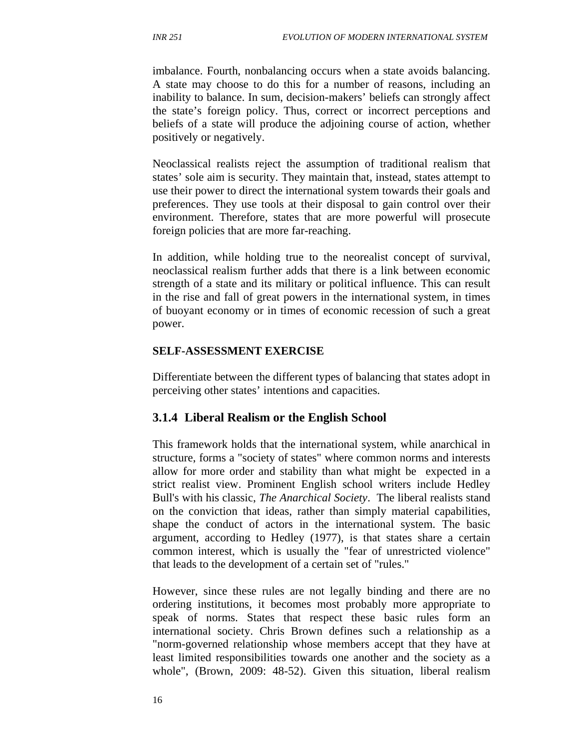imbalance. Fourth, nonbalancing occurs when a state avoids balancing. A state may choose to do this for a number of reasons, including an inability to balance. In sum, decision-makers' beliefs can strongly affect the state's foreign policy. Thus, correct or incorrect perceptions and beliefs of a state will produce the adjoining course of action, whether positively or negatively.

Neoclassical realists reject the assumption of traditional realism that states' sole aim is security. They maintain that, instead, states attempt to use their power to direct the international system towards their goals and preferences. They use tools at their disposal to gain control over their environment. Therefore, states that are more powerful will prosecute foreign policies that are more far-reaching.

In addition, while holding true to the neorealist concept of survival, neoclassical realism further adds that there is a link between economic strength of a state and its military or political influence. This can result in the rise and fall of great powers in the international system, in times of buoyant economy or in times of economic recession of such a great power.

**SELF-ASSESSMENT EXERCISE**

Differentiate between the different types of balancing that states adopt in perceiving other states' intentions and capacities.

### 3.1.4 Liberal Realism or the English School

This framework holds that the international system, while anarchical in structure, forms a "society of states" where common norms and interests allow for more order and stability than what might be expected in a strict realist view. Prominent English school writers include Hedley Bull's with his classic, *The Anarchical Society*. The liberal realists stand on the conviction that ideas, rather than simply material capabilities, shape the conduct of actors in the international system. The basic argument, according to Hedley (1977), is that states share a certain common interest, which is usually the "fear of unrestricted violence" that leads to the development of a certain set of "rules."

However, since these rules are not legally binding and there are no ordering institutions, it becomes most probably more appropriate to speak of norms. States that respect these basic rules form an international society. Chris Brown defines such a relationship as a "norm-governed relationship whose members accept that they have at least limited responsibilities towards one another and the society as a whole", (Brown, 2009: 48-52). Given this situation, liberal realism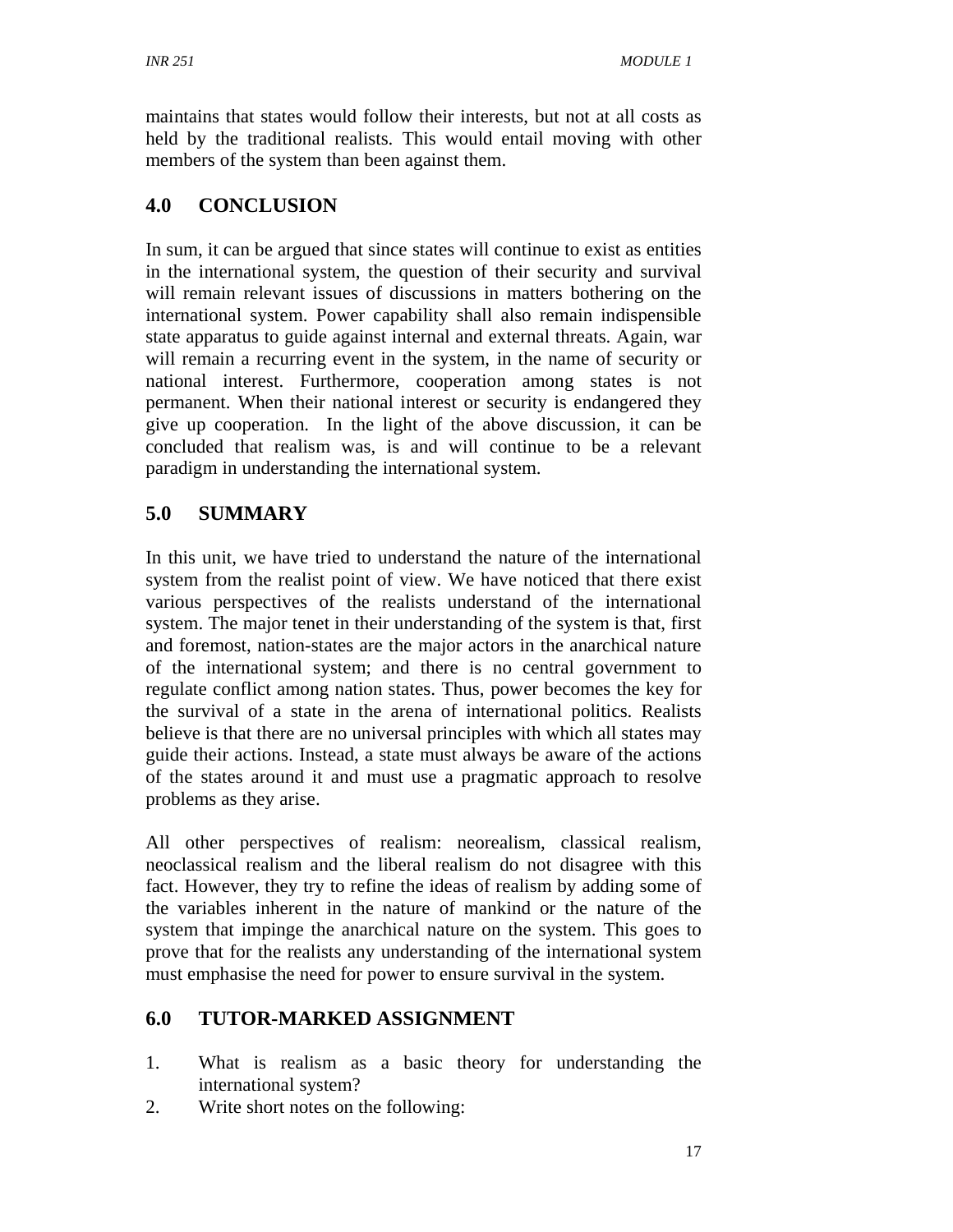maintains that states would follow their interests, but not at all costs as held by the traditional realists. This would entail moving with other members of the system than been against them.

## 4.0 CONCLUSION

In sum, it can be argued that since states will continue to exist as entities in the international system, the question of their security and survival will remain relevant issues of discussions in matters bothering on the international system. Power capability shall also remain indispensible state apparatus to guide against internal and external threats. Again, war will remain a recurring event in the system, in the name of security or national interest. Furthermore, cooperation among states is not permanent. When their national interest or security is endangered they give up cooperation. In the light of the above discussion, it can be concluded that realism was, is and will continue to be a relevant paradigm in understanding the international system.

## 5.0 SUMMARY

In this unit, we have tried to understand the nature of the international system from the realist point of view. We have noticed that there exist various perspectives of the realists understand of the international system. The major tenet in their understanding of the system is that, first and foremost, nation-states are the major actors in the anarchical nature of the international system; and there is no central government to regulate conflict among nation states. Thus, power becomes the key for the survival of a state in the arena of international politics. Realists believe is that there are no universal principles with which all states may guide their actions. Instead, a state must always be aware of the actions of the states around it and must use a pragmatic approach to resolve problems as they arise.

All other perspectives of realism: neorealism, classical realism, neoclassical realism and the liberal realism do not disagree with this fact. However, they try to refine the ideas of realism by adding some of the variables inherent in the nature of mankind or the nature of the system that impinge the anarchical nature on the system. This goes to prove that for the realists any understanding of the international system must emphasise the need for power to ensure survival in the system.

## 6.0 TUTOR-MARKED ASSIGNMENT

1. What is realism as a basic theory for understanding the international system?
2. Write short notes on the following: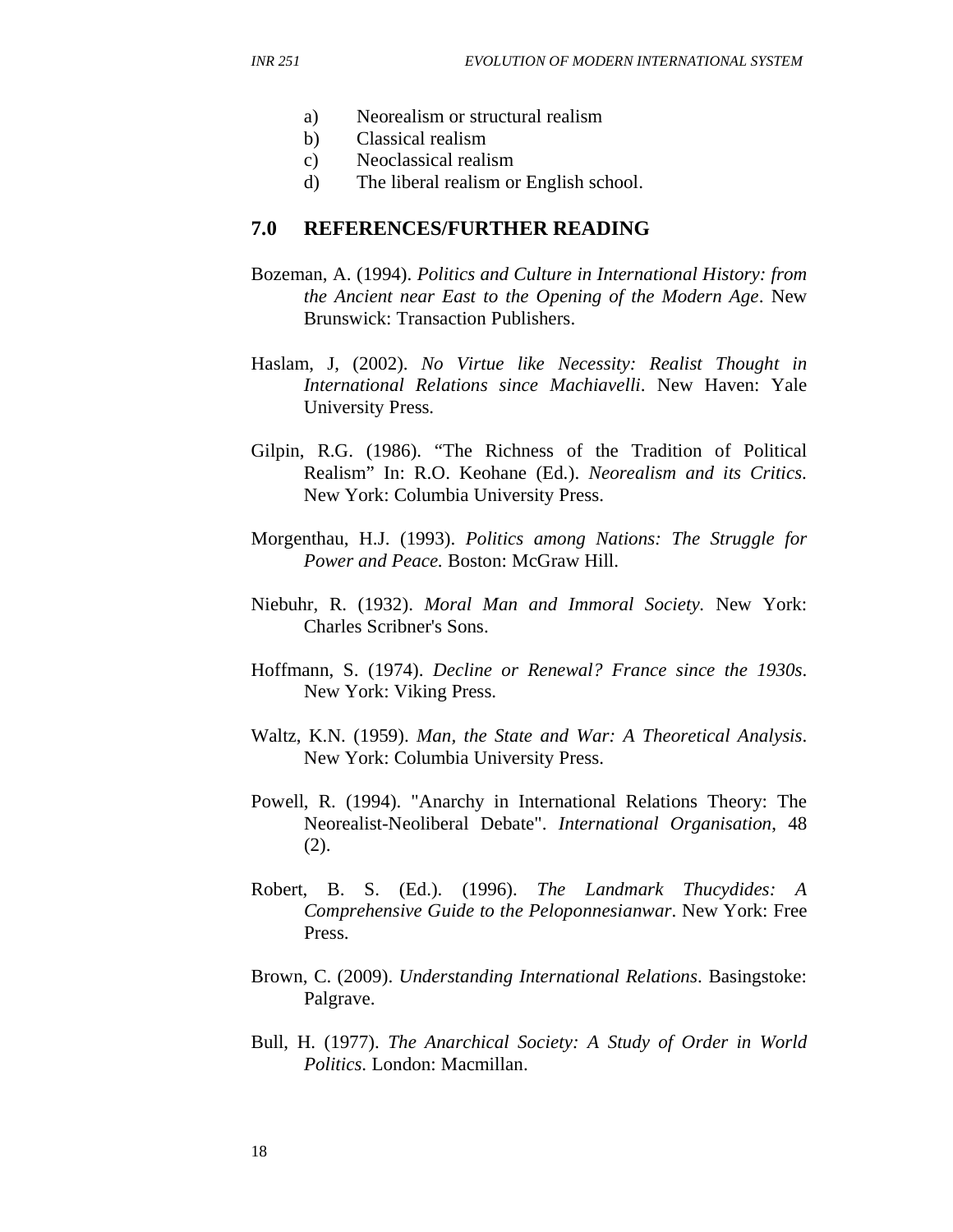a) Neorealism or structural realism
b) Classical realism
c) Neoclassical realism
d) The liberal realism or English school.

## 7.0 REFERENCES/FURTHER READING

Bozeman, A. (1994). *Politics and Culture in International History: from the Ancient near East to the Opening of the Modern Age*. New Brunswick: Transaction Publishers.

Haslam, J, (2002). *No Virtue like Necessity: Realist Thought in International Relations since Machiavelli*. New Haven: Yale University Press.

Gilpin, R.G. (1986). "The Richness of the Tradition of Political Realism" In: R.O. Keohane (Ed.). *Neorealism and its Critics*. New York: Columbia University Press.

Morgenthau, H.J. (1993). *Politics among Nations: The Struggle for Power and Peace.* Boston: McGraw Hill.

Niebuhr, R. (1932). *Moral Man and Immoral Society*. New York: Charles Scribner's Sons.

Hoffmann, S. (1974). *Decline or Renewal? France since the 1930s*. New York: Viking Press.

Waltz, K.N. (1959). *Man, the State and War: A Theoretical Analysis*. New York: Columbia University Press.

Powell, R. (1994). "Anarchy in International Relations Theory: The Neorealist-Neoliberal Debate". *International Organisation*, 48 (2).

Robert, B. S. (Ed.). (1996). *The Landmark Thucydides: A Comprehensive Guide to the Peloponnesianwar*. New York: Free Press.

Brown, C. (2009). *Understanding International Relations*. Basingstoke: Palgrave.

Bull, H. (1977). *The Anarchical Society: A Study of Order in World Politics*. London: Macmillan.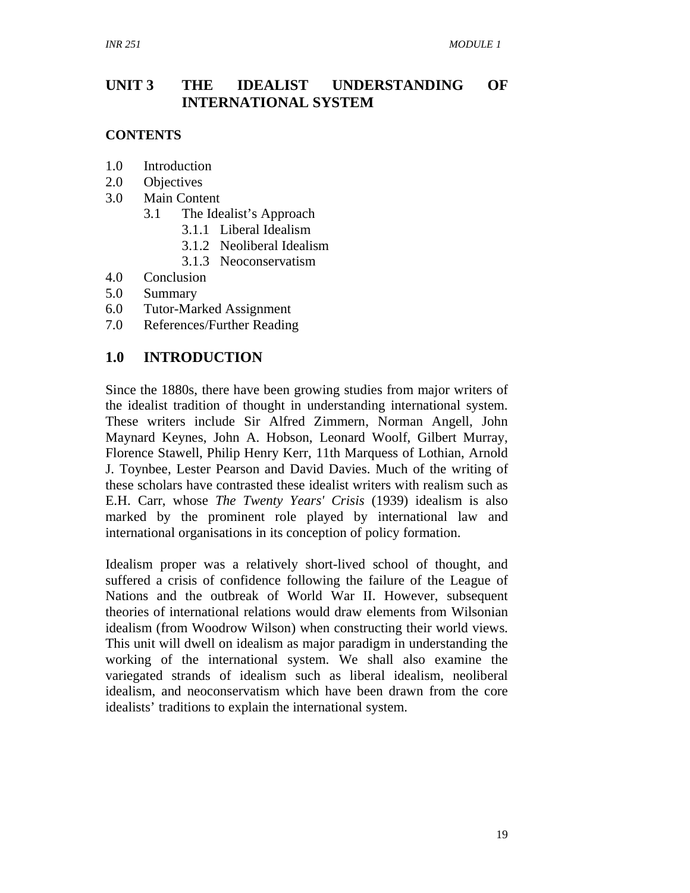# UNIT 3 THE IDEALIST UNDERSTANDING OF INTERNATIONAL SYSTEM

**CONTENTS**

1.0 Introduction
2.0 Objectives
3.0 Main Content
  3.1 The Idealist's Approach
    3.1.1 Liberal Idealism
    3.1.2 Neoliberal Idealism
    3.1.3 Neoconservatism
4.0 Conclusion
5.0 Summary
6.0 Tutor-Marked Assignment
7.0 References/Further Reading

## 1.0 INTRODUCTION

Since the 1880s, there have been growing studies from major writers of the idealist tradition of thought in understanding international system. These writers include Sir Alfred Zimmern, Norman Angell, John Maynard Keynes, John A. Hobson, Leonard Woolf, Gilbert Murray, Florence Stawell, Philip Henry Kerr, 11th Marquess of Lothian, Arnold J. Toynbee, Lester Pearson and David Davies. Much of the writing of these scholars have contrasted these idealist writers with realism such as E.H. Carr, whose *The Twenty Years' Crisis* (1939) idealism is also marked by the prominent role played by international law and international organisations in its conception of policy formation.

Idealism proper was a relatively short-lived school of thought, and suffered a crisis of confidence following the failure of the League of Nations and the outbreak of World War II. However, subsequent theories of international relations would draw elements from Wilsonian idealism (from Woodrow Wilson) when constructing their world views. This unit will dwell on idealism as major paradigm in understanding the working of the international system. We shall also examine the variegated strands of idealism such as liberal idealism, neoliberal idealism, and neoconservatism which have been drawn from the core idealists' traditions to explain the international system.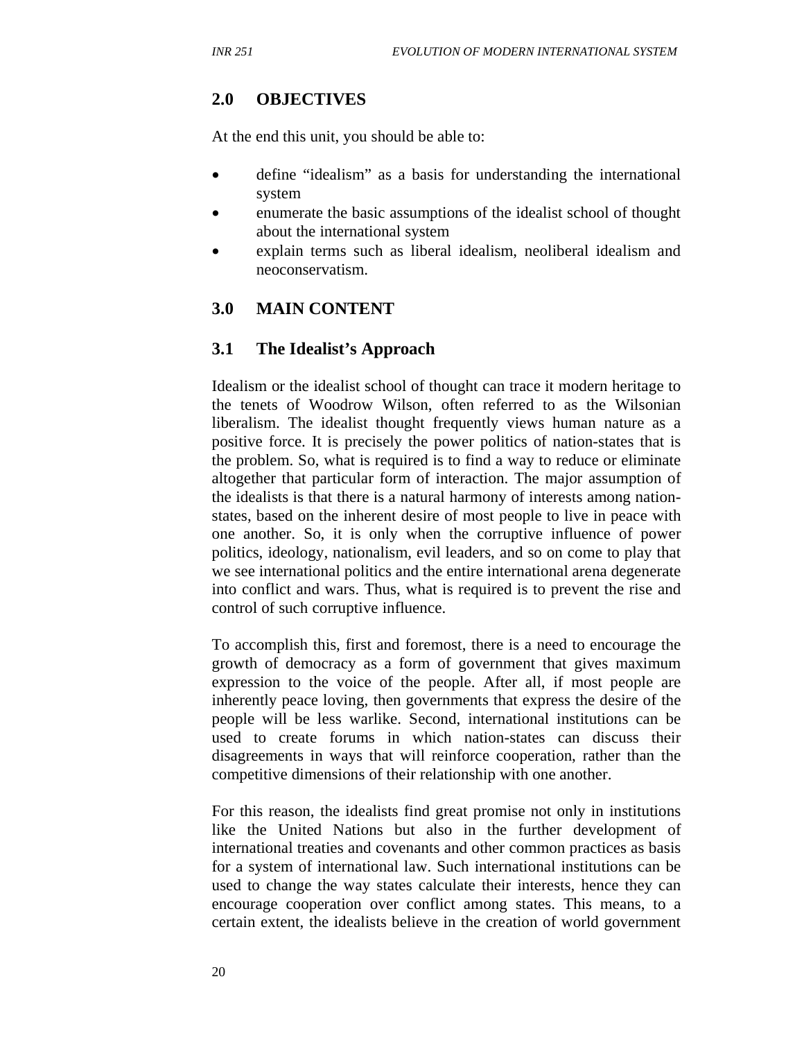## 2.0 OBJECTIVES

At the end this unit, you should be able to:

- define "idealism" as a basis for understanding the international system
- enumerate the basic assumptions of the idealist school of thought about the international system
- explain terms such as liberal idealism, neoliberal idealism and neoconservatism.

## 3.0 MAIN CONTENT

### 3.1 The Idealist's Approach

Idealism or the idealist school of thought can trace it modern heritage to the tenets of Woodrow Wilson, often referred to as the Wilsonian liberalism. The idealist thought frequently views human nature as a positive force. It is precisely the power politics of nation-states that is the problem. So, what is required is to find a way to reduce or eliminate altogether that particular form of interaction. The major assumption of the idealists is that there is a natural harmony of interests among nation-states, based on the inherent desire of most people to live in peace with one another. So, it is only when the corruptive influence of power politics, ideology, nationalism, evil leaders, and so on come to play that we see international politics and the entire international arena degenerate into conflict and wars. Thus, what is required is to prevent the rise and control of such corruptive influence.

To accomplish this, first and foremost, there is a need to encourage the growth of democracy as a form of government that gives maximum expression to the voice of the people. After all, if most people are inherently peace loving, then governments that express the desire of the people will be less warlike. Second, international institutions can be used to create forums in which nation-states can discuss their disagreements in ways that will reinforce cooperation, rather than the competitive dimensions of their relationship with one another.

For this reason, the idealists find great promise not only in institutions like the United Nations but also in the further development of international treaties and covenants and other common practices as basis for a system of international law. Such international institutions can be used to change the way states calculate their interests, hence they can encourage cooperation over conflict among states. This means, to a certain extent, the idealists believe in the creation of world government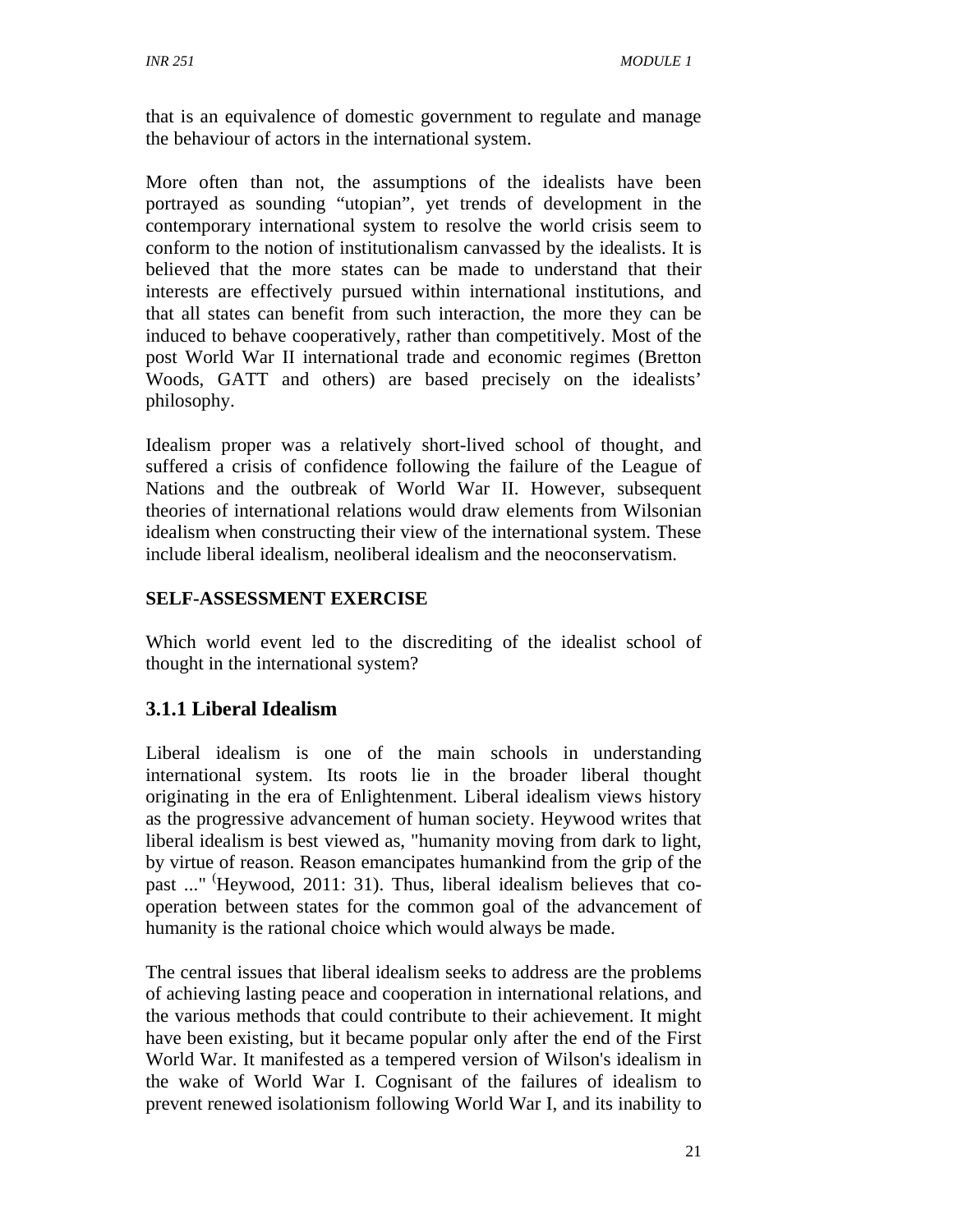that is an equivalence of domestic government to regulate and manage the behaviour of actors in the international system.

More often than not, the assumptions of the idealists have been portrayed as sounding "utopian", yet trends of development in the contemporary international system to resolve the world crisis seem to conform to the notion of institutionalism canvassed by the idealists. It is believed that the more states can be made to understand that their interests are effectively pursued within international institutions, and that all states can benefit from such interaction, the more they can be induced to behave cooperatively, rather than competitively. Most of the post World War II international trade and economic regimes (Bretton Woods, GATT and others) are based precisely on the idealists' philosophy.

Idealism proper was a relatively short-lived school of thought, and suffered a crisis of confidence following the failure of the League of Nations and the outbreak of World War II. However, subsequent theories of international relations would draw elements from Wilsonian idealism when constructing their view of the international system. These include liberal idealism, neoliberal idealism and the neoconservatism.

**SELF-ASSESSMENT EXERCISE**

Which world event led to the discrediting of the idealist school of thought in the international system?

### 3.1.1 Liberal Idealism

Liberal idealism is one of the main schools in understanding international system. Its roots lie in the broader liberal thought originating in the era of Enlightenment. Liberal idealism views history as the progressive advancement of human society. Heywood writes that liberal idealism is best viewed as, "humanity moving from dark to light, by virtue of reason. Reason emancipates humankind from the grip of the past ..." (Heywood, 2011: 31). Thus, liberal idealism believes that co-operation between states for the common goal of the advancement of humanity is the rational choice which would always be made.

The central issues that liberal idealism seeks to address are the problems of achieving lasting peace and cooperation in international relations, and the various methods that could contribute to their achievement. It might have been existing, but it became popular only after the end of the First World War. It manifested as a tempered version of Wilson's idealism in the wake of World War I. Cognisant of the failures of idealism to prevent renewed isolationism following World War I, and its inability to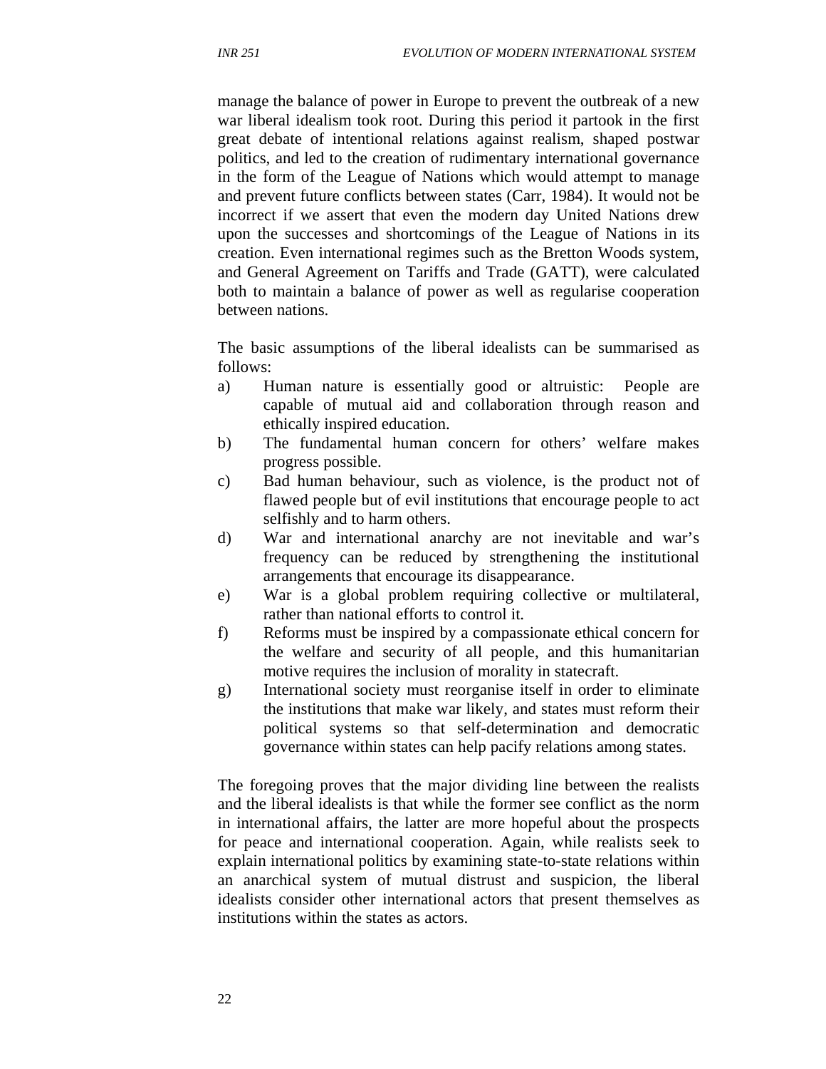manage the balance of power in Europe to prevent the outbreak of a new war liberal idealism took root. During this period it partook in the first great debate of intentional relations against realism, shaped postwar politics, and led to the creation of rudimentary international governance in the form of the League of Nations which would attempt to manage and prevent future conflicts between states (Carr, 1984). It would not be incorrect if we assert that even the modern day United Nations drew upon the successes and shortcomings of the League of Nations in its creation. Even international regimes such as the Bretton Woods system, and General Agreement on Tariffs and Trade (GATT), were calculated both to maintain a balance of power as well as regularise cooperation between nations.

The basic assumptions of the liberal idealists can be summarised as follows:

a) Human nature is essentially good or altruistic: People are capable of mutual aid and collaboration through reason and ethically inspired education.
b) The fundamental human concern for others' welfare makes progress possible.
c) Bad human behaviour, such as violence, is the product not of flawed people but of evil institutions that encourage people to act selfishly and to harm others.
d) War and international anarchy are not inevitable and war's frequency can be reduced by strengthening the institutional arrangements that encourage its disappearance.
e) War is a global problem requiring collective or multilateral, rather than national efforts to control it.
f) Reforms must be inspired by a compassionate ethical concern for the welfare and security of all people, and this humanitarian motive requires the inclusion of morality in statecraft.
g) International society must reorganise itself in order to eliminate the institutions that make war likely, and states must reform their political systems so that self-determination and democratic governance within states can help pacify relations among states.

The foregoing proves that the major dividing line between the realists and the liberal idealists is that while the former see conflict as the norm in international affairs, the latter are more hopeful about the prospects for peace and international cooperation. Again, while realists seek to explain international politics by examining state-to-state relations within an anarchical system of mutual distrust and suspicion, the liberal idealists consider other international actors that present themselves as institutions within the states as actors.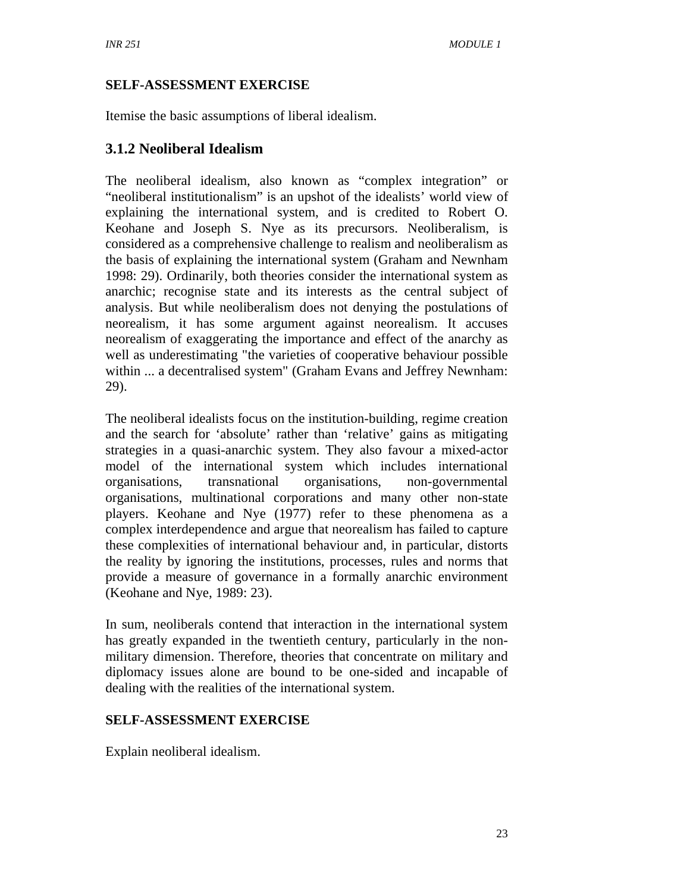**SELF-ASSESSMENT EXERCISE**

Itemise the basic assumptions of liberal idealism.

### 3.1.2 Neoliberal Idealism

The neoliberal idealism, also known as "complex integration" or "neoliberal institutionalism" is an upshot of the idealists' world view of explaining the international system, and is credited to Robert O. Keohane and Joseph S. Nye as its precursors. Neoliberalism, is considered as a comprehensive challenge to realism and neoliberalism as the basis of explaining the international system (Graham and Newnham 1998: 29). Ordinarily, both theories consider the international system as anarchic; recognise state and its interests as the central subject of analysis. But while neoliberalism does not denying the postulations of neorealism, it has some argument against neorealism. It accuses neorealism of exaggerating the importance and effect of the anarchy as well as underestimating "the varieties of cooperative behaviour possible within ... a decentralised system" (Graham Evans and Jeffrey Newnham: 29).

The neoliberal idealists focus on the institution-building, regime creation and the search for 'absolute' rather than 'relative' gains as mitigating strategies in a quasi-anarchic system. They also favour a mixed-actor model of the international system which includes international organisations, transnational organisations, non-governmental organisations, multinational corporations and many other non-state players. Keohane and Nye (1977) refer to these phenomena as a complex interdependence and argue that neorealism has failed to capture these complexities of international behaviour and, in particular, distorts the reality by ignoring the institutions, processes, rules and norms that provide a measure of governance in a formally anarchic environment (Keohane and Nye, 1989: 23).

In sum, neoliberals contend that interaction in the international system has greatly expanded in the twentieth century, particularly in the non-military dimension. Therefore, theories that concentrate on military and diplomacy issues alone are bound to be one-sided and incapable of dealing with the realities of the international system.

**SELF-ASSESSMENT EXERCISE**

Explain neoliberal idealism.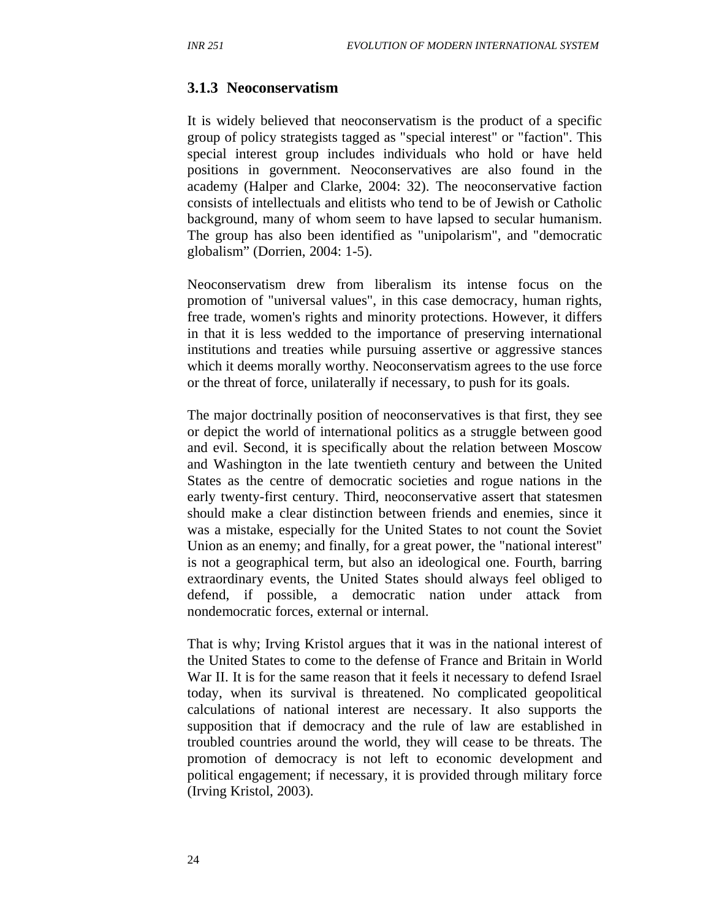### 3.1.3 Neoconservatism

It is widely believed that neoconservatism is the product of a specific group of policy strategists tagged as "special interest" or "faction". This special interest group includes individuals who hold or have held positions in government. Neoconservatives are also found in the academy (Halper and Clarke, 2004: 32). The neoconservative faction consists of intellectuals and elitists who tend to be of Jewish or Catholic background, many of whom seem to have lapsed to secular humanism. The group has also been identified as "unipolarism", and "democratic globalism" (Dorrien, 2004: 1-5).

Neoconservatism drew from liberalism its intense focus on the promotion of "universal values", in this case democracy, human rights, free trade, women's rights and minority protections. However, it differs in that it is less wedded to the importance of preserving international institutions and treaties while pursuing assertive or aggressive stances which it deems morally worthy. Neoconservatism agrees to the use force or the threat of force, unilaterally if necessary, to push for its goals.

The major doctrinally position of neoconservatives is that first, they see or depict the world of international politics as a struggle between good and evil. Second, it is specifically about the relation between Moscow and Washington in the late twentieth century and between the United States as the centre of democratic societies and rogue nations in the early twenty-first century. Third, neoconservative assert that statesmen should make a clear distinction between friends and enemies, since it was a mistake, especially for the United States to not count the Soviet Union as an enemy; and finally, for a great power, the "national interest" is not a geographical term, but also an ideological one. Fourth, barring extraordinary events, the United States should always feel obliged to defend, if possible, a democratic nation under attack from nondemocratic forces, external or internal.

That is why; Irving Kristol argues that it was in the national interest of the United States to come to the defense of France and Britain in World War II. It is for the same reason that it feels it necessary to defend Israel today, when its survival is threatened. No complicated geopolitical calculations of national interest are necessary. It also supports the supposition that if democracy and the rule of law are established in troubled countries around the world, they will cease to be threats. The promotion of democracy is not left to economic development and political engagement; if necessary, it is provided through military force (Irving Kristol, 2003).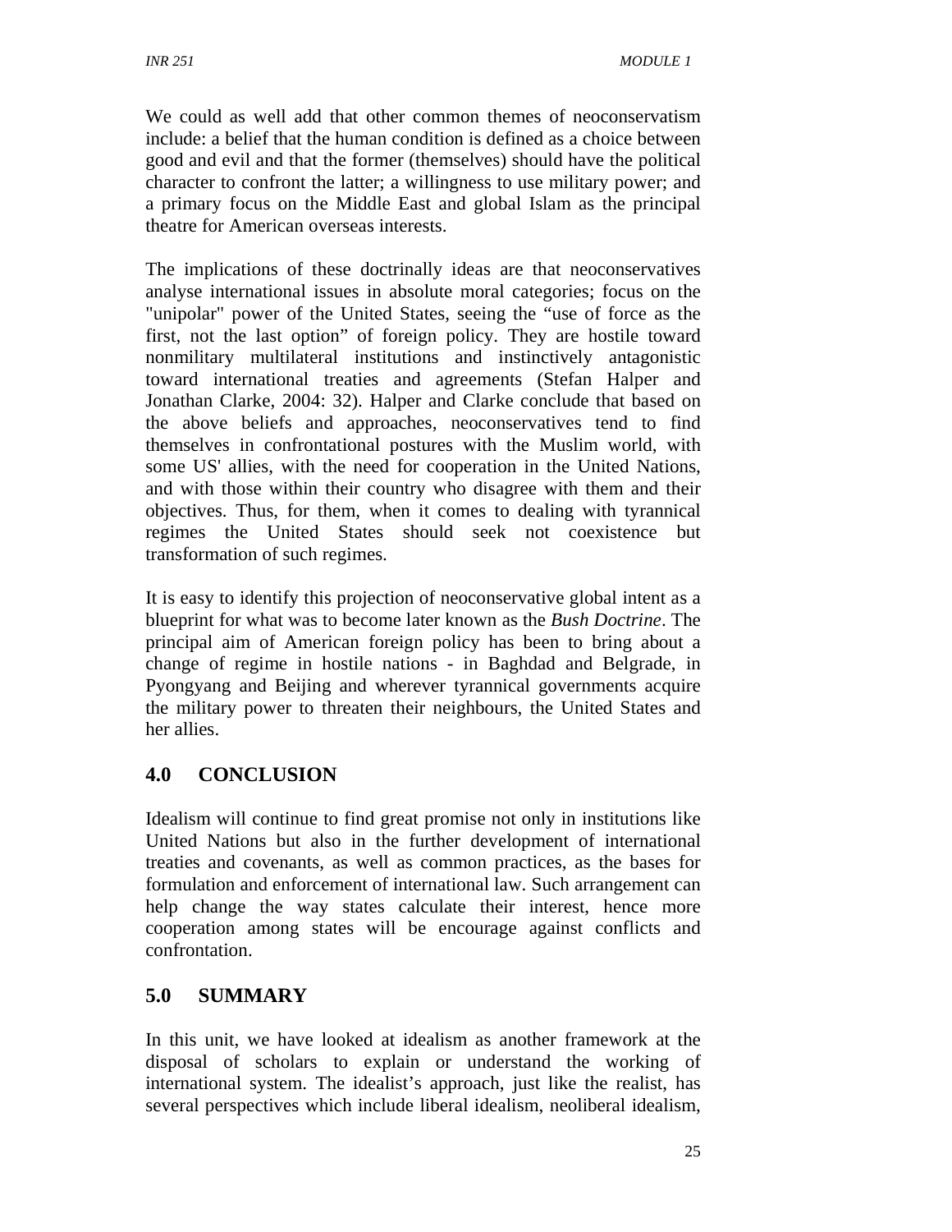We could as well add that other common themes of neoconservatism include: a belief that the human condition is defined as a choice between good and evil and that the former (themselves) should have the political character to confront the latter; a willingness to use military power; and a primary focus on the Middle East and global Islam as the principal theatre for American overseas interests.

The implications of these doctrinally ideas are that neoconservatives analyse international issues in absolute moral categories; focus on the "unipolar" power of the United States, seeing the "use of force as the first, not the last option" of foreign policy. They are hostile toward nonmilitary multilateral institutions and instinctively antagonistic toward international treaties and agreements (Stefan Halper and Jonathan Clarke, 2004: 32). Halper and Clarke conclude that based on the above beliefs and approaches, neoconservatives tend to find themselves in confrontational postures with the Muslim world, with some US' allies, with the need for cooperation in the United Nations, and with those within their country who disagree with them and their objectives. Thus, for them, when it comes to dealing with tyrannical regimes the United States should seek not coexistence but transformation of such regimes.

It is easy to identify this projection of neoconservative global intent as a blueprint for what was to become later known as the *Bush Doctrine*. The principal aim of American foreign policy has been to bring about a change of regime in hostile nations - in Baghdad and Belgrade, in Pyongyang and Beijing and wherever tyrannical governments acquire the military power to threaten their neighbours, the United States and her allies.

## 4.0 CONCLUSION

Idealism will continue to find great promise not only in institutions like United Nations but also in the further development of international treaties and covenants, as well as common practices, as the bases for formulation and enforcement of international law. Such arrangement can help change the way states calculate their interest, hence more cooperation among states will be encourage against conflicts and confrontation.

## 5.0 SUMMARY

In this unit, we have looked at idealism as another framework at the disposal of scholars to explain or understand the working of international system. The idealist's approach, just like the realist, has several perspectives which include liberal idealism, neoliberal idealism,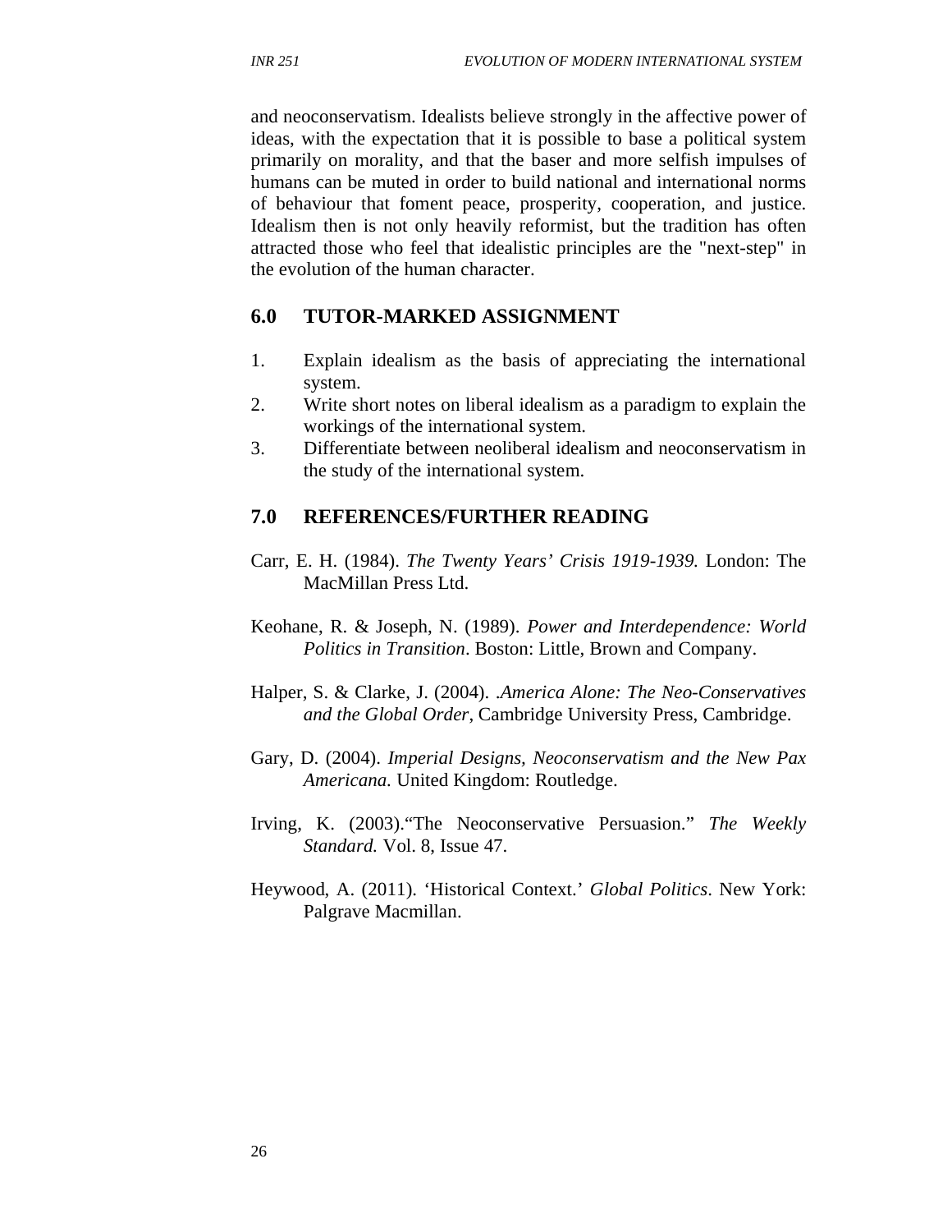and neoconservatism. Idealists believe strongly in the affective power of ideas, with the expectation that it is possible to base a political system primarily on morality, and that the baser and more selfish impulses of humans can be muted in order to build national and international norms of behaviour that foment peace, prosperity, cooperation, and justice. Idealism then is not only heavily reformist, but the tradition has often attracted those who feel that idealistic principles are the "next-step" in the evolution of the human character.

## 6.0 TUTOR-MARKED ASSIGNMENT

1. Explain idealism as the basis of appreciating the international system.
2. Write short notes on liberal idealism as a paradigm to explain the workings of the international system.
3. Differentiate between neoliberal idealism and neoconservatism in the study of the international system.

## 7.0 REFERENCES/FURTHER READING

Carr, E. H. (1984). *The Twenty Years' Crisis 1919-1939.* London: The MacMillan Press Ltd.

Keohane, R. & Joseph, N. (1989). *Power and Interdependence: World Politics in Transition*. Boston: Little, Brown and Company.

Halper, S. & Clarke, J. (2004). .*America Alone: The Neo-Conservatives and the Global Order*, Cambridge University Press, Cambridge.

Gary, D. (2004). *Imperial Designs, Neoconservatism and the New Pax Americana.* United Kingdom: Routledge.

Irving, K. (2003)."The Neoconservative Persuasion." *The Weekly Standard.* Vol. 8, Issue 47.

Heywood, A. (2011). 'Historical Context.' *Global Politics*. New York: Palgrave Macmillan.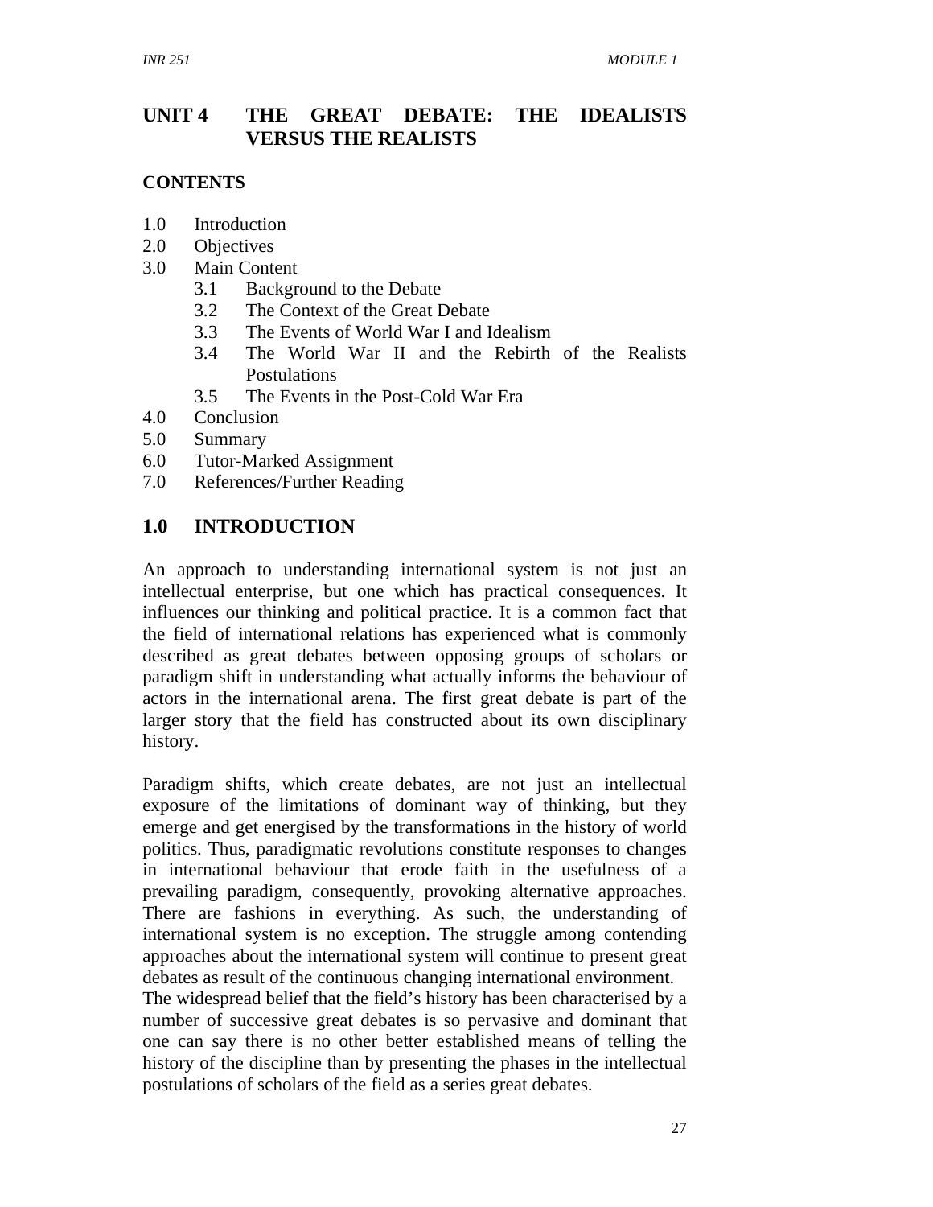# UNIT 4 THE GREAT DEBATE: THE IDEALISTS VERSUS THE REALISTS

**CONTENTS**

1.0 Introduction
2.0 Objectives
3.0 Main Content
 3.1 Background to the Debate
 3.2 The Context of the Great Debate
 3.3 The Events of World War I and Idealism
 3.4 The World War II and the Rebirth of the Realists Postulations
 3.5 The Events in the Post-Cold War Era
4.0 Conclusion
5.0 Summary
6.0 Tutor-Marked Assignment
7.0 References/Further Reading

## 1.0 INTRODUCTION

An approach to understanding international system is not just an intellectual enterprise, but one which has practical consequences. It influences our thinking and political practice. It is a common fact that the field of international relations has experienced what is commonly described as great debates between opposing groups of scholars or paradigm shift in understanding what actually informs the behaviour of actors in the international arena. The first great debate is part of the larger story that the field has constructed about its own disciplinary history.

Paradigm shifts, which create debates, are not just an intellectual exposure of the limitations of dominant way of thinking, but they emerge and get energised by the transformations in the history of world politics. Thus, paradigmatic revolutions constitute responses to changes in international behaviour that erode faith in the usefulness of a prevailing paradigm, consequently, provoking alternative approaches. There are fashions in everything. As such, the understanding of international system is no exception. The struggle among contending approaches about the international system will continue to present great debates as result of the continuous changing international environment.
The widespread belief that the field's history has been characterised by a number of successive great debates is so pervasive and dominant that one can say there is no other better established means of telling the history of the discipline than by presenting the phases in the intellectual postulations of scholars of the field as a series great debates.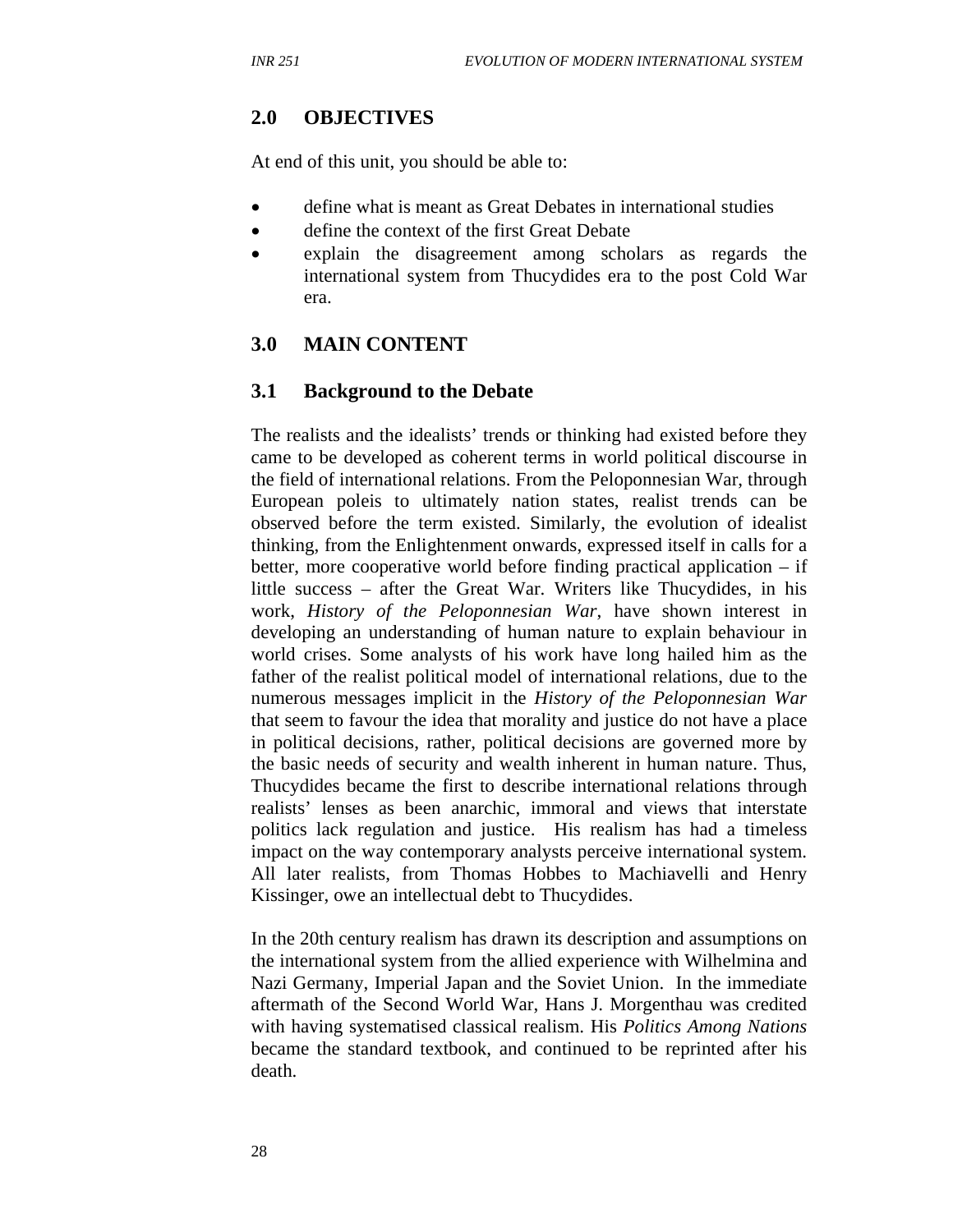## 2.0 OBJECTIVES

At end of this unit, you should be able to:

- define what is meant as Great Debates in international studies
- define the context of the first Great Debate
- explain the disagreement among scholars as regards the international system from Thucydides era to the post Cold War era.

## 3.0 MAIN CONTENT

### 3.1 Background to the Debate

The realists and the idealists' trends or thinking had existed before they came to be developed as coherent terms in world political discourse in the field of international relations. From the Peloponnesian War, through European poleis to ultimately nation states, realist trends can be observed before the term existed. Similarly, the evolution of idealist thinking, from the Enlightenment onwards, expressed itself in calls for a better, more cooperative world before finding practical application – if little success – after the Great War. Writers like Thucydides, in his work, *History of the Peloponnesian War*, have shown interest in developing an understanding of human nature to explain behaviour in world crises. Some analysts of his work have long hailed him as the father of the realist political model of international relations, due to the numerous messages implicit in the *History of the Peloponnesian War* that seem to favour the idea that morality and justice do not have a place in political decisions, rather, political decisions are governed more by the basic needs of security and wealth inherent in human nature. Thus, Thucydides became the first to describe international relations through realists' lenses as been anarchic, immoral and views that interstate politics lack regulation and justice. His realism has had a timeless impact on the way contemporary analysts perceive international system. All later realists, from Thomas Hobbes to Machiavelli and Henry Kissinger, owe an intellectual debt to Thucydides.

In the 20th century realism has drawn its description and assumptions on the international system from the allied experience with Wilhelmina and Nazi Germany, Imperial Japan and the Soviet Union. In the immediate aftermath of the Second World War, Hans J. Morgenthau was credited with having systematised classical realism. His *Politics Among Nations* became the standard textbook, and continued to be reprinted after his death.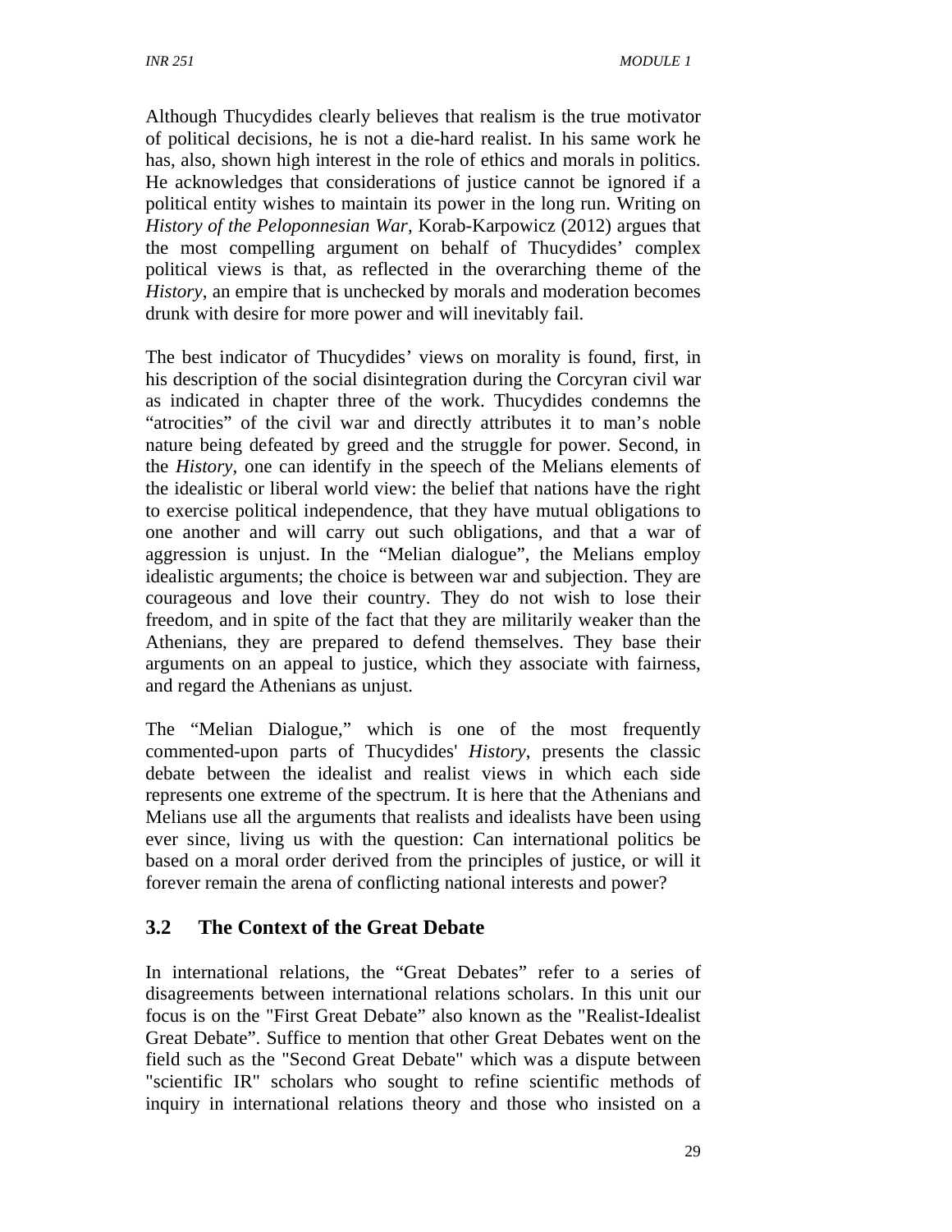Although Thucydides clearly believes that realism is the true motivator of political decisions, he is not a die-hard realist. In his same work he has, also, shown high interest in the role of ethics and morals in politics. He acknowledges that considerations of justice cannot be ignored if a political entity wishes to maintain its power in the long run. Writing on *History of the Peloponnesian War,* Korab-Karpowicz (2012) argues that the most compelling argument on behalf of Thucydides' complex political views is that, as reflected in the overarching theme of the *History*, an empire that is unchecked by morals and moderation becomes drunk with desire for more power and will inevitably fail.

The best indicator of Thucydides' views on morality is found, first, in his description of the social disintegration during the Corcyran civil war as indicated in chapter three of the work. Thucydides condemns the "atrocities" of the civil war and directly attributes it to man's noble nature being defeated by greed and the struggle for power. Second, in the *History*, one can identify in the speech of the Melians elements of the idealistic or liberal world view: the belief that nations have the right to exercise political independence, that they have mutual obligations to one another and will carry out such obligations, and that a war of aggression is unjust. In the "Melian dialogue", the Melians employ idealistic arguments; the choice is between war and subjection. They are courageous and love their country. They do not wish to lose their freedom, and in spite of the fact that they are militarily weaker than the Athenians, they are prepared to defend themselves. They base their arguments on an appeal to justice, which they associate with fairness, and regard the Athenians as unjust.

The "Melian Dialogue," which is one of the most frequently commented-upon parts of Thucydides' *History*, presents the classic debate between the idealist and realist views in which each side represents one extreme of the spectrum. It is here that the Athenians and Melians use all the arguments that realists and idealists have been using ever since, living us with the question: Can international politics be based on a moral order derived from the principles of justice, or will it forever remain the arena of conflicting national interests and power?

## 3.2 The Context of the Great Debate

In international relations, the "Great Debates" refer to a series of disagreements between international relations scholars. In this unit our focus is on the "First Great Debate" also known as the "Realist-Idealist Great Debate". Suffice to mention that other Great Debates went on the field such as the "Second Great Debate" which was a dispute between "scientific IR" scholars who sought to refine scientific methods of inquiry in international relations theory and those who insisted on a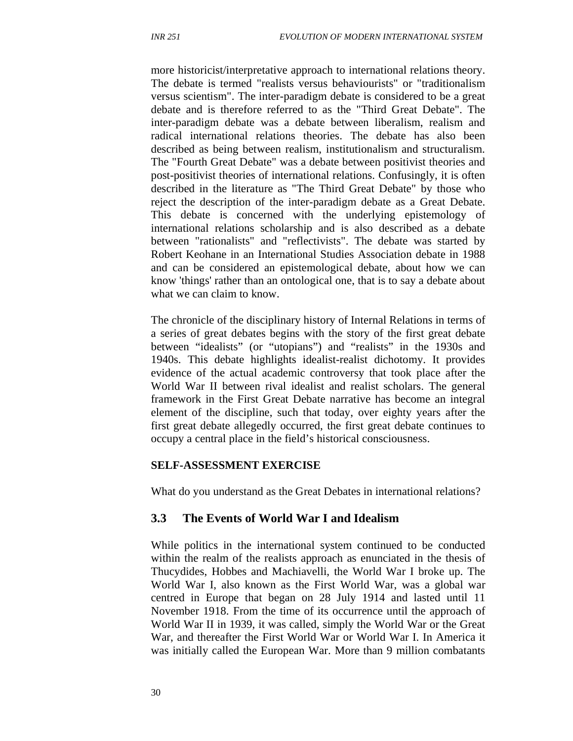more historicist/interpretative approach to international relations theory. The debate is termed "realists versus behaviourists" or "traditionalism versus scientism". The inter-paradigm debate is considered to be a great debate and is therefore referred to as the "Third Great Debate". The inter-paradigm debate was a debate between liberalism, realism and radical international relations theories. The debate has also been described as being between realism, institutionalism and structuralism. The "Fourth Great Debate" was a debate between positivist theories and post-positivist theories of international relations. Confusingly, it is often described in the literature as "The Third Great Debate" by those who reject the description of the inter-paradigm debate as a Great Debate. This debate is concerned with the underlying epistemology of international relations scholarship and is also described as a debate between "rationalists" and "reflectivists". The debate was started by Robert Keohane in an International Studies Association debate in 1988 and can be considered an epistemological debate, about how we can know 'things' rather than an ontological one, that is to say a debate about what we can claim to know.

The chronicle of the disciplinary history of Internal Relations in terms of a series of great debates begins with the story of the first great debate between "idealists" (or "utopians") and "realists" in the 1930s and 1940s. This debate highlights idealist-realist dichotomy. It provides evidence of the actual academic controversy that took place after the World War II between rival idealist and realist scholars. The general framework in the First Great Debate narrative has become an integral element of the discipline, such that today, over eighty years after the first great debate allegedly occurred, the first great debate continues to occupy a central place in the field's historical consciousness.

**SELF-ASSESSMENT EXERCISE**

What do you understand as the Great Debates in international relations?

## 3.3 The Events of World War I and Idealism

While politics in the international system continued to be conducted within the realm of the realists approach as enunciated in the thesis of Thucydides, Hobbes and Machiavelli, the World War I broke up. The World War I, also known as the First World War, was a global war centred in Europe that began on 28 July 1914 and lasted until 11 November 1918. From the time of its occurrence until the approach of World War II in 1939, it was called, simply the World War or the Great War, and thereafter the First World War or World War I. In America it was initially called the European War. More than 9 million combatants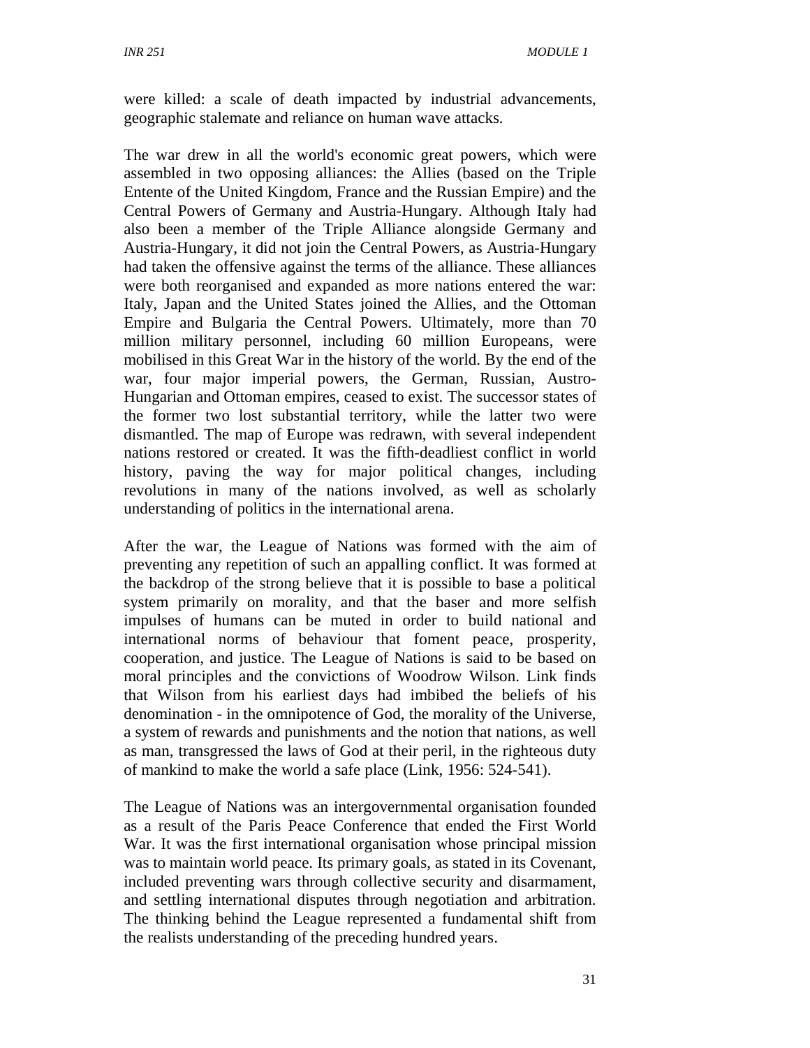were killed: a scale of death impacted by industrial advancements, geographic stalemate and reliance on human wave attacks.

The war drew in all the world's economic great powers, which were assembled in two opposing alliances: the Allies (based on the Triple Entente of the United Kingdom, France and the Russian Empire) and the Central Powers of Germany and Austria-Hungary. Although Italy had also been a member of the Triple Alliance alongside Germany and Austria-Hungary, it did not join the Central Powers, as Austria-Hungary had taken the offensive against the terms of the alliance. These alliances were both reorganised and expanded as more nations entered the war: Italy, Japan and the United States joined the Allies, and the Ottoman Empire and Bulgaria the Central Powers. Ultimately, more than 70 million military personnel, including 60 million Europeans, were mobilised in this Great War in the history of the world. By the end of the war, four major imperial powers, the German, Russian, Austro-Hungarian and Ottoman empires, ceased to exist. The successor states of the former two lost substantial territory, while the latter two were dismantled. The map of Europe was redrawn, with several independent nations restored or created. It was the fifth-deadliest conflict in world history, paving the way for major political changes, including revolutions in many of the nations involved, as well as scholarly understanding of politics in the international arena.

After the war, the League of Nations was formed with the aim of preventing any repetition of such an appalling conflict. It was formed at the backdrop of the strong believe that it is possible to base a political system primarily on morality, and that the baser and more selfish impulses of humans can be muted in order to build national and international norms of behaviour that foment peace, prosperity, cooperation, and justice. The League of Nations is said to be based on moral principles and the convictions of Woodrow Wilson. Link finds that Wilson from his earliest days had imbibed the beliefs of his denomination - in the omnipotence of God, the morality of the Universe, a system of rewards and punishments and the notion that nations, as well as man, transgressed the laws of God at their peril, in the righteous duty of mankind to make the world a safe place (Link, 1956: 524-541).

The League of Nations was an intergovernmental organisation founded as a result of the Paris Peace Conference that ended the First World War. It was the first international organisation whose principal mission was to maintain world peace. Its primary goals, as stated in its Covenant, included preventing wars through collective security and disarmament, and settling international disputes through negotiation and arbitration. The thinking behind the League represented a fundamental shift from the realists understanding of the preceding hundred years.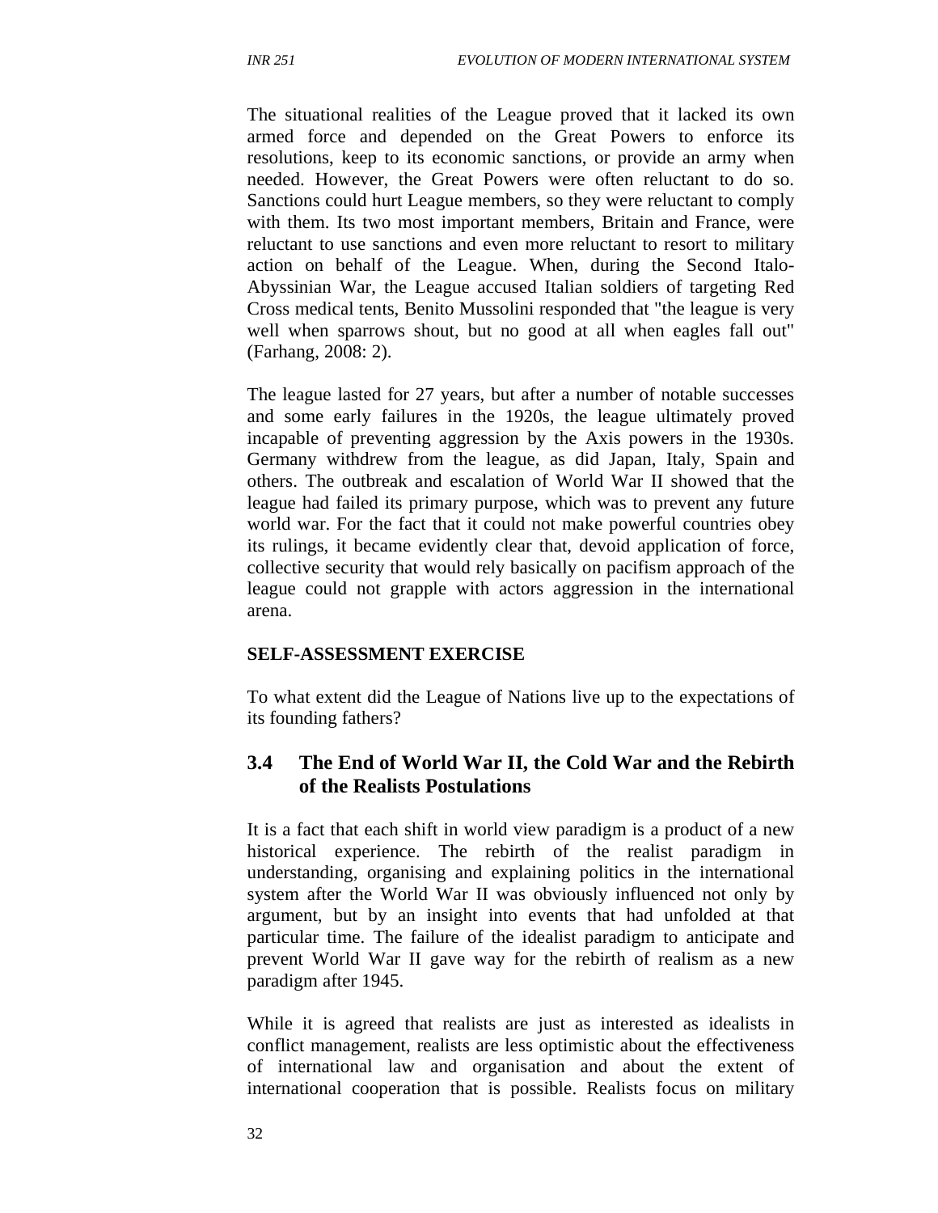The situational realities of the League proved that it lacked its own armed force and depended on the Great Powers to enforce its resolutions, keep to its economic sanctions, or provide an army when needed. However, the Great Powers were often reluctant to do so. Sanctions could hurt League members, so they were reluctant to comply with them. Its two most important members, Britain and France, were reluctant to use sanctions and even more reluctant to resort to military action on behalf of the League. When, during the Second Italo-Abyssinian War, the League accused Italian soldiers of targeting Red Cross medical tents, Benito Mussolini responded that "the league is very well when sparrows shout, but no good at all when eagles fall out" (Farhang, 2008: 2).

The league lasted for 27 years, but after a number of notable successes and some early failures in the 1920s, the league ultimately proved incapable of preventing aggression by the Axis powers in the 1930s. Germany withdrew from the league, as did Japan, Italy, Spain and others. The outbreak and escalation of World War II showed that the league had failed its primary purpose, which was to prevent any future world war. For the fact that it could not make powerful countries obey its rulings, it became evidently clear that, devoid application of force, collective security that would rely basically on pacifism approach of the league could not grapple with actors aggression in the international arena.

**SELF-ASSESSMENT EXERCISE**

To what extent did the League of Nations live up to the expectations of its founding fathers?

## 3.4 The End of World War II, the Cold War and the Rebirth of the Realists Postulations

It is a fact that each shift in world view paradigm is a product of a new historical experience. The rebirth of the realist paradigm in understanding, organising and explaining politics in the international system after the World War II was obviously influenced not only by argument, but by an insight into events that had unfolded at that particular time. The failure of the idealist paradigm to anticipate and prevent World War II gave way for the rebirth of realism as a new paradigm after 1945.

While it is agreed that realists are just as interested as idealists in conflict management, realists are less optimistic about the effectiveness of international law and organisation and about the extent of international cooperation that is possible. Realists focus on military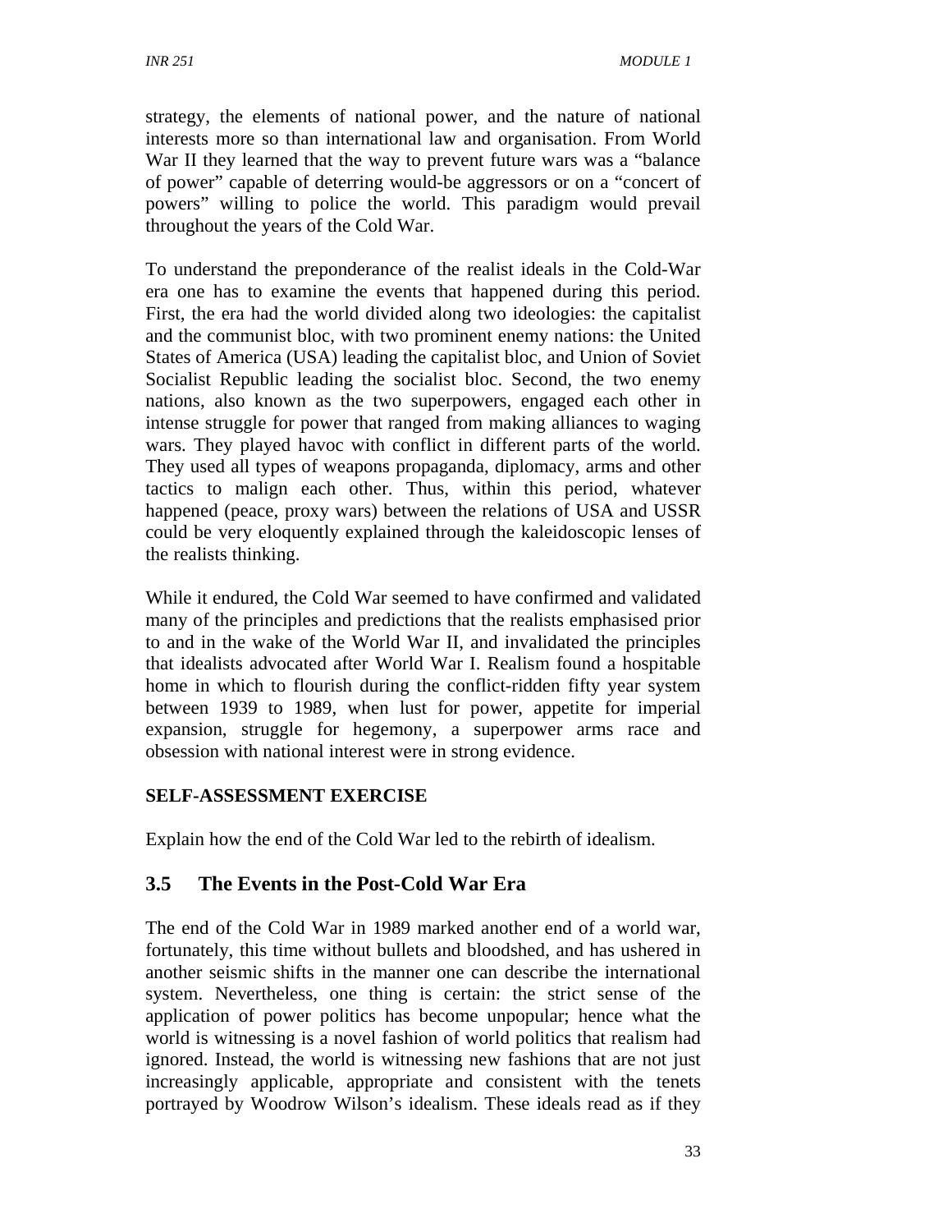strategy, the elements of national power, and the nature of national interests more so than international law and organisation. From World War II they learned that the way to prevent future wars was a "balance of power" capable of deterring would-be aggressors or on a "concert of powers" willing to police the world. This paradigm would prevail throughout the years of the Cold War.

To understand the preponderance of the realist ideals in the Cold-War era one has to examine the events that happened during this period. First, the era had the world divided along two ideologies: the capitalist and the communist bloc, with two prominent enemy nations: the United States of America (USA) leading the capitalist bloc, and Union of Soviet Socialist Republic leading the socialist bloc. Second, the two enemy nations, also known as the two superpowers, engaged each other in intense struggle for power that ranged from making alliances to waging wars. They played havoc with conflict in different parts of the world. They used all types of weapons propaganda, diplomacy, arms and other tactics to malign each other. Thus, within this period, whatever happened (peace, proxy wars) between the relations of USA and USSR could be very eloquently explained through the kaleidoscopic lenses of the realists thinking.

While it endured, the Cold War seemed to have confirmed and validated many of the principles and predictions that the realists emphasised prior to and in the wake of the World War II, and invalidated the principles that idealists advocated after World War I. Realism found a hospitable home in which to flourish during the conflict-ridden fifty year system between 1939 to 1989, when lust for power, appetite for imperial expansion, struggle for hegemony, a superpower arms race and obsession with national interest were in strong evidence.

**SELF-ASSESSMENT EXERCISE**

Explain how the end of the Cold War led to the rebirth of idealism.

## 3.5 The Events in the Post-Cold War Era

The end of the Cold War in 1989 marked another end of a world war, fortunately, this time without bullets and bloodshed, and has ushered in another seismic shifts in the manner one can describe the international system. Nevertheless, one thing is certain: the strict sense of the application of power politics has become unpopular; hence what the world is witnessing is a novel fashion of world politics that realism had ignored. Instead, the world is witnessing new fashions that are not just increasingly applicable, appropriate and consistent with the tenets portrayed by Woodrow Wilson's idealism. These ideals read as if they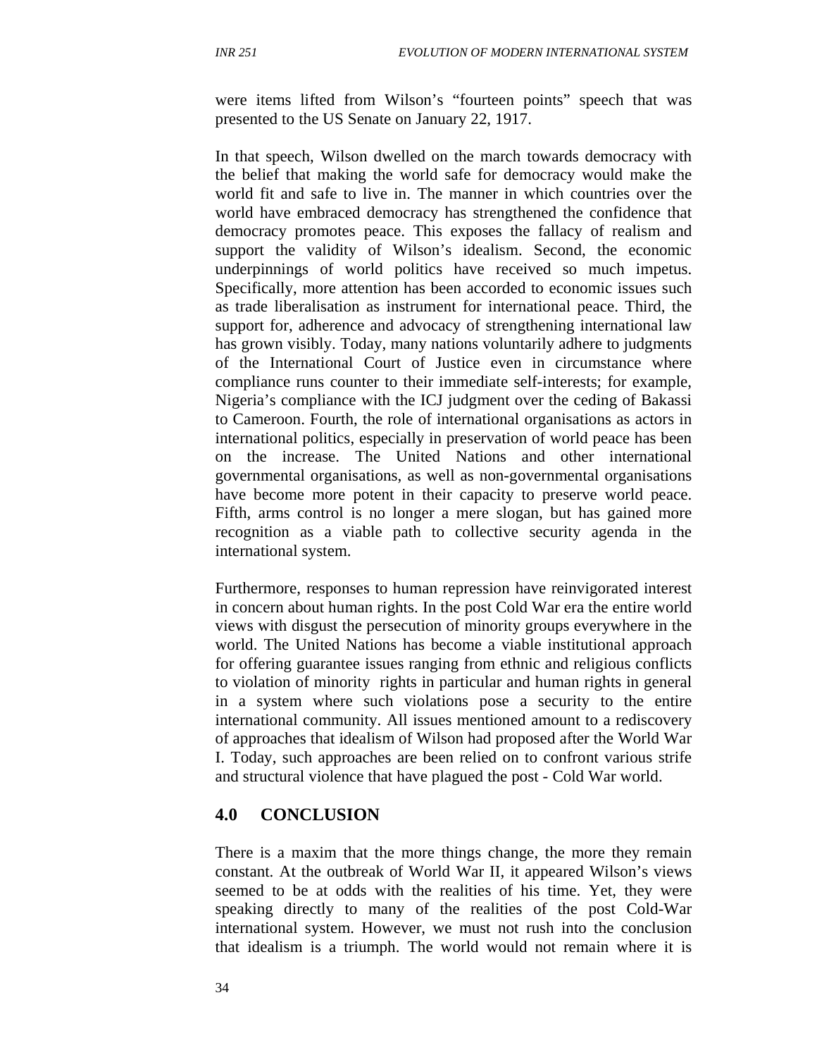were items lifted from Wilson's "fourteen points" speech that was presented to the US Senate on January 22, 1917.

In that speech, Wilson dwelled on the march towards democracy with the belief that making the world safe for democracy would make the world fit and safe to live in. The manner in which countries over the world have embraced democracy has strengthened the confidence that democracy promotes peace. This exposes the fallacy of realism and support the validity of Wilson's idealism. Second, the economic underpinnings of world politics have received so much impetus. Specifically, more attention has been accorded to economic issues such as trade liberalisation as instrument for international peace. Third, the support for, adherence and advocacy of strengthening international law has grown visibly. Today, many nations voluntarily adhere to judgments of the International Court of Justice even in circumstance where compliance runs counter to their immediate self-interests; for example, Nigeria's compliance with the ICJ judgment over the ceding of Bakassi to Cameroon. Fourth, the role of international organisations as actors in international politics, especially in preservation of world peace has been on the increase. The United Nations and other international governmental organisations, as well as non-governmental organisations have become more potent in their capacity to preserve world peace. Fifth, arms control is no longer a mere slogan, but has gained more recognition as a viable path to collective security agenda in the international system.

Furthermore, responses to human repression have reinvigorated interest in concern about human rights. In the post Cold War era the entire world views with disgust the persecution of minority groups everywhere in the world. The United Nations has become a viable institutional approach for offering guarantee issues ranging from ethnic and religious conflicts to violation of minority rights in particular and human rights in general in a system where such violations pose a security to the entire international community. All issues mentioned amount to a rediscovery of approaches that idealism of Wilson had proposed after the World War I. Today, such approaches are been relied on to confront various strife and structural violence that have plagued the post - Cold War world.

## 4.0 CONCLUSION

There is a maxim that the more things change, the more they remain constant. At the outbreak of World War II, it appeared Wilson's views seemed to be at odds with the realities of his time. Yet, they were speaking directly to many of the realities of the post Cold-War international system. However, we must not rush into the conclusion that idealism is a triumph. The world would not remain where it is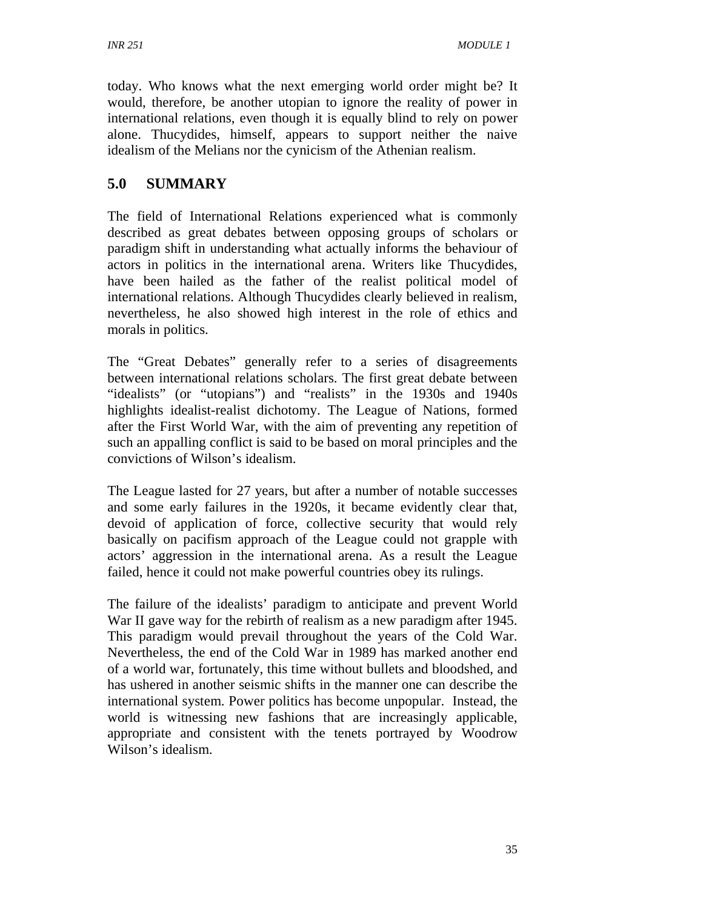today. Who knows what the next emerging world order might be? It would, therefore, be another utopian to ignore the reality of power in international relations, even though it is equally blind to rely on power alone. Thucydides, himself, appears to support neither the naive idealism of the Melians nor the cynicism of the Athenian realism.

## 5.0 SUMMARY

The field of International Relations experienced what is commonly described as great debates between opposing groups of scholars or paradigm shift in understanding what actually informs the behaviour of actors in politics in the international arena. Writers like Thucydides, have been hailed as the father of the realist political model of international relations. Although Thucydides clearly believed in realism, nevertheless, he also showed high interest in the role of ethics and morals in politics.

The "Great Debates" generally refer to a series of disagreements between international relations scholars. The first great debate between "idealists" (or "utopians") and "realists" in the 1930s and 1940s highlights idealist-realist dichotomy. The League of Nations, formed after the First World War, with the aim of preventing any repetition of such an appalling conflict is said to be based on moral principles and the convictions of Wilson's idealism.

The League lasted for 27 years, but after a number of notable successes and some early failures in the 1920s, it became evidently clear that, devoid of application of force, collective security that would rely basically on pacifism approach of the League could not grapple with actors' aggression in the international arena. As a result the League failed, hence it could not make powerful countries obey its rulings.

The failure of the idealists' paradigm to anticipate and prevent World War II gave way for the rebirth of realism as a new paradigm after 1945. This paradigm would prevail throughout the years of the Cold War. Nevertheless, the end of the Cold War in 1989 has marked another end of a world war, fortunately, this time without bullets and bloodshed, and has ushered in another seismic shifts in the manner one can describe the international system. Power politics has become unpopular. Instead, the world is witnessing new fashions that are increasingly applicable, appropriate and consistent with the tenets portrayed by Woodrow Wilson's idealism.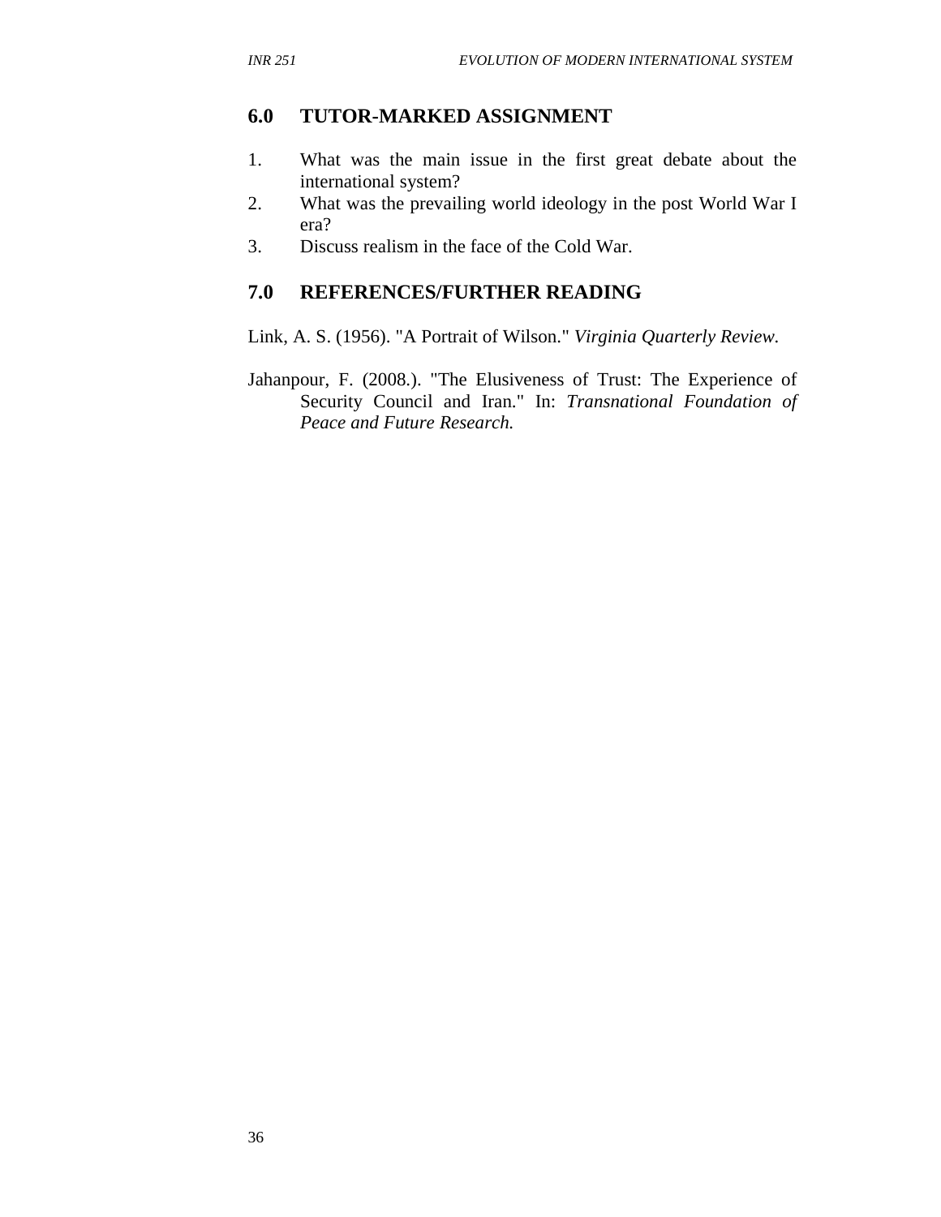## 6.0 TUTOR-MARKED ASSIGNMENT

1. What was the main issue in the first great debate about the international system?
2. What was the prevailing world ideology in the post World War I era?
3. Discuss realism in the face of the Cold War.

## 7.0 REFERENCES/FURTHER READING

Link, A. S. (1956). "A Portrait of Wilson." *Virginia Quarterly Review.*

Jahanpour, F. (2008.). "The Elusiveness of Trust: The Experience of Security Council and Iran." In: *Transnational Foundation of Peace and Future Research.*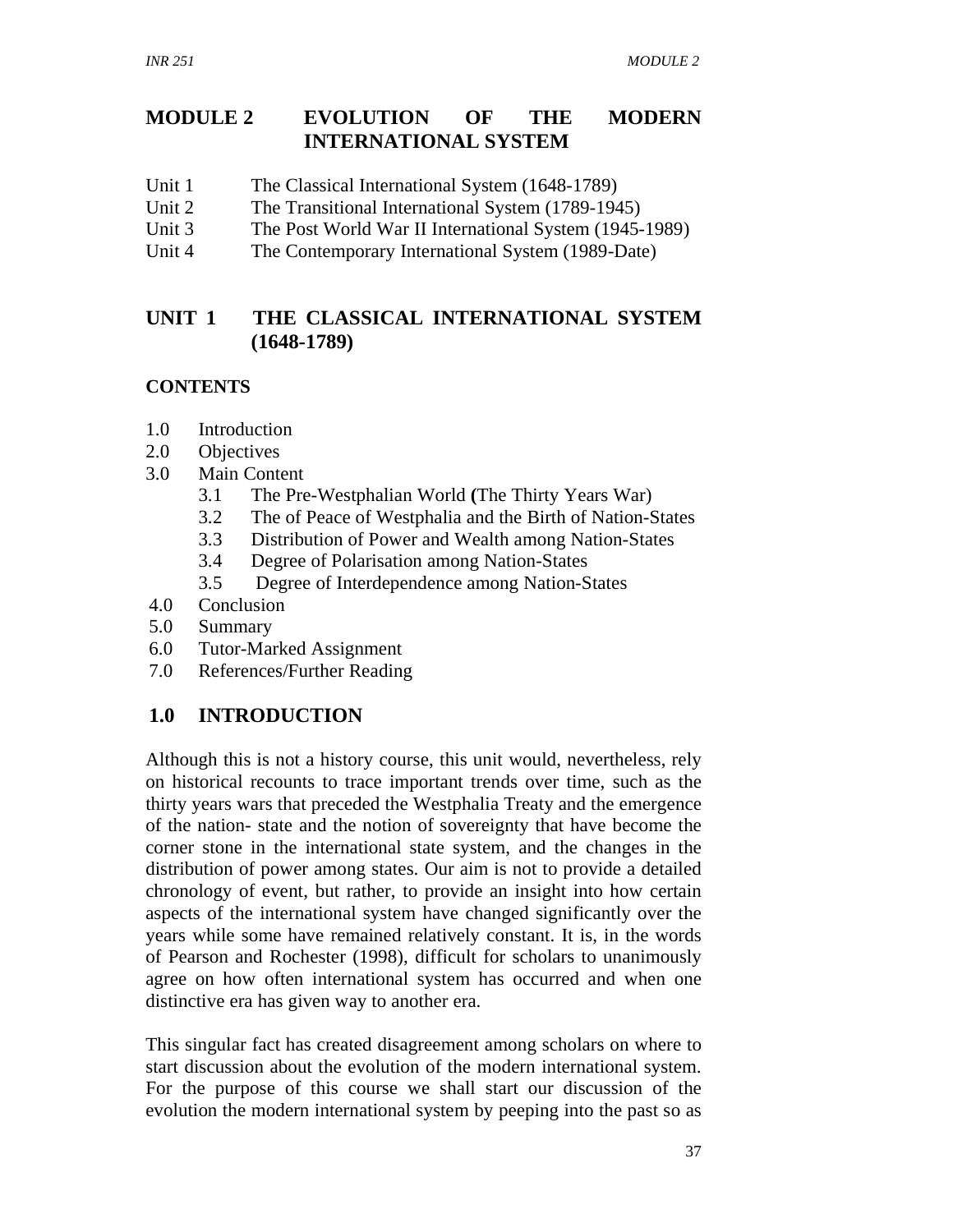# MODULE 2 EVOLUTION OF THE MODERN INTERNATIONAL SYSTEM

Unit 1 The Classical International System (1648-1789)
Unit 2 The Transitional International System (1789-1945)
Unit 3 The Post World War II International System (1945-1989)
Unit 4 The Contemporary International System (1989-Date)

## UNIT 1 THE CLASSICAL INTERNATIONAL SYSTEM (1648-1789)

### CONTENTS

1.0 Introduction
2.0 Objectives
3.0 Main Content
 3.1 The Pre-Westphalian World **(**The Thirty Years War)
 3.2 The of Peace of Westphalia and the Birth of Nation-States
 3.3 Distribution of Power and Wealth among Nation-States
 3.4 Degree of Polarisation among Nation-States
 3.5 Degree of Interdependence among Nation-States
4.0 Conclusion
5.0 Summary
6.0 Tutor-Marked Assignment
7.0 References/Further Reading

## 1.0 INTRODUCTION

Although this is not a history course, this unit would, nevertheless, rely on historical recounts to trace important trends over time, such as the thirty years wars that preceded the Westphalia Treaty and the emergence of the nation- state and the notion of sovereignty that have become the corner stone in the international state system, and the changes in the distribution of power among states. Our aim is not to provide a detailed chronology of event, but rather, to provide an insight into how certain aspects of the international system have changed significantly over the years while some have remained relatively constant. It is, in the words of Pearson and Rochester (1998), difficult for scholars to unanimously agree on how often international system has occurred and when one distinctive era has given way to another era.

This singular fact has created disagreement among scholars on where to start discussion about the evolution of the modern international system. For the purpose of this course we shall start our discussion of the evolution the modern international system by peeping into the past so as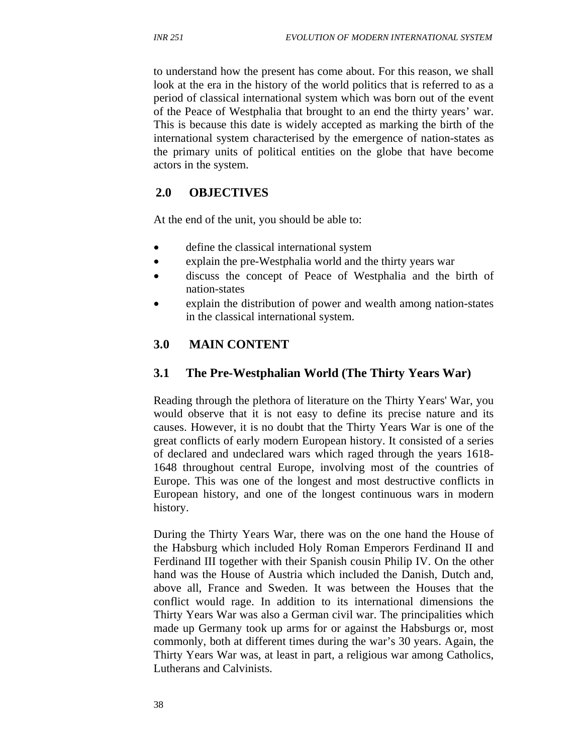to understand how the present has come about. For this reason, we shall look at the era in the history of the world politics that is referred to as a period of classical international system which was born out of the event of the Peace of Westphalia that brought to an end the thirty years' war. This is because this date is widely accepted as marking the birth of the international system characterised by the emergence of nation-states as the primary units of political entities on the globe that have become actors in the system.

## 2.0 OBJECTIVES

At the end of the unit, you should be able to:

- define the classical international system
- explain the pre-Westphalia world and the thirty years war
- discuss the concept of Peace of Westphalia and the birth of nation-states
- explain the distribution of power and wealth among nation-states in the classical international system.

## 3.0 MAIN CONTENT

### 3.1 The Pre-Westphalian World (The Thirty Years War)

Reading through the plethora of literature on the Thirty Years' War, you would observe that it is not easy to define its precise nature and its causes. However, it is no doubt that the Thirty Years War is one of the great conflicts of early modern European history. It consisted of a series of declared and undeclared wars which raged through the years 1618-1648 throughout central Europe, involving most of the countries of Europe. This was one of the longest and most destructive conflicts in European history, and one of the longest continuous wars in modern history.

During the Thirty Years War, there was on the one hand the House of the Habsburg which included Holy Roman Emperors Ferdinand II and Ferdinand III together with their Spanish cousin Philip IV. On the other hand was the House of Austria which included the Danish, Dutch and, above all, France and Sweden. It was between the Houses that the conflict would rage. In addition to its international dimensions the Thirty Years War was also a German civil war. The principalities which made up Germany took up arms for or against the Habsburgs or, most commonly, both at different times during the war's 30 years. Again, the Thirty Years War was, at least in part, a religious war among Catholics, Lutherans and Calvinists.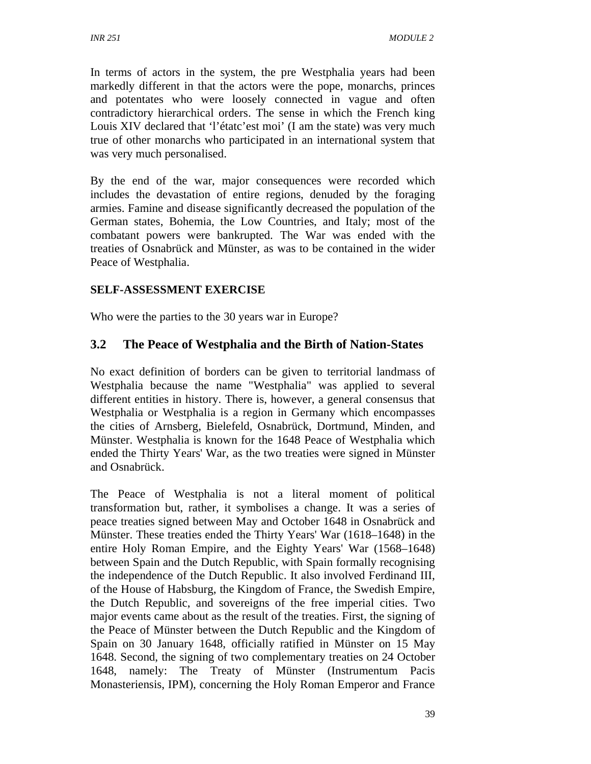In terms of actors in the system, the pre Westphalia years had been markedly different in that the actors were the pope, monarchs, princes and potentates who were loosely connected in vague and often contradictory hierarchical orders. The sense in which the French king Louis XIV declared that 'l'étatc'est moi' (I am the state) was very much true of other monarchs who participated in an international system that was very much personalised.

By the end of the war, major consequences were recorded which includes the devastation of entire regions, denuded by the foraging armies. Famine and disease significantly decreased the population of the German states, Bohemia, the Low Countries, and Italy; most of the combatant powers were bankrupted. The War was ended with the treaties of Osnabrück and Münster, as was to be contained in the wider Peace of Westphalia.

**SELF-ASSESSMENT EXERCISE**

Who were the parties to the 30 years war in Europe?

## 3.2 The Peace of Westphalia and the Birth of Nation-States

No exact definition of borders can be given to territorial landmass of Westphalia because the name "Westphalia" was applied to several different entities in history. There is, however, a general consensus that Westphalia or Westphalia is a region in Germany which encompasses the cities of Arnsberg, Bielefeld, Osnabrück, Dortmund, Minden, and Münster. Westphalia is known for the 1648 Peace of Westphalia which ended the Thirty Years' War, as the two treaties were signed in Münster and Osnabrück.

The Peace of Westphalia is not a literal moment of political transformation but, rather, it symbolises a change. It was a series of peace treaties signed between May and October 1648 in Osnabrück and Münster. These treaties ended the Thirty Years' War (1618–1648) in the entire Holy Roman Empire, and the Eighty Years' War (1568–1648) between Spain and the Dutch Republic, with Spain formally recognising the independence of the Dutch Republic. It also involved Ferdinand III, of the House of Habsburg, the Kingdom of France, the Swedish Empire, the Dutch Republic, and sovereigns of the free imperial cities. Two major events came about as the result of the treaties. First, the signing of the Peace of Münster between the Dutch Republic and the Kingdom of Spain on 30 January 1648, officially ratified in Münster on 15 May 1648. Second, the signing of two complementary treaties on 24 October 1648, namely: The Treaty of Münster (Instrumentum Pacis Monasteriensis, IPM), concerning the Holy Roman Emperor and France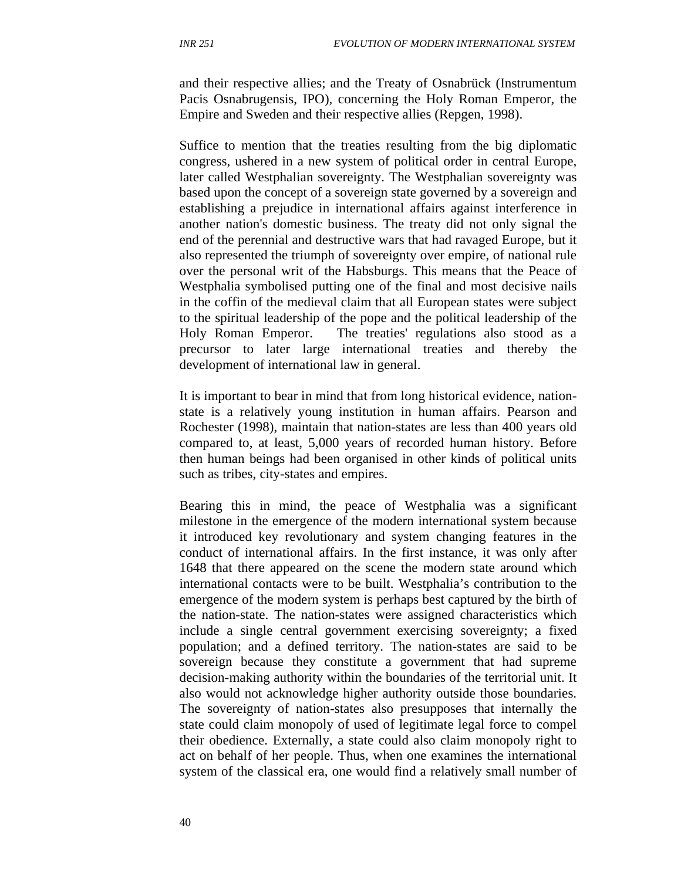and their respective allies; and the Treaty of Osnabrück (Instrumentum Pacis Osnabrugensis, IPO), concerning the Holy Roman Emperor, the Empire and Sweden and their respective allies (Repgen, 1998).

Suffice to mention that the treaties resulting from the big diplomatic congress, ushered in a new system of political order in central Europe, later called Westphalian sovereignty. The Westphalian sovereignty was based upon the concept of a sovereign state governed by a sovereign and establishing a prejudice in international affairs against interference in another nation's domestic business. The treaty did not only signal the end of the perennial and destructive wars that had ravaged Europe, but it also represented the triumph of sovereignty over empire, of national rule over the personal writ of the Habsburgs. This means that the Peace of Westphalia symbolised putting one of the final and most decisive nails in the coffin of the medieval claim that all European states were subject to the spiritual leadership of the pope and the political leadership of the Holy Roman Emperor. The treaties' regulations also stood as a precursor to later large international treaties and thereby the development of international law in general.

It is important to bear in mind that from long historical evidence, nation-state is a relatively young institution in human affairs. Pearson and Rochester (1998), maintain that nation-states are less than 400 years old compared to, at least, 5,000 years of recorded human history. Before then human beings had been organised in other kinds of political units such as tribes, city-states and empires.

Bearing this in mind, the peace of Westphalia was a significant milestone in the emergence of the modern international system because it introduced key revolutionary and system changing features in the conduct of international affairs. In the first instance, it was only after 1648 that there appeared on the scene the modern state around which international contacts were to be built. Westphalia's contribution to the emergence of the modern system is perhaps best captured by the birth of the nation-state. The nation-states were assigned characteristics which include a single central government exercising sovereignty; a fixed population; and a defined territory. The nation-states are said to be sovereign because they constitute a government that had supreme decision-making authority within the boundaries of the territorial unit. It also would not acknowledge higher authority outside those boundaries. The sovereignty of nation-states also presupposes that internally the state could claim monopoly of used of legitimate legal force to compel their obedience. Externally, a state could also claim monopoly right to act on behalf of her people. Thus, when one examines the international system of the classical era, one would find a relatively small number of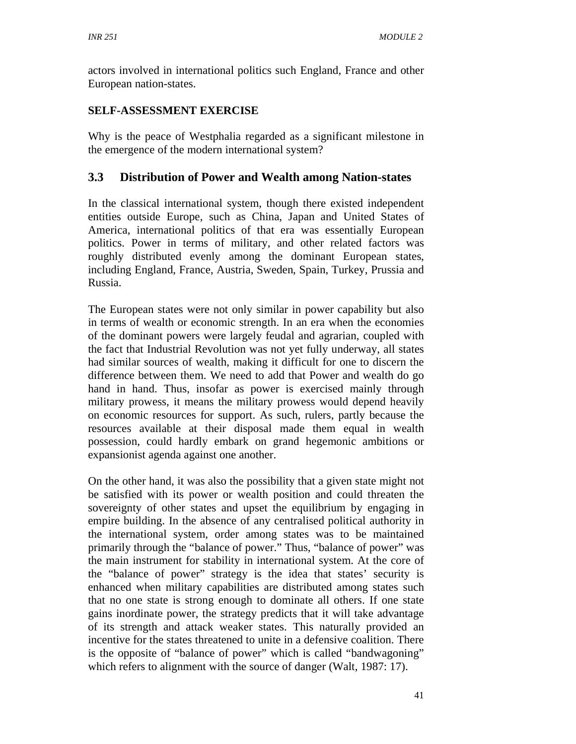actors involved in international politics such England, France and other European nation-states.

**SELF-ASSESSMENT EXERCISE**

Why is the peace of Westphalia regarded as a significant milestone in the emergence of the modern international system?

## 3.3 Distribution of Power and Wealth among Nation-states

In the classical international system, though there existed independent entities outside Europe, such as China, Japan and United States of America, international politics of that era was essentially European politics. Power in terms of military, and other related factors was roughly distributed evenly among the dominant European states, including England, France, Austria, Sweden, Spain, Turkey, Prussia and Russia.

The European states were not only similar in power capability but also in terms of wealth or economic strength. In an era when the economies of the dominant powers were largely feudal and agrarian, coupled with the fact that Industrial Revolution was not yet fully underway, all states had similar sources of wealth, making it difficult for one to discern the difference between them. We need to add that Power and wealth do go hand in hand. Thus, insofar as power is exercised mainly through military prowess, it means the military prowess would depend heavily on economic resources for support. As such, rulers, partly because the resources available at their disposal made them equal in wealth possession, could hardly embark on grand hegemonic ambitions or expansionist agenda against one another.

On the other hand, it was also the possibility that a given state might not be satisfied with its power or wealth position and could threaten the sovereignty of other states and upset the equilibrium by engaging in empire building. In the absence of any centralised political authority in the international system, order among states was to be maintained primarily through the "balance of power." Thus, "balance of power" was the main instrument for stability in international system. At the core of the "balance of power" strategy is the idea that states' security is enhanced when military capabilities are distributed among states such that no one state is strong enough to dominate all others. If one state gains inordinate power, the strategy predicts that it will take advantage of its strength and attack weaker states. This naturally provided an incentive for the states threatened to unite in a defensive coalition. There is the opposite of "balance of power" which is called "bandwagoning" which refers to alignment with the source of danger (Walt, 1987: 17).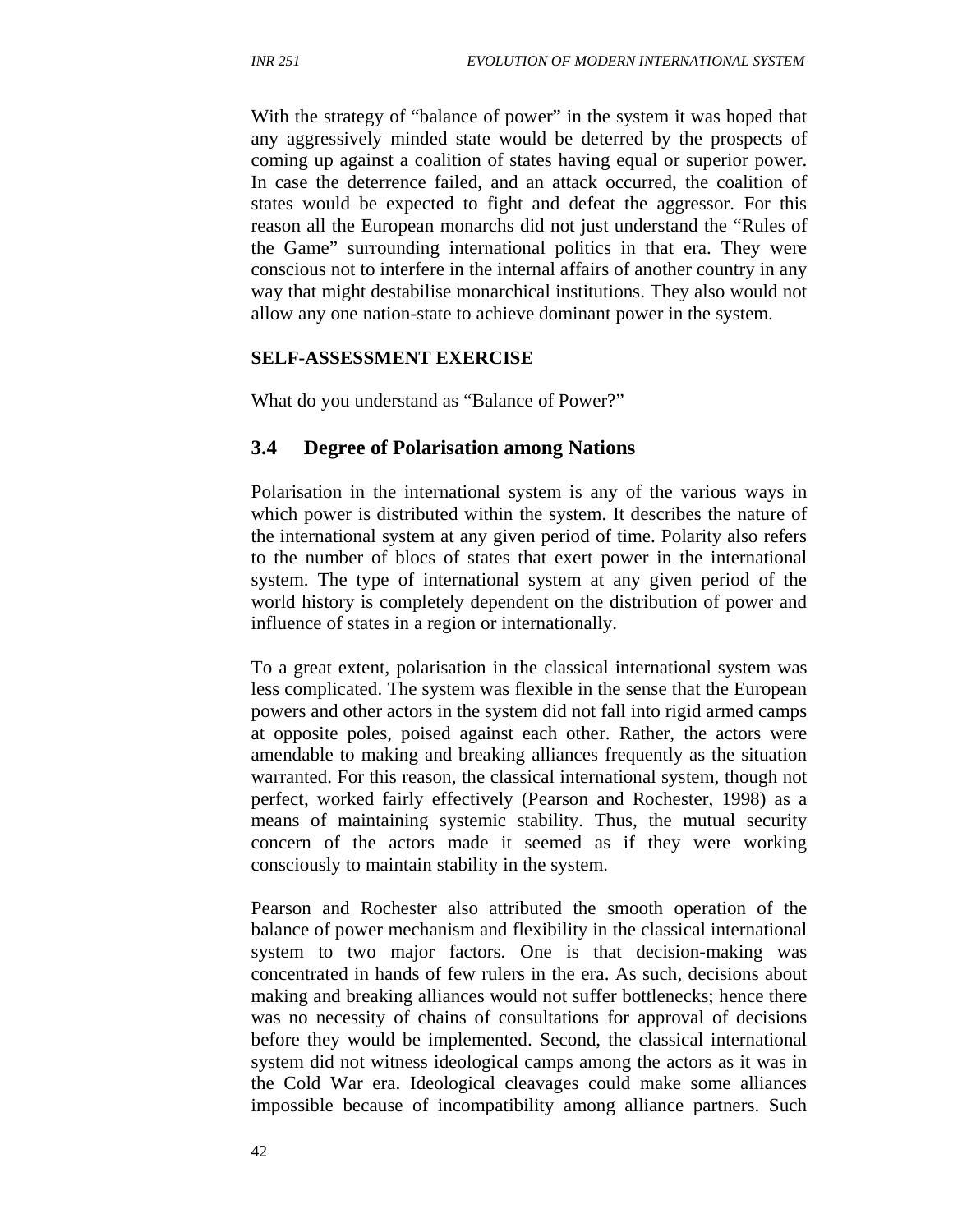With the strategy of "balance of power" in the system it was hoped that any aggressively minded state would be deterred by the prospects of coming up against a coalition of states having equal or superior power. In case the deterrence failed, and an attack occurred, the coalition of states would be expected to fight and defeat the aggressor. For this reason all the European monarchs did not just understand the "Rules of the Game" surrounding international politics in that era. They were conscious not to interfere in the internal affairs of another country in any way that might destabilise monarchical institutions. They also would not allow any one nation-state to achieve dominant power in the system.

**SELF-ASSESSMENT EXERCISE**

What do you understand as "Balance of Power?"

### 3.4 Degree of Polarisation among Nations

Polarisation in the international system is any of the various ways in which power is distributed within the system. It describes the nature of the international system at any given period of time. Polarity also refers to the number of blocs of states that exert power in the international system. The type of international system at any given period of the world history is completely dependent on the distribution of power and influence of states in a region or internationally.

To a great extent, polarisation in the classical international system was less complicated. The system was flexible in the sense that the European powers and other actors in the system did not fall into rigid armed camps at opposite poles, poised against each other. Rather, the actors were amendable to making and breaking alliances frequently as the situation warranted. For this reason, the classical international system, though not perfect, worked fairly effectively (Pearson and Rochester, 1998) as a means of maintaining systemic stability. Thus, the mutual security concern of the actors made it seemed as if they were working consciously to maintain stability in the system.

Pearson and Rochester also attributed the smooth operation of the balance of power mechanism and flexibility in the classical international system to two major factors. One is that decision-making was concentrated in hands of few rulers in the era. As such, decisions about making and breaking alliances would not suffer bottlenecks; hence there was no necessity of chains of consultations for approval of decisions before they would be implemented. Second, the classical international system did not witness ideological camps among the actors as it was in the Cold War era. Ideological cleavages could make some alliances impossible because of incompatibility among alliance partners. Such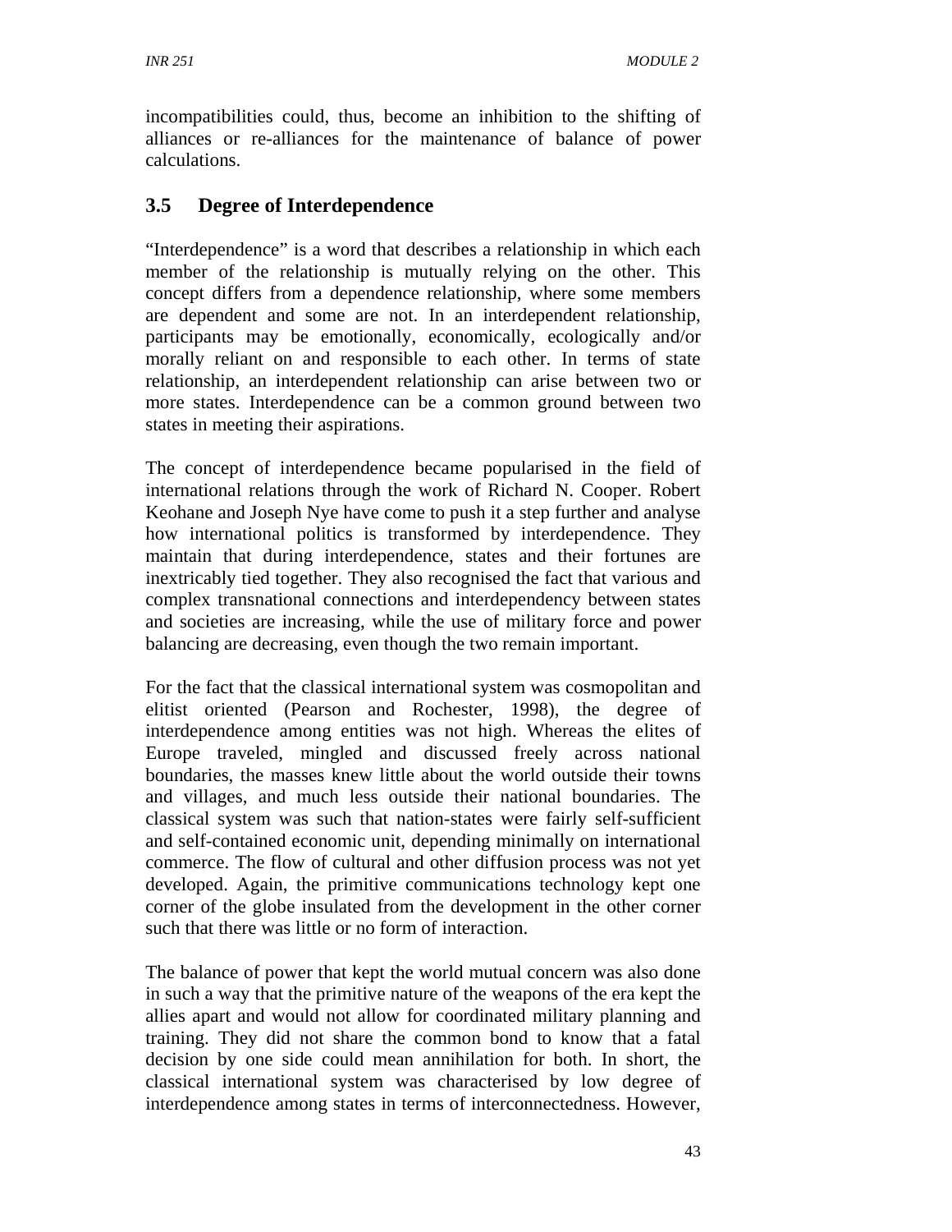incompatibilities could, thus, become an inhibition to the shifting of alliances or re-alliances for the maintenance of balance of power calculations.

## 3.5 Degree of Interdependence

"Interdependence" is a word that describes a relationship in which each member of the relationship is mutually relying on the other. This concept differs from a dependence relationship, where some members are dependent and some are not. In an interdependent relationship, participants may be emotionally, economically, ecologically and/or morally reliant on and responsible to each other. In terms of state relationship, an interdependent relationship can arise between two or more states. Interdependence can be a common ground between two states in meeting their aspirations.

The concept of interdependence became popularised in the field of international relations through the work of Richard N. Cooper. Robert Keohane and Joseph Nye have come to push it a step further and analyse how international politics is transformed by interdependence. They maintain that during interdependence, states and their fortunes are inextricably tied together. They also recognised the fact that various and complex transnational connections and interdependency between states and societies are increasing, while the use of military force and power balancing are decreasing, even though the two remain important.

For the fact that the classical international system was cosmopolitan and elitist oriented (Pearson and Rochester, 1998), the degree of interdependence among entities was not high. Whereas the elites of Europe traveled, mingled and discussed freely across national boundaries, the masses knew little about the world outside their towns and villages, and much less outside their national boundaries. The classical system was such that nation-states were fairly self-sufficient and self-contained economic unit, depending minimally on international commerce. The flow of cultural and other diffusion process was not yet developed. Again, the primitive communications technology kept one corner of the globe insulated from the development in the other corner such that there was little or no form of interaction.

The balance of power that kept the world mutual concern was also done in such a way that the primitive nature of the weapons of the era kept the allies apart and would not allow for coordinated military planning and training. They did not share the common bond to know that a fatal decision by one side could mean annihilation for both. In short, the classical international system was characterised by low degree of interdependence among states in terms of interconnectedness. However,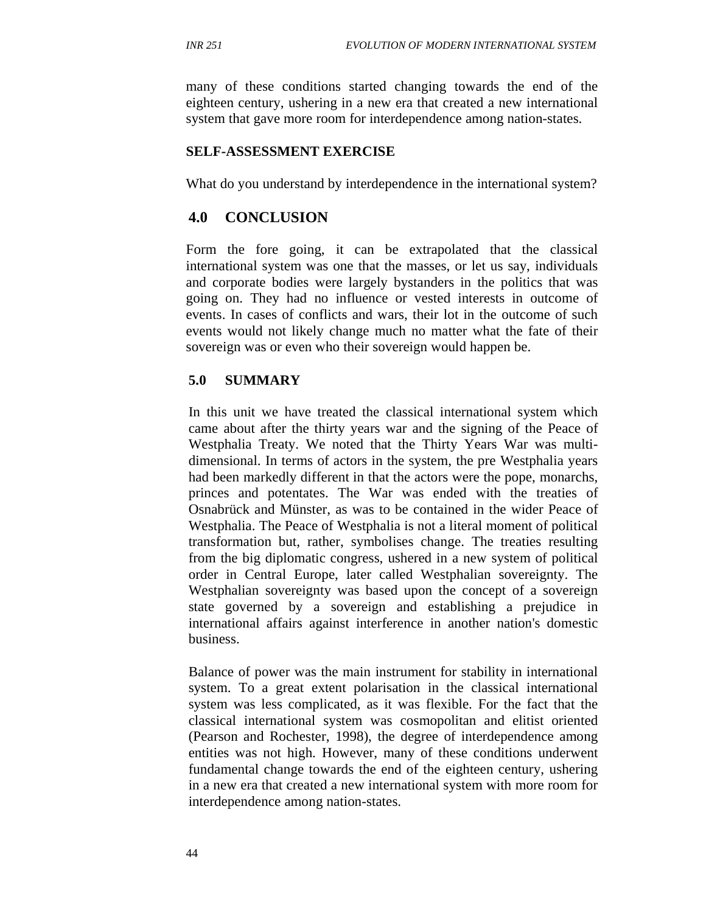many of these conditions started changing towards the end of the eighteen century, ushering in a new era that created a new international system that gave more room for interdependence among nation-states.

**SELF-ASSESSMENT EXERCISE**

What do you understand by interdependence in the international system?

## 4.0 CONCLUSION

Form the fore going, it can be extrapolated that the classical international system was one that the masses, or let us say, individuals and corporate bodies were largely bystanders in the politics that was going on. They had no influence or vested interests in outcome of events. In cases of conflicts and wars, their lot in the outcome of such events would not likely change much no matter what the fate of their sovereign was or even who their sovereign would happen be.

## 5.0 SUMMARY

In this unit we have treated the classical international system which came about after the thirty years war and the signing of the Peace of Westphalia Treaty. We noted that the Thirty Years War was multi-dimensional. In terms of actors in the system, the pre Westphalia years had been markedly different in that the actors were the pope, monarchs, princes and potentates. The War was ended with the treaties of Osnabrück and Münster, as was to be contained in the wider Peace of Westphalia. The Peace of Westphalia is not a literal moment of political transformation but, rather, symbolises change. The treaties resulting from the big diplomatic congress, ushered in a new system of political order in Central Europe, later called Westphalian sovereignty. The Westphalian sovereignty was based upon the concept of a sovereign state governed by a sovereign and establishing a prejudice in international affairs against interference in another nation's domestic business.

Balance of power was the main instrument for stability in international system. To a great extent polarisation in the classical international system was less complicated, as it was flexible. For the fact that the classical international system was cosmopolitan and elitist oriented (Pearson and Rochester, 1998), the degree of interdependence among entities was not high. However, many of these conditions underwent fundamental change towards the end of the eighteen century, ushering in a new era that created a new international system with more room for interdependence among nation-states.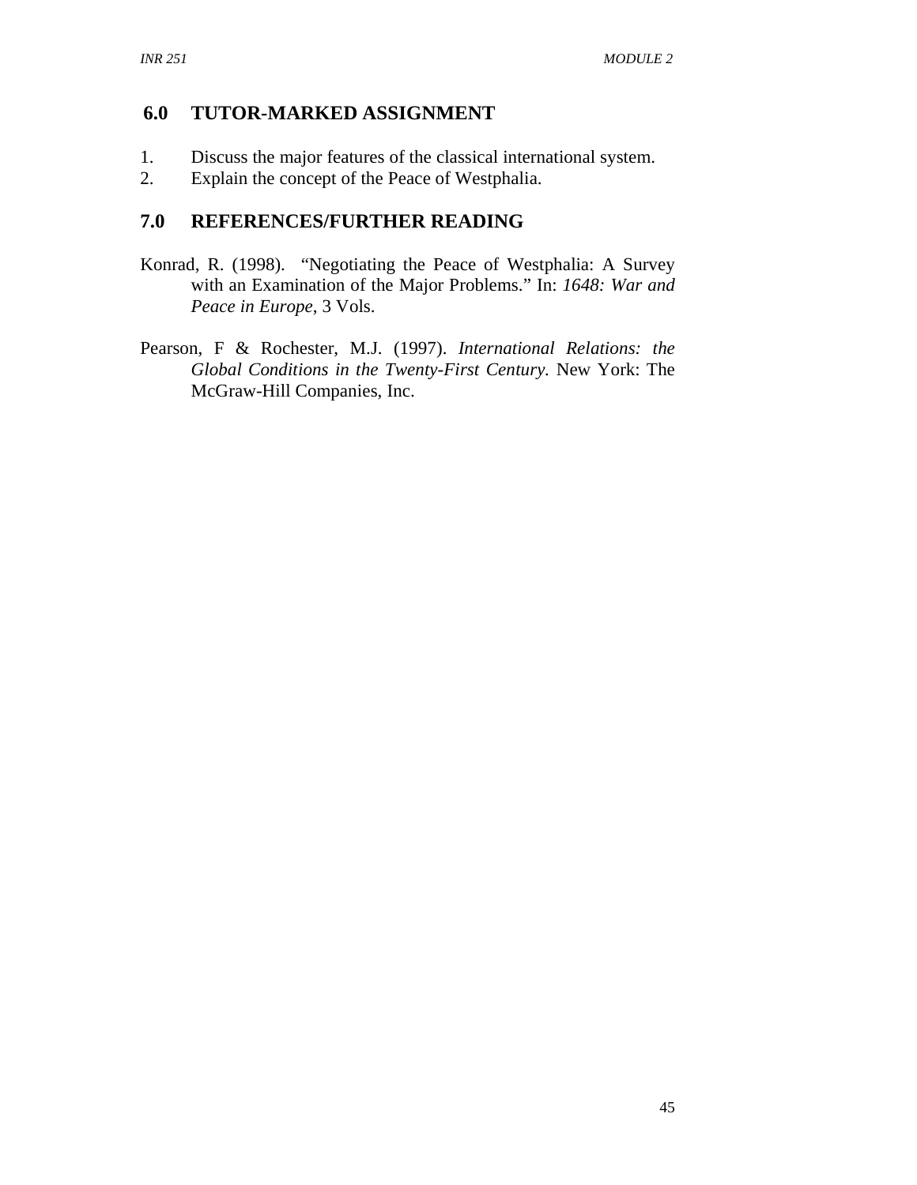## 6.0 TUTOR-MARKED ASSIGNMENT

1. Discuss the major features of the classical international system.
2. Explain the concept of the Peace of Westphalia.

## 7.0 REFERENCES/FURTHER READING

Konrad, R. (1998). "Negotiating the Peace of Westphalia: A Survey with an Examination of the Major Problems." In: *1648: War and Peace in Europe*, 3 Vols.

Pearson, F & Rochester, M.J. (1997). *International Relations: the Global Conditions in the Twenty-First Century*. New York: The McGraw-Hill Companies, Inc.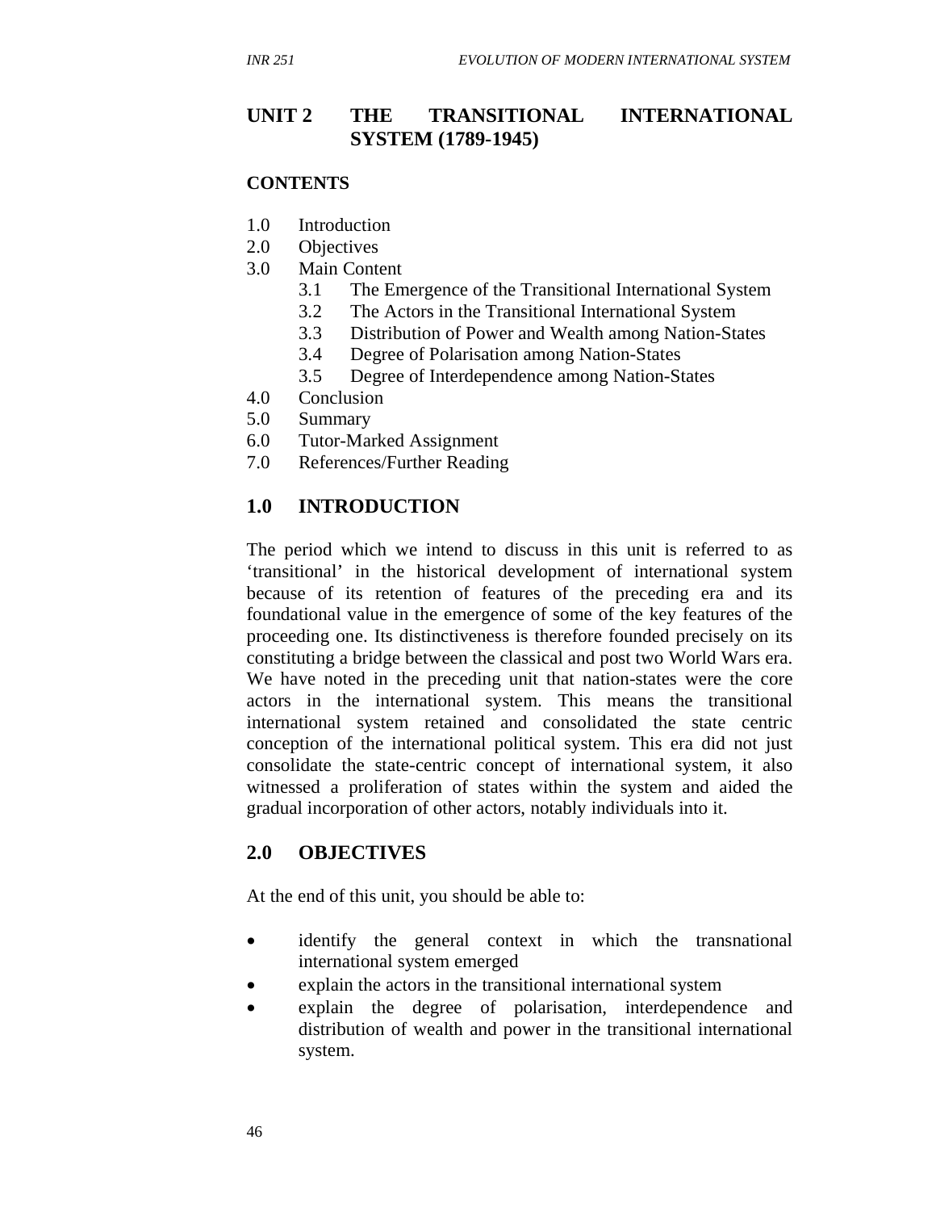# UNIT 2 THE TRANSITIONAL INTERNATIONAL SYSTEM (1789-1945)

**CONTENTS**

1.0 Introduction
2.0 Objectives
3.0 Main Content
    3.1 The Emergence of the Transitional International System
    3.2 The Actors in the Transitional International System
    3.3 Distribution of Power and Wealth among Nation-States
    3.4 Degree of Polarisation among Nation-States
    3.5 Degree of Interdependence among Nation-States
4.0 Conclusion
5.0 Summary
6.0 Tutor-Marked Assignment
7.0 References/Further Reading

## 1.0 INTRODUCTION

The period which we intend to discuss in this unit is referred to as 'transitional' in the historical development of international system because of its retention of features of the preceding era and its foundational value in the emergence of some of the key features of the proceeding one. Its distinctiveness is therefore founded precisely on its constituting a bridge between the classical and post two World Wars era. We have noted in the preceding unit that nation-states were the core actors in the international system. This means the transitional international system retained and consolidated the state centric conception of the international political system. This era did not just consolidate the state-centric concept of international system, it also witnessed a proliferation of states within the system and aided the gradual incorporation of other actors, notably individuals into it.

## 2.0 OBJECTIVES

At the end of this unit, you should be able to:

- identify the general context in which the transnational international system emerged
- explain the actors in the transitional international system
- explain the degree of polarisation, interdependence and distribution of wealth and power in the transitional international system.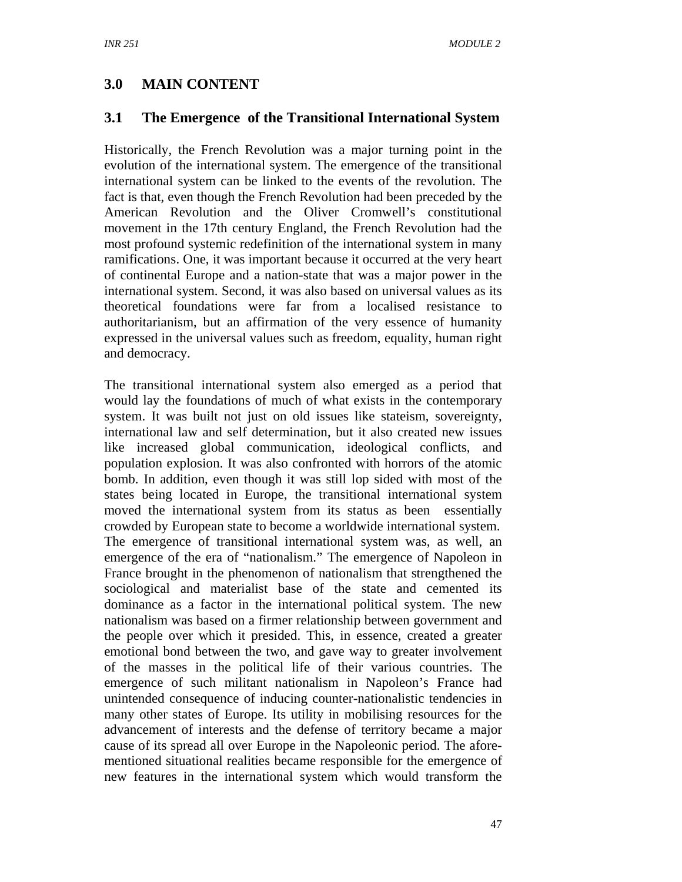## 3.0 MAIN CONTENT

### 3.1 The Emergence of the Transitional International System

Historically, the French Revolution was a major turning point in the evolution of the international system. The emergence of the transitional international system can be linked to the events of the revolution. The fact is that, even though the French Revolution had been preceded by the American Revolution and the Oliver Cromwell's constitutional movement in the 17th century England, the French Revolution had the most profound systemic redefinition of the international system in many ramifications. One, it was important because it occurred at the very heart of continental Europe and a nation-state that was a major power in the international system. Second, it was also based on universal values as its theoretical foundations were far from a localised resistance to authoritarianism, but an affirmation of the very essence of humanity expressed in the universal values such as freedom, equality, human right and democracy.

The transitional international system also emerged as a period that would lay the foundations of much of what exists in the contemporary system. It was built not just on old issues like stateism, sovereignty, international law and self determination, but it also created new issues like increased global communication, ideological conflicts, and population explosion. It was also confronted with horrors of the atomic bomb. In addition, even though it was still lop sided with most of the states being located in Europe, the transitional international system moved the international system from its status as been essentially crowded by European state to become a worldwide international system. The emergence of transitional international system was, as well, an emergence of the era of "nationalism." The emergence of Napoleon in France brought in the phenomenon of nationalism that strengthened the sociological and materialist base of the state and cemented its dominance as a factor in the international political system. The new nationalism was based on a firmer relationship between government and the people over which it presided. This, in essence, created a greater emotional bond between the two, and gave way to greater involvement of the masses in the political life of their various countries. The emergence of such militant nationalism in Napoleon's France had unintended consequence of inducing counter-nationalistic tendencies in many other states of Europe. Its utility in mobilising resources for the advancement of interests and the defense of territory became a major cause of its spread all over Europe in the Napoleonic period. The afore-mentioned situational realities became responsible for the emergence of new features in the international system which would transform the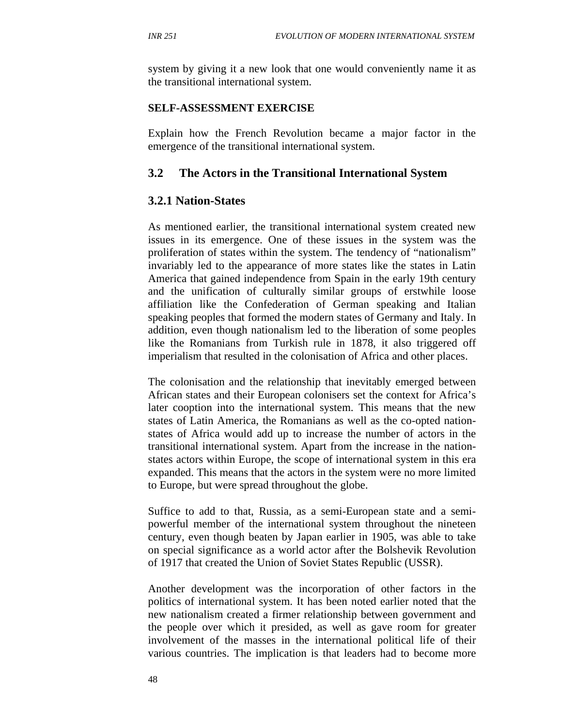system by giving it a new look that one would conveniently name it as the transitional international system.

**SELF-ASSESSMENT EXERCISE**

Explain how the French Revolution became a major factor in the emergence of the transitional international system.

## 3.2 The Actors in the Transitional International System

### 3.2.1 Nation-States

As mentioned earlier, the transitional international system created new issues in its emergence. One of these issues in the system was the proliferation of states within the system. The tendency of "nationalism" invariably led to the appearance of more states like the states in Latin America that gained independence from Spain in the early 19th century and the unification of culturally similar groups of erstwhile loose affiliation like the Confederation of German speaking and Italian speaking peoples that formed the modern states of Germany and Italy. In addition, even though nationalism led to the liberation of some peoples like the Romanians from Turkish rule in 1878, it also triggered off imperialism that resulted in the colonisation of Africa and other places.

The colonisation and the relationship that inevitably emerged between African states and their European colonisers set the context for Africa's later cooption into the international system. This means that the new states of Latin America, the Romanians as well as the co-opted nation-states of Africa would add up to increase the number of actors in the transitional international system. Apart from the increase in the nation-states actors within Europe, the scope of international system in this era expanded. This means that the actors in the system were no more limited to Europe, but were spread throughout the globe.

Suffice to add to that, Russia, as a semi-European state and a semi-powerful member of the international system throughout the nineteen century, even though beaten by Japan earlier in 1905, was able to take on special significance as a world actor after the Bolshevik Revolution of 1917 that created the Union of Soviet States Republic (USSR).

Another development was the incorporation of other factors in the politics of international system. It has been noted earlier noted that the new nationalism created a firmer relationship between government and the people over which it presided, as well as gave room for greater involvement of the masses in the international political life of their various countries. The implication is that leaders had to become more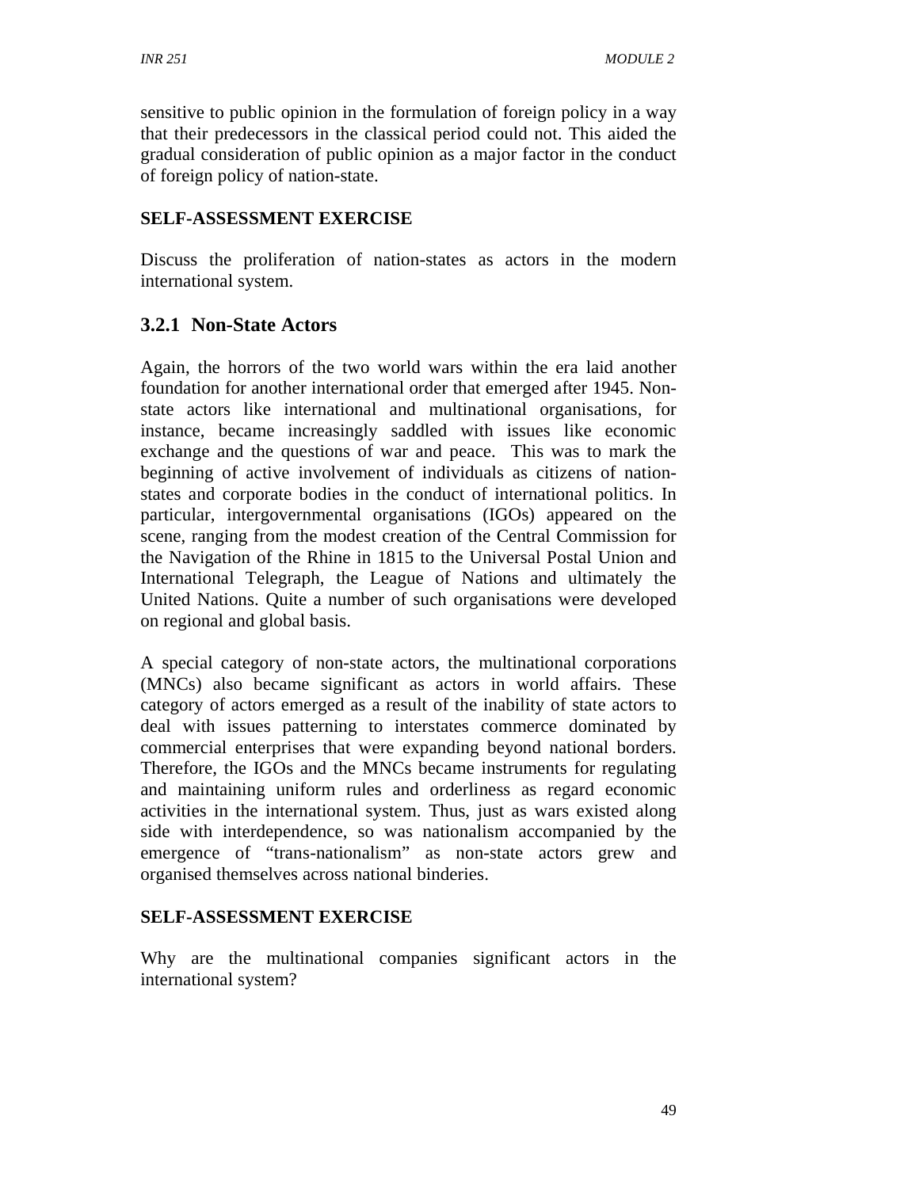sensitive to public opinion in the formulation of foreign policy in a way that their predecessors in the classical period could not. This aided the gradual consideration of public opinion as a major factor in the conduct of foreign policy of nation-state.

**SELF-ASSESSMENT EXERCISE**

Discuss the proliferation of nation-states as actors in the modern international system.

### 3.2.1 Non-State Actors

Again, the horrors of the two world wars within the era laid another foundation for another international order that emerged after 1945. Non-state actors like international and multinational organisations, for instance, became increasingly saddled with issues like economic exchange and the questions of war and peace. This was to mark the beginning of active involvement of individuals as citizens of nation-states and corporate bodies in the conduct of international politics. In particular, intergovernmental organisations (IGOs) appeared on the scene, ranging from the modest creation of the Central Commission for the Navigation of the Rhine in 1815 to the Universal Postal Union and International Telegraph, the League of Nations and ultimately the United Nations. Quite a number of such organisations were developed on regional and global basis.

A special category of non-state actors, the multinational corporations (MNCs) also became significant as actors in world affairs. These category of actors emerged as a result of the inability of state actors to deal with issues patterning to interstates commerce dominated by commercial enterprises that were expanding beyond national borders. Therefore, the IGOs and the MNCs became instruments for regulating and maintaining uniform rules and orderliness as regard economic activities in the international system. Thus, just as wars existed along side with interdependence, so was nationalism accompanied by the emergence of "trans-nationalism" as non-state actors grew and organised themselves across national binderies.

**SELF-ASSESSMENT EXERCISE**

Why are the multinational companies significant actors in the international system?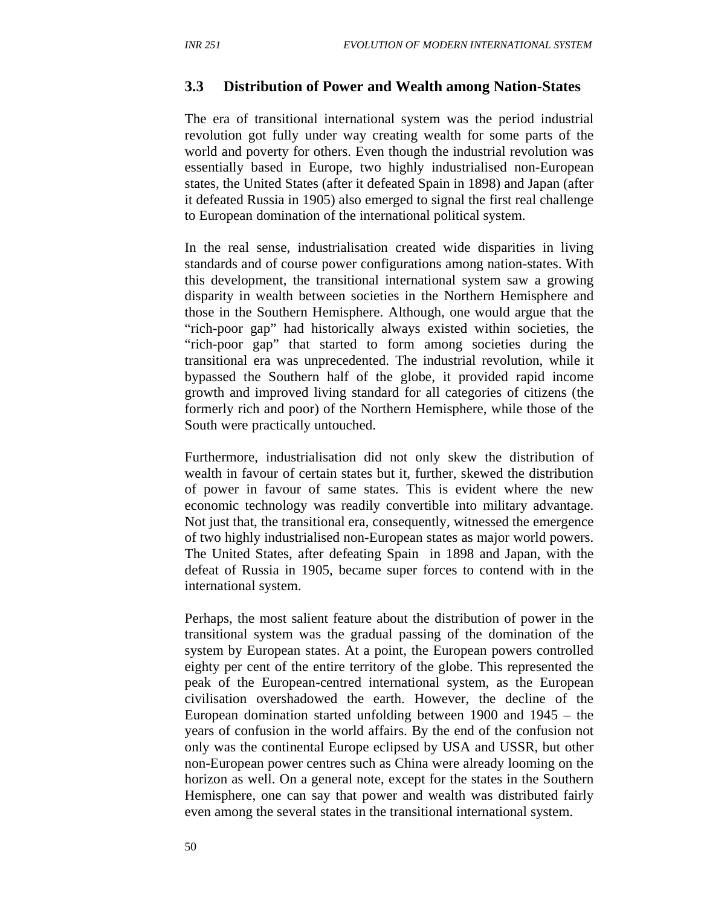### 3.3 Distribution of Power and Wealth among Nation-States

The era of transitional international system was the period industrial revolution got fully under way creating wealth for some parts of the world and poverty for others. Even though the industrial revolution was essentially based in Europe, two highly industrialised non-European states, the United States (after it defeated Spain in 1898) and Japan (after it defeated Russia in 1905) also emerged to signal the first real challenge to European domination of the international political system.

In the real sense, industrialisation created wide disparities in living standards and of course power configurations among nation-states. With this development, the transitional international system saw a growing disparity in wealth between societies in the Northern Hemisphere and those in the Southern Hemisphere. Although, one would argue that the "rich-poor gap" had historically always existed within societies, the "rich-poor gap" that started to form among societies during the transitional era was unprecedented. The industrial revolution, while it bypassed the Southern half of the globe, it provided rapid income growth and improved living standard for all categories of citizens (the formerly rich and poor) of the Northern Hemisphere, while those of the South were practically untouched.

Furthermore, industrialisation did not only skew the distribution of wealth in favour of certain states but it, further, skewed the distribution of power in favour of same states. This is evident where the new economic technology was readily convertible into military advantage. Not just that, the transitional era, consequently, witnessed the emergence of two highly industrialised non-European states as major world powers. The United States, after defeating Spain in 1898 and Japan, with the defeat of Russia in 1905, became super forces to contend with in the international system.

Perhaps, the most salient feature about the distribution of power in the transitional system was the gradual passing of the domination of the system by European states. At a point, the European powers controlled eighty per cent of the entire territory of the globe. This represented the peak of the European-centred international system, as the European civilisation overshadowed the earth. However, the decline of the European domination started unfolding between 1900 and 1945 – the years of confusion in the world affairs. By the end of the confusion not only was the continental Europe eclipsed by USA and USSR, but other non-European power centres such as China were already looming on the horizon as well. On a general note, except for the states in the Southern Hemisphere, one can say that power and wealth was distributed fairly even among the several states in the transitional international system.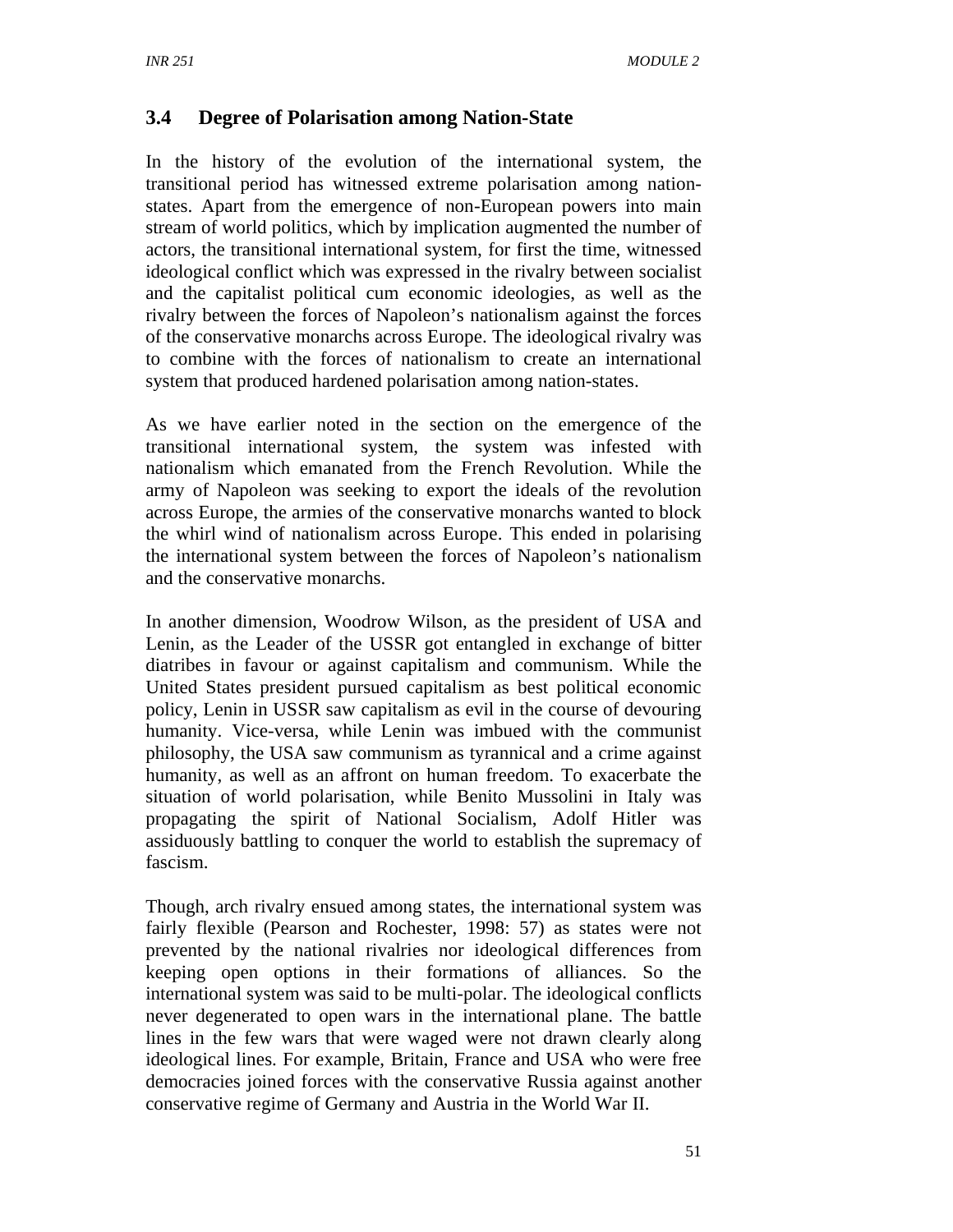### 3.4 Degree of Polarisation among Nation-State

In the history of the evolution of the international system, the transitional period has witnessed extreme polarisation among nation-states. Apart from the emergence of non-European powers into main stream of world politics, which by implication augmented the number of actors, the transitional international system, for first the time, witnessed ideological conflict which was expressed in the rivalry between socialist and the capitalist political cum economic ideologies, as well as the rivalry between the forces of Napoleon's nationalism against the forces of the conservative monarchs across Europe. The ideological rivalry was to combine with the forces of nationalism to create an international system that produced hardened polarisation among nation-states.

As we have earlier noted in the section on the emergence of the transitional international system, the system was infested with nationalism which emanated from the French Revolution. While the army of Napoleon was seeking to export the ideals of the revolution across Europe, the armies of the conservative monarchs wanted to block the whirl wind of nationalism across Europe. This ended in polarising the international system between the forces of Napoleon's nationalism and the conservative monarchs.

In another dimension, Woodrow Wilson, as the president of USA and Lenin, as the Leader of the USSR got entangled in exchange of bitter diatribes in favour or against capitalism and communism. While the United States president pursued capitalism as best political economic policy, Lenin in USSR saw capitalism as evil in the course of devouring humanity. Vice-versa, while Lenin was imbued with the communist philosophy, the USA saw communism as tyrannical and a crime against humanity, as well as an affront on human freedom. To exacerbate the situation of world polarisation, while Benito Mussolini in Italy was propagating the spirit of National Socialism, Adolf Hitler was assiduously battling to conquer the world to establish the supremacy of fascism.

Though, arch rivalry ensued among states, the international system was fairly flexible (Pearson and Rochester, 1998: 57) as states were not prevented by the national rivalries nor ideological differences from keeping open options in their formations of alliances. So the international system was said to be multi-polar. The ideological conflicts never degenerated to open wars in the international plane. The battle lines in the few wars that were waged were not drawn clearly along ideological lines. For example, Britain, France and USA who were free democracies joined forces with the conservative Russia against another conservative regime of Germany and Austria in the World War II.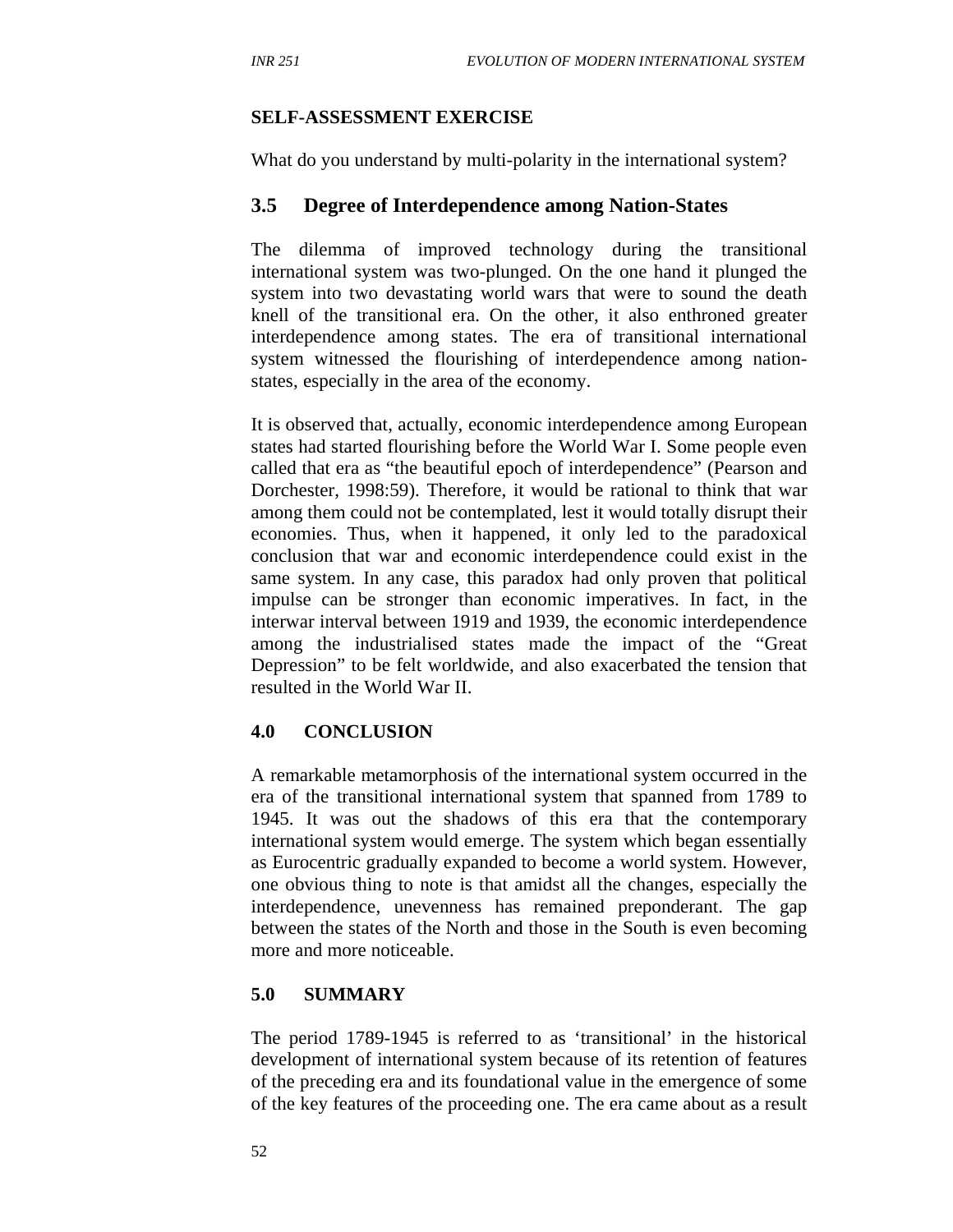**SELF-ASSESSMENT EXERCISE**

What do you understand by multi-polarity in the international system?

## 3.5 Degree of Interdependence among Nation-States

The dilemma of improved technology during the transitional international system was two-plunged. On the one hand it plunged the system into two devastating world wars that were to sound the death knell of the transitional era. On the other, it also enthroned greater interdependence among states. The era of transitional international system witnessed the flourishing of interdependence among nation-states, especially in the area of the economy.

It is observed that, actually, economic interdependence among European states had started flourishing before the World War I. Some people even called that era as "the beautiful epoch of interdependence" (Pearson and Dorchester, 1998:59). Therefore, it would be rational to think that war among them could not be contemplated, lest it would totally disrupt their economies. Thus, when it happened, it only led to the paradoxical conclusion that war and economic interdependence could exist in the same system. In any case, this paradox had only proven that political impulse can be stronger than economic imperatives. In fact, in the interwar interval between 1919 and 1939, the economic interdependence among the industrialised states made the impact of the "Great Depression" to be felt worldwide, and also exacerbated the tension that resulted in the World War II.

## 4.0 CONCLUSION

A remarkable metamorphosis of the international system occurred in the era of the transitional international system that spanned from 1789 to 1945. It was out the shadows of this era that the contemporary international system would emerge. The system which began essentially as Eurocentric gradually expanded to become a world system. However, one obvious thing to note is that amidst all the changes, especially the interdependence, unevenness has remained preponderant. The gap between the states of the North and those in the South is even becoming more and more noticeable.

## 5.0 SUMMARY

The period 1789-1945 is referred to as 'transitional' in the historical development of international system because of its retention of features of the preceding era and its foundational value in the emergence of some of the key features of the proceeding one. The era came about as a result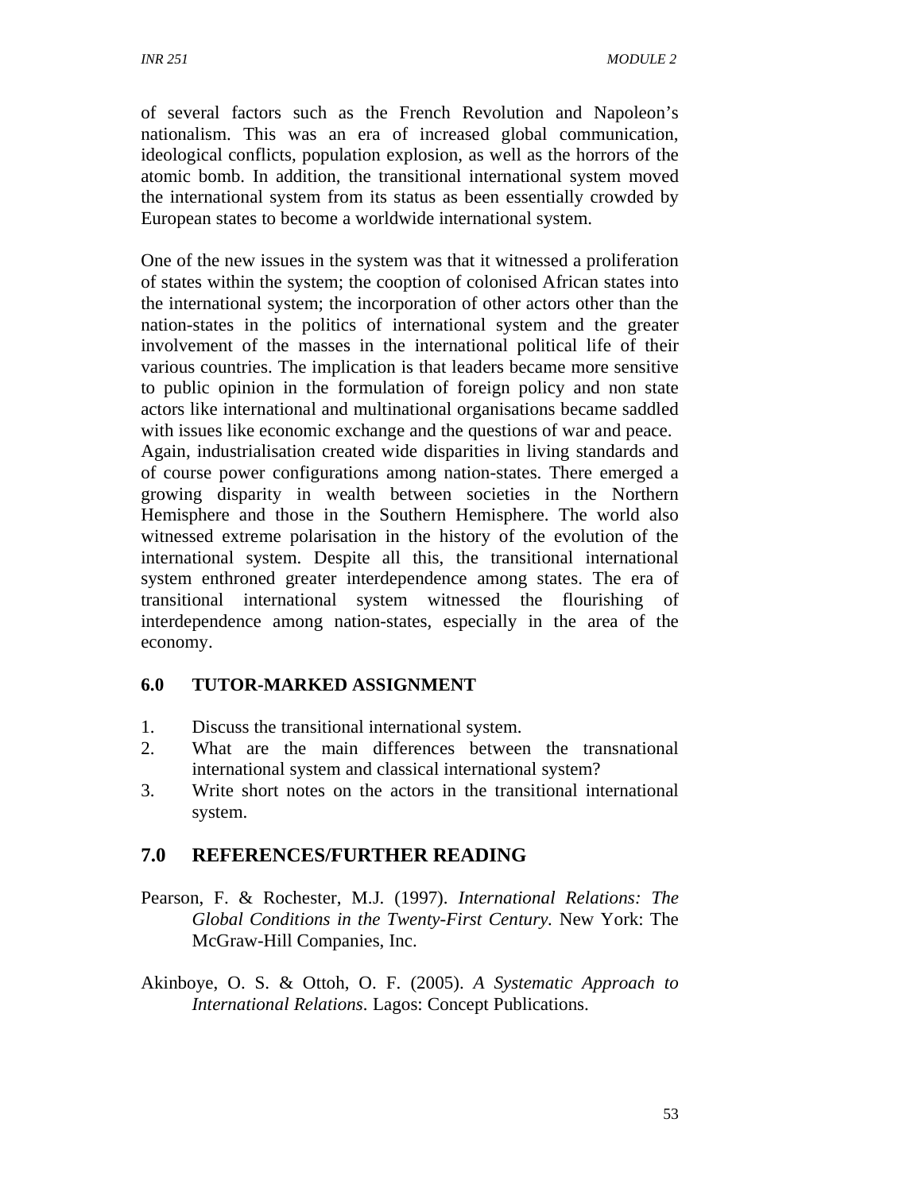of several factors such as the French Revolution and Napoleon's nationalism. This was an era of increased global communication, ideological conflicts, population explosion, as well as the horrors of the atomic bomb. In addition, the transitional international system moved the international system from its status as been essentially crowded by European states to become a worldwide international system.

One of the new issues in the system was that it witnessed a proliferation of states within the system; the cooption of colonised African states into the international system; the incorporation of other actors other than the nation-states in the politics of international system and the greater involvement of the masses in the international political life of their various countries. The implication is that leaders became more sensitive to public opinion in the formulation of foreign policy and non state actors like international and multinational organisations became saddled with issues like economic exchange and the questions of war and peace. Again, industrialisation created wide disparities in living standards and of course power configurations among nation-states. There emerged a growing disparity in wealth between societies in the Northern Hemisphere and those in the Southern Hemisphere. The world also witnessed extreme polarisation in the history of the evolution of the international system. Despite all this, the transitional international system enthroned greater interdependence among states. The era of transitional international system witnessed the flourishing of interdependence among nation-states, especially in the area of the economy.

## 6.0 TUTOR-MARKED ASSIGNMENT

1. Discuss the transitional international system.
2. What are the main differences between the transnational international system and classical international system?
3. Write short notes on the actors in the transitional international system.

## 7.0 REFERENCES/FURTHER READING

Pearson, F. & Rochester, M.J. (1997). *International Relations: The Global Conditions in the Twenty-First Century*. New York: The McGraw-Hill Companies, Inc.

Akinboye, O. S. & Ottoh, O. F. (2005). *A Systematic Approach to International Relations*. Lagos: Concept Publications.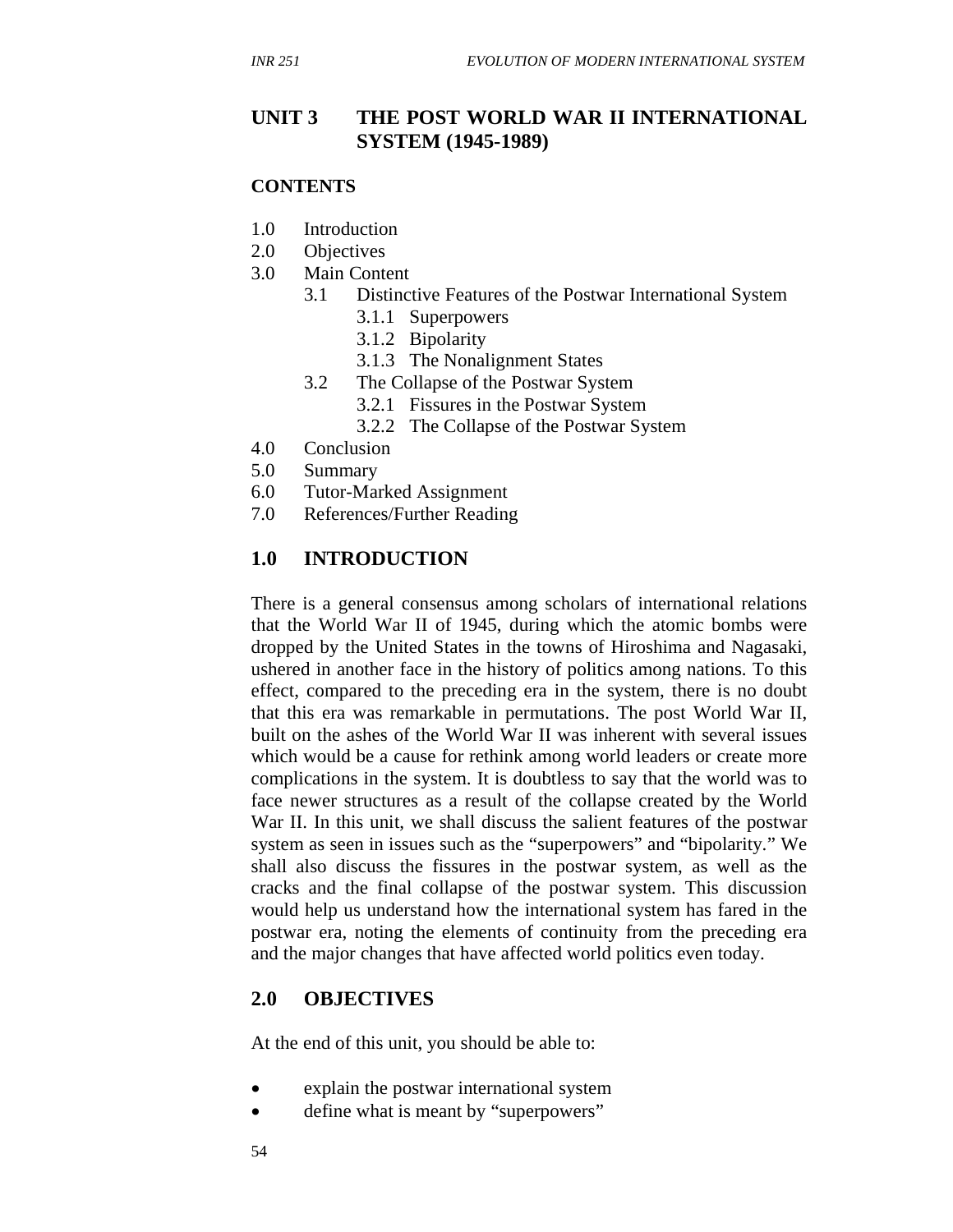# UNIT 3 THE POST WORLD WAR II INTERNATIONAL SYSTEM (1945-1989)

## CONTENTS

1.0 Introduction
2.0 Objectives
3.0 Main Content
    3.1 Distinctive Features of the Postwar International System
        3.1.1 Superpowers
        3.1.2 Bipolarity
        3.1.3 The Nonalignment States
    3.2 The Collapse of the Postwar System
        3.2.1 Fissures in the Postwar System
        3.2.2 The Collapse of the Postwar System
4.0 Conclusion
5.0 Summary
6.0 Tutor-Marked Assignment
7.0 References/Further Reading

## 1.0 INTRODUCTION

There is a general consensus among scholars of international relations that the World War II of 1945, during which the atomic bombs were dropped by the United States in the towns of Hiroshima and Nagasaki, ushered in another face in the history of politics among nations. To this effect, compared to the preceding era in the system, there is no doubt that this era was remarkable in permutations. The post World War II, built on the ashes of the World War II was inherent with several issues which would be a cause for rethink among world leaders or create more complications in the system. It is doubtless to say that the world was to face newer structures as a result of the collapse created by the World War II. In this unit, we shall discuss the salient features of the postwar system as seen in issues such as the "superpowers" and "bipolarity." We shall also discuss the fissures in the postwar system, as well as the cracks and the final collapse of the postwar system. This discussion would help us understand how the international system has fared in the postwar era, noting the elements of continuity from the preceding era and the major changes that have affected world politics even today.

## 2.0 OBJECTIVES

At the end of this unit, you should be able to:

- explain the postwar international system
- define what is meant by "superpowers"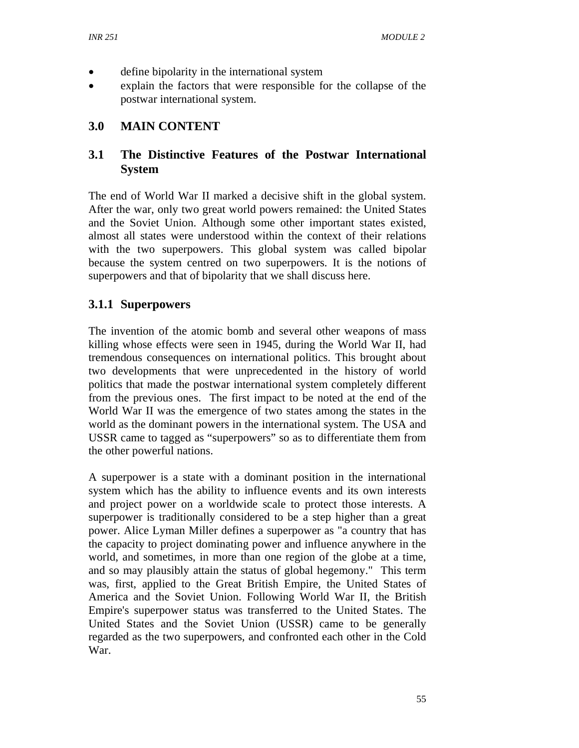- define bipolarity in the international system
- explain the factors that were responsible for the collapse of the postwar international system.

## 3.0 MAIN CONTENT

### 3.1 The Distinctive Features of the Postwar International System

The end of World War II marked a decisive shift in the global system. After the war, only two great world powers remained: the United States and the Soviet Union. Although some other important states existed, almost all states were understood within the context of their relations with the two superpowers. This global system was called bipolar because the system centred on two superpowers. It is the notions of superpowers and that of bipolarity that we shall discuss here.

#### 3.1.1 Superpowers

The invention of the atomic bomb and several other weapons of mass killing whose effects were seen in 1945, during the World War II, had tremendous consequences on international politics. This brought about two developments that were unprecedented in the history of world politics that made the postwar international system completely different from the previous ones. The first impact to be noted at the end of the World War II was the emergence of two states among the states in the world as the dominant powers in the international system. The USA and USSR came to tagged as "superpowers" so as to differentiate them from the other powerful nations.

A superpower is a state with a dominant position in the international system which has the ability to influence events and its own interests and project power on a worldwide scale to protect those interests. A superpower is traditionally considered to be a step higher than a great power. Alice Lyman Miller defines a superpower as "a country that has the capacity to project dominating power and influence anywhere in the world, and sometimes, in more than one region of the globe at a time, and so may plausibly attain the status of global hegemony." This term was, first, applied to the Great British Empire, the United States of America and the Soviet Union. Following World War II, the British Empire's superpower status was transferred to the United States. The United States and the Soviet Union (USSR) came to be generally regarded as the two superpowers, and confronted each other in the Cold War.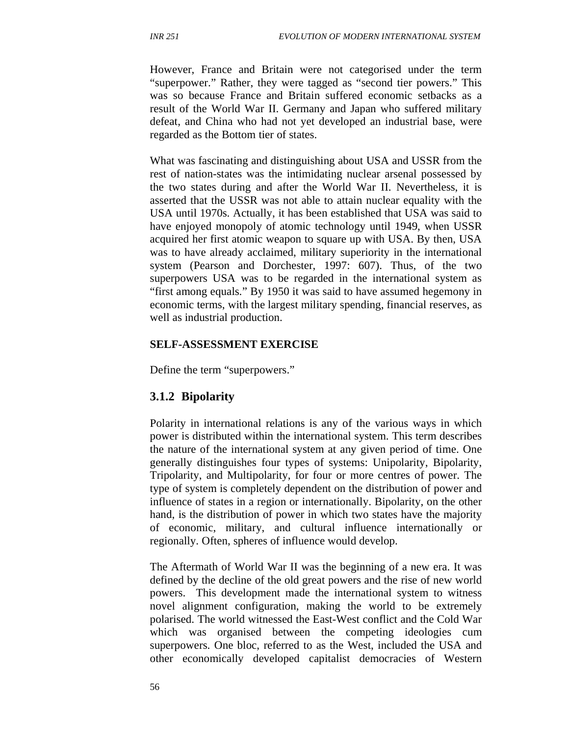However, France and Britain were not categorised under the term "superpower." Rather, they were tagged as "second tier powers." This was so because France and Britain suffered economic setbacks as a result of the World War II. Germany and Japan who suffered military defeat, and China who had not yet developed an industrial base, were regarded as the Bottom tier of states.

What was fascinating and distinguishing about USA and USSR from the rest of nation-states was the intimidating nuclear arsenal possessed by the two states during and after the World War II. Nevertheless, it is asserted that the USSR was not able to attain nuclear equality with the USA until 1970s. Actually, it has been established that USA was said to have enjoyed monopoly of atomic technology until 1949, when USSR acquired her first atomic weapon to square up with USA. By then, USA was to have already acclaimed, military superiority in the international system (Pearson and Dorchester, 1997: 607). Thus, of the two superpowers USA was to be regarded in the international system as "first among equals." By 1950 it was said to have assumed hegemony in economic terms, with the largest military spending, financial reserves, as well as industrial production.

**SELF-ASSESSMENT EXERCISE**

Define the term "superpowers."

### 3.1.2 Bipolarity

Polarity in international relations is any of the various ways in which power is distributed within the international system. This term describes the nature of the international system at any given period of time. One generally distinguishes four types of systems: Unipolarity, Bipolarity, Tripolarity, and Multipolarity, for four or more centres of power. The type of system is completely dependent on the distribution of power and influence of states in a region or internationally. Bipolarity, on the other hand, is the distribution of power in which two states have the majority of economic, military, and cultural influence internationally or regionally. Often, spheres of influence would develop.

The Aftermath of World War II was the beginning of a new era. It was defined by the decline of the old great powers and the rise of new world powers. This development made the international system to witness novel alignment configuration, making the world to be extremely polarised. The world witnessed the East-West conflict and the Cold War which was organised between the competing ideologies cum superpowers. One bloc, referred to as the West, included the USA and other economically developed capitalist democracies of Western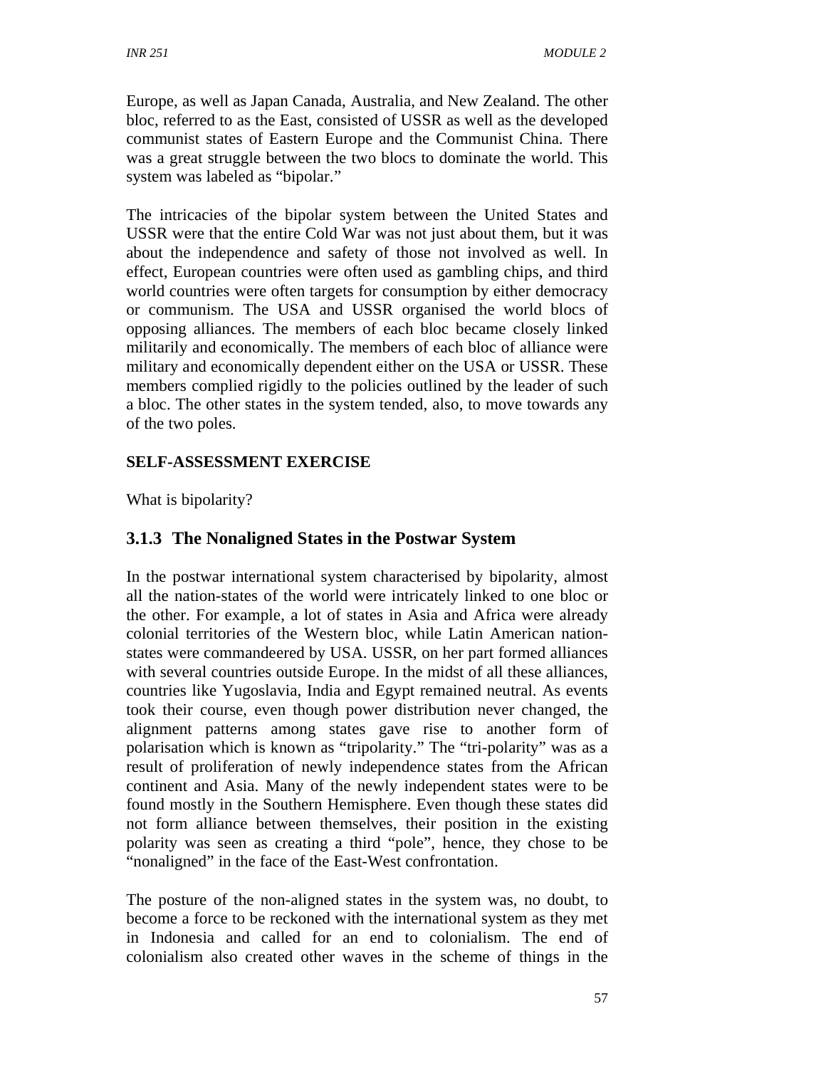Europe, as well as Japan Canada, Australia, and New Zealand. The other bloc, referred to as the East, consisted of USSR as well as the developed communist states of Eastern Europe and the Communist China. There was a great struggle between the two blocs to dominate the world. This system was labeled as "bipolar."

The intricacies of the bipolar system between the United States and USSR were that the entire Cold War was not just about them, but it was about the independence and safety of those not involved as well. In effect, European countries were often used as gambling chips, and third world countries were often targets for consumption by either democracy or communism. The USA and USSR organised the world blocs of opposing alliances. The members of each bloc became closely linked militarily and economically. The members of each bloc of alliance were military and economically dependent either on the USA or USSR. These members complied rigidly to the policies outlined by the leader of such a bloc. The other states in the system tended, also, to move towards any of the two poles.

**SELF-ASSESSMENT EXERCISE**

What is bipolarity?

### 3.1.3 The Nonaligned States in the Postwar System

In the postwar international system characterised by bipolarity, almost all the nation-states of the world were intricately linked to one bloc or the other. For example, a lot of states in Asia and Africa were already colonial territories of the Western bloc, while Latin American nation-states were commandeered by USA. USSR, on her part formed alliances with several countries outside Europe. In the midst of all these alliances, countries like Yugoslavia, India and Egypt remained neutral. As events took their course, even though power distribution never changed, the alignment patterns among states gave rise to another form of polarisation which is known as "tripolarity." The "tri-polarity" was as a result of proliferation of newly independence states from the African continent and Asia. Many of the newly independent states were to be found mostly in the Southern Hemisphere. Even though these states did not form alliance between themselves, their position in the existing polarity was seen as creating a third "pole", hence, they chose to be "nonaligned" in the face of the East-West confrontation.

The posture of the non-aligned states in the system was, no doubt, to become a force to be reckoned with the international system as they met in Indonesia and called for an end to colonialism. The end of colonialism also created other waves in the scheme of things in the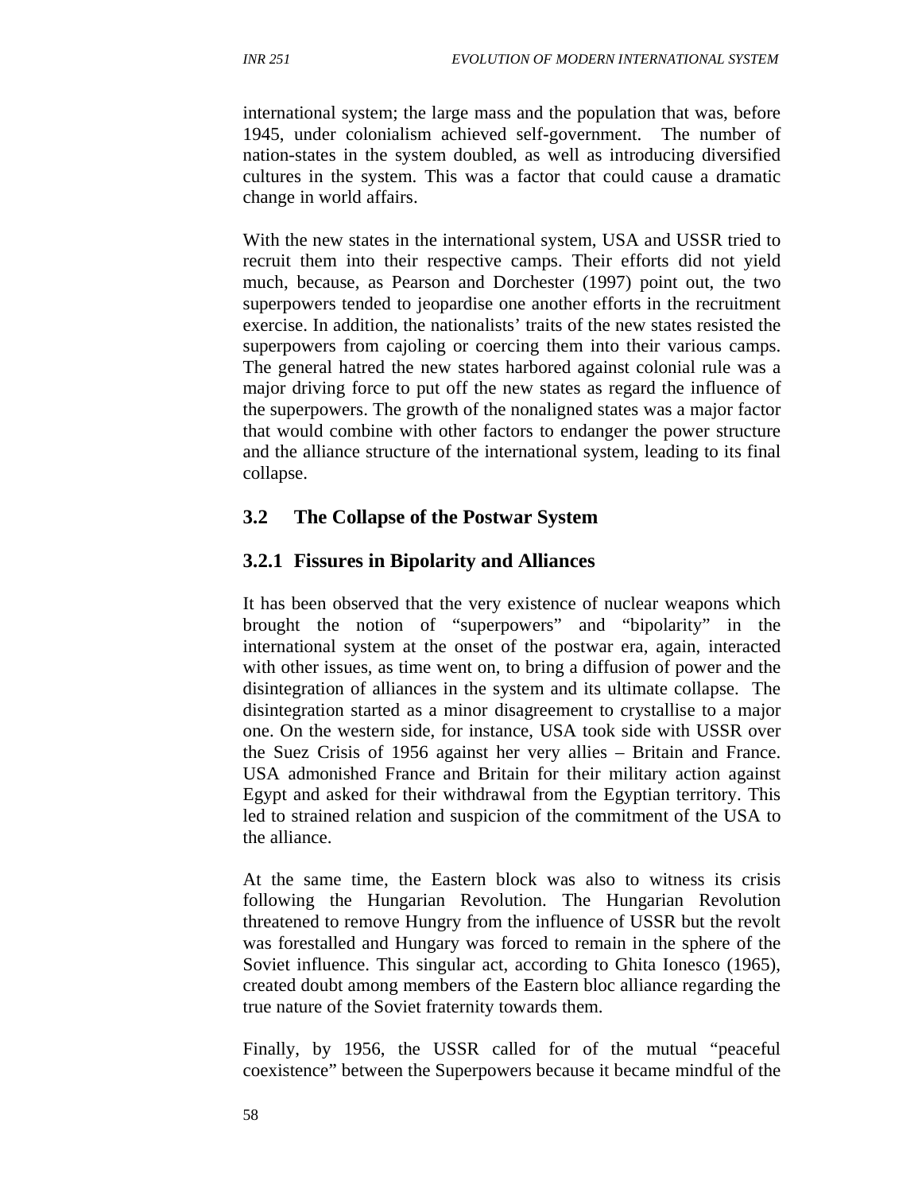international system; the large mass and the population that was, before 1945, under colonialism achieved self-government. The number of nation-states in the system doubled, as well as introducing diversified cultures in the system. This was a factor that could cause a dramatic change in world affairs.

With the new states in the international system, USA and USSR tried to recruit them into their respective camps. Their efforts did not yield much, because, as Pearson and Dorchester (1997) point out, the two superpowers tended to jeopardise one another efforts in the recruitment exercise. In addition, the nationalists' traits of the new states resisted the superpowers from cajoling or coercing them into their various camps. The general hatred the new states harbored against colonial rule was a major driving force to put off the new states as regard the influence of the superpowers. The growth of the nonaligned states was a major factor that would combine with other factors to endanger the power structure and the alliance structure of the international system, leading to its final collapse.

## 3.2 The Collapse of the Postwar System

### 3.2.1 Fissures in Bipolarity and Alliances

It has been observed that the very existence of nuclear weapons which brought the notion of "superpowers" and "bipolarity" in the international system at the onset of the postwar era, again, interacted with other issues, as time went on, to bring a diffusion of power and the disintegration of alliances in the system and its ultimate collapse. The disintegration started as a minor disagreement to crystallise to a major one. On the western side, for instance, USA took side with USSR over the Suez Crisis of 1956 against her very allies – Britain and France. USA admonished France and Britain for their military action against Egypt and asked for their withdrawal from the Egyptian territory. This led to strained relation and suspicion of the commitment of the USA to the alliance.

At the same time, the Eastern block was also to witness its crisis following the Hungarian Revolution. The Hungarian Revolution threatened to remove Hungry from the influence of USSR but the revolt was forestalled and Hungary was forced to remain in the sphere of the Soviet influence. This singular act, according to Ghita Ionesco (1965), created doubt among members of the Eastern bloc alliance regarding the true nature of the Soviet fraternity towards them.

Finally, by 1956, the USSR called for of the mutual "peaceful coexistence" between the Superpowers because it became mindful of the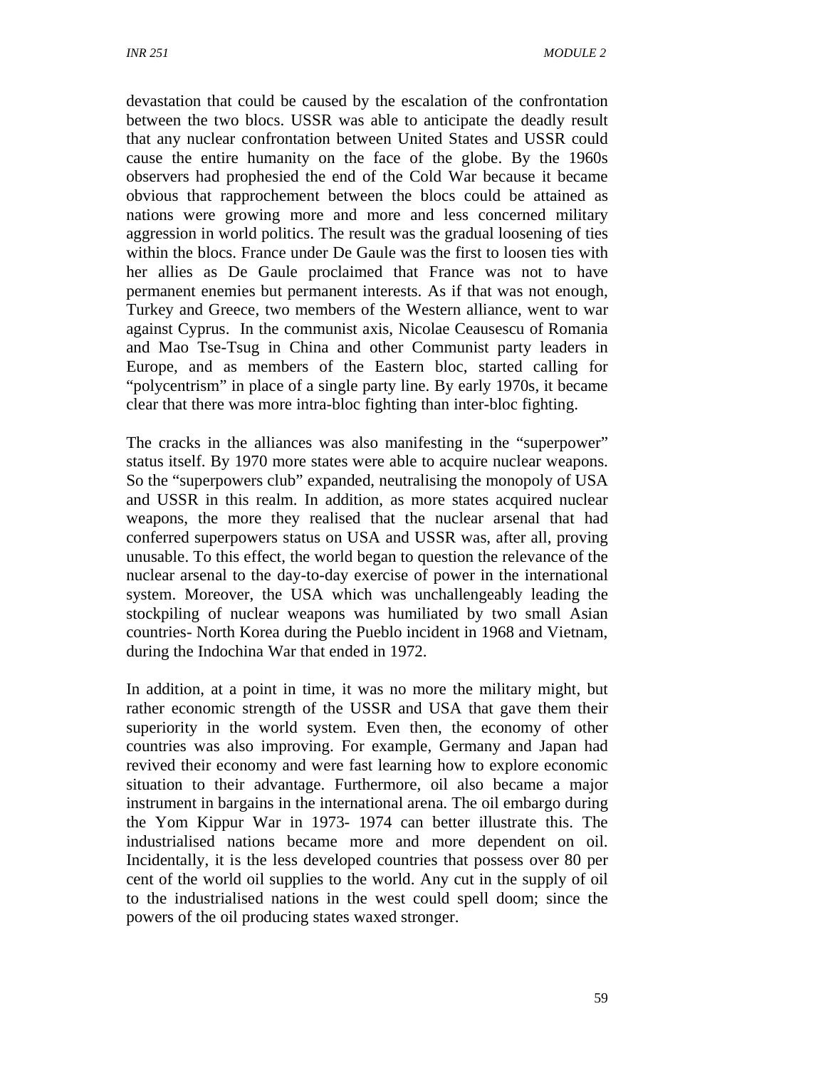devastation that could be caused by the escalation of the confrontation between the two blocs. USSR was able to anticipate the deadly result that any nuclear confrontation between United States and USSR could cause the entire humanity on the face of the globe. By the 1960s observers had prophesied the end of the Cold War because it became obvious that rapprochement between the blocs could be attained as nations were growing more and more and less concerned military aggression in world politics. The result was the gradual loosening of ties within the blocs. France under De Gaule was the first to loosen ties with her allies as De Gaule proclaimed that France was not to have permanent enemies but permanent interests. As if that was not enough, Turkey and Greece, two members of the Western alliance, went to war against Cyprus. In the communist axis, Nicolae Ceausescu of Romania and Mao Tse-Tsug in China and other Communist party leaders in Europe, and as members of the Eastern bloc, started calling for "polycentrism" in place of a single party line. By early 1970s, it became clear that there was more intra-bloc fighting than inter-bloc fighting.

The cracks in the alliances was also manifesting in the "superpower" status itself. By 1970 more states were able to acquire nuclear weapons. So the "superpowers club" expanded, neutralising the monopoly of USA and USSR in this realm. In addition, as more states acquired nuclear weapons, the more they realised that the nuclear arsenal that had conferred superpowers status on USA and USSR was, after all, proving unusable. To this effect, the world began to question the relevance of the nuclear arsenal to the day-to-day exercise of power in the international system. Moreover, the USA which was unchallengeably leading the stockpiling of nuclear weapons was humiliated by two small Asian countries- North Korea during the Pueblo incident in 1968 and Vietnam, during the Indochina War that ended in 1972.

In addition, at a point in time, it was no more the military might, but rather economic strength of the USSR and USA that gave them their superiority in the world system. Even then, the economy of other countries was also improving. For example, Germany and Japan had revived their economy and were fast learning how to explore economic situation to their advantage. Furthermore, oil also became a major instrument in bargains in the international arena. The oil embargo during the Yom Kippur War in 1973- 1974 can better illustrate this. The industrialised nations became more and more dependent on oil. Incidentally, it is the less developed countries that possess over 80 per cent of the world oil supplies to the world. Any cut in the supply of oil to the industrialised nations in the west could spell doom; since the powers of the oil producing states waxed stronger.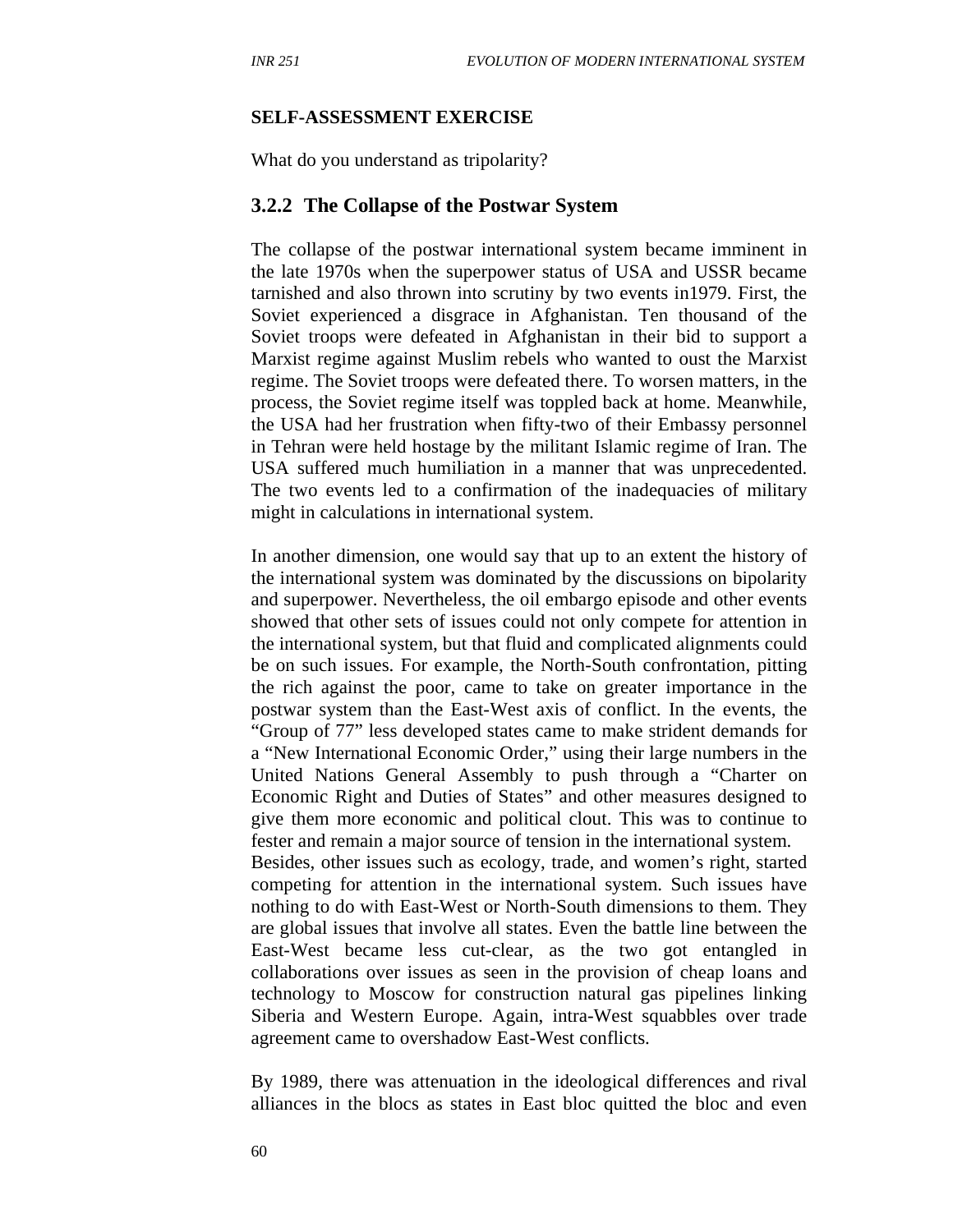**SELF-ASSESSMENT EXERCISE**

What do you understand as tripolarity?

### 3.2.2 The Collapse of the Postwar System

The collapse of the postwar international system became imminent in the late 1970s when the superpower status of USA and USSR became tarnished and also thrown into scrutiny by two events in1979. First, the Soviet experienced a disgrace in Afghanistan. Ten thousand of the Soviet troops were defeated in Afghanistan in their bid to support a Marxist regime against Muslim rebels who wanted to oust the Marxist regime. The Soviet troops were defeated there. To worsen matters, in the process, the Soviet regime itself was toppled back at home. Meanwhile, the USA had her frustration when fifty-two of their Embassy personnel in Tehran were held hostage by the militant Islamic regime of Iran. The USA suffered much humiliation in a manner that was unprecedented. The two events led to a confirmation of the inadequacies of military might in calculations in international system.

In another dimension, one would say that up to an extent the history of the international system was dominated by the discussions on bipolarity and superpower. Nevertheless, the oil embargo episode and other events showed that other sets of issues could not only compete for attention in the international system, but that fluid and complicated alignments could be on such issues. For example, the North-South confrontation, pitting the rich against the poor, came to take on greater importance in the postwar system than the East-West axis of conflict. In the events, the "Group of 77" less developed states came to make strident demands for a "New International Economic Order," using their large numbers in the United Nations General Assembly to push through a "Charter on Economic Right and Duties of States" and other measures designed to give them more economic and political clout. This was to continue to fester and remain a major source of tension in the international system.
Besides, other issues such as ecology, trade, and women's right, started competing for attention in the international system. Such issues have nothing to do with East-West or North-South dimensions to them. They are global issues that involve all states. Even the battle line between the East-West became less cut-clear, as the two got entangled in collaborations over issues as seen in the provision of cheap loans and technology to Moscow for construction natural gas pipelines linking Siberia and Western Europe. Again, intra-West squabbles over trade agreement came to overshadow East-West conflicts.

By 1989, there was attenuation in the ideological differences and rival alliances in the blocs as states in East bloc quitted the bloc and even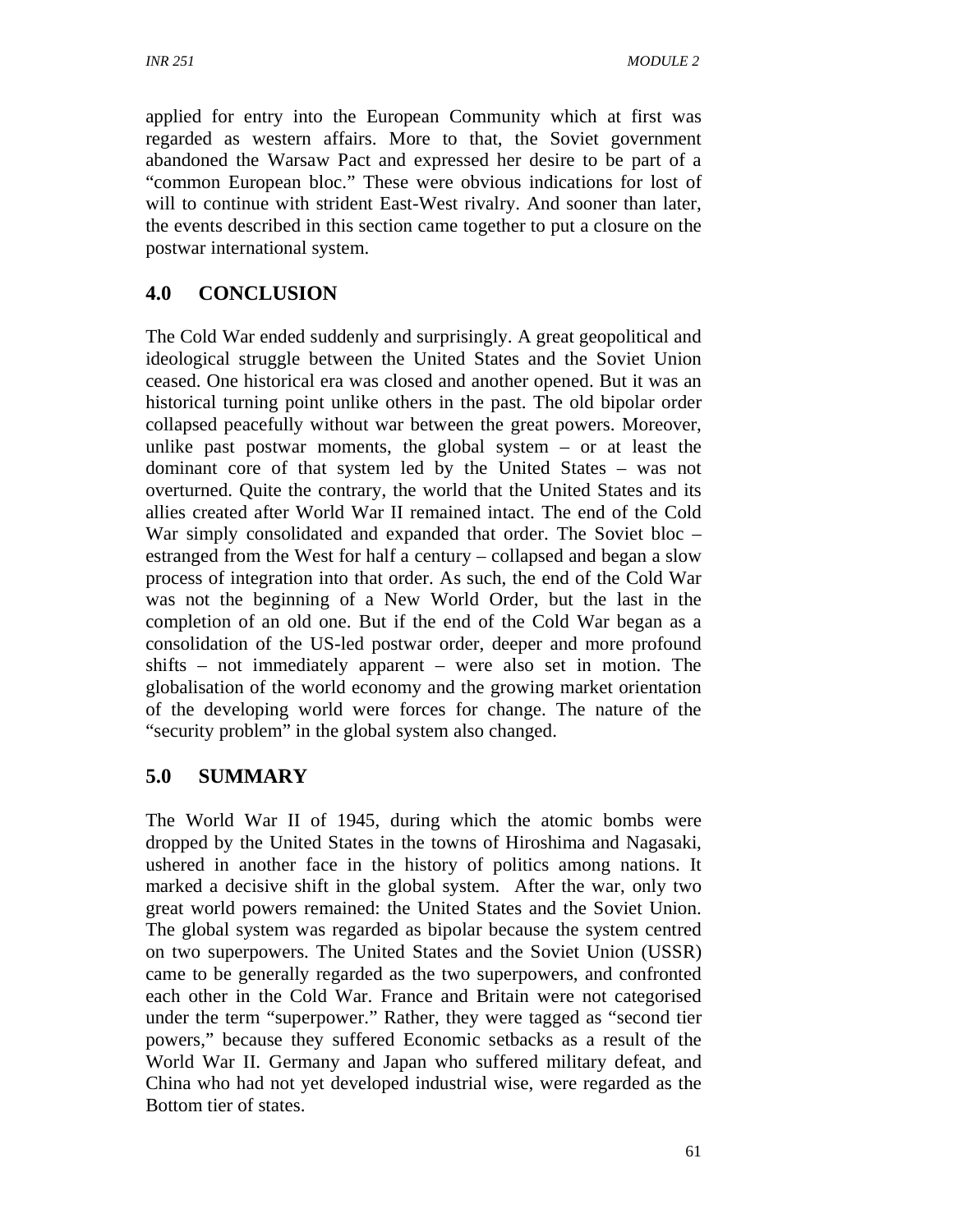applied for entry into the European Community which at first was regarded as western affairs. More to that, the Soviet government abandoned the Warsaw Pact and expressed her desire to be part of a "common European bloc." These were obvious indications for lost of will to continue with strident East-West rivalry. And sooner than later, the events described in this section came together to put a closure on the postwar international system.

## 4.0 CONCLUSION

The Cold War ended suddenly and surprisingly. A great geopolitical and ideological struggle between the United States and the Soviet Union ceased. One historical era was closed and another opened. But it was an historical turning point unlike others in the past. The old bipolar order collapsed peacefully without war between the great powers. Moreover, unlike past postwar moments, the global system – or at least the dominant core of that system led by the United States – was not overturned. Quite the contrary, the world that the United States and its allies created after World War II remained intact. The end of the Cold War simply consolidated and expanded that order. The Soviet bloc – estranged from the West for half a century – collapsed and began a slow process of integration into that order. As such, the end of the Cold War was not the beginning of a New World Order, but the last in the completion of an old one. But if the end of the Cold War began as a consolidation of the US-led postwar order, deeper and more profound shifts – not immediately apparent – were also set in motion. The globalisation of the world economy and the growing market orientation of the developing world were forces for change. The nature of the "security problem" in the global system also changed.

## 5.0 SUMMARY

The World War II of 1945, during which the atomic bombs were dropped by the United States in the towns of Hiroshima and Nagasaki, ushered in another face in the history of politics among nations. It marked a decisive shift in the global system. After the war, only two great world powers remained: the United States and the Soviet Union. The global system was regarded as bipolar because the system centred on two superpowers. The United States and the Soviet Union (USSR) came to be generally regarded as the two superpowers, and confronted each other in the Cold War. France and Britain were not categorised under the term "superpower." Rather, they were tagged as "second tier powers," because they suffered Economic setbacks as a result of the World War II. Germany and Japan who suffered military defeat, and China who had not yet developed industrial wise, were regarded as the Bottom tier of states.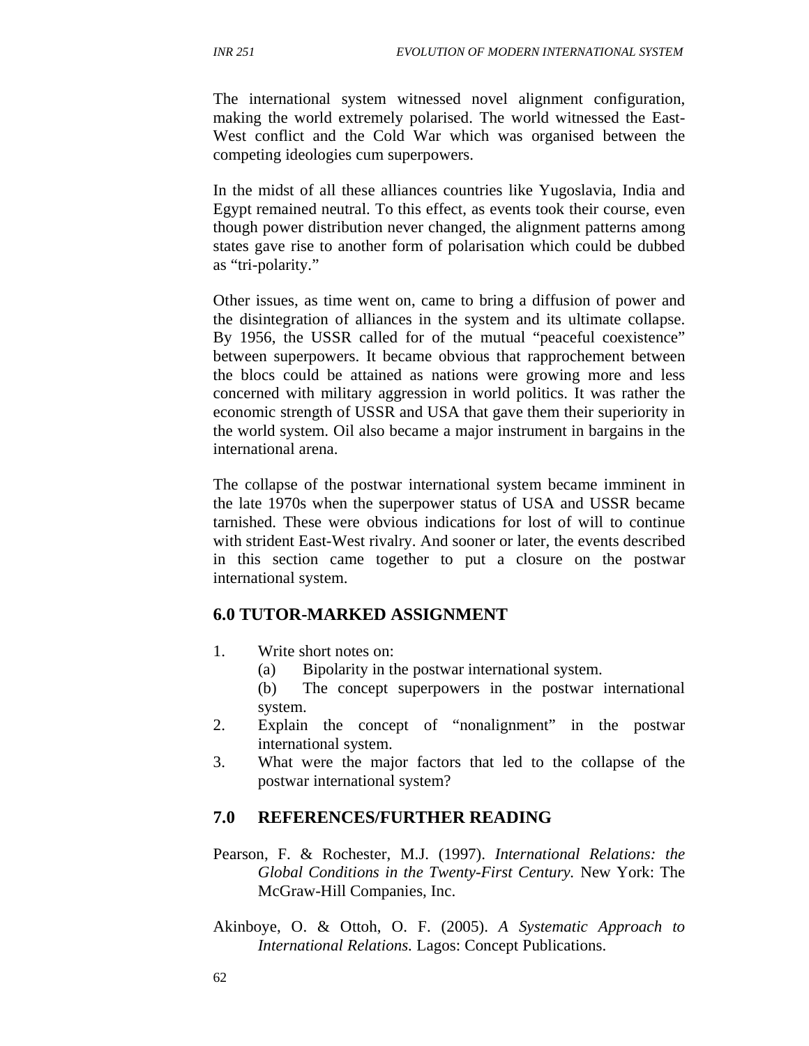The international system witnessed novel alignment configuration, making the world extremely polarised. The world witnessed the East-West conflict and the Cold War which was organised between the competing ideologies cum superpowers.

In the midst of all these alliances countries like Yugoslavia, India and Egypt remained neutral. To this effect, as events took their course, even though power distribution never changed, the alignment patterns among states gave rise to another form of polarisation which could be dubbed as "tri-polarity."

Other issues, as time went on, came to bring a diffusion of power and the disintegration of alliances in the system and its ultimate collapse. By 1956, the USSR called for of the mutual "peaceful coexistence" between superpowers. It became obvious that rapprochement between the blocs could be attained as nations were growing more and less concerned with military aggression in world politics. It was rather the economic strength of USSR and USA that gave them their superiority in the world system. Oil also became a major instrument in bargains in the international arena.

The collapse of the postwar international system became imminent in the late 1970s when the superpower status of USA and USSR became tarnished. These were obvious indications for lost of will to continue with strident East-West rivalry. And sooner or later, the events described in this section came together to put a closure on the postwar international system.

## 6.0 TUTOR-MARKED ASSIGNMENT

1. Write short notes on:
   (a) Bipolarity in the postwar international system.
   (b) The concept superpowers in the postwar international system.
2. Explain the concept of "nonalignment" in the postwar international system.
3. What were the major factors that led to the collapse of the postwar international system?

## 7.0 REFERENCES/FURTHER READING

Pearson, F. & Rochester, M.J. (1997). *International Relations: the Global Conditions in the Twenty-First Century.* New York: The McGraw-Hill Companies, Inc.

Akinboye, O. & Ottoh, O. F. (2005). *A Systematic Approach to International Relations.* Lagos: Concept Publications.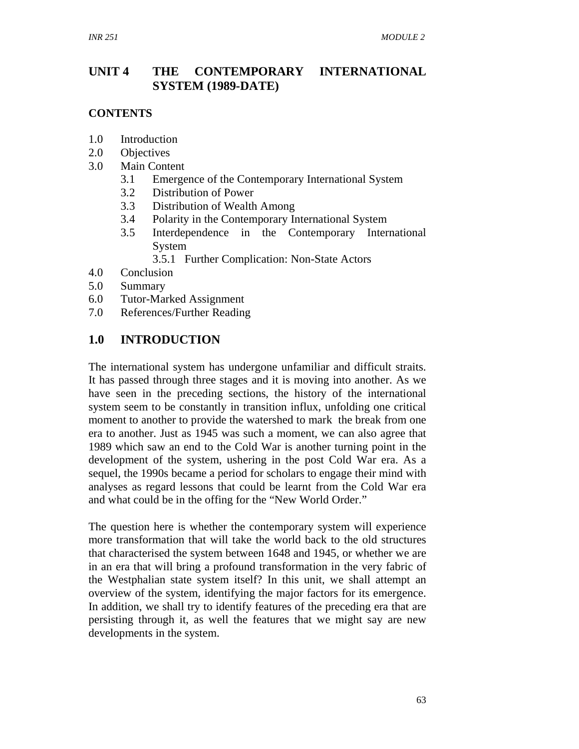## UNIT 4 THE CONTEMPORARY INTERNATIONAL SYSTEM (1989-DATE)

**CONTENTS**

1.0 Introduction
2.0 Objectives
3.0 Main Content
  3.1 Emergence of the Contemporary International System
  3.2 Distribution of Power
  3.3 Distribution of Wealth Among
  3.4 Polarity in the Contemporary International System
  3.5 Interdependence in the Contemporary International System
    3.5.1 Further Complication: Non-State Actors
4.0 Conclusion
5.0 Summary
6.0 Tutor-Marked Assignment
7.0 References/Further Reading

## 1.0 INTRODUCTION

The international system has undergone unfamiliar and difficult straits. It has passed through three stages and it is moving into another. As we have seen in the preceding sections, the history of the international system seem to be constantly in transition influx, unfolding one critical moment to another to provide the watershed to mark the break from one era to another. Just as 1945 was such a moment, we can also agree that 1989 which saw an end to the Cold War is another turning point in the development of the system, ushering in the post Cold War era. As a sequel, the 1990s became a period for scholars to engage their mind with analyses as regard lessons that could be learnt from the Cold War era and what could be in the offing for the "New World Order."

The question here is whether the contemporary system will experience more transformation that will take the world back to the old structures that characterised the system between 1648 and 1945, or whether we are in an era that will bring a profound transformation in the very fabric of the Westphalian state system itself? In this unit, we shall attempt an overview of the system, identifying the major factors for its emergence. In addition, we shall try to identify features of the preceding era that are persisting through it, as well the features that we might say are new developments in the system.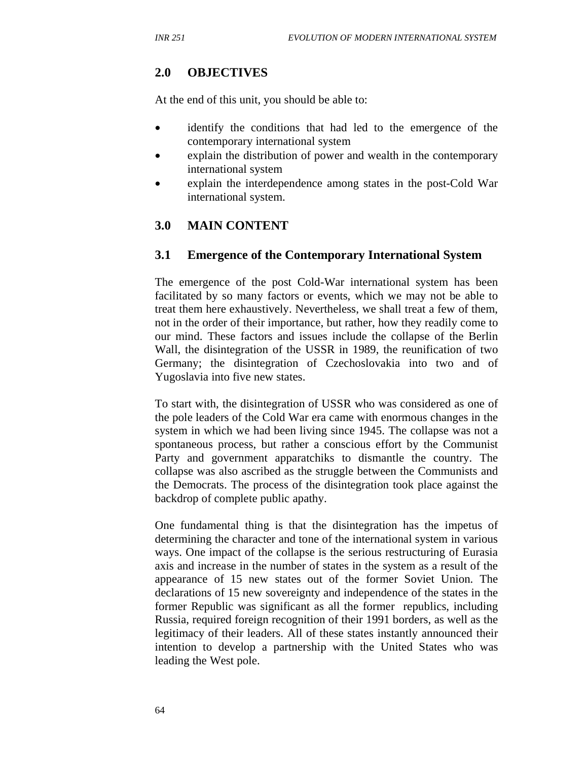## 2.0 OBJECTIVES

At the end of this unit, you should be able to:

- identify the conditions that had led to the emergence of the contemporary international system
- explain the distribution of power and wealth in the contemporary international system
- explain the interdependence among states in the post-Cold War international system.

## 3.0 MAIN CONTENT

### 3.1 Emergence of the Contemporary International System

The emergence of the post Cold-War international system has been facilitated by so many factors or events, which we may not be able to treat them here exhaustively. Nevertheless, we shall treat a few of them, not in the order of their importance, but rather, how they readily come to our mind. These factors and issues include the collapse of the Berlin Wall, the disintegration of the USSR in 1989, the reunification of two Germany; the disintegration of Czechoslovakia into two and of Yugoslavia into five new states.

To start with, the disintegration of USSR who was considered as one of the pole leaders of the Cold War era came with enormous changes in the system in which we had been living since 1945. The collapse was not a spontaneous process, but rather a conscious effort by the Communist Party and government apparatchiks to dismantle the country. The collapse was also ascribed as the struggle between the Communists and the Democrats. The process of the disintegration took place against the backdrop of complete public apathy.

One fundamental thing is that the disintegration has the impetus of determining the character and tone of the international system in various ways. One impact of the collapse is the serious restructuring of Eurasia axis and increase in the number of states in the system as a result of the appearance of 15 new states out of the former Soviet Union. The declarations of 15 new sovereignty and independence of the states in the former Republic was significant as all the former republics, including Russia, required foreign recognition of their 1991 borders, as well as the legitimacy of their leaders. All of these states instantly announced their intention to develop a partnership with the United States who was leading the West pole.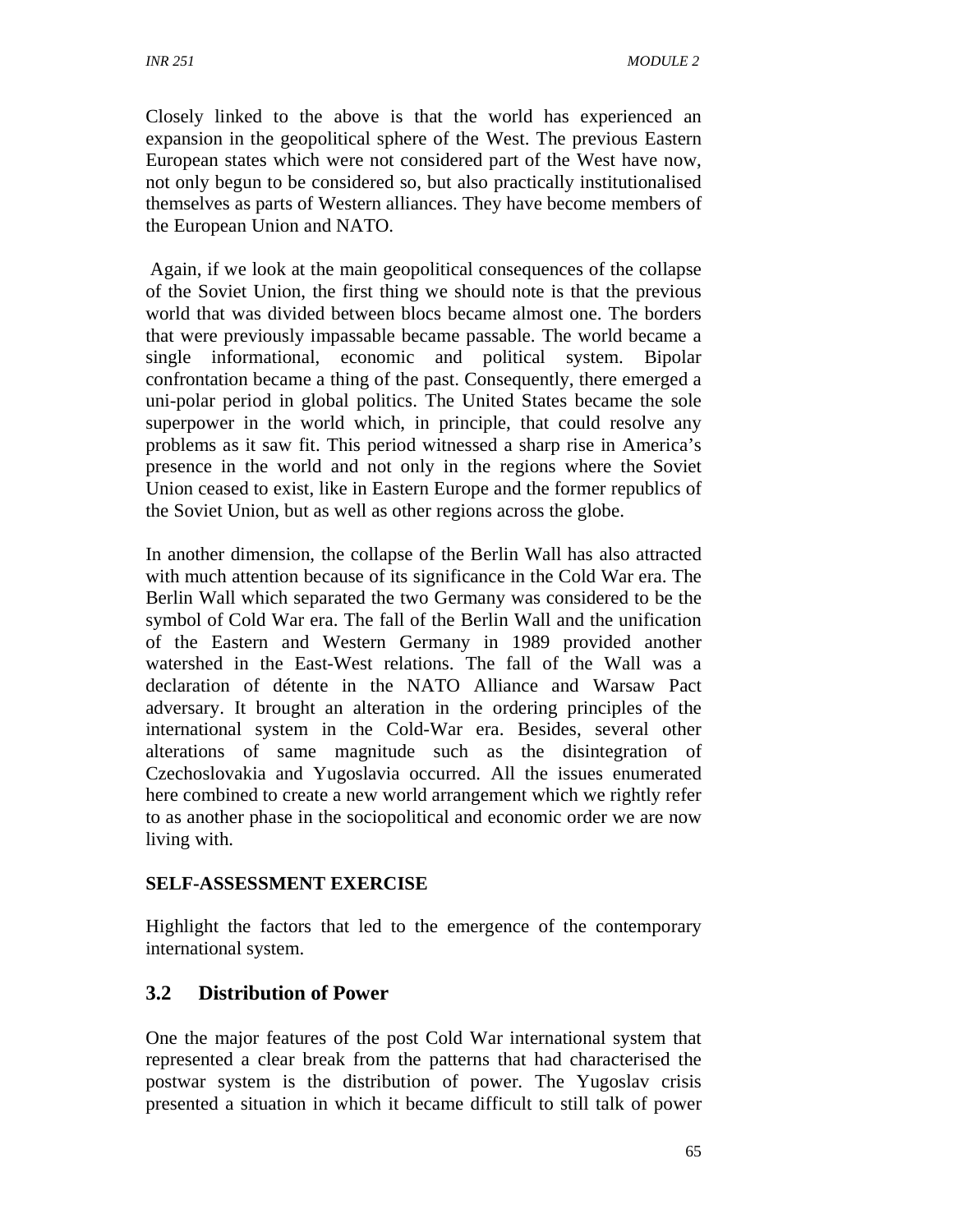Closely linked to the above is that the world has experienced an expansion in the geopolitical sphere of the West. The previous Eastern European states which were not considered part of the West have now, not only begun to be considered so, but also practically institutionalised themselves as parts of Western alliances. They have become members of the European Union and NATO.

Again, if we look at the main geopolitical consequences of the collapse of the Soviet Union, the first thing we should note is that the previous world that was divided between blocs became almost one. The borders that were previously impassable became passable. The world became a single informational, economic and political system. Bipolar confrontation became a thing of the past. Consequently, there emerged a uni-polar period in global politics. The United States became the sole superpower in the world which, in principle, that could resolve any problems as it saw fit. This period witnessed a sharp rise in America's presence in the world and not only in the regions where the Soviet Union ceased to exist, like in Eastern Europe and the former republics of the Soviet Union, but as well as other regions across the globe.

In another dimension, the collapse of the Berlin Wall has also attracted with much attention because of its significance in the Cold War era. The Berlin Wall which separated the two Germany was considered to be the symbol of Cold War era. The fall of the Berlin Wall and the unification of the Eastern and Western Germany in 1989 provided another watershed in the East-West relations. The fall of the Wall was a declaration of détente in the NATO Alliance and Warsaw Pact adversary. It brought an alteration in the ordering principles of the international system in the Cold-War era. Besides, several other alterations of same magnitude such as the disintegration of Czechoslovakia and Yugoslavia occurred. All the issues enumerated here combined to create a new world arrangement which we rightly refer to as another phase in the sociopolitical and economic order we are now living with.

**SELF-ASSESSMENT EXERCISE**

Highlight the factors that led to the emergence of the contemporary international system.

## 3.2 Distribution of Power

One the major features of the post Cold War international system that represented a clear break from the patterns that had characterised the postwar system is the distribution of power. The Yugoslav crisis presented a situation in which it became difficult to still talk of power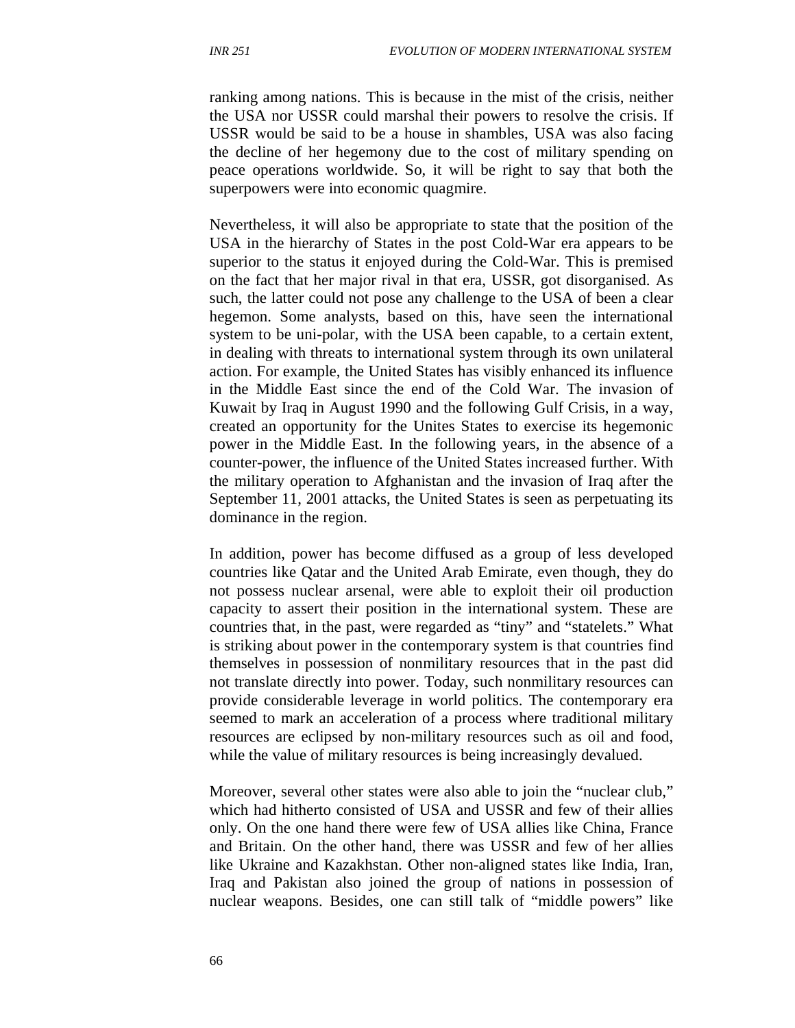ranking among nations. This is because in the mist of the crisis, neither the USA nor USSR could marshal their powers to resolve the crisis. If USSR would be said to be a house in shambles, USA was also facing the decline of her hegemony due to the cost of military spending on peace operations worldwide. So, it will be right to say that both the superpowers were into economic quagmire.

Nevertheless, it will also be appropriate to state that the position of the USA in the hierarchy of States in the post Cold-War era appears to be superior to the status it enjoyed during the Cold-War. This is premised on the fact that her major rival in that era, USSR, got disorganised. As such, the latter could not pose any challenge to the USA of been a clear hegemon. Some analysts, based on this, have seen the international system to be uni-polar, with the USA been capable, to a certain extent, in dealing with threats to international system through its own unilateral action. For example, the United States has visibly enhanced its influence in the Middle East since the end of the Cold War. The invasion of Kuwait by Iraq in August 1990 and the following Gulf Crisis, in a way, created an opportunity for the Unites States to exercise its hegemonic power in the Middle East. In the following years, in the absence of a counter-power, the influence of the United States increased further. With the military operation to Afghanistan and the invasion of Iraq after the September 11, 2001 attacks, the United States is seen as perpetuating its dominance in the region.

In addition, power has become diffused as a group of less developed countries like Qatar and the United Arab Emirate, even though, they do not possess nuclear arsenal, were able to exploit their oil production capacity to assert their position in the international system. These are countries that, in the past, were regarded as "tiny" and "statelets." What is striking about power in the contemporary system is that countries find themselves in possession of nonmilitary resources that in the past did not translate directly into power. Today, such nonmilitary resources can provide considerable leverage in world politics. The contemporary era seemed to mark an acceleration of a process where traditional military resources are eclipsed by non-military resources such as oil and food, while the value of military resources is being increasingly devalued.

Moreover, several other states were also able to join the "nuclear club," which had hitherto consisted of USA and USSR and few of their allies only. On the one hand there were few of USA allies like China, France and Britain. On the other hand, there was USSR and few of her allies like Ukraine and Kazakhstan. Other non-aligned states like India, Iran, Iraq and Pakistan also joined the group of nations in possession of nuclear weapons. Besides, one can still talk of "middle powers" like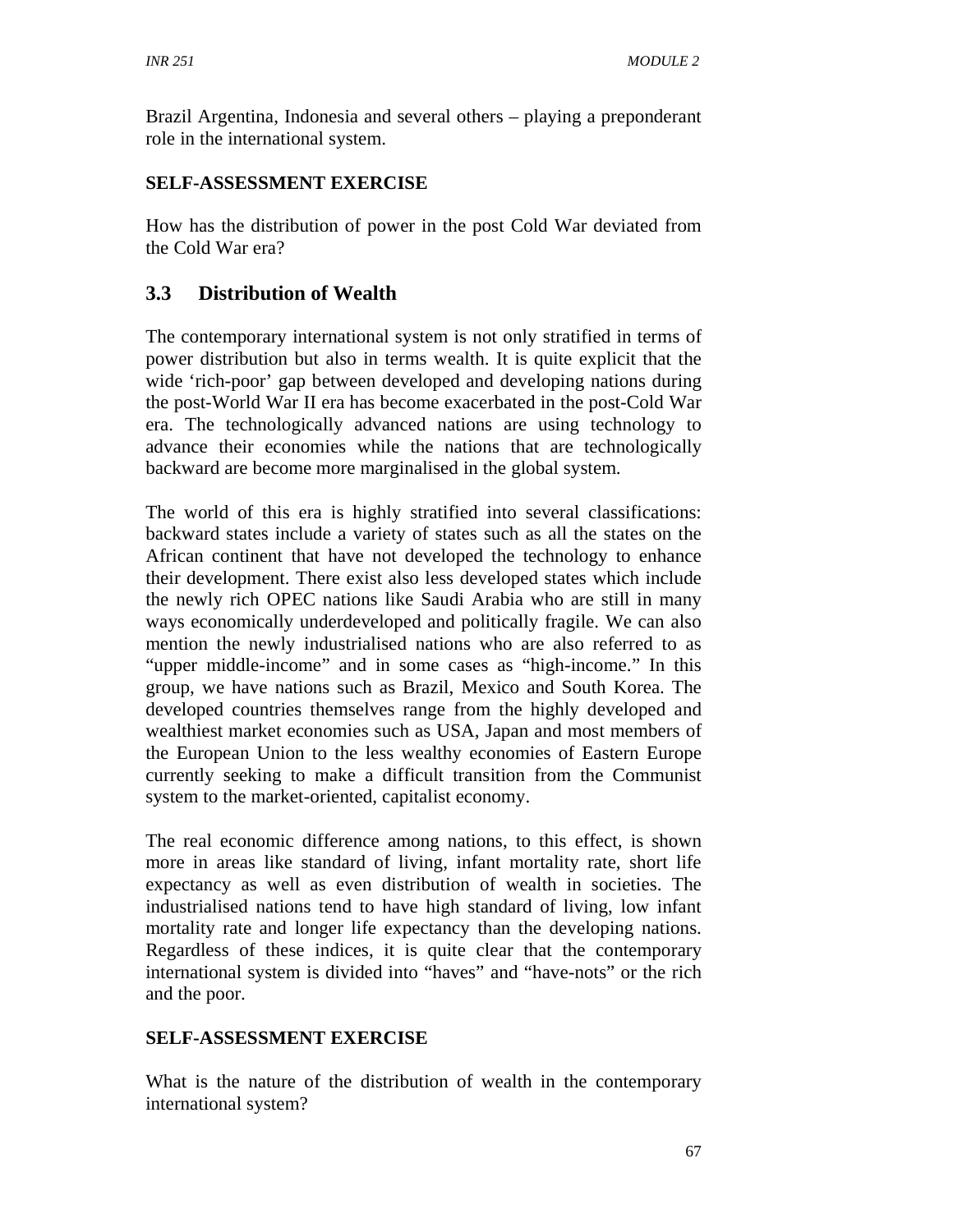Brazil Argentina, Indonesia and several others – playing a preponderant role in the international system.

**SELF-ASSESSMENT EXERCISE**

How has the distribution of power in the post Cold War deviated from the Cold War era?

## 3.3 Distribution of Wealth

The contemporary international system is not only stratified in terms of power distribution but also in terms wealth. It is quite explicit that the wide 'rich-poor' gap between developed and developing nations during the post-World War II era has become exacerbated in the post-Cold War era. The technologically advanced nations are using technology to advance their economies while the nations that are technologically backward are become more marginalised in the global system.

The world of this era is highly stratified into several classifications: backward states include a variety of states such as all the states on the African continent that have not developed the technology to enhance their development. There exist also less developed states which include the newly rich OPEC nations like Saudi Arabia who are still in many ways economically underdeveloped and politically fragile. We can also mention the newly industrialised nations who are also referred to as "upper middle-income" and in some cases as "high-income." In this group, we have nations such as Brazil, Mexico and South Korea. The developed countries themselves range from the highly developed and wealthiest market economies such as USA, Japan and most members of the European Union to the less wealthy economies of Eastern Europe currently seeking to make a difficult transition from the Communist system to the market-oriented, capitalist economy.

The real economic difference among nations, to this effect, is shown more in areas like standard of living, infant mortality rate, short life expectancy as well as even distribution of wealth in societies. The industrialised nations tend to have high standard of living, low infant mortality rate and longer life expectancy than the developing nations. Regardless of these indices, it is quite clear that the contemporary international system is divided into "haves" and "have-nots" or the rich and the poor.

**SELF-ASSESSMENT EXERCISE**

What is the nature of the distribution of wealth in the contemporary international system?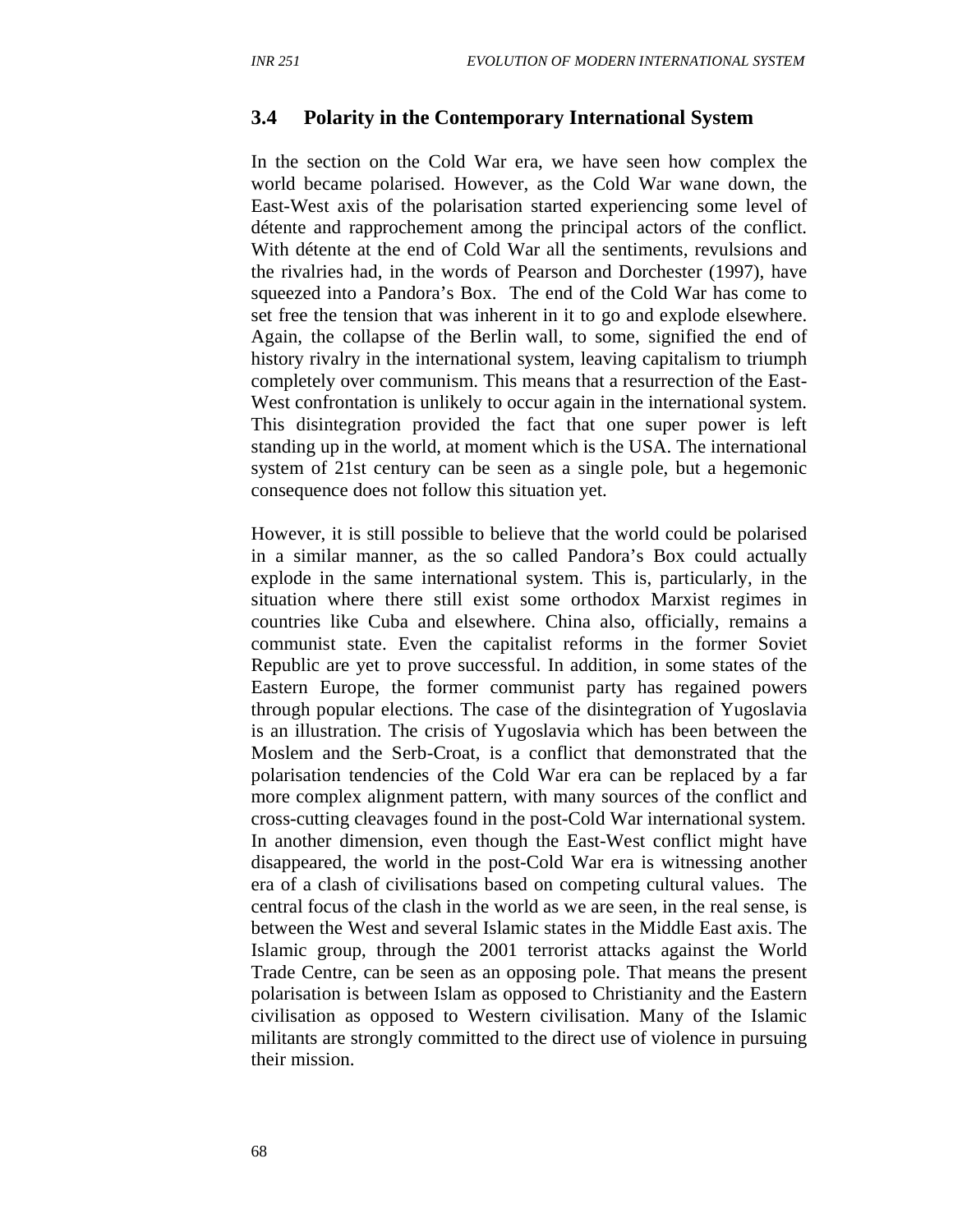## 3.4 Polarity in the Contemporary International System

In the section on the Cold War era, we have seen how complex the world became polarised. However, as the Cold War wane down, the East-West axis of the polarisation started experiencing some level of détente and rapprochement among the principal actors of the conflict. With détente at the end of Cold War all the sentiments, revulsions and the rivalries had, in the words of Pearson and Dorchester (1997), have squeezed into a Pandora's Box. The end of the Cold War has come to set free the tension that was inherent in it to go and explode elsewhere. Again, the collapse of the Berlin wall, to some, signified the end of history rivalry in the international system, leaving capitalism to triumph completely over communism. This means that a resurrection of the East-West confrontation is unlikely to occur again in the international system. This disintegration provided the fact that one super power is left standing up in the world, at moment which is the USA. The international system of 21st century can be seen as a single pole, but a hegemonic consequence does not follow this situation yet.

However, it is still possible to believe that the world could be polarised in a similar manner, as the so called Pandora's Box could actually explode in the same international system. This is, particularly, in the situation where there still exist some orthodox Marxist regimes in countries like Cuba and elsewhere. China also, officially, remains a communist state. Even the capitalist reforms in the former Soviet Republic are yet to prove successful. In addition, in some states of the Eastern Europe, the former communist party has regained powers through popular elections. The case of the disintegration of Yugoslavia is an illustration. The crisis of Yugoslavia which has been between the Moslem and the Serb-Croat, is a conflict that demonstrated that the polarisation tendencies of the Cold War era can be replaced by a far more complex alignment pattern, with many sources of the conflict and cross-cutting cleavages found in the post-Cold War international system. In another dimension, even though the East-West conflict might have disappeared, the world in the post-Cold War era is witnessing another era of a clash of civilisations based on competing cultural values. The central focus of the clash in the world as we are seen, in the real sense, is between the West and several Islamic states in the Middle East axis. The Islamic group, through the 2001 terrorist attacks against the World Trade Centre, can be seen as an opposing pole. That means the present polarisation is between Islam as opposed to Christianity and the Eastern civilisation as opposed to Western civilisation. Many of the Islamic militants are strongly committed to the direct use of violence in pursuing their mission.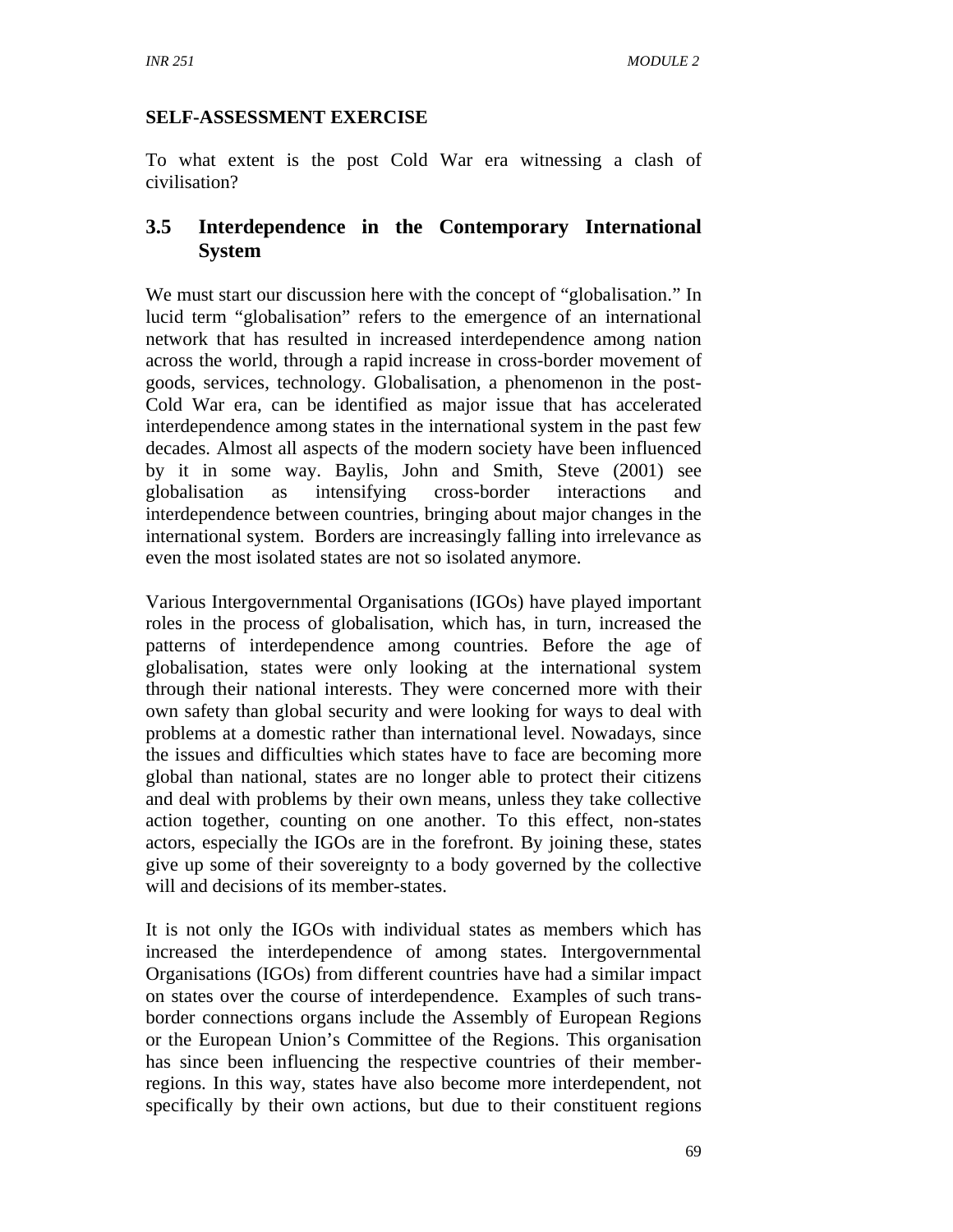**SELF-ASSESSMENT EXERCISE**

To what extent is the post Cold War era witnessing a clash of civilisation?

## 3.5 Interdependence in the Contemporary International System

We must start our discussion here with the concept of "globalisation." In lucid term "globalisation" refers to the emergence of an international network that has resulted in increased interdependence among nation across the world, through a rapid increase in cross-border movement of goods, services, technology. Globalisation, a phenomenon in the post-Cold War era, can be identified as major issue that has accelerated interdependence among states in the international system in the past few decades. Almost all aspects of the modern society have been influenced by it in some way. Baylis, John and Smith, Steve (2001) see globalisation as intensifying cross-border interactions and interdependence between countries, bringing about major changes in the international system. Borders are increasingly falling into irrelevance as even the most isolated states are not so isolated anymore.

Various Intergovernmental Organisations (IGOs) have played important roles in the process of globalisation, which has, in turn, increased the patterns of interdependence among countries. Before the age of globalisation, states were only looking at the international system through their national interests. They were concerned more with their own safety than global security and were looking for ways to deal with problems at a domestic rather than international level. Nowadays, since the issues and difficulties which states have to face are becoming more global than national, states are no longer able to protect their citizens and deal with problems by their own means, unless they take collective action together, counting on one another. To this effect, non-states actors, especially the IGOs are in the forefront. By joining these, states give up some of their sovereignty to a body governed by the collective will and decisions of its member-states.

It is not only the IGOs with individual states as members which has increased the interdependence of among states. Intergovernmental Organisations (IGOs) from different countries have had a similar impact on states over the course of interdependence. Examples of such trans-border connections organs include the Assembly of European Regions or the European Union's Committee of the Regions. This organisation has since been influencing the respective countries of their member-regions. In this way, states have also become more interdependent, not specifically by their own actions, but due to their constituent regions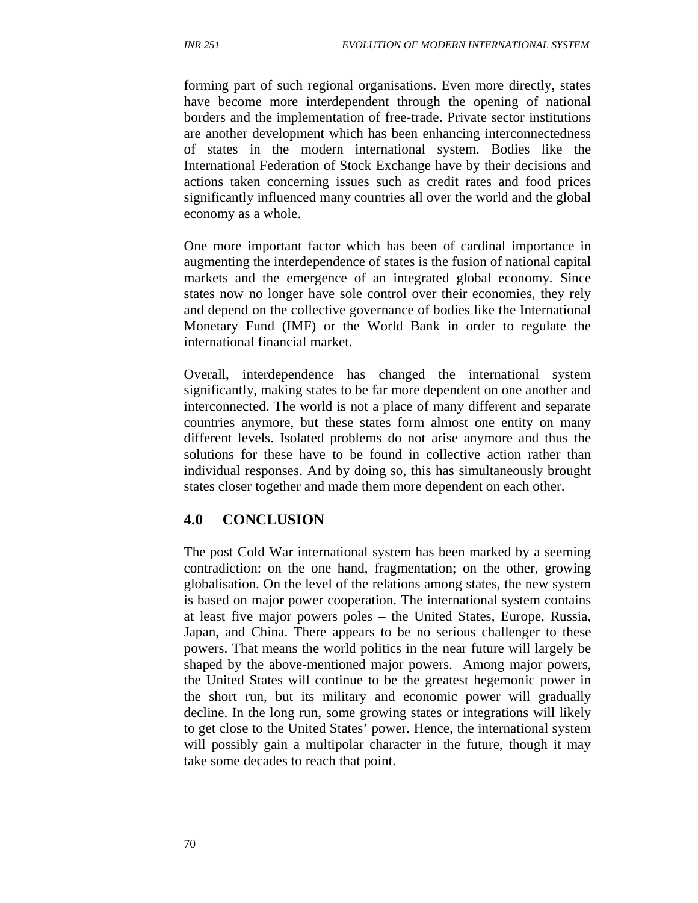forming part of such regional organisations. Even more directly, states have become more interdependent through the opening of national borders and the implementation of free-trade. Private sector institutions are another development which has been enhancing interconnectedness of states in the modern international system. Bodies like the International Federation of Stock Exchange have by their decisions and actions taken concerning issues such as credit rates and food prices significantly influenced many countries all over the world and the global economy as a whole.

One more important factor which has been of cardinal importance in augmenting the interdependence of states is the fusion of national capital markets and the emergence of an integrated global economy. Since states now no longer have sole control over their economies, they rely and depend on the collective governance of bodies like the International Monetary Fund (IMF) or the World Bank in order to regulate the international financial market.

Overall, interdependence has changed the international system significantly, making states to be far more dependent on one another and interconnected. The world is not a place of many different and separate countries anymore, but these states form almost one entity on many different levels. Isolated problems do not arise anymore and thus the solutions for these have to be found in collective action rather than individual responses. And by doing so, this has simultaneously brought states closer together and made them more dependent on each other.

## 4.0 CONCLUSION

The post Cold War international system has been marked by a seeming contradiction: on the one hand, fragmentation; on the other, growing globalisation. On the level of the relations among states, the new system is based on major power cooperation. The international system contains at least five major powers poles – the United States, Europe, Russia, Japan, and China. There appears to be no serious challenger to these powers. That means the world politics in the near future will largely be shaped by the above-mentioned major powers. Among major powers, the United States will continue to be the greatest hegemonic power in the short run, but its military and economic power will gradually decline. In the long run, some growing states or integrations will likely to get close to the United States' power. Hence, the international system will possibly gain a multipolar character in the future, though it may take some decades to reach that point.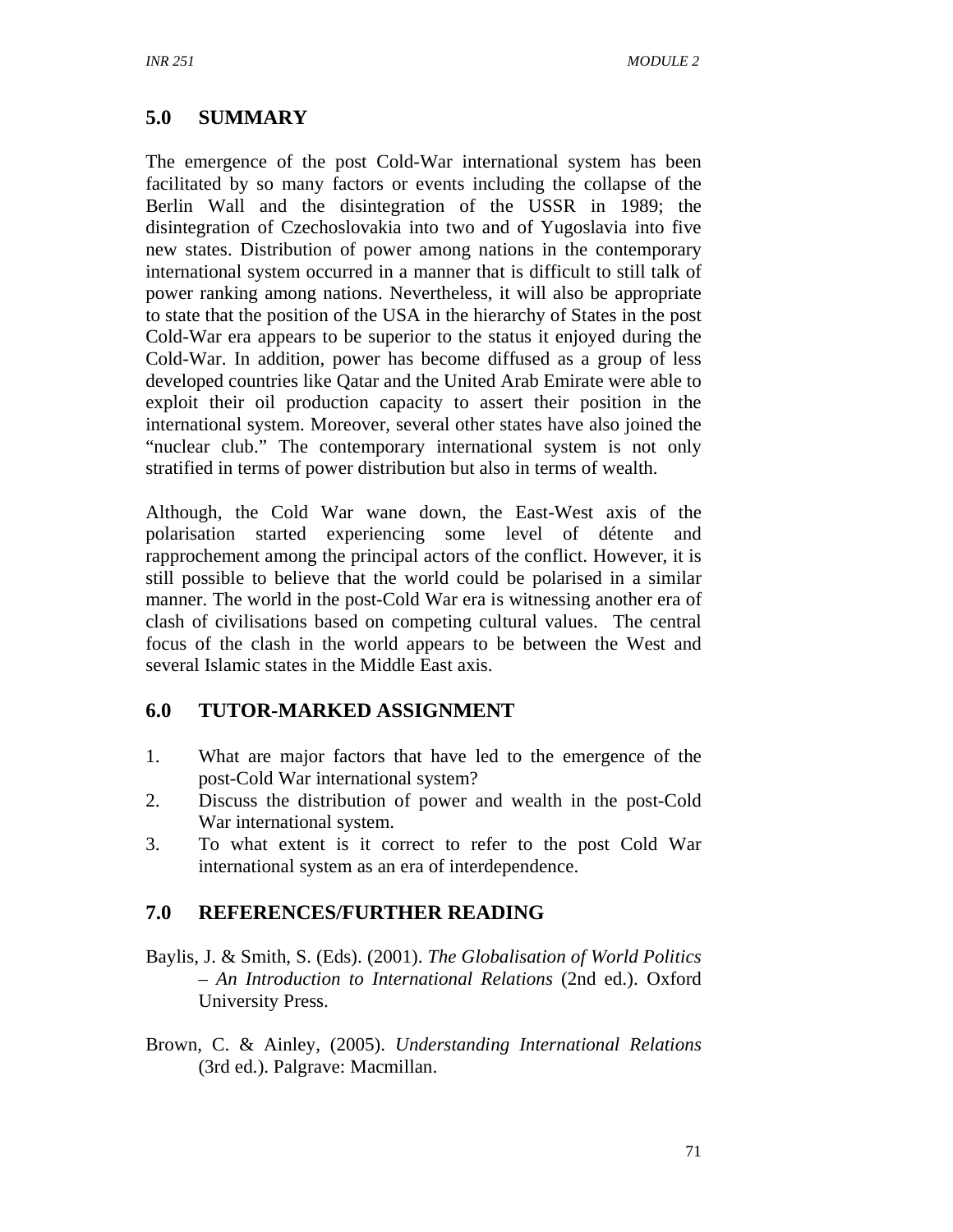## 5.0 SUMMARY

The emergence of the post Cold-War international system has been facilitated by so many factors or events including the collapse of the Berlin Wall and the disintegration of the USSR in 1989; the disintegration of Czechoslovakia into two and of Yugoslavia into five new states. Distribution of power among nations in the contemporary international system occurred in a manner that is difficult to still talk of power ranking among nations. Nevertheless, it will also be appropriate to state that the position of the USA in the hierarchy of States in the post Cold-War era appears to be superior to the status it enjoyed during the Cold-War. In addition, power has become diffused as a group of less developed countries like Qatar and the United Arab Emirate were able to exploit their oil production capacity to assert their position in the international system. Moreover, several other states have also joined the "nuclear club." The contemporary international system is not only stratified in terms of power distribution but also in terms of wealth.

Although, the Cold War wane down, the East-West axis of the polarisation started experiencing some level of détente and rapprochement among the principal actors of the conflict. However, it is still possible to believe that the world could be polarised in a similar manner. The world in the post-Cold War era is witnessing another era of clash of civilisations based on competing cultural values. The central focus of the clash in the world appears to be between the West and several Islamic states in the Middle East axis.

## 6.0 TUTOR-MARKED ASSIGNMENT

1. What are major factors that have led to the emergence of the post-Cold War international system?
2. Discuss the distribution of power and wealth in the post-Cold War international system.
3. To what extent is it correct to refer to the post Cold War international system as an era of interdependence.

## 7.0 REFERENCES/FURTHER READING

Baylis, J. & Smith, S. (Eds). (2001). *The Globalisation of World Politics – An Introduction to International Relations* (2nd ed.). Oxford University Press.

Brown, C. & Ainley, (2005). *Understanding International Relations* (3rd ed.). Palgrave: Macmillan.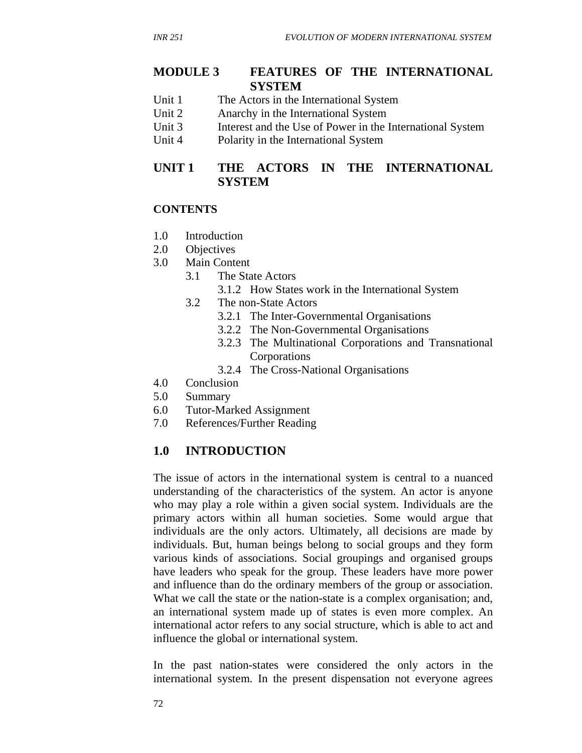# MODULE 3 FEATURES OF THE INTERNATIONAL SYSTEM

Unit 1 The Actors in the International System
Unit 2 Anarchy in the International System
Unit 3 Interest and the Use of Power in the International System
Unit 4 Polarity in the International System

## UNIT 1 THE ACTORS IN THE INTERNATIONAL SYSTEM

**CONTENTS**

- 1.0 Introduction
- 2.0 Objectives
- 3.0 Main Content
  - 3.1 The State Actors
    - 3.1.2 How States work in the International System
  - 3.2 The non-State Actors
    - 3.2.1 The Inter-Governmental Organisations
    - 3.2.2 The Non-Governmental Organisations
    - 3.2.3 The Multinational Corporations and Transnational Corporations
    - 3.2.4 The Cross-National Organisations
- 4.0 Conclusion
- 5.0 Summary
- 6.0 Tutor-Marked Assignment
- 7.0 References/Further Reading

### 1.0 INTRODUCTION

The issue of actors in the international system is central to a nuanced understanding of the characteristics of the system. An actor is anyone who may play a role within a given social system. Individuals are the primary actors within all human societies. Some would argue that individuals are the only actors. Ultimately, all decisions are made by individuals. But, human beings belong to social groups and they form various kinds of associations. Social groupings and organised groups have leaders who speak for the group. These leaders have more power and influence than do the ordinary members of the group or association. What we call the state or the nation-state is a complex organisation; and, an international system made up of states is even more complex. An international actor refers to any social structure, which is able to act and influence the global or international system.

In the past nation-states were considered the only actors in the international system. In the present dispensation not everyone agrees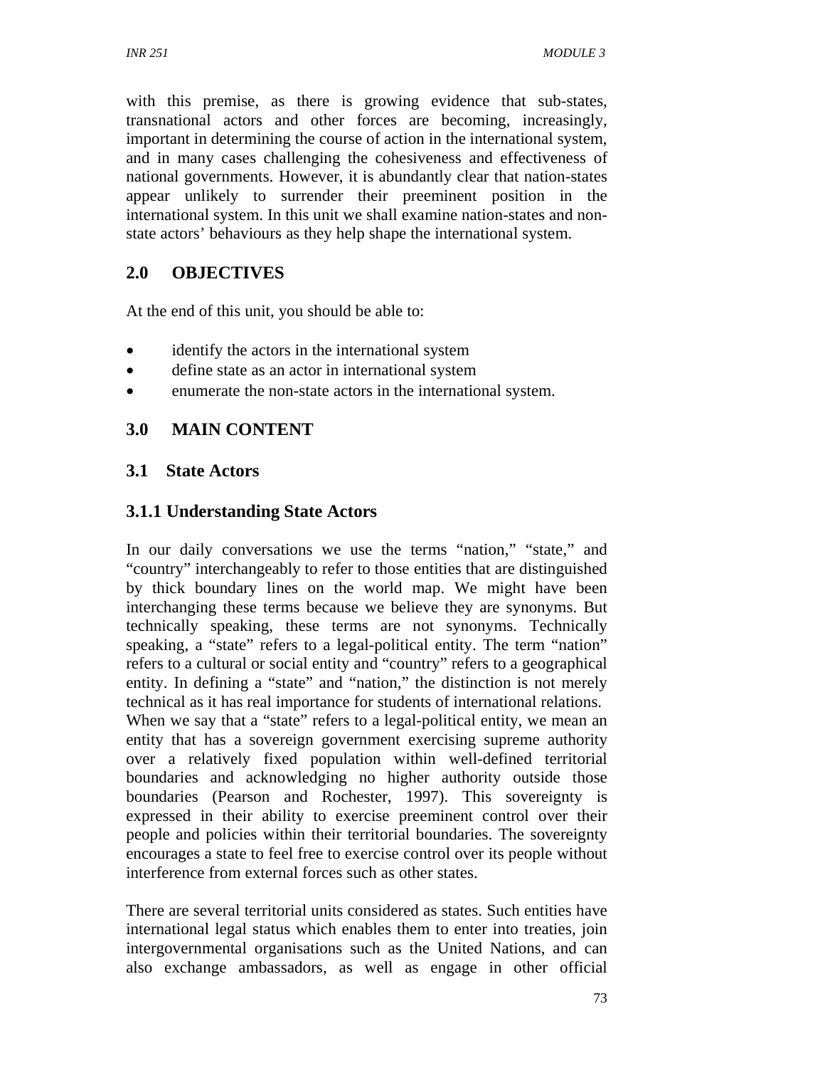with this premise, as there is growing evidence that sub-states, transnational actors and other forces are becoming, increasingly, important in determining the course of action in the international system, and in many cases challenging the cohesiveness and effectiveness of national governments. However, it is abundantly clear that nation-states appear unlikely to surrender their preeminent position in the international system. In this unit we shall examine nation-states and non-state actors' behaviours as they help shape the international system.

## 2.0 OBJECTIVES

At the end of this unit, you should be able to:

- identify the actors in the international system
- define state as an actor in international system
- enumerate the non-state actors in the international system.

## 3.0 MAIN CONTENT

### 3.1 State Actors

### 3.1.1 Understanding State Actors

In our daily conversations we use the terms "nation," "state," and "country" interchangeably to refer to those entities that are distinguished by thick boundary lines on the world map. We might have been interchanging these terms because we believe they are synonyms. But technically speaking, these terms are not synonyms. Technically speaking, a "state" refers to a legal-political entity. The term "nation" refers to a cultural or social entity and "country" refers to a geographical entity. In defining a "state" and "nation," the distinction is not merely technical as it has real importance for students of international relations. When we say that a "state" refers to a legal-political entity, we mean an entity that has a sovereign government exercising supreme authority over a relatively fixed population within well-defined territorial boundaries and acknowledging no higher authority outside those boundaries (Pearson and Rochester, 1997). This sovereignty is expressed in their ability to exercise preeminent control over their people and policies within their territorial boundaries. The sovereignty encourages a state to feel free to exercise control over its people without interference from external forces such as other states.

There are several territorial units considered as states. Such entities have international legal status which enables them to enter into treaties, join intergovernmental organisations such as the United Nations, and can also exchange ambassadors, as well as engage in other official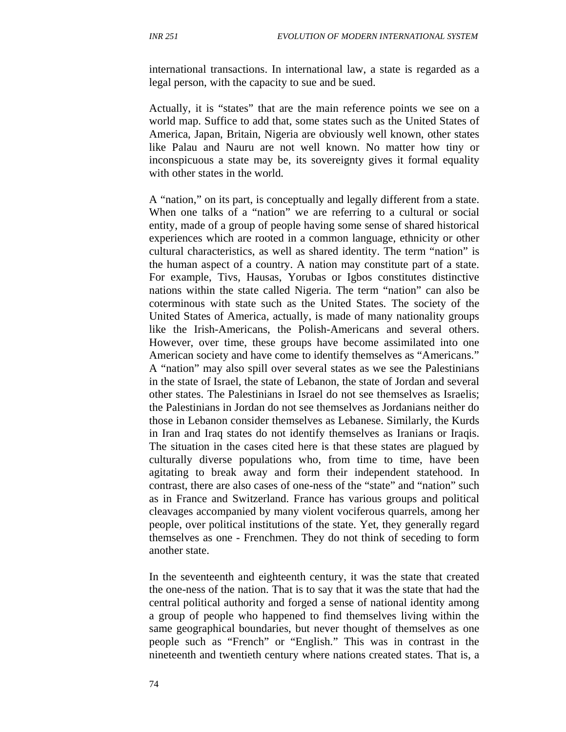international transactions. In international law, a state is regarded as a legal person, with the capacity to sue and be sued.

Actually, it is “states” that are the main reference points we see on a world map. Suffice to add that, some states such as the United States of America, Japan, Britain, Nigeria are obviously well known, other states like Palau and Nauru are not well known. No matter how tiny or inconspicuous a state may be, its sovereignty gives it formal equality with other states in the world.

A “nation,” on its part, is conceptually and legally different from a state. When one talks of a “nation” we are referring to a cultural or social entity, made of a group of people having some sense of shared historical experiences which are rooted in a common language, ethnicity or other cultural characteristics, as well as shared identity. The term “nation” is the human aspect of a country. A nation may constitute part of a state. For example, Tivs, Hausas, Yorubas or Igbos constitutes distinctive nations within the state called Nigeria. The term “nation” can also be coterminous with state such as the United States. The society of the United States of America, actually, is made of many nationality groups like the Irish-Americans, the Polish-Americans and several others. However, over time, these groups have become assimilated into one American society and have come to identify themselves as “Americans.” A “nation” may also spill over several states as we see the Palestinians in the state of Israel, the state of Lebanon, the state of Jordan and several other states. The Palestinians in Israel do not see themselves as Israelis; the Palestinians in Jordan do not see themselves as Jordanians neither do those in Lebanon consider themselves as Lebanese. Similarly, the Kurds in Iran and Iraq states do not identify themselves as Iranians or Iraqis. The situation in the cases cited here is that these states are plagued by culturally diverse populations who, from time to time, have been agitating to break away and form their independent statehood. In contrast, there are also cases of one-ness of the “state” and “nation” such as in France and Switzerland. France has various groups and political cleavages accompanied by many violent vociferous quarrels, among her people, over political institutions of the state. Yet, they generally regard themselves as one - Frenchmen. They do not think of seceding to form another state.

In the seventeenth and eighteenth century, it was the state that created the one-ness of the nation. That is to say that it was the state that had the central political authority and forged a sense of national identity among a group of people who happened to find themselves living within the same geographical boundaries, but never thought of themselves as one people such as “French” or “English.” This was in contrast in the nineteenth and twentieth century where nations created states. That is, a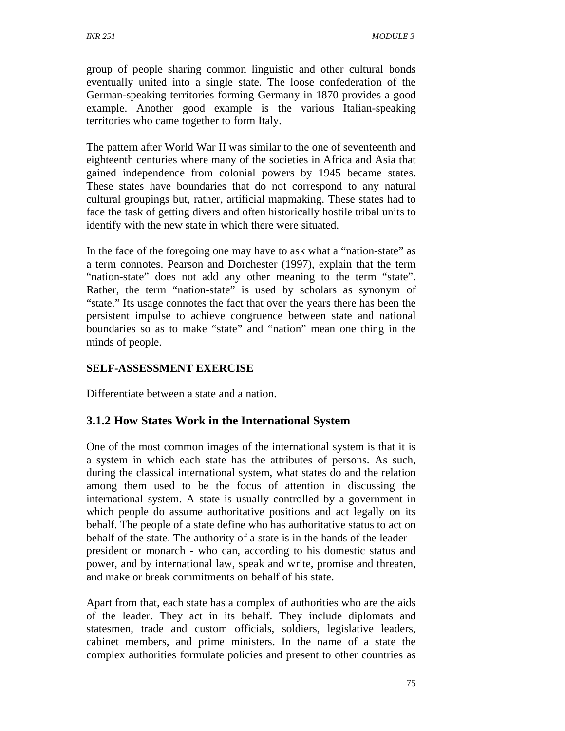group of people sharing common linguistic and other cultural bonds eventually united into a single state. The loose confederation of the German-speaking territories forming Germany in 1870 provides a good example. Another good example is the various Italian-speaking territories who came together to form Italy.

The pattern after World War II was similar to the one of seventeenth and eighteenth centuries where many of the societies in Africa and Asia that gained independence from colonial powers by 1945 became states. These states have boundaries that do not correspond to any natural cultural groupings but, rather, artificial mapmaking. These states had to face the task of getting divers and often historically hostile tribal units to identify with the new state in which there were situated.

In the face of the foregoing one may have to ask what a "nation-state" as a term connotes. Pearson and Dorchester (1997), explain that the term "nation-state" does not add any other meaning to the term "state". Rather, the term "nation-state" is used by scholars as synonym of "state." Its usage connotes the fact that over the years there has been the persistent impulse to achieve congruence between state and national boundaries so as to make "state" and "nation" mean one thing in the minds of people.

**SELF-ASSESSMENT EXERCISE**

Differentiate between a state and a nation.

### 3.1.2 How States Work in the International System

One of the most common images of the international system is that it is a system in which each state has the attributes of persons. As such, during the classical international system, what states do and the relation among them used to be the focus of attention in discussing the international system. A state is usually controlled by a government in which people do assume authoritative positions and act legally on its behalf. The people of a state define who has authoritative status to act on behalf of the state. The authority of a state is in the hands of the leader – president or monarch - who can, according to his domestic status and power, and by international law, speak and write, promise and threaten, and make or break commitments on behalf of his state.

Apart from that, each state has a complex of authorities who are the aids of the leader. They act in its behalf. They include diplomats and statesmen, trade and custom officials, soldiers, legislative leaders, cabinet members, and prime ministers. In the name of a state the complex authorities formulate policies and present to other countries as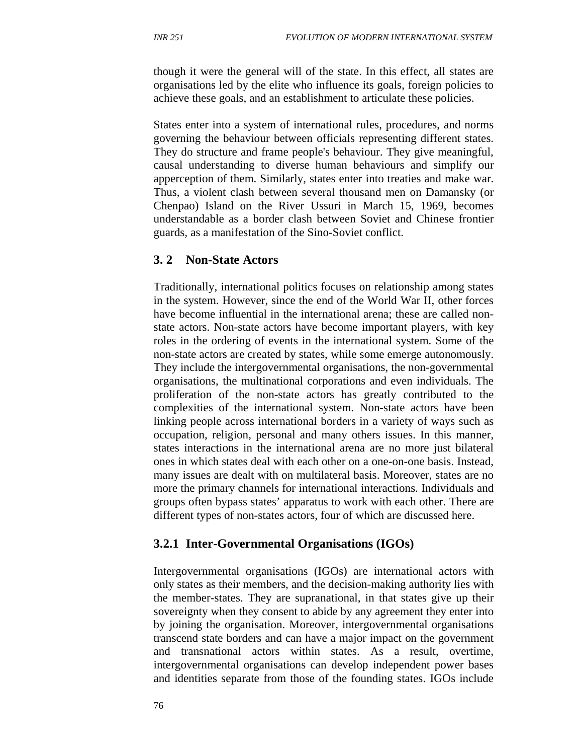though it were the general will of the state. In this effect, all states are organisations led by the elite who influence its goals, foreign policies to achieve these goals, and an establishment to articulate these policies.

States enter into a system of international rules, procedures, and norms governing the behaviour between officials representing different states. They do structure and frame people's behaviour. They give meaningful, causal understanding to diverse human behaviours and simplify our apperception of them. Similarly, states enter into treaties and make war. Thus, a violent clash between several thousand men on Damansky (or Chenpao) Island on the River Ussuri in March 15, 1969, becomes understandable as a border clash between Soviet and Chinese frontier guards, as a manifestation of the Sino-Soviet conflict.

## 3. 2 Non-State Actors

Traditionally, international politics focuses on relationship among states in the system. However, since the end of the World War II, other forces have become influential in the international arena; these are called non-state actors. Non-state actors have become important players, with key roles in the ordering of events in the international system. Some of the non-state actors are created by states, while some emerge autonomously. They include the intergovernmental organisations, the non-governmental organisations, the multinational corporations and even individuals. The proliferation of the non-state actors has greatly contributed to the complexities of the international system. Non-state actors have been linking people across international borders in a variety of ways such as occupation, religion, personal and many others issues. In this manner, states interactions in the international arena are no more just bilateral ones in which states deal with each other on a one-on-one basis. Instead, many issues are dealt with on multilateral basis. Moreover, states are no more the primary channels for international interactions. Individuals and groups often bypass states' apparatus to work with each other. There are different types of non-states actors, four of which are discussed here.

### 3.2.1 Inter-Governmental Organisations (IGOs)

Intergovernmental organisations (IGOs) are international actors with only states as their members, and the decision-making authority lies with the member-states. They are supranational, in that states give up their sovereignty when they consent to abide by any agreement they enter into by joining the organisation. Moreover, intergovernmental organisations transcend state borders and can have a major impact on the government and transnational actors within states. As a result, overtime, intergovernmental organisations can develop independent power bases and identities separate from those of the founding states. IGOs include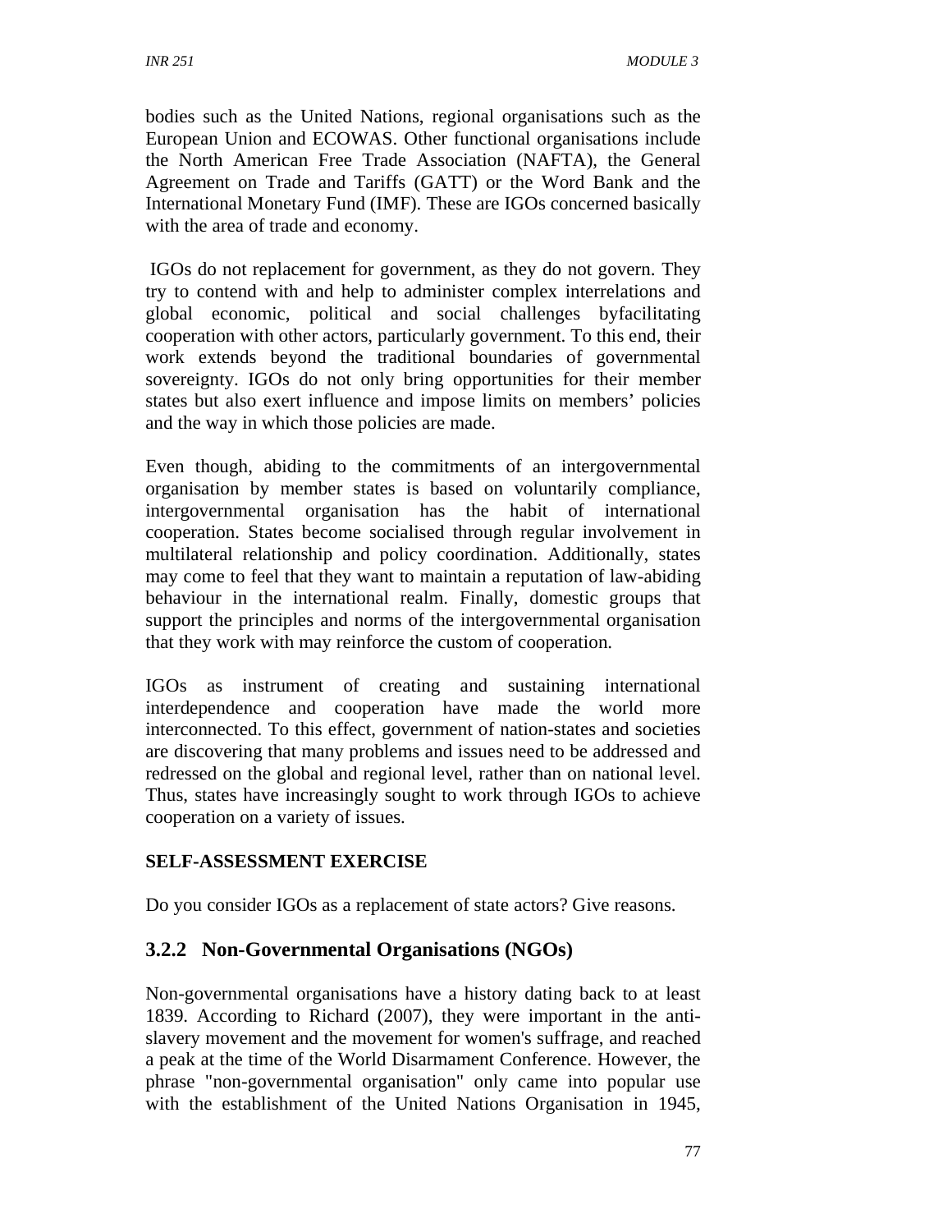bodies such as the United Nations, regional organisations such as the European Union and ECOWAS. Other functional organisations include the North American Free Trade Association (NAFTA), the General Agreement on Trade and Tariffs (GATT) or the Word Bank and the International Monetary Fund (IMF). These are IGOs concerned basically with the area of trade and economy.

IGOs do not replacement for government, as they do not govern. They try to contend with and help to administer complex interrelations and global economic, political and social challenges byfacilitating cooperation with other actors, particularly government. To this end, their work extends beyond the traditional boundaries of governmental sovereignty. IGOs do not only bring opportunities for their member states but also exert influence and impose limits on members' policies and the way in which those policies are made.

Even though, abiding to the commitments of an intergovernmental organisation by member states is based on voluntarily compliance, intergovernmental organisation has the habit of international cooperation. States become socialised through regular involvement in multilateral relationship and policy coordination. Additionally, states may come to feel that they want to maintain a reputation of law-abiding behaviour in the international realm. Finally, domestic groups that support the principles and norms of the intergovernmental organisation that they work with may reinforce the custom of cooperation.

IGOs as instrument of creating and sustaining international interdependence and cooperation have made the world more interconnected. To this effect, government of nation-states and societies are discovering that many problems and issues need to be addressed and redressed on the global and regional level, rather than on national level. Thus, states have increasingly sought to work through IGOs to achieve cooperation on a variety of issues.

**SELF-ASSESSMENT EXERCISE**

Do you consider IGOs as a replacement of state actors? Give reasons.

### 3.2.2 Non-Governmental Organisations (NGOs)

Non-governmental organisations have a history dating back to at least 1839. According to Richard (2007), they were important in the anti-slavery movement and the movement for women's suffrage, and reached a peak at the time of the World Disarmament Conference. However, the phrase "non-governmental organisation" only came into popular use with the establishment of the United Nations Organisation in 1945,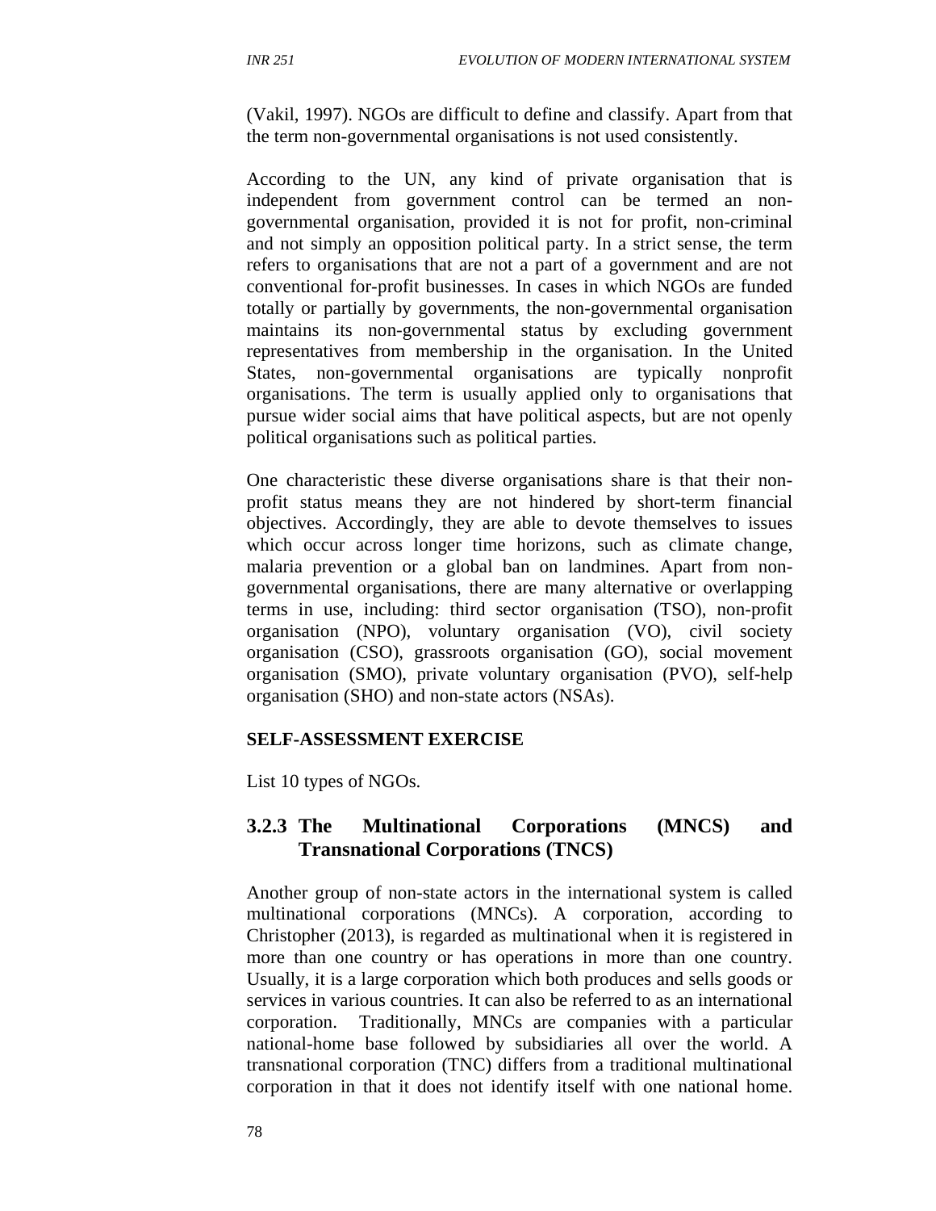(Vakil, 1997). NGOs are difficult to define and classify. Apart from that the term non-governmental organisations is not used consistently.

According to the UN, any kind of private organisation that is independent from government control can be termed an non-governmental organisation, provided it is not for profit, non-criminal and not simply an opposition political party. In a strict sense, the term refers to organisations that are not a part of a government and are not conventional for-profit businesses. In cases in which NGOs are funded totally or partially by governments, the non-governmental organisation maintains its non-governmental status by excluding government representatives from membership in the organisation. In the United States, non-governmental organisations are typically nonprofit organisations. The term is usually applied only to organisations that pursue wider social aims that have political aspects, but are not openly political organisations such as political parties.

One characteristic these diverse organisations share is that their non-profit status means they are not hindered by short-term financial objectives. Accordingly, they are able to devote themselves to issues which occur across longer time horizons, such as climate change, malaria prevention or a global ban on landmines. Apart from non-governmental organisations, there are many alternative or overlapping terms in use, including: third sector organisation (TSO), non-profit organisation (NPO), voluntary organisation (VO), civil society organisation (CSO), grassroots organisation (GO), social movement organisation (SMO), private voluntary organisation (PVO), self-help organisation (SHO) and non-state actors (NSAs).

**SELF-ASSESSMENT EXERCISE**

List 10 types of NGOs.

### 3.2.3 The Multinational Corporations (MNCS) and Transnational Corporations (TNCS)

Another group of non-state actors in the international system is called multinational corporations (MNCs). A corporation, according to Christopher (2013), is regarded as multinational when it is registered in more than one country or has operations in more than one country. Usually, it is a large corporation which both produces and sells goods or services in various countries. It can also be referred to as an international corporation. Traditionally, MNCs are companies with a particular national-home base followed by subsidiaries all over the world. A transnational corporation (TNC) differs from a traditional multinational corporation in that it does not identify itself with one national home.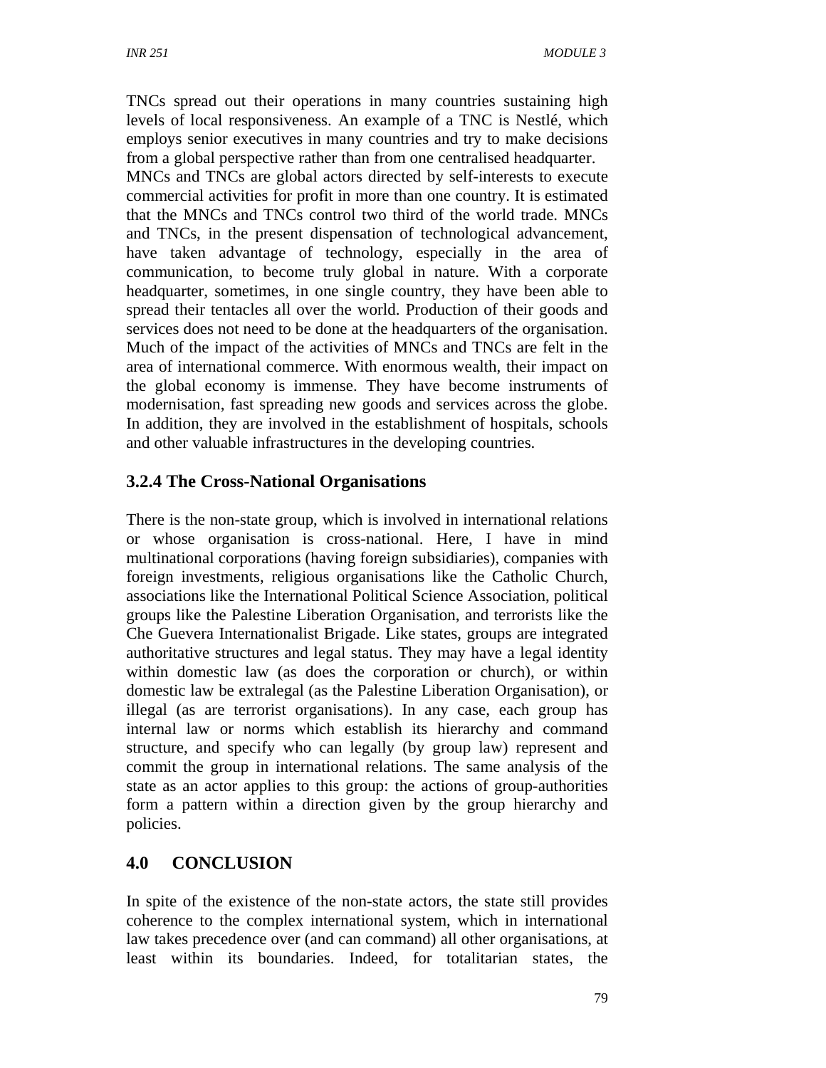TNCs spread out their operations in many countries sustaining high levels of local responsiveness. An example of a TNC is Nestlé, which employs senior executives in many countries and try to make decisions from a global perspective rather than from one centralised headquarter.
MNCs and TNCs are global actors directed by self-interests to execute commercial activities for profit in more than one country. It is estimated that the MNCs and TNCs control two third of the world trade. MNCs and TNCs, in the present dispensation of technological advancement, have taken advantage of technology, especially in the area of communication, to become truly global in nature. With a corporate headquarter, sometimes, in one single country, they have been able to spread their tentacles all over the world. Production of their goods and services does not need to be done at the headquarters of the organisation. Much of the impact of the activities of MNCs and TNCs are felt in the area of international commerce. With enormous wealth, their impact on the global economy is immense. They have become instruments of modernisation, fast spreading new goods and services across the globe. In addition, they are involved in the establishment of hospitals, schools and other valuable infrastructures in the developing countries.

### 3.2.4 The Cross-National Organisations

There is the non-state group, which is involved in international relations or whose organisation is cross-national. Here, I have in mind multinational corporations (having foreign subsidiaries), companies with foreign investments, religious organisations like the Catholic Church, associations like the International Political Science Association, political groups like the Palestine Liberation Organisation, and terrorists like the Che Guevera Internationalist Brigade. Like states, groups are integrated authoritative structures and legal status. They may have a legal identity within domestic law (as does the corporation or church), or within domestic law be extralegal (as the Palestine Liberation Organisation), or illegal (as are terrorist organisations). In any case, each group has internal law or norms which establish its hierarchy and command structure, and specify who can legally (by group law) represent and commit the group in international relations. The same analysis of the state as an actor applies to this group: the actions of group-authorities form a pattern within a direction given by the group hierarchy and policies.

## 4.0 CONCLUSION

In spite of the existence of the non-state actors, the state still provides coherence to the complex international system, which in international law takes precedence over (and can command) all other organisations, at least within its boundaries. Indeed, for totalitarian states, the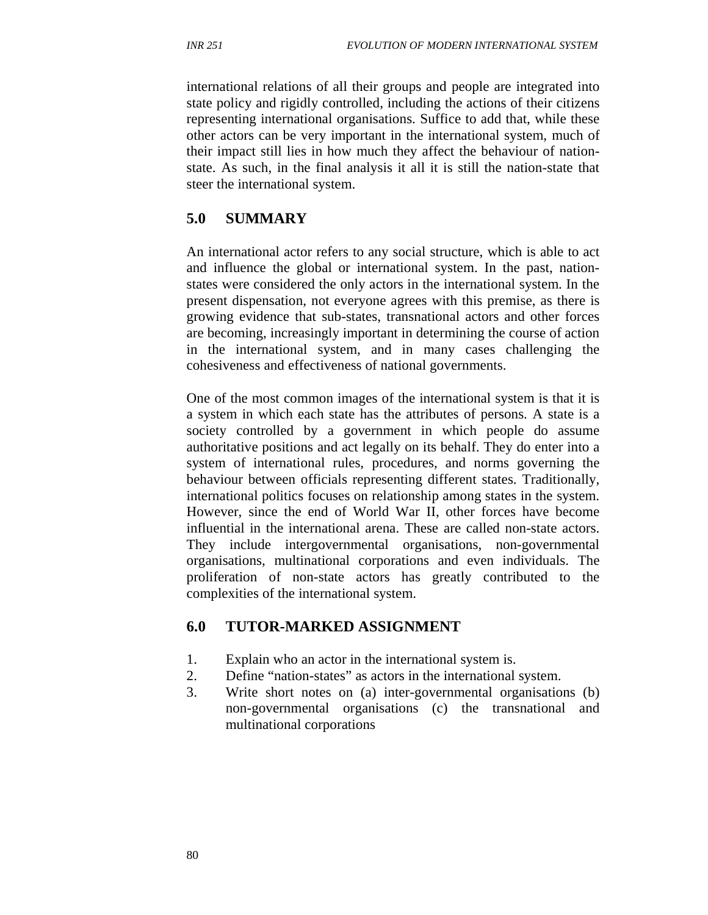international relations of all their groups and people are integrated into state policy and rigidly controlled, including the actions of their citizens representing international organisations. Suffice to add that, while these other actors can be very important in the international system, much of their impact still lies in how much they affect the behaviour of nation-state. As such, in the final analysis it all it is still the nation-state that steer the international system.

## 5.0 SUMMARY

An international actor refers to any social structure, which is able to act and influence the global or international system. In the past, nation-states were considered the only actors in the international system. In the present dispensation, not everyone agrees with this premise, as there is growing evidence that sub-states, transnational actors and other forces are becoming, increasingly important in determining the course of action in the international system, and in many cases challenging the cohesiveness and effectiveness of national governments.

One of the most common images of the international system is that it is a system in which each state has the attributes of persons. A state is a society controlled by a government in which people do assume authoritative positions and act legally on its behalf. They do enter into a system of international rules, procedures, and norms governing the behaviour between officials representing different states. Traditionally, international politics focuses on relationship among states in the system. However, since the end of World War II, other forces have become influential in the international arena. These are called non-state actors. They include intergovernmental organisations, non-governmental organisations, multinational corporations and even individuals. The proliferation of non-state actors has greatly contributed to the complexities of the international system.

## 6.0 TUTOR-MARKED ASSIGNMENT

1. Explain who an actor in the international system is.
2. Define “nation-states” as actors in the international system.
3. Write short notes on (a) inter-governmental organisations (b) non-governmental organisations (c) the transnational and multinational corporations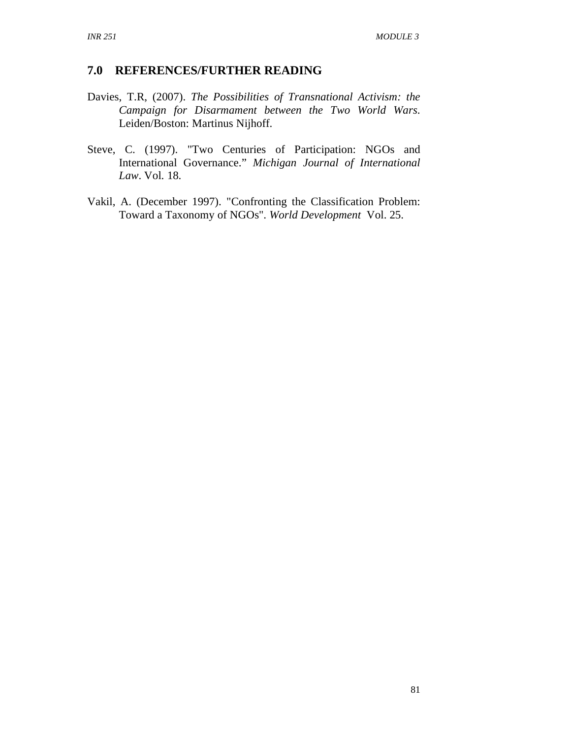## 7.0 REFERENCES/FURTHER READING

Davies, T.R, (2007). *The Possibilities of Transnational Activism: the Campaign for Disarmament between the Two World Wars*. Leiden/Boston: Martinus Nijhoff.

Steve, C. (1997). "Two Centuries of Participation: NGOs and International Governance." *Michigan Journal of International Law*. Vol. 18.

Vakil, A. (December 1997). "Confronting the Classification Problem: Toward a Taxonomy of NGOs". *World Development* Vol. 25.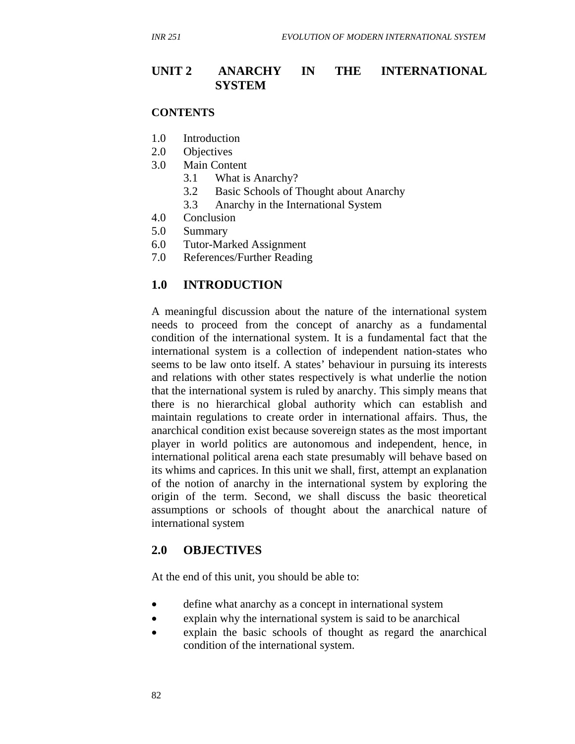# UNIT 2 ANARCHY IN THE INTERNATIONAL SYSTEM

**CONTENTS**

1.0 Introduction
2.0 Objectives
3.0 Main Content
 3.1 What is Anarchy?
 3.2 Basic Schools of Thought about Anarchy
 3.3 Anarchy in the International System
4.0 Conclusion
5.0 Summary
6.0 Tutor-Marked Assignment
7.0 References/Further Reading

## 1.0 INTRODUCTION

A meaningful discussion about the nature of the international system needs to proceed from the concept of anarchy as a fundamental condition of the international system. It is a fundamental fact that the international system is a collection of independent nation-states who seems to be law onto itself. A states' behaviour in pursuing its interests and relations with other states respectively is what underlie the notion that the international system is ruled by anarchy. This simply means that there is no hierarchical global authority which can establish and maintain regulations to create order in international affairs. Thus, the anarchical condition exist because sovereign states as the most important player in world politics are autonomous and independent, hence, in international political arena each state presumably will behave based on its whims and caprices. In this unit we shall, first, attempt an explanation of the notion of anarchy in the international system by exploring the origin of the term. Second, we shall discuss the basic theoretical assumptions or schools of thought about the anarchical nature of international system

## 2.0 OBJECTIVES

At the end of this unit, you should be able to:

- define what anarchy as a concept in international system
- explain why the international system is said to be anarchical
- explain the basic schools of thought as regard the anarchical condition of the international system.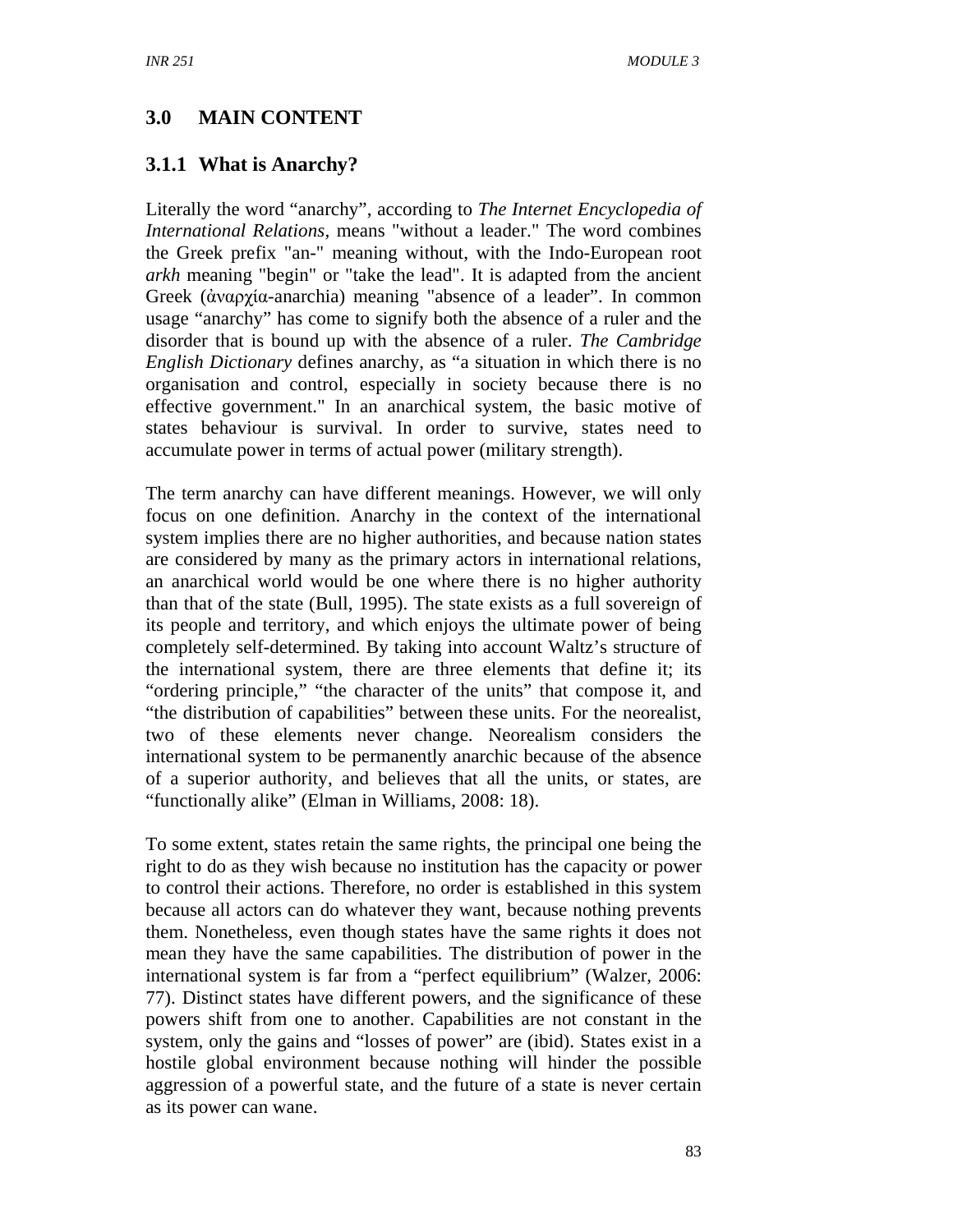## 3.0 MAIN CONTENT

### 3.1.1 What is Anarchy?

Literally the word "anarchy", according to *The Internet Encyclopedia of International Relations*, means "without a leader." The word combines the Greek prefix "an-" meaning without, with the Indo-European root *arkh* meaning "begin" or "take the lead". It is adapted from the ancient Greek (ἀναρχία-anarchia) meaning "absence of a leader". In common usage "anarchy" has come to signify both the absence of a ruler and the disorder that is bound up with the absence of a ruler. *The Cambridge English Dictionary* defines anarchy, as "a situation in which there is no organisation and control, especially in society because there is no effective government." In an anarchical system, the basic motive of states behaviour is survival. In order to survive, states need to accumulate power in terms of actual power (military strength).

The term anarchy can have different meanings. However, we will only focus on one definition. Anarchy in the context of the international system implies there are no higher authorities, and because nation states are considered by many as the primary actors in international relations, an anarchical world would be one where there is no higher authority than that of the state (Bull, 1995). The state exists as a full sovereign of its people and territory, and which enjoys the ultimate power of being completely self-determined. By taking into account Waltz's structure of the international system, there are three elements that define it; its "ordering principle," "the character of the units" that compose it, and "the distribution of capabilities" between these units. For the neorealist, two of these elements never change. Neorealism considers the international system to be permanently anarchic because of the absence of a superior authority, and believes that all the units, or states, are "functionally alike" (Elman in Williams, 2008: 18).

To some extent, states retain the same rights, the principal one being the right to do as they wish because no institution has the capacity or power to control their actions. Therefore, no order is established in this system because all actors can do whatever they want, because nothing prevents them. Nonetheless, even though states have the same rights it does not mean they have the same capabilities. The distribution of power in the international system is far from a "perfect equilibrium" (Walzer, 2006: 77). Distinct states have different powers, and the significance of these powers shift from one to another. Capabilities are not constant in the system, only the gains and "losses of power" are (ibid). States exist in a hostile global environment because nothing will hinder the possible aggression of a powerful state, and the future of a state is never certain as its power can wane.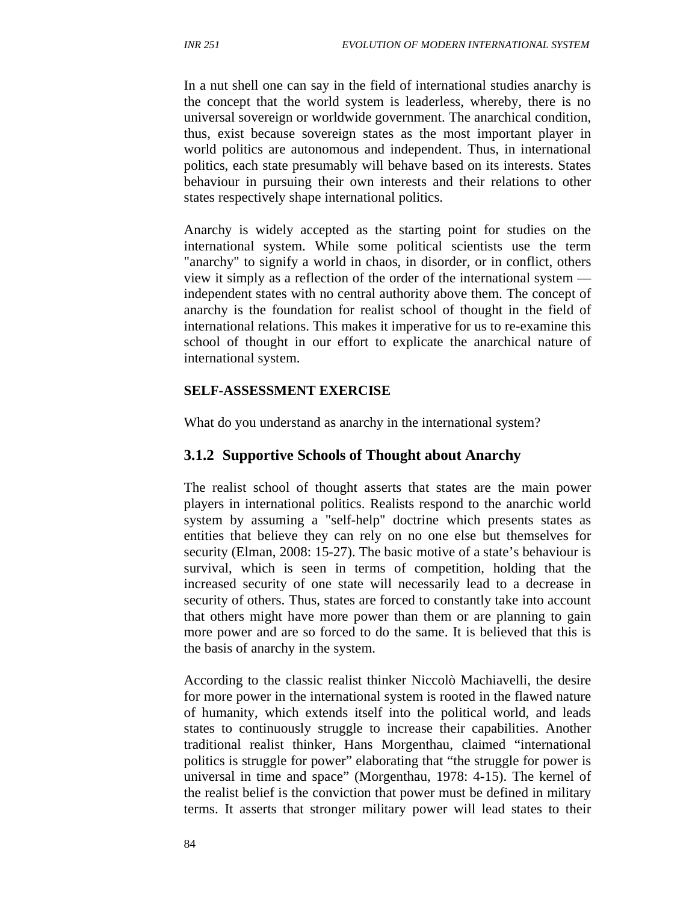In a nut shell one can say in the field of international studies anarchy is the concept that the world system is leaderless, whereby, there is no universal sovereign or worldwide government. The anarchical condition, thus, exist because sovereign states as the most important player in world politics are autonomous and independent. Thus, in international politics, each state presumably will behave based on its interests. States behaviour in pursuing their own interests and their relations to other states respectively shape international politics.

Anarchy is widely accepted as the starting point for studies on the international system. While some political scientists use the term "anarchy" to signify a world in chaos, in disorder, or in conflict, others view it simply as a reflection of the order of the international system — independent states with no central authority above them. The concept of anarchy is the foundation for realist school of thought in the field of international relations. This makes it imperative for us to re-examine this school of thought in our effort to explicate the anarchical nature of international system.

**SELF-ASSESSMENT EXERCISE**

What do you understand as anarchy in the international system?

### 3.1.2 Supportive Schools of Thought about Anarchy

The realist school of thought asserts that states are the main power players in international politics. Realists respond to the anarchic world system by assuming a "self-help" doctrine which presents states as entities that believe they can rely on no one else but themselves for security (Elman, 2008: 15-27). The basic motive of a state's behaviour is survival, which is seen in terms of competition, holding that the increased security of one state will necessarily lead to a decrease in security of others. Thus, states are forced to constantly take into account that others might have more power than them or are planning to gain more power and are so forced to do the same. It is believed that this is the basis of anarchy in the system.

According to the classic realist thinker Niccolò Machiavelli, the desire for more power in the international system is rooted in the flawed nature of humanity, which extends itself into the political world, and leads states to continuously struggle to increase their capabilities. Another traditional realist thinker, Hans Morgenthau, claimed "international politics is struggle for power" elaborating that "the struggle for power is universal in time and space" (Morgenthau, 1978: 4-15). The kernel of the realist belief is the conviction that power must be defined in military terms. It asserts that stronger military power will lead states to their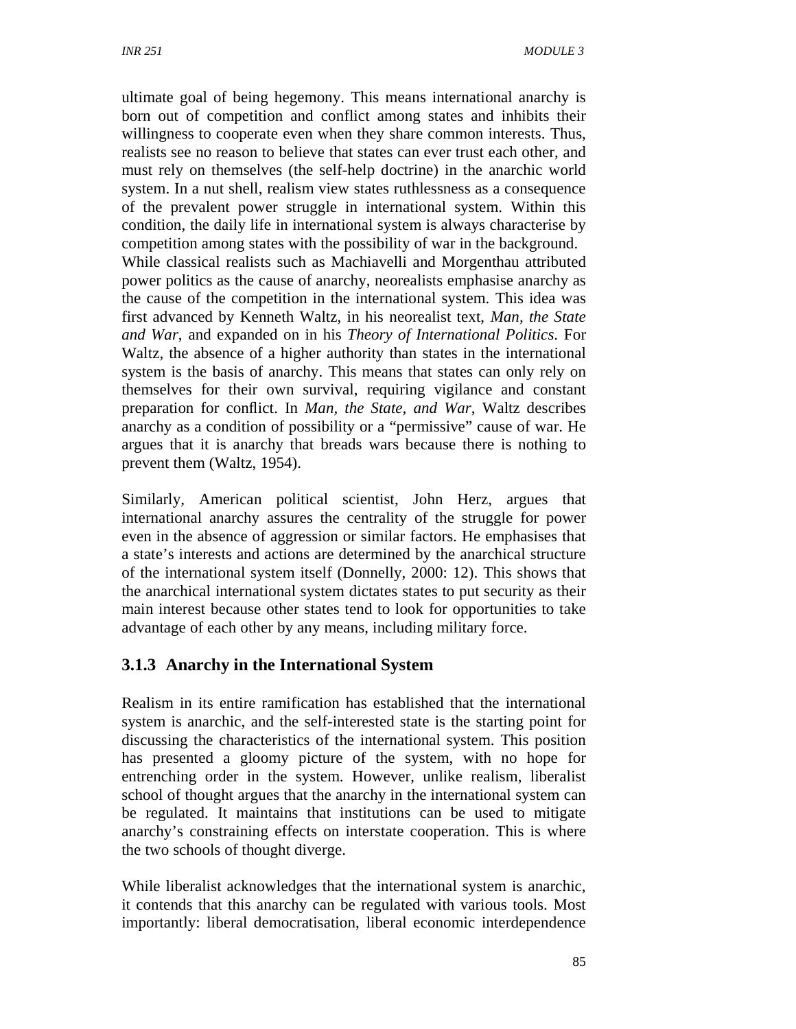ultimate goal of being hegemony. This means international anarchy is born out of competition and conflict among states and inhibits their willingness to cooperate even when they share common interests. Thus, realists see no reason to believe that states can ever trust each other, and must rely on themselves (the self-help doctrine) in the anarchic world system. In a nut shell, realism view states ruthlessness as a consequence of the prevalent power struggle in international system. Within this condition, the daily life in international system is always characterise by competition among states with the possibility of war in the background.
While classical realists such as Machiavelli and Morgenthau attributed power politics as the cause of anarchy, neorealists emphasise anarchy as the cause of the competition in the international system. This idea was first advanced by Kenneth Waltz, in his neorealist text, *Man, the State and War*, and expanded on in his *Theory of International Politics*. For Waltz, the absence of a higher authority than states in the international system is the basis of anarchy. This means that states can only rely on themselves for their own survival, requiring vigilance and constant preparation for conflict. In *Man, the State, and War*, Waltz describes anarchy as a condition of possibility or a "permissive" cause of war. He argues that it is anarchy that breads wars because there is nothing to prevent them (Waltz, 1954).

Similarly, American political scientist, John Herz, argues that international anarchy assures the centrality of the struggle for power even in the absence of aggression or similar factors. He emphasises that a state's interests and actions are determined by the anarchical structure of the international system itself (Donnelly, 2000: 12). This shows that the anarchical international system dictates states to put security as their main interest because other states tend to look for opportunities to take advantage of each other by any means, including military force.

### 3.1.3 Anarchy in the International System

Realism in its entire ramification has established that the international system is anarchic, and the self-interested state is the starting point for discussing the characteristics of the international system. This position has presented a gloomy picture of the system, with no hope for entrenching order in the system. However, unlike realism, liberalist school of thought argues that the anarchy in the international system can be regulated. It maintains that institutions can be used to mitigate anarchy's constraining effects on interstate cooperation. This is where the two schools of thought diverge.

While liberalist acknowledges that the international system is anarchic, it contends that this anarchy can be regulated with various tools. Most importantly: liberal democratisation, liberal economic interdependence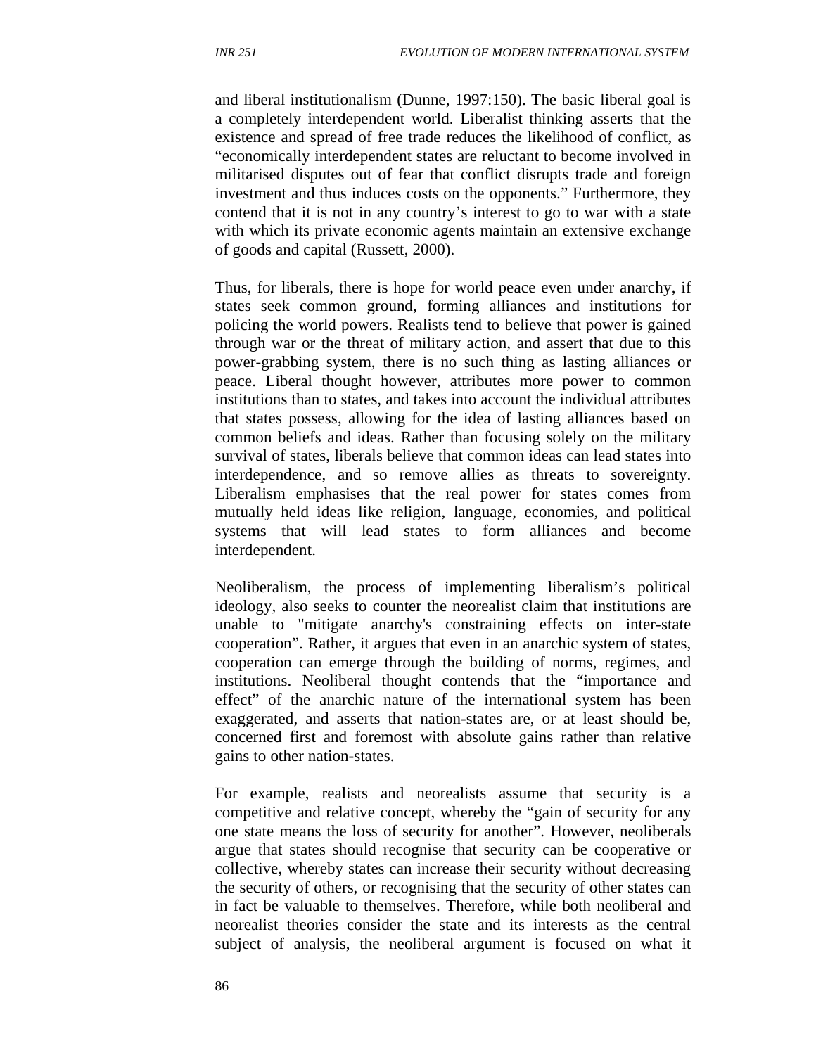and liberal institutionalism (Dunne, 1997:150). The basic liberal goal is a completely interdependent world. Liberalist thinking asserts that the existence and spread of free trade reduces the likelihood of conflict, as "economically interdependent states are reluctant to become involved in militarised disputes out of fear that conflict disrupts trade and foreign investment and thus induces costs on the opponents." Furthermore, they contend that it is not in any country's interest to go to war with a state with which its private economic agents maintain an extensive exchange of goods and capital (Russett, 2000).

Thus, for liberals, there is hope for world peace even under anarchy, if states seek common ground, forming alliances and institutions for policing the world powers. Realists tend to believe that power is gained through war or the threat of military action, and assert that due to this power-grabbing system, there is no such thing as lasting alliances or peace. Liberal thought however, attributes more power to common institutions than to states, and takes into account the individual attributes that states possess, allowing for the idea of lasting alliances based on common beliefs and ideas. Rather than focusing solely on the military survival of states, liberals believe that common ideas can lead states into interdependence, and so remove allies as threats to sovereignty. Liberalism emphasises that the real power for states comes from mutually held ideas like religion, language, economies, and political systems that will lead states to form alliances and become interdependent.

Neoliberalism, the process of implementing liberalism's political ideology, also seeks to counter the neorealist claim that institutions are unable to "mitigate anarchy's constraining effects on inter-state cooperation". Rather, it argues that even in an anarchic system of states, cooperation can emerge through the building of norms, regimes, and institutions. Neoliberal thought contends that the "importance and effect" of the anarchic nature of the international system has been exaggerated, and asserts that nation-states are, or at least should be, concerned first and foremost with absolute gains rather than relative gains to other nation-states.

For example, realists and neorealists assume that security is a competitive and relative concept, whereby the "gain of security for any one state means the loss of security for another". However, neoliberals argue that states should recognise that security can be cooperative or collective, whereby states can increase their security without decreasing the security of others, or recognising that the security of other states can in fact be valuable to themselves. Therefore, while both neoliberal and neorealist theories consider the state and its interests as the central subject of analysis, the neoliberal argument is focused on what it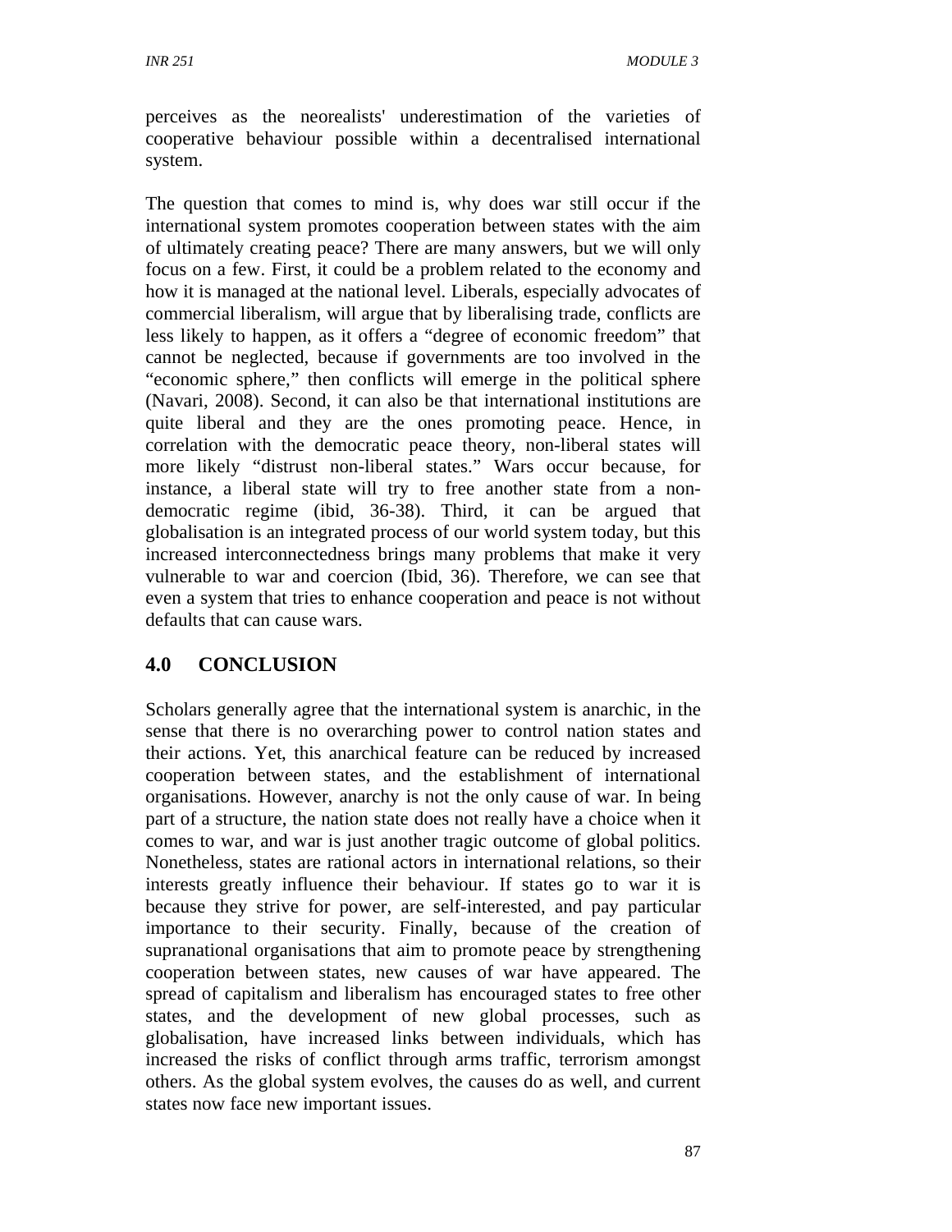perceives as the neorealists' underestimation of the varieties of cooperative behaviour possible within a decentralised international system.

The question that comes to mind is, why does war still occur if the international system promotes cooperation between states with the aim of ultimately creating peace? There are many answers, but we will only focus on a few. First, it could be a problem related to the economy and how it is managed at the national level. Liberals, especially advocates of commercial liberalism, will argue that by liberalising trade, conflicts are less likely to happen, as it offers a "degree of economic freedom" that cannot be neglected, because if governments are too involved in the "economic sphere," then conflicts will emerge in the political sphere (Navari, 2008). Second, it can also be that international institutions are quite liberal and they are the ones promoting peace. Hence, in correlation with the democratic peace theory, non-liberal states will more likely "distrust non-liberal states." Wars occur because, for instance, a liberal state will try to free another state from a non-democratic regime (ibid, 36-38). Third, it can be argued that globalisation is an integrated process of our world system today, but this increased interconnectedness brings many problems that make it very vulnerable to war and coercion (Ibid, 36). Therefore, we can see that even a system that tries to enhance cooperation and peace is not without defaults that can cause wars.

## 4.0 CONCLUSION

Scholars generally agree that the international system is anarchic, in the sense that there is no overarching power to control nation states and their actions. Yet, this anarchical feature can be reduced by increased cooperation between states, and the establishment of international organisations. However, anarchy is not the only cause of war. In being part of a structure, the nation state does not really have a choice when it comes to war, and war is just another tragic outcome of global politics. Nonetheless, states are rational actors in international relations, so their interests greatly influence their behaviour. If states go to war it is because they strive for power, are self-interested, and pay particular importance to their security. Finally, because of the creation of supranational organisations that aim to promote peace by strengthening cooperation between states, new causes of war have appeared. The spread of capitalism and liberalism has encouraged states to free other states, and the development of new global processes, such as globalisation, have increased links between individuals, which has increased the risks of conflict through arms traffic, terrorism amongst others. As the global system evolves, the causes do as well, and current states now face new important issues.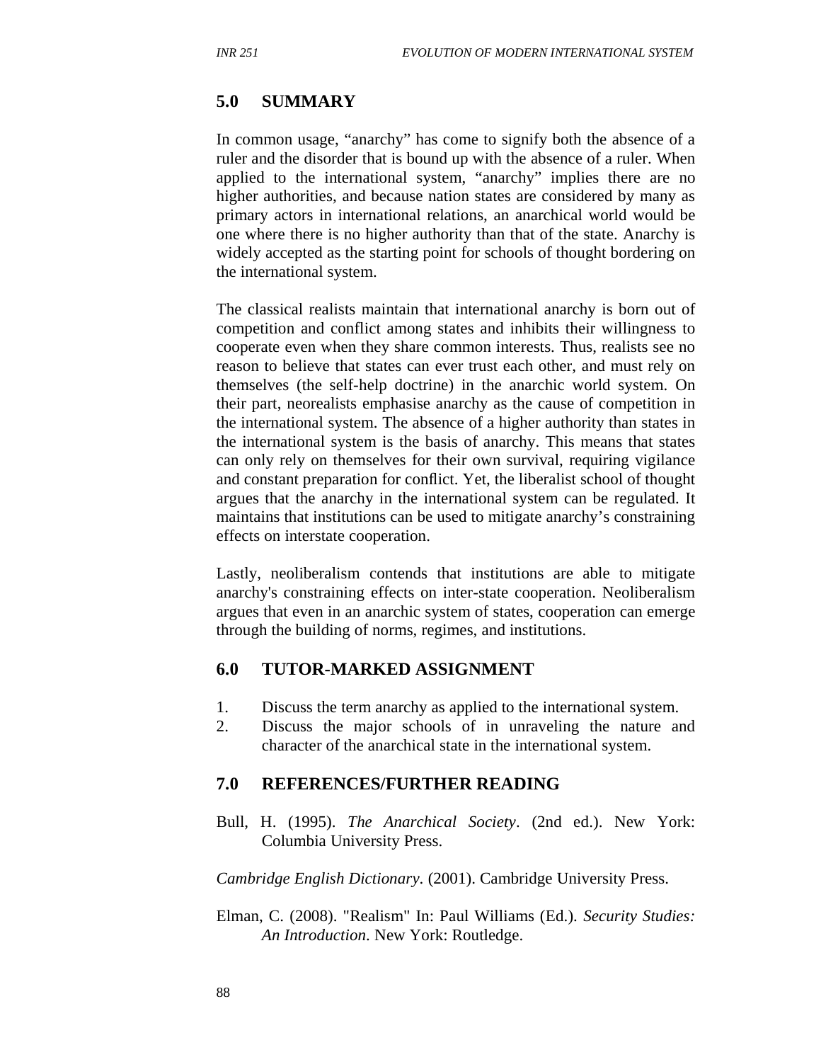## 5.0 SUMMARY

In common usage, "anarchy" has come to signify both the absence of a ruler and the disorder that is bound up with the absence of a ruler. When applied to the international system, "anarchy" implies there are no higher authorities, and because nation states are considered by many as primary actors in international relations, an anarchical world would be one where there is no higher authority than that of the state. Anarchy is widely accepted as the starting point for schools of thought bordering on the international system.

The classical realists maintain that international anarchy is born out of competition and conflict among states and inhibits their willingness to cooperate even when they share common interests. Thus, realists see no reason to believe that states can ever trust each other, and must rely on themselves (the self-help doctrine) in the anarchic world system. On their part, neorealists emphasise anarchy as the cause of competition in the international system. The absence of a higher authority than states in the international system is the basis of anarchy. This means that states can only rely on themselves for their own survival, requiring vigilance and constant preparation for conflict. Yet, the liberalist school of thought argues that the anarchy in the international system can be regulated. It maintains that institutions can be used to mitigate anarchy's constraining effects on interstate cooperation.

Lastly, neoliberalism contends that institutions are able to mitigate anarchy's constraining effects on inter-state cooperation. Neoliberalism argues that even in an anarchic system of states, cooperation can emerge through the building of norms, regimes, and institutions.

## 6.0 TUTOR-MARKED ASSIGNMENT

1. Discuss the term anarchy as applied to the international system.
2. Discuss the major schools of in unraveling the nature and character of the anarchical state in the international system.

## 7.0 REFERENCES/FURTHER READING

Bull, H. (1995). *The Anarchical Society*. (2nd ed.). New York: Columbia University Press.

*Cambridge English Dictionary*. (2001). Cambridge University Press.

Elman, C. (2008). "Realism" In: Paul Williams (Ed.). *Security Studies: An Introduction*. New York: Routledge.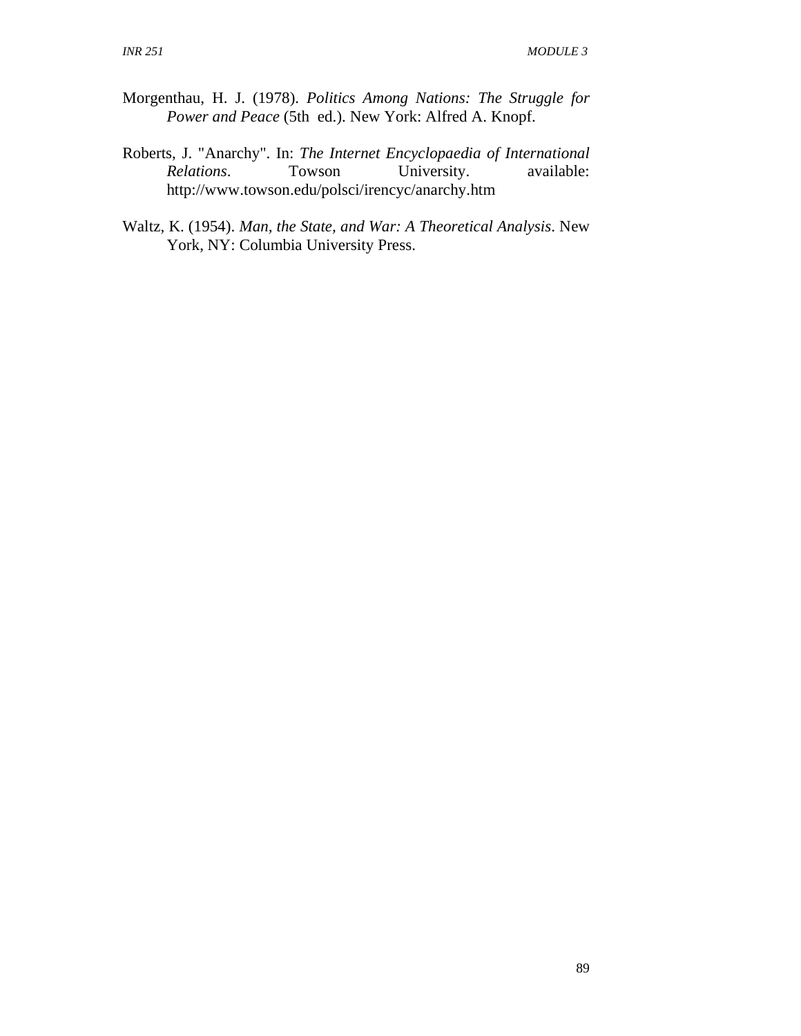Morgenthau, H. J. (1978). *Politics Among Nations: The Struggle for Power and Peace* (5th ed.). New York: Alfred A. Knopf.

Roberts, J. "Anarchy". In: *The Internet Encyclopaedia of International Relations*. Towson University. available: http://www.towson.edu/polsci/irencyc/anarchy.htm

Waltz, K. (1954). *Man, the State, and War: A Theoretical Analysis*. New York, NY: Columbia University Press.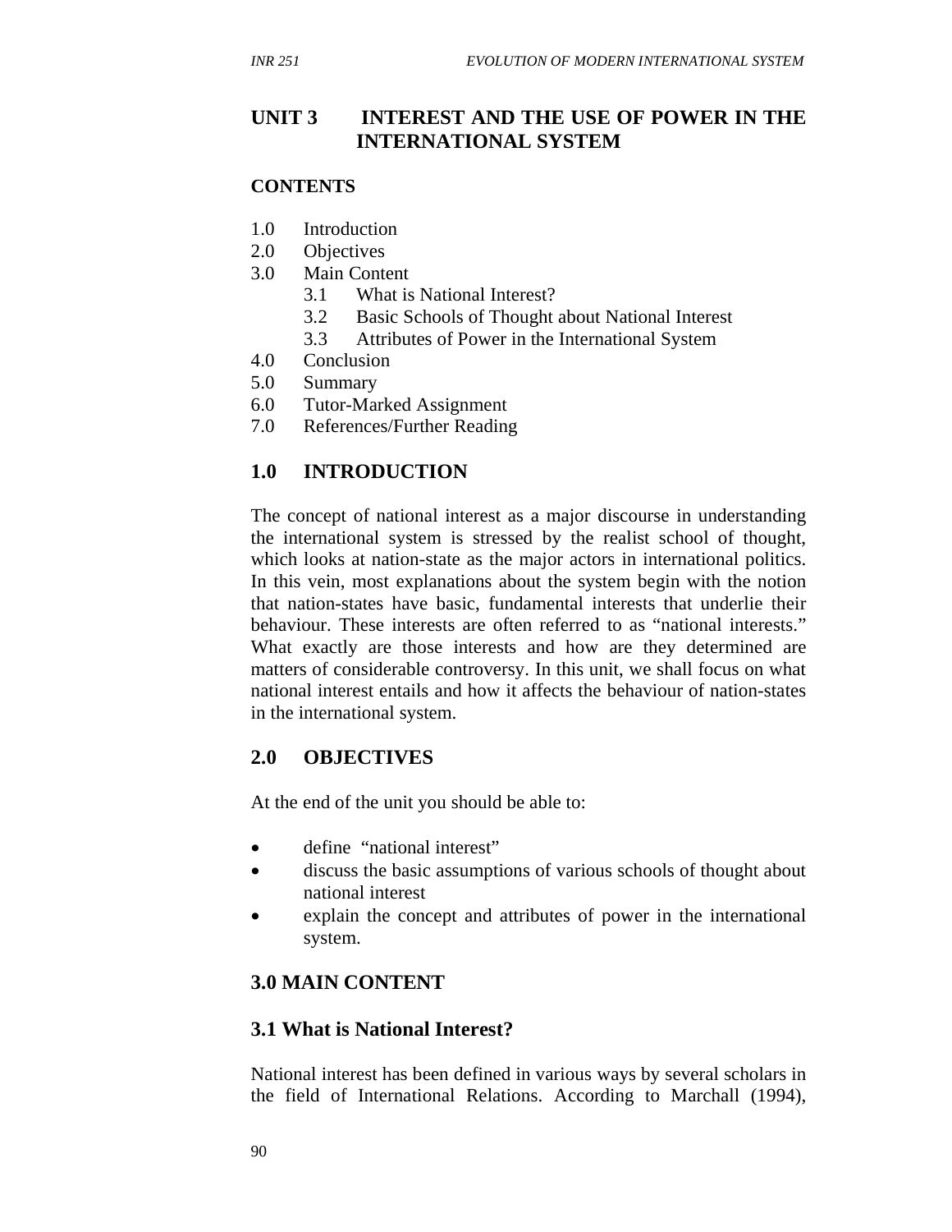## UNIT 3 INTEREST AND THE USE OF POWER IN THE INTERNATIONAL SYSTEM

**CONTENTS**

1.0 Introduction
2.0 Objectives
3.0 Main Content
   3.1 What is National Interest?
   3.2 Basic Schools of Thought about National Interest
   3.3 Attributes of Power in the International System
4.0 Conclusion
5.0 Summary
6.0 Tutor-Marked Assignment
7.0 References/Further Reading

### 1.0 INTRODUCTION

The concept of national interest as a major discourse in understanding the international system is stressed by the realist school of thought, which looks at nation-state as the major actors in international politics. In this vein, most explanations about the system begin with the notion that nation-states have basic, fundamental interests that underlie their behaviour. These interests are often referred to as "national interests." What exactly are those interests and how are they determined are matters of considerable controversy. In this unit, we shall focus on what national interest entails and how it affects the behaviour of nation-states in the international system.

### 2.0 OBJECTIVES

At the end of the unit you should be able to:

- define "national interest"
- discuss the basic assumptions of various schools of thought about national interest
- explain the concept and attributes of power in the international system.

### 3.0 MAIN CONTENT

### 3.1 What is National Interest?

National interest has been defined in various ways by several scholars in the field of International Relations. According to Marchall (1994),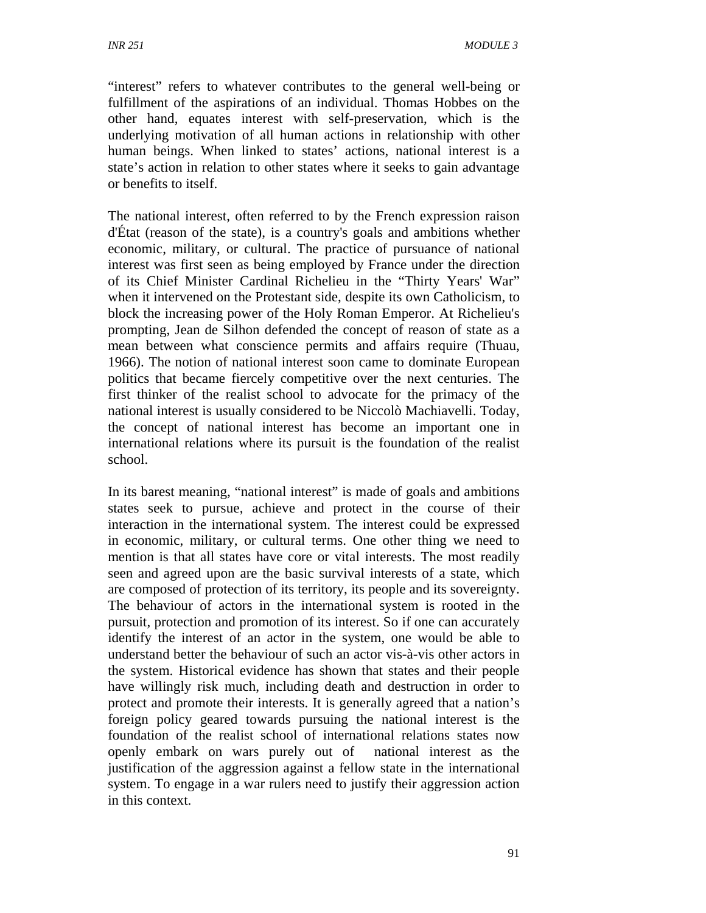"interest" refers to whatever contributes to the general well-being or fulfillment of the aspirations of an individual. Thomas Hobbes on the other hand, equates interest with self-preservation, which is the underlying motivation of all human actions in relationship with other human beings. When linked to states' actions, national interest is a state's action in relation to other states where it seeks to gain advantage or benefits to itself.

The national interest, often referred to by the French expression raison d'État (reason of the state), is a country's goals and ambitions whether economic, military, or cultural. The practice of pursuance of national interest was first seen as being employed by France under the direction of its Chief Minister Cardinal Richelieu in the "Thirty Years' War" when it intervened on the Protestant side, despite its own Catholicism, to block the increasing power of the Holy Roman Emperor. At Richelieu's prompting, Jean de Silhon defended the concept of reason of state as a mean between what conscience permits and affairs require (Thuau, 1966). The notion of national interest soon came to dominate European politics that became fiercely competitive over the next centuries. The first thinker of the realist school to advocate for the primacy of the national interest is usually considered to be Niccolò Machiavelli. Today, the concept of national interest has become an important one in international relations where its pursuit is the foundation of the realist school.

In its barest meaning, "national interest" is made of goals and ambitions states seek to pursue, achieve and protect in the course of their interaction in the international system. The interest could be expressed in economic, military, or cultural terms. One other thing we need to mention is that all states have core or vital interests. The most readily seen and agreed upon are the basic survival interests of a state, which are composed of protection of its territory, its people and its sovereignty. The behaviour of actors in the international system is rooted in the pursuit, protection and promotion of its interest. So if one can accurately identify the interest of an actor in the system, one would be able to understand better the behaviour of such an actor vis-à-vis other actors in the system. Historical evidence has shown that states and their people have willingly risk much, including death and destruction in order to protect and promote their interests. It is generally agreed that a nation's foreign policy geared towards pursuing the national interest is the foundation of the realist school of international relations states now openly embark on wars purely out of national interest as the justification of the aggression against a fellow state in the international system. To engage in a war rulers need to justify their aggression action in this context.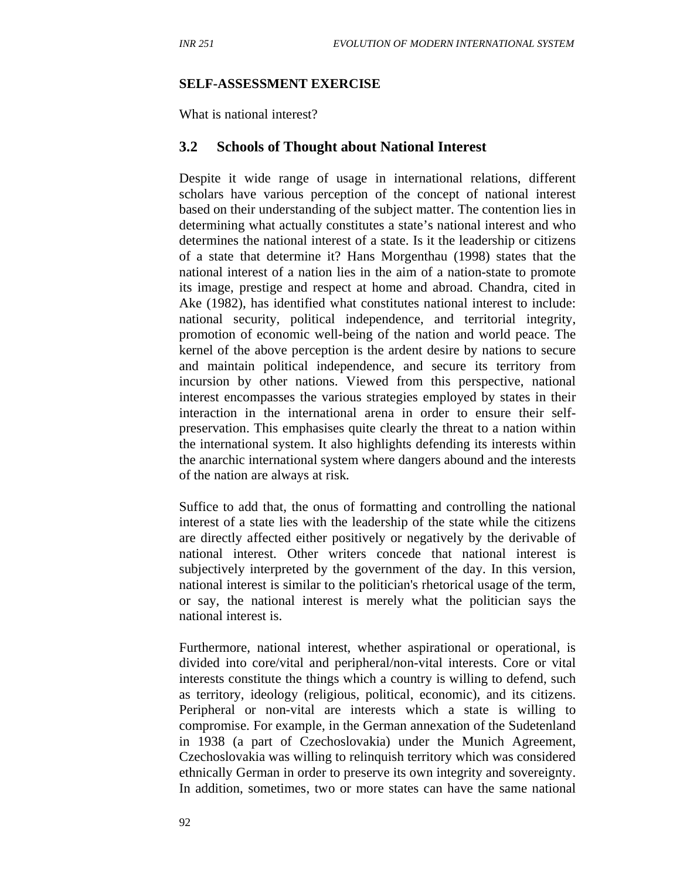**SELF-ASSESSMENT EXERCISE**

What is national interest?

## 3.2 Schools of Thought about National Interest

Despite it wide range of usage in international relations, different scholars have various perception of the concept of national interest based on their understanding of the subject matter. The contention lies in determining what actually constitutes a state's national interest and who determines the national interest of a state. Is it the leadership or citizens of a state that determine it? Hans Morgenthau (1998) states that the national interest of a nation lies in the aim of a nation-state to promote its image, prestige and respect at home and abroad. Chandra, cited in Ake (1982), has identified what constitutes national interest to include: national security, political independence, and territorial integrity, promotion of economic well-being of the nation and world peace. The kernel of the above perception is the ardent desire by nations to secure and maintain political independence, and secure its territory from incursion by other nations. Viewed from this perspective, national interest encompasses the various strategies employed by states in their interaction in the international arena in order to ensure their self-preservation. This emphasises quite clearly the threat to a nation within the international system. It also highlights defending its interests within the anarchic international system where dangers abound and the interests of the nation are always at risk.

Suffice to add that, the onus of formatting and controlling the national interest of a state lies with the leadership of the state while the citizens are directly affected either positively or negatively by the derivable of national interest. Other writers concede that national interest is subjectively interpreted by the government of the day. In this version, national interest is similar to the politician's rhetorical usage of the term, or say, the national interest is merely what the politician says the national interest is.

Furthermore, national interest, whether aspirational or operational, is divided into core/vital and peripheral/non-vital interests. Core or vital interests constitute the things which a country is willing to defend, such as territory, ideology (religious, political, economic), and its citizens. Peripheral or non-vital are interests which a state is willing to compromise. For example, in the German annexation of the Sudetenland in 1938 (a part of Czechoslovakia) under the Munich Agreement, Czechoslovakia was willing to relinquish territory which was considered ethnically German in order to preserve its own integrity and sovereignty. In addition, sometimes, two or more states can have the same national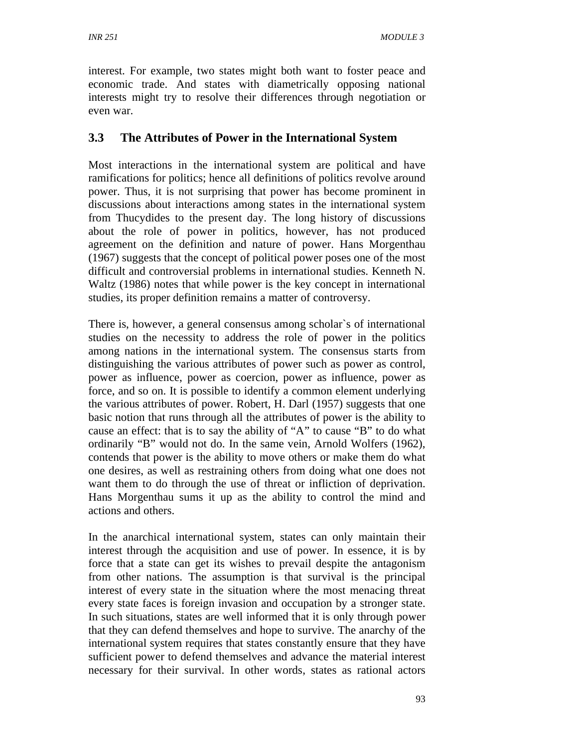interest. For example, two states might both want to foster peace and economic trade. And states with diametrically opposing national interests might try to resolve their differences through negotiation or even war.

### 3.3 The Attributes of Power in the International System

Most interactions in the international system are political and have ramifications for politics; hence all definitions of politics revolve around power. Thus, it is not surprising that power has become prominent in discussions about interactions among states in the international system from Thucydides to the present day. The long history of discussions about the role of power in politics, however, has not produced agreement on the definition and nature of power. Hans Morgenthau (1967) suggests that the concept of political power poses one of the most difficult and controversial problems in international studies. Kenneth N. Waltz (1986) notes that while power is the key concept in international studies, its proper definition remains a matter of controversy.

There is, however, a general consensus among scholar`s of international studies on the necessity to address the role of power in the politics among nations in the international system. The consensus starts from distinguishing the various attributes of power such as power as control, power as influence, power as coercion, power as influence, power as force, and so on. It is possible to identify a common element underlying the various attributes of power. Robert, H. Darl (1957) suggests that one basic notion that runs through all the attributes of power is the ability to cause an effect: that is to say the ability of "A" to cause "B" to do what ordinarily "B" would not do. In the same vein, Arnold Wolfers (1962), contends that power is the ability to move others or make them do what one desires, as well as restraining others from doing what one does not want them to do through the use of threat or infliction of deprivation. Hans Morgenthau sums it up as the ability to control the mind and actions and others.

In the anarchical international system, states can only maintain their interest through the acquisition and use of power. In essence, it is by force that a state can get its wishes to prevail despite the antagonism from other nations. The assumption is that survival is the principal interest of every state in the situation where the most menacing threat every state faces is foreign invasion and occupation by a stronger state. In such situations, states are well informed that it is only through power that they can defend themselves and hope to survive. The anarchy of the international system requires that states constantly ensure that they have sufficient power to defend themselves and advance the material interest necessary for their survival. In other words, states as rational actors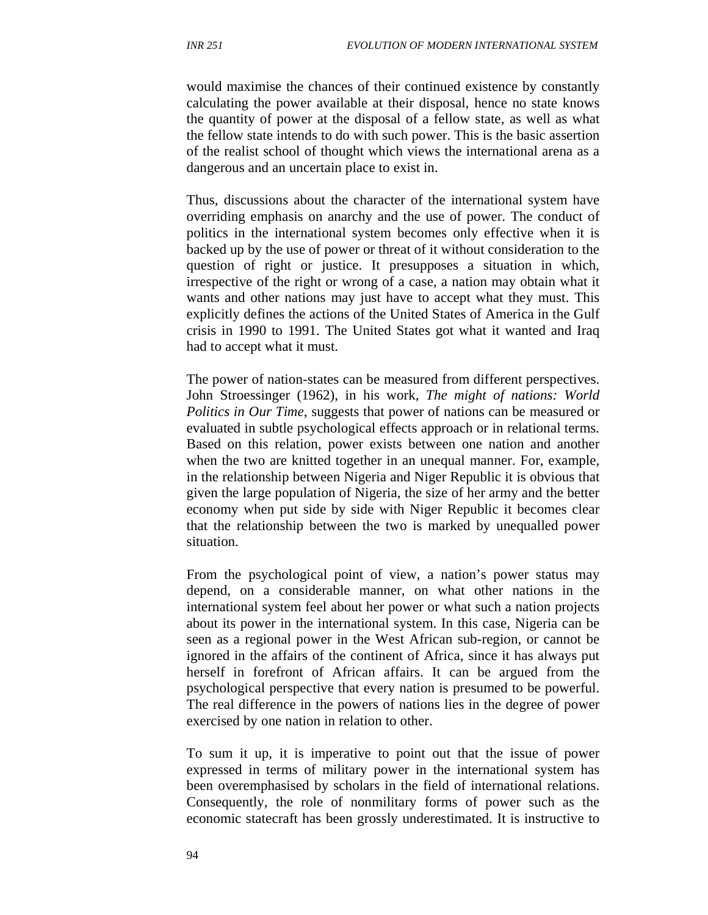would maximise the chances of their continued existence by constantly calculating the power available at their disposal, hence no state knows the quantity of power at the disposal of a fellow state, as well as what the fellow state intends to do with such power. This is the basic assertion of the realist school of thought which views the international arena as a dangerous and an uncertain place to exist in.

Thus, discussions about the character of the international system have overriding emphasis on anarchy and the use of power. The conduct of politics in the international system becomes only effective when it is backed up by the use of power or threat of it without consideration to the question of right or justice. It presupposes a situation in which, irrespective of the right or wrong of a case, a nation may obtain what it wants and other nations may just have to accept what they must. This explicitly defines the actions of the United States of America in the Gulf crisis in 1990 to 1991. The United States got what it wanted and Iraq had to accept what it must.

The power of nation-states can be measured from different perspectives. John Stroessinger (1962), in his work, *The might of nations: World Politics in Our Time*, suggests that power of nations can be measured or evaluated in subtle psychological effects approach or in relational terms. Based on this relation, power exists between one nation and another when the two are knitted together in an unequal manner. For, example, in the relationship between Nigeria and Niger Republic it is obvious that given the large population of Nigeria, the size of her army and the better economy when put side by side with Niger Republic it becomes clear that the relationship between the two is marked by unequalled power situation.

From the psychological point of view, a nation's power status may depend, on a considerable manner, on what other nations in the international system feel about her power or what such a nation projects about its power in the international system. In this case, Nigeria can be seen as a regional power in the West African sub-region, or cannot be ignored in the affairs of the continent of Africa, since it has always put herself in forefront of African affairs. It can be argued from the psychological perspective that every nation is presumed to be powerful. The real difference in the powers of nations lies in the degree of power exercised by one nation in relation to other.

To sum it up, it is imperative to point out that the issue of power expressed in terms of military power in the international system has been overemphasised by scholars in the field of international relations. Consequently, the role of nonmilitary forms of power such as the economic statecraft has been grossly underestimated. It is instructive to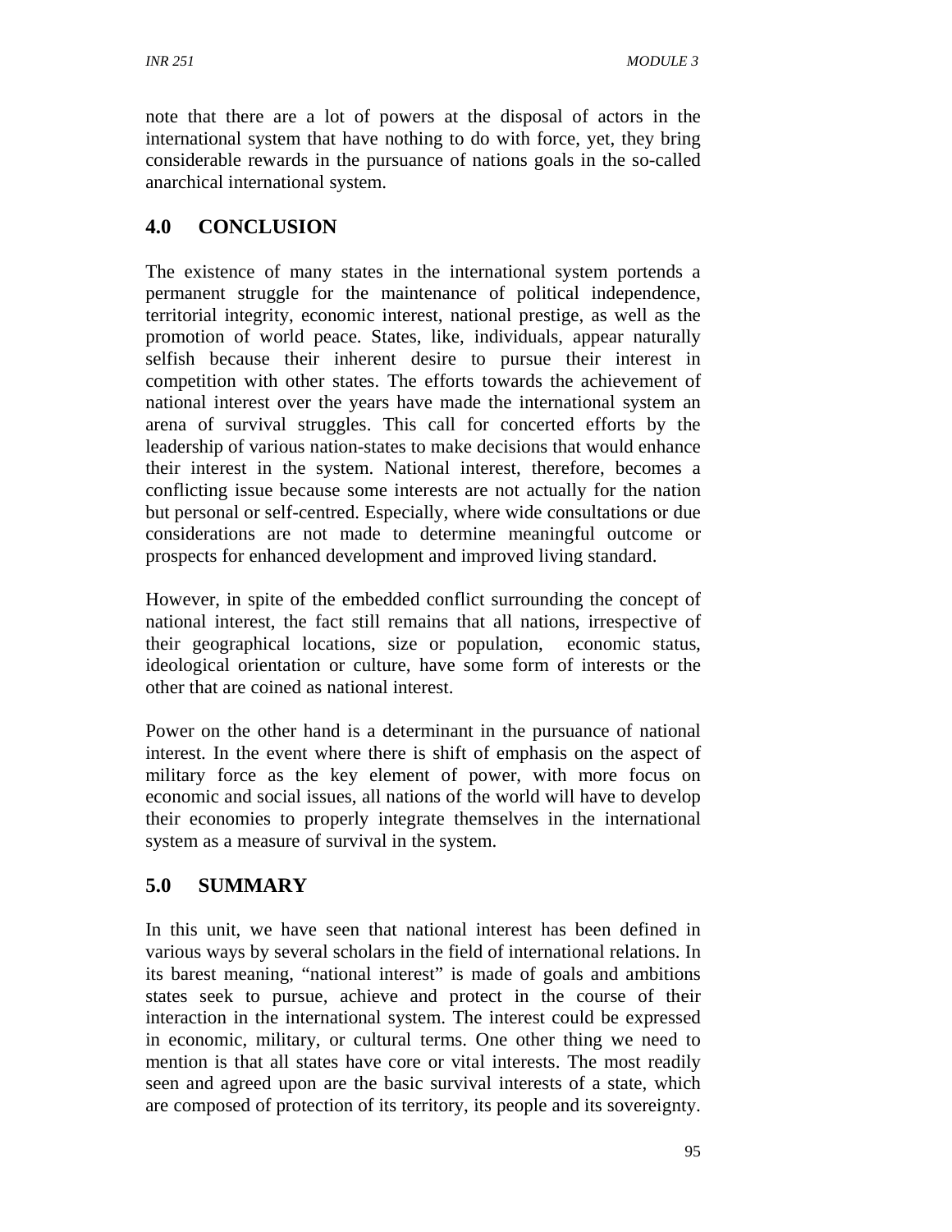note that there are a lot of powers at the disposal of actors in the international system that have nothing to do with force, yet, they bring considerable rewards in the pursuance of nations goals in the so-called anarchical international system.

## 4.0 CONCLUSION

The existence of many states in the international system portends a permanent struggle for the maintenance of political independence, territorial integrity, economic interest, national prestige, as well as the promotion of world peace. States, like, individuals, appear naturally selfish because their inherent desire to pursue their interest in competition with other states. The efforts towards the achievement of national interest over the years have made the international system an arena of survival struggles. This call for concerted efforts by the leadership of various nation-states to make decisions that would enhance their interest in the system. National interest, therefore, becomes a conflicting issue because some interests are not actually for the nation but personal or self-centred. Especially, where wide consultations or due considerations are not made to determine meaningful outcome or prospects for enhanced development and improved living standard.

However, in spite of the embedded conflict surrounding the concept of national interest, the fact still remains that all nations, irrespective of their geographical locations, size or population, economic status, ideological orientation or culture, have some form of interests or the other that are coined as national interest.

Power on the other hand is a determinant in the pursuance of national interest. In the event where there is shift of emphasis on the aspect of military force as the key element of power, with more focus on economic and social issues, all nations of the world will have to develop their economies to properly integrate themselves in the international system as a measure of survival in the system.

## 5.0 SUMMARY

In this unit, we have seen that national interest has been defined in various ways by several scholars in the field of international relations. In its barest meaning, "national interest" is made of goals and ambitions states seek to pursue, achieve and protect in the course of their interaction in the international system. The interest could be expressed in economic, military, or cultural terms. One other thing we need to mention is that all states have core or vital interests. The most readily seen and agreed upon are the basic survival interests of a state, which are composed of protection of its territory, its people and its sovereignty.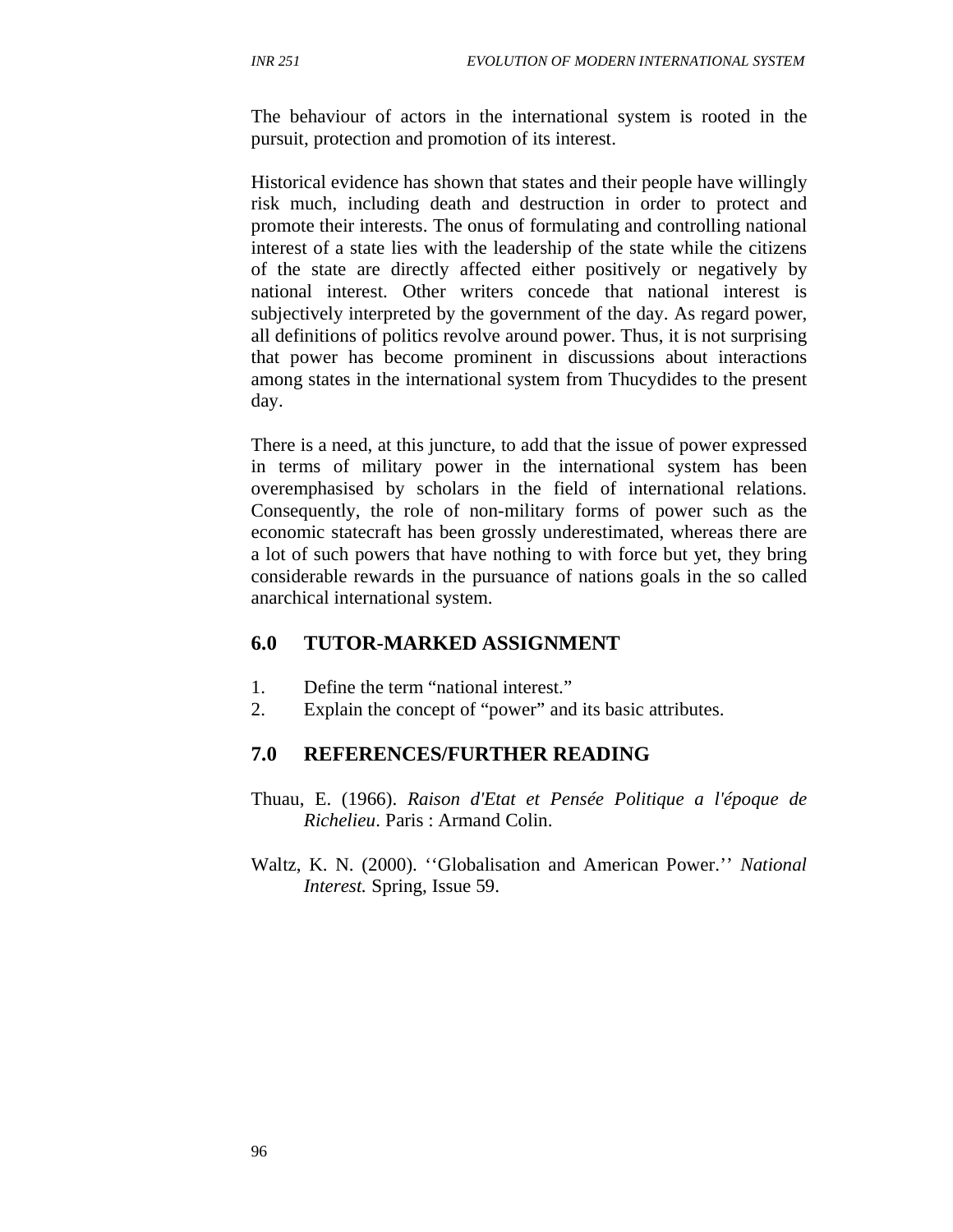The behaviour of actors in the international system is rooted in the pursuit, protection and promotion of its interest.

Historical evidence has shown that states and their people have willingly risk much, including death and destruction in order to protect and promote their interests. The onus of formulating and controlling national interest of a state lies with the leadership of the state while the citizens of the state are directly affected either positively or negatively by national interest. Other writers concede that national interest is subjectively interpreted by the government of the day. As regard power, all definitions of politics revolve around power. Thus, it is not surprising that power has become prominent in discussions about interactions among states in the international system from Thucydides to the present day.

There is a need, at this juncture, to add that the issue of power expressed in terms of military power in the international system has been overemphasised by scholars in the field of international relations. Consequently, the role of non-military forms of power such as the economic statecraft has been grossly underestimated, whereas there are a lot of such powers that have nothing to with force but yet, they bring considerable rewards in the pursuance of nations goals in the so called anarchical international system.

## 6.0 TUTOR-MARKED ASSIGNMENT

1. Define the term “national interest.”
2. Explain the concept of “power” and its basic attributes.

## 7.0 REFERENCES/FURTHER READING

Thuau, E. (1966). *Raison d'Etat et Pensée Politique a l'époque de Richelieu*. Paris : Armand Colin.

Waltz, K. N. (2000). ‘‘Globalisation and American Power.’’ *National Interest.* Spring, Issue 59.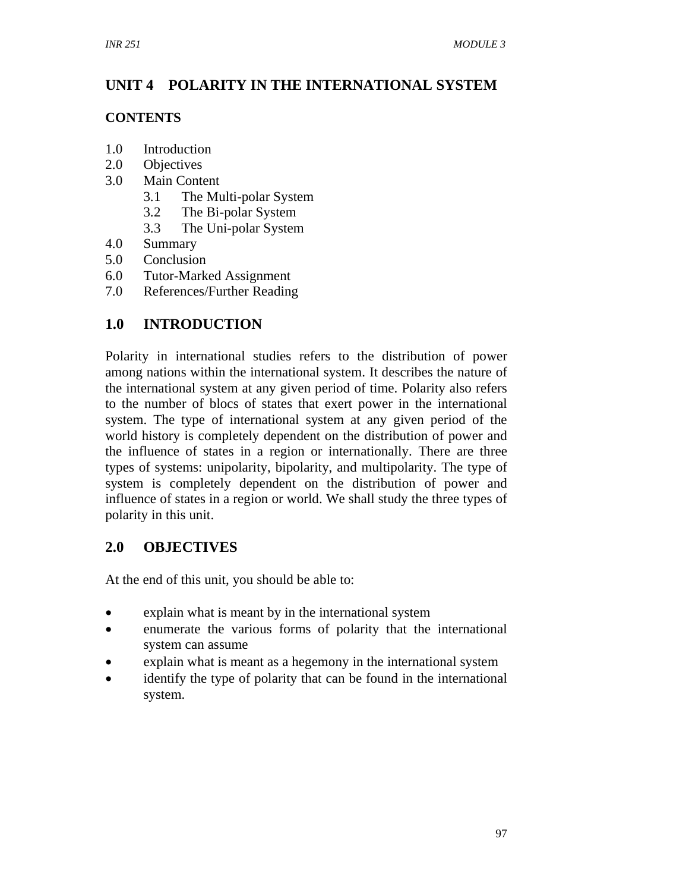## UNIT 4 POLARITY IN THE INTERNATIONAL SYSTEM

**CONTENTS**

1.0 Introduction
2.0 Objectives
3.0 Main Content
    3.1 The Multi-polar System
    3.2 The Bi-polar System
    3.3 The Uni-polar System
4.0 Summary
5.0 Conclusion
6.0 Tutor-Marked Assignment
7.0 References/Further Reading

## 1.0 INTRODUCTION

Polarity in international studies refers to the distribution of power among nations within the international system. It describes the nature of the international system at any given period of time. Polarity also refers to the number of blocs of states that exert power in the international system. The type of international system at any given period of the world history is completely dependent on the distribution of power and the influence of states in a region or internationally. There are three types of systems: unipolarity, bipolarity, and multipolarity. The type of system is completely dependent on the distribution of power and influence of states in a region or world. We shall study the three types of polarity in this unit.

## 2.0 OBJECTIVES

At the end of this unit, you should be able to:

- explain what is meant by in the international system
- enumerate the various forms of polarity that the international system can assume
- explain what is meant as a hegemony in the international system
- identify the type of polarity that can be found in the international system.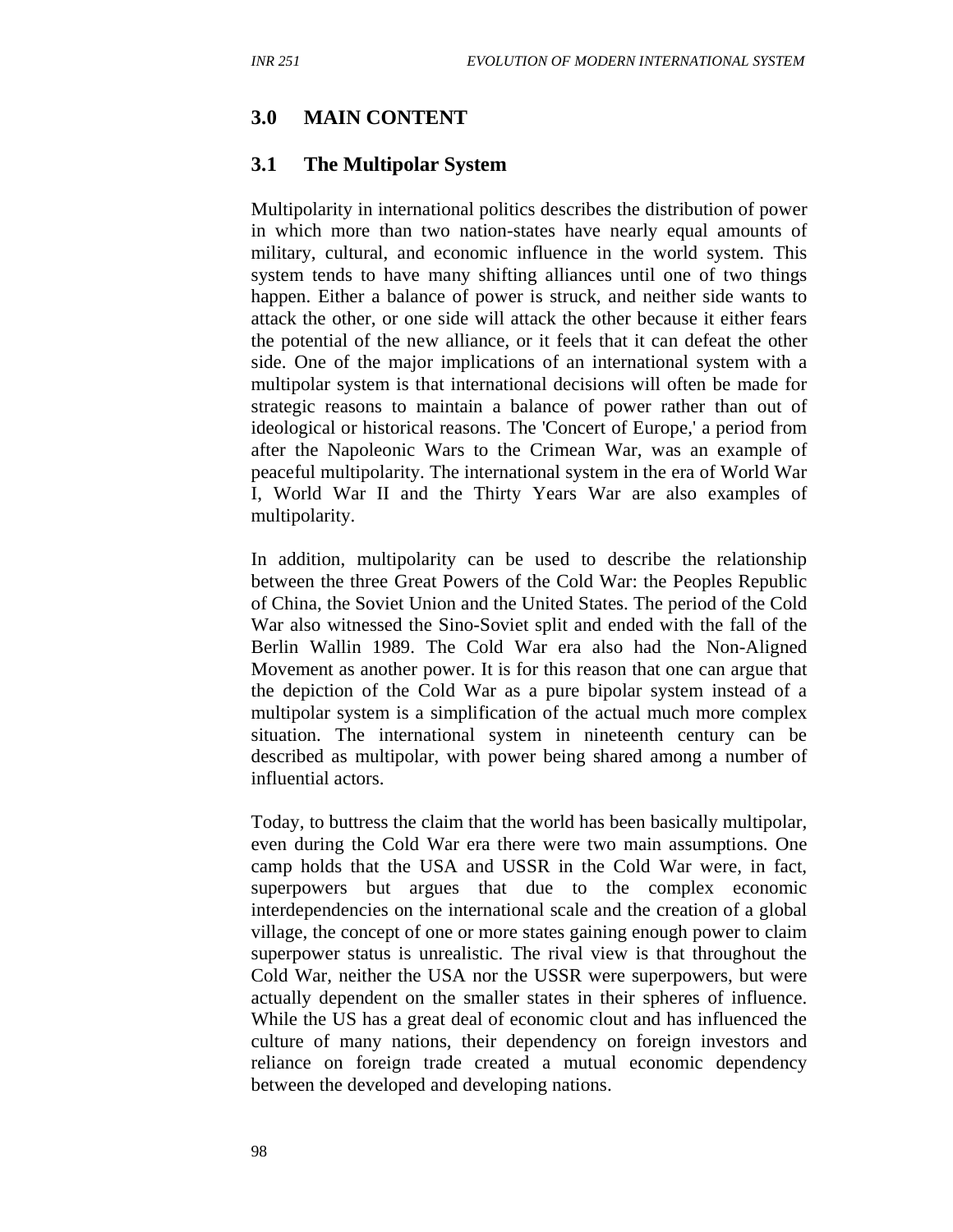## 3.0 MAIN CONTENT

### 3.1 The Multipolar System

Multipolarity in international politics describes the distribution of power in which more than two nation-states have nearly equal amounts of military, cultural, and economic influence in the world system. This system tends to have many shifting alliances until one of two things happen. Either a balance of power is struck, and neither side wants to attack the other, or one side will attack the other because it either fears the potential of the new alliance, or it feels that it can defeat the other side. One of the major implications of an international system with a multipolar system is that international decisions will often be made for strategic reasons to maintain a balance of power rather than out of ideological or historical reasons. The 'Concert of Europe,' a period from after the Napoleonic Wars to the Crimean War, was an example of peaceful multipolarity. The international system in the era of World War I, World War II and the Thirty Years War are also examples of multipolarity.

In addition, multipolarity can be used to describe the relationship between the three Great Powers of the Cold War: the Peoples Republic of China, the Soviet Union and the United States. The period of the Cold War also witnessed the Sino-Soviet split and ended with the fall of the Berlin Wallin 1989. The Cold War era also had the Non-Aligned Movement as another power. It is for this reason that one can argue that the depiction of the Cold War as a pure bipolar system instead of a multipolar system is a simplification of the actual much more complex situation. The international system in nineteenth century can be described as multipolar, with power being shared among a number of influential actors.

Today, to buttress the claim that the world has been basically multipolar, even during the Cold War era there were two main assumptions. One camp holds that the USA and USSR in the Cold War were, in fact, superpowers but argues that due to the complex economic interdependencies on the international scale and the creation of a global village, the concept of one or more states gaining enough power to claim superpower status is unrealistic. The rival view is that throughout the Cold War, neither the USA nor the USSR were superpowers, but were actually dependent on the smaller states in their spheres of influence. While the US has a great deal of economic clout and has influenced the culture of many nations, their dependency on foreign investors and reliance on foreign trade created a mutual economic dependency between the developed and developing nations.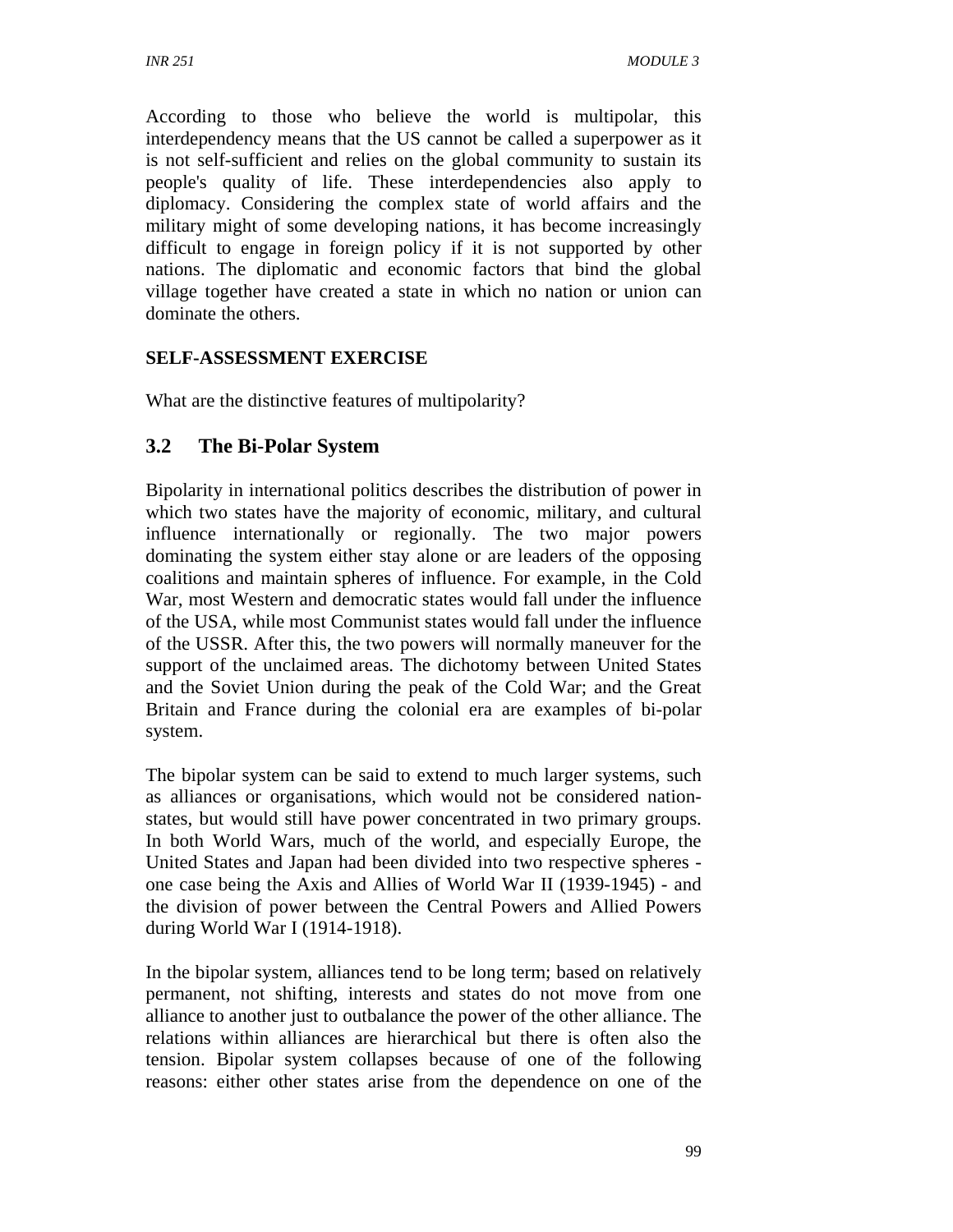According to those who believe the world is multipolar, this interdependency means that the US cannot be called a superpower as it is not self-sufficient and relies on the global community to sustain its people's quality of life. These interdependencies also apply to diplomacy. Considering the complex state of world affairs and the military might of some developing nations, it has become increasingly difficult to engage in foreign policy if it is not supported by other nations. The diplomatic and economic factors that bind the global village together have created a state in which no nation or union can dominate the others.

**SELF-ASSESSMENT EXERCISE**

What are the distinctive features of multipolarity?

## 3.2 The Bi-Polar System

Bipolarity in international politics describes the distribution of power in which two states have the majority of economic, military, and cultural influence internationally or regionally. The two major powers dominating the system either stay alone or are leaders of the opposing coalitions and maintain spheres of influence. For example, in the Cold War, most Western and democratic states would fall under the influence of the USA, while most Communist states would fall under the influence of the USSR. After this, the two powers will normally maneuver for the support of the unclaimed areas. The dichotomy between United States and the Soviet Union during the peak of the Cold War; and the Great Britain and France during the colonial era are examples of bi-polar system.

The bipolar system can be said to extend to much larger systems, such as alliances or organisations, which would not be considered nation-states, but would still have power concentrated in two primary groups. In both World Wars, much of the world, and especially Europe, the United States and Japan had been divided into two respective spheres - one case being the Axis and Allies of World War II (1939-1945) - and the division of power between the Central Powers and Allied Powers during World War I (1914-1918).

In the bipolar system, alliances tend to be long term; based on relatively permanent, not shifting, interests and states do not move from one alliance to another just to outbalance the power of the other alliance. The relations within alliances are hierarchical but there is often also the tension. Bipolar system collapses because of one of the following reasons: either other states arise from the dependence on one of the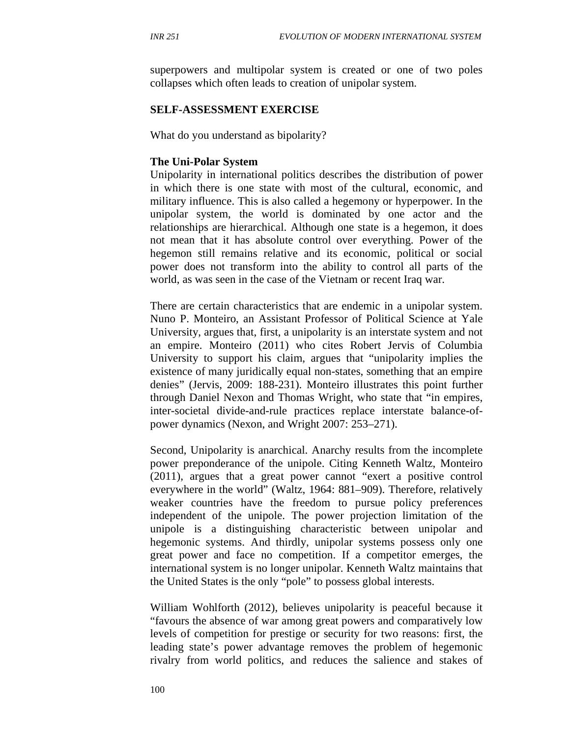superpowers and multipolar system is created or one of two poles collapses which often leads to creation of unipolar system.

**SELF-ASSESSMENT EXERCISE**

What do you understand as bipolarity?

**The Uni-Polar System**

Unipolarity in international politics describes the distribution of power in which there is one state with most of the cultural, economic, and military influence. This is also called a hegemony or hyperpower. In the unipolar system, the world is dominated by one actor and the relationships are hierarchical. Although one state is a hegemon, it does not mean that it has absolute control over everything. Power of the hegemon still remains relative and its economic, political or social power does not transform into the ability to control all parts of the world, as was seen in the case of the Vietnam or recent Iraq war.

There are certain characteristics that are endemic in a unipolar system. Nuno P. Monteiro, an Assistant Professor of Political Science at Yale University, argues that, first, a unipolarity is an interstate system and not an empire. Monteiro (2011) who cites Robert Jervis of Columbia University to support his claim, argues that "unipolarity implies the existence of many juridically equal non-states, something that an empire denies" (Jervis, 2009: 188-231). Monteiro illustrates this point further through Daniel Nexon and Thomas Wright, who state that "in empires, inter-societal divide-and-rule practices replace interstate balance-of-power dynamics (Nexon, and Wright 2007: 253–271).

Second, Unipolarity is anarchical. Anarchy results from the incomplete power preponderance of the unipole. Citing Kenneth Waltz, Monteiro (2011), argues that a great power cannot "exert a positive control everywhere in the world" (Waltz, 1964: 881–909). Therefore, relatively weaker countries have the freedom to pursue policy preferences independent of the unipole. The power projection limitation of the unipole is a distinguishing characteristic between unipolar and hegemonic systems. And thirdly, unipolar systems possess only one great power and face no competition. If a competitor emerges, the international system is no longer unipolar. Kenneth Waltz maintains that the United States is the only "pole" to possess global interests.

William Wohlforth (2012), believes unipolarity is peaceful because it "favours the absence of war among great powers and comparatively low levels of competition for prestige or security for two reasons: first, the leading state's power advantage removes the problem of hegemonic rivalry from world politics, and reduces the salience and stakes of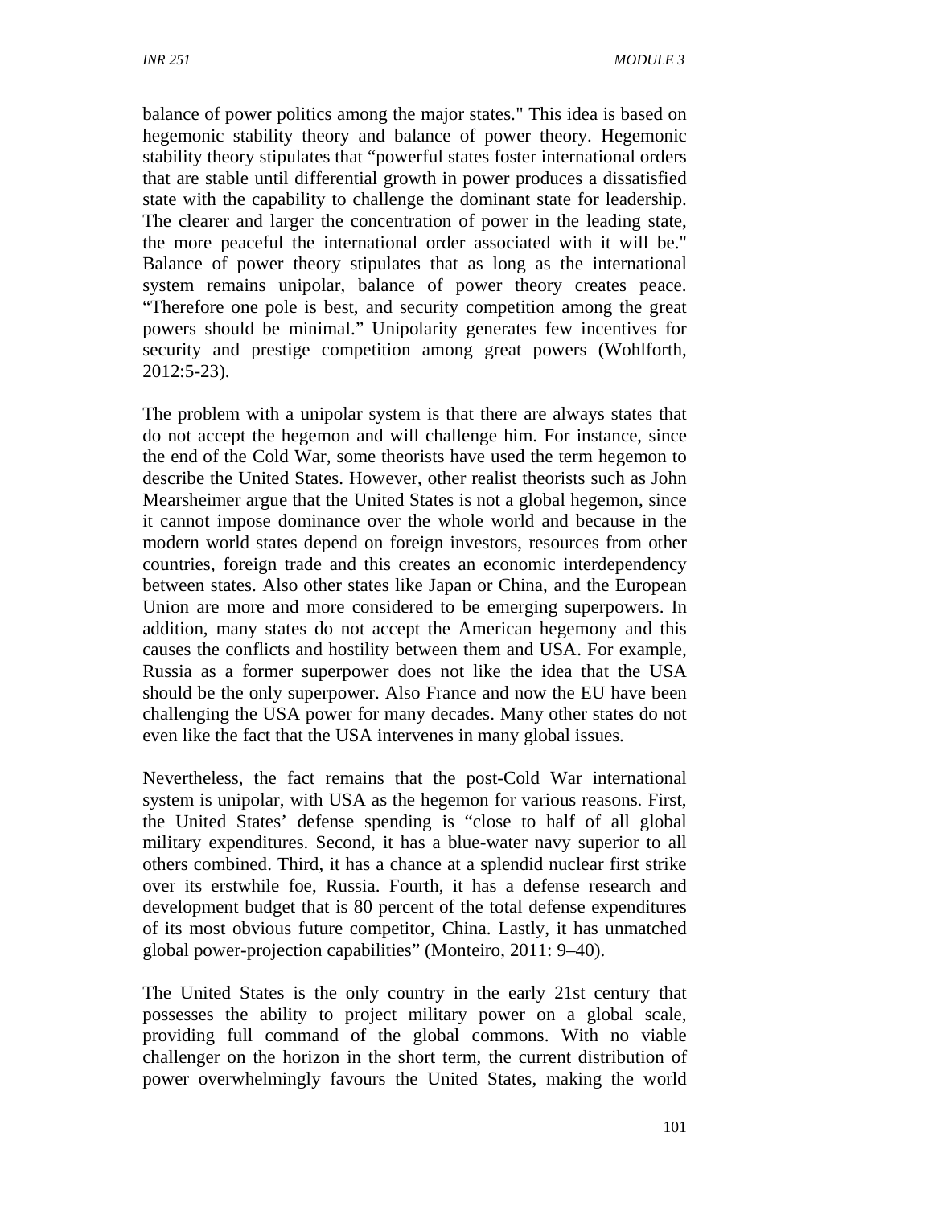balance of power politics among the major states." This idea is based on hegemonic stability theory and balance of power theory. Hegemonic stability theory stipulates that "powerful states foster international orders that are stable until differential growth in power produces a dissatisfied state with the capability to challenge the dominant state for leadership. The clearer and larger the concentration of power in the leading state, the more peaceful the international order associated with it will be." Balance of power theory stipulates that as long as the international system remains unipolar, balance of power theory creates peace. "Therefore one pole is best, and security competition among the great powers should be minimal." Unipolarity generates few incentives for security and prestige competition among great powers (Wohlforth, 2012:5-23).

The problem with a unipolar system is that there are always states that do not accept the hegemon and will challenge him. For instance, since the end of the Cold War, some theorists have used the term hegemon to describe the United States. However, other realist theorists such as John Mearsheimer argue that the United States is not a global hegemon, since it cannot impose dominance over the whole world and because in the modern world states depend on foreign investors, resources from other countries, foreign trade and this creates an economic interdependency between states. Also other states like Japan or China, and the European Union are more and more considered to be emerging superpowers. In addition, many states do not accept the American hegemony and this causes the conflicts and hostility between them and USA. For example, Russia as a former superpower does not like the idea that the USA should be the only superpower. Also France and now the EU have been challenging the USA power for many decades. Many other states do not even like the fact that the USA intervenes in many global issues.

Nevertheless, the fact remains that the post-Cold War international system is unipolar, with USA as the hegemon for various reasons. First, the United States' defense spending is "close to half of all global military expenditures. Second, it has a blue-water navy superior to all others combined. Third, it has a chance at a splendid nuclear first strike over its erstwhile foe, Russia. Fourth, it has a defense research and development budget that is 80 percent of the total defense expenditures of its most obvious future competitor, China. Lastly, it has unmatched global power-projection capabilities" (Monteiro, 2011: 9–40).

The United States is the only country in the early 21st century that possesses the ability to project military power on a global scale, providing full command of the global commons. With no viable challenger on the horizon in the short term, the current distribution of power overwhelmingly favours the United States, making the world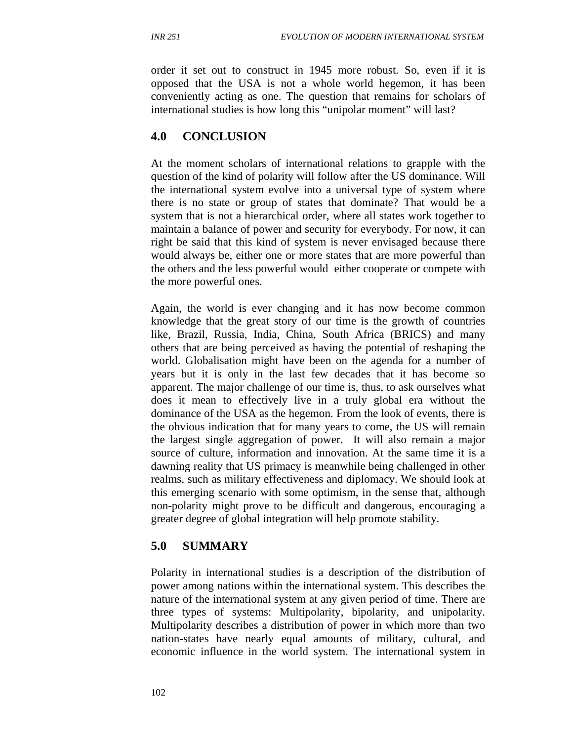order it set out to construct in 1945 more robust. So, even if it is opposed that the USA is not a whole world hegemon, it has been conveniently acting as one. The question that remains for scholars of international studies is how long this "unipolar moment" will last?

## 4.0 CONCLUSION

At the moment scholars of international relations to grapple with the question of the kind of polarity will follow after the US dominance. Will the international system evolve into a universal type of system where there is no state or group of states that dominate? That would be a system that is not a hierarchical order, where all states work together to maintain a balance of power and security for everybody. For now, it can right be said that this kind of system is never envisaged because there would always be, either one or more states that are more powerful than the others and the less powerful would either cooperate or compete with the more powerful ones.

Again, the world is ever changing and it has now become common knowledge that the great story of our time is the growth of countries like, Brazil, Russia, India, China, South Africa (BRICS) and many others that are being perceived as having the potential of reshaping the world. Globalisation might have been on the agenda for a number of years but it is only in the last few decades that it has become so apparent. The major challenge of our time is, thus, to ask ourselves what does it mean to effectively live in a truly global era without the dominance of the USA as the hegemon. From the look of events, there is the obvious indication that for many years to come, the US will remain the largest single aggregation of power. It will also remain a major source of culture, information and innovation. At the same time it is a dawning reality that US primacy is meanwhile being challenged in other realms, such as military effectiveness and diplomacy. We should look at this emerging scenario with some optimism, in the sense that, although non-polarity might prove to be difficult and dangerous, encouraging a greater degree of global integration will help promote stability.

## 5.0 SUMMARY

Polarity in international studies is a description of the distribution of power among nations within the international system. This describes the nature of the international system at any given period of time. There are three types of systems: Multipolarity, bipolarity, and unipolarity. Multipolarity describes a distribution of power in which more than two nation-states have nearly equal amounts of military, cultural, and economic influence in the world system. The international system in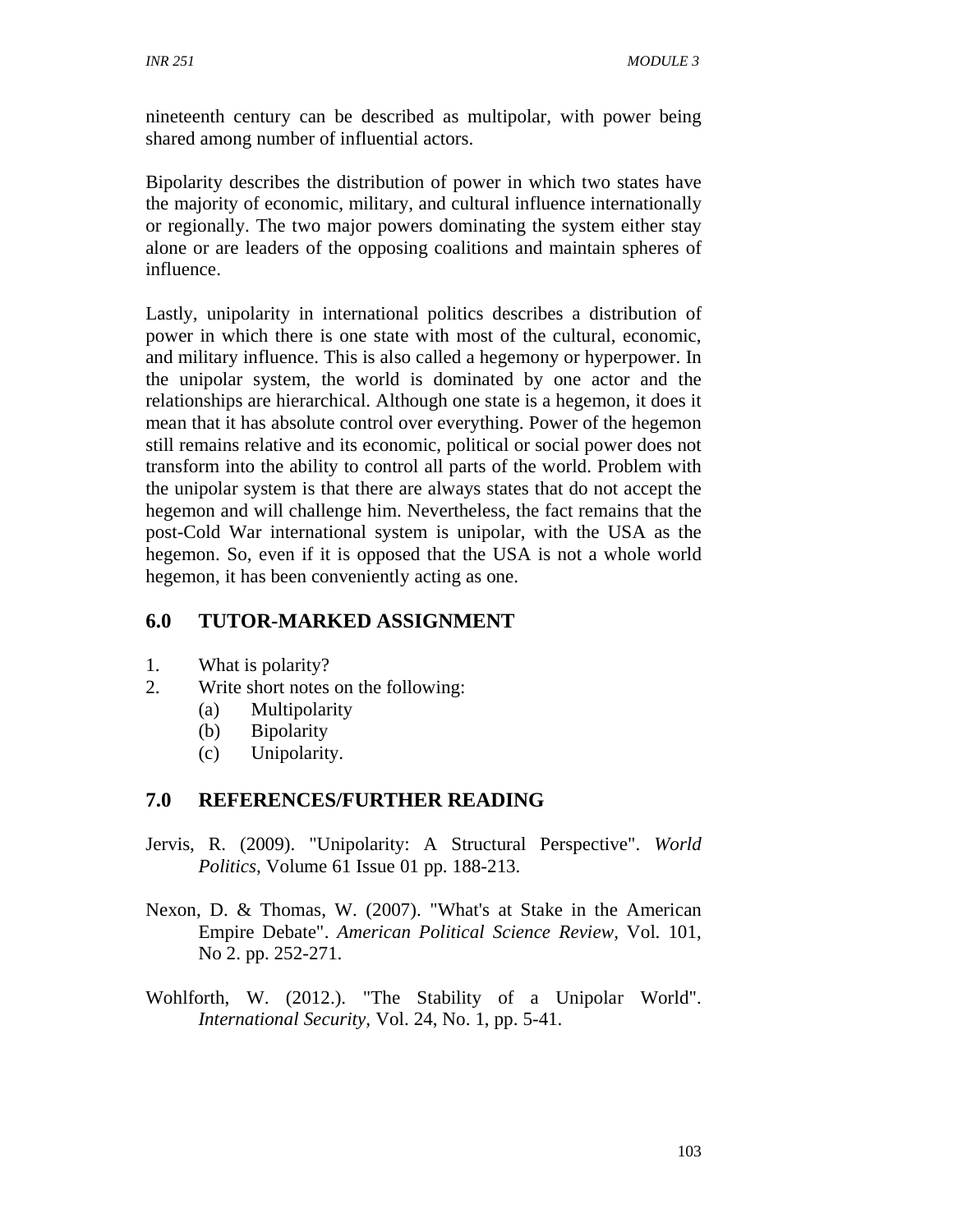nineteenth century can be described as multipolar, with power being shared among number of influential actors.

Bipolarity describes the distribution of power in which two states have the majority of economic, military, and cultural influence internationally or regionally. The two major powers dominating the system either stay alone or are leaders of the opposing coalitions and maintain spheres of influence.

Lastly, unipolarity in international politics describes a distribution of power in which there is one state with most of the cultural, economic, and military influence. This is also called a hegemony or hyperpower. In the unipolar system, the world is dominated by one actor and the relationships are hierarchical. Although one state is a hegemon, it does it mean that it has absolute control over everything. Power of the hegemon still remains relative and its economic, political or social power does not transform into the ability to control all parts of the world. Problem with the unipolar system is that there are always states that do not accept the hegemon and will challenge him. Nevertheless, the fact remains that the post-Cold War international system is unipolar, with the USA as the hegemon. So, even if it is opposed that the USA is not a whole world hegemon, it has been conveniently acting as one.

## 6.0 TUTOR-MARKED ASSIGNMENT

1. What is polarity?
2. Write short notes on the following:
   (a) Multipolarity
   (b) Bipolarity
   (c) Unipolarity.

## 7.0 REFERENCES/FURTHER READING

Jervis, R. (2009). "Unipolarity: A Structural Perspective". *World Politics*, Volume 61 Issue 01 pp. 188-213.

Nexon, D. & Thomas, W. (2007). "What's at Stake in the American Empire Debate". *American Political Science Review*, Vol. 101, No 2. pp. 252-271.

Wohlforth, W. (2012.). "The Stability of a Unipolar World". *International Security*, Vol. 24, No. 1, pp. 5-41.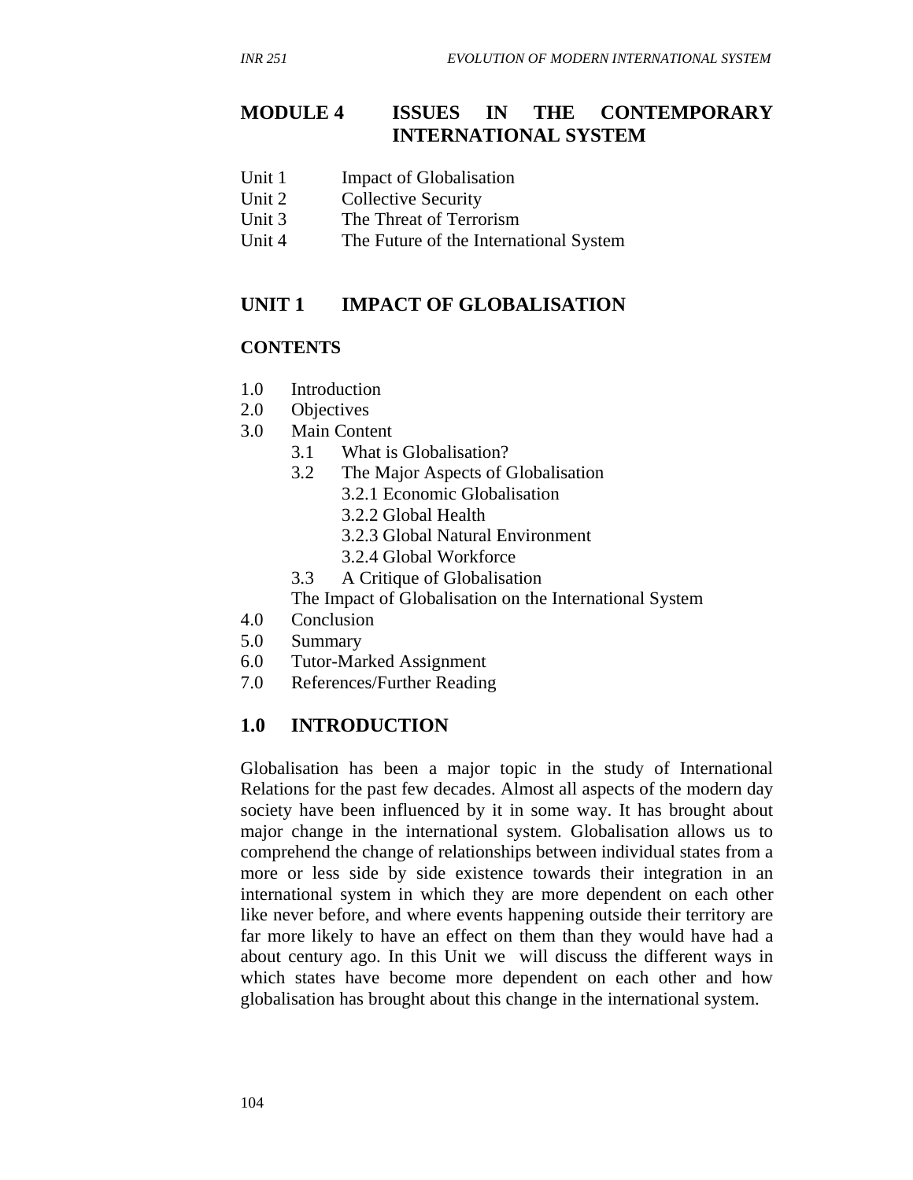# MODULE 4 ISSUES IN THE CONTEMPORARY INTERNATIONAL SYSTEM

Unit 1 Impact of Globalisation
Unit 2 Collective Security
Unit 3 The Threat of Terrorism
Unit 4 The Future of the International System

## UNIT 1 IMPACT OF GLOBALISATION

**CONTENTS**

1.0 Introduction
2.0 Objectives
3.0 Main Content
 3.1 What is Globalisation?
 3.2 The Major Aspects of Globalisation
  3.2.1 Economic Globalisation
  3.2.2 Global Health
  3.2.3 Global Natural Environment
  3.2.4 Global Workforce
 3.3 A Critique of Globalisation
 The Impact of Globalisation on the International System
4.0 Conclusion
5.0 Summary
6.0 Tutor-Marked Assignment
7.0 References/Further Reading

## 1.0 INTRODUCTION

Globalisation has been a major topic in the study of International Relations for the past few decades. Almost all aspects of the modern day society have been influenced by it in some way. It has brought about major change in the international system. Globalisation allows us to comprehend the change of relationships between individual states from a more or less side by side existence towards their integration in an international system in which they are more dependent on each other like never before, and where events happening outside their territory are far more likely to have an effect on them than they would have had a about century ago. In this Unit we will discuss the different ways in which states have become more dependent on each other and how globalisation has brought about this change in the international system.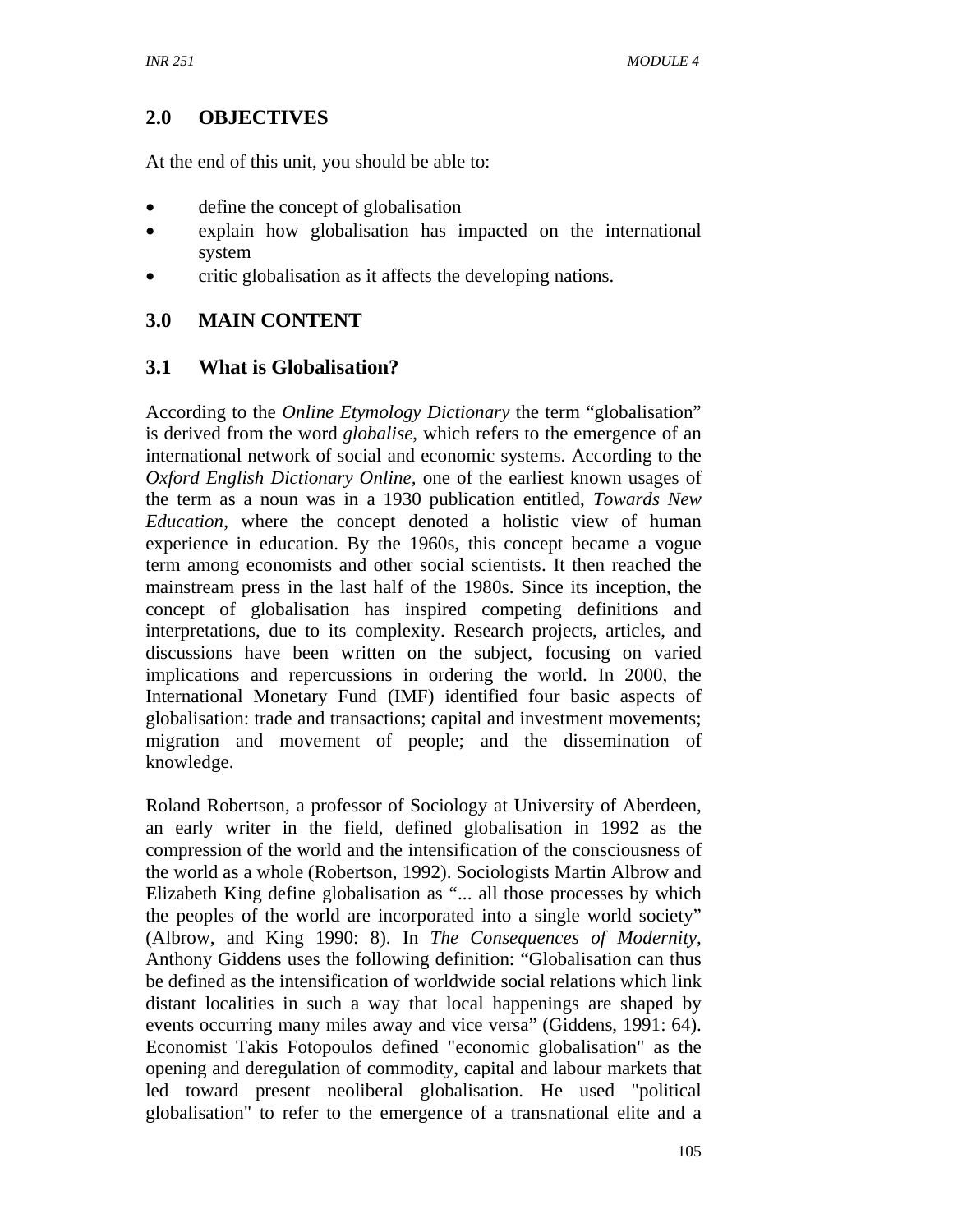## 2.0 OBJECTIVES

At the end of this unit, you should be able to:

- define the concept of globalisation
- explain how globalisation has impacted on the international system
- critic globalisation as it affects the developing nations.

## 3.0 MAIN CONTENT

### 3.1 What is Globalisation?

According to the *Online Etymology Dictionary* the term "globalisation" is derived from the word *globalise*, which refers to the emergence of an international network of social and economic systems. According to the *Oxford English Dictionary Online*, one of the earliest known usages of the term as a noun was in a 1930 publication entitled, *Towards New Education*, where the concept denoted a holistic view of human experience in education. By the 1960s, this concept became a vogue term among economists and other social scientists. It then reached the mainstream press in the last half of the 1980s. Since its inception, the concept of globalisation has inspired competing definitions and interpretations, due to its complexity. Research projects, articles, and discussions have been written on the subject, focusing on varied implications and repercussions in ordering the world. In 2000, the International Monetary Fund (IMF) identified four basic aspects of globalisation: trade and transactions; capital and investment movements; migration and movement of people; and the dissemination of knowledge.

Roland Robertson, a professor of Sociology at University of Aberdeen, an early writer in the field, defined globalisation in 1992 as the compression of the world and the intensification of the consciousness of the world as a whole (Robertson, 1992). Sociologists Martin Albrow and Elizabeth King define globalisation as "... all those processes by which the peoples of the world are incorporated into a single world society" (Albrow, and King 1990: 8). In *The Consequences of Modernity*, Anthony Giddens uses the following definition: "Globalisation can thus be defined as the intensification of worldwide social relations which link distant localities in such a way that local happenings are shaped by events occurring many miles away and vice versa" (Giddens, 1991: 64). Economist Takis Fotopoulos defined "economic globalisation" as the opening and deregulation of commodity, capital and labour markets that led toward present neoliberal globalisation. He used "political globalisation" to refer to the emergence of a transnational elite and a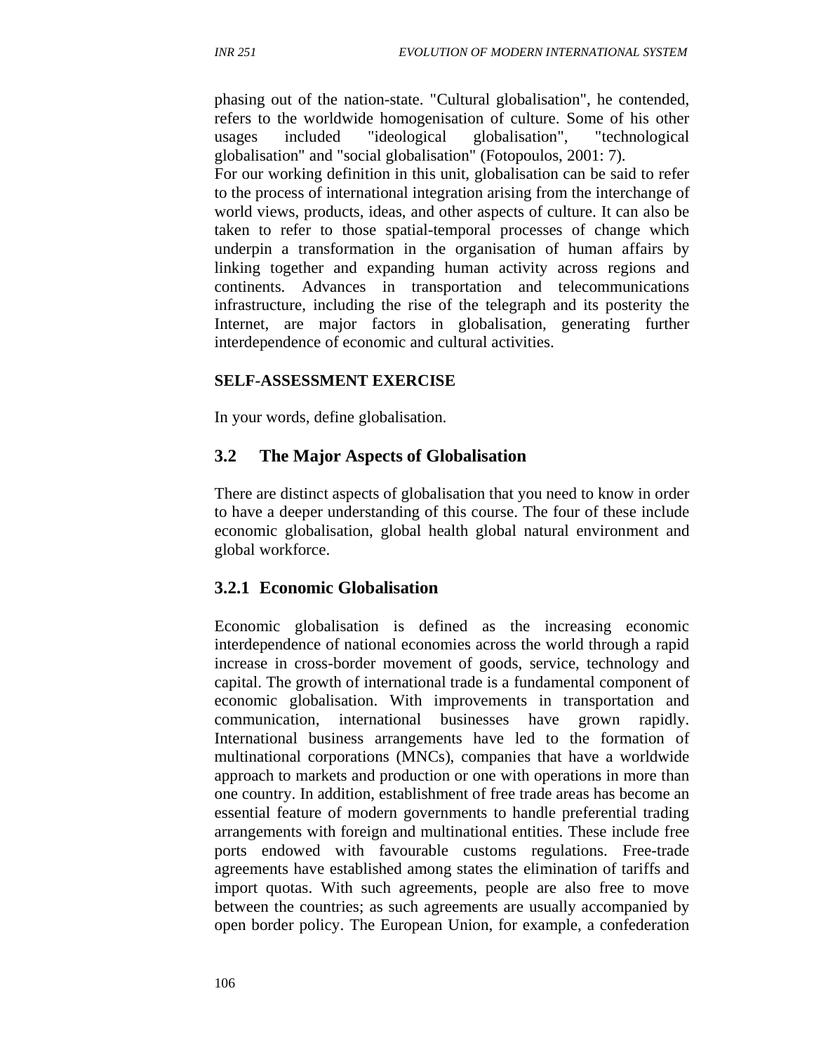phasing out of the nation-state. "Cultural globalisation", he contended, refers to the worldwide homogenisation of culture. Some of his other usages included "ideological globalisation", "technological globalisation" and "social globalisation" (Fotopoulos, 2001: 7).

For our working definition in this unit, globalisation can be said to refer to the process of international integration arising from the interchange of world views, products, ideas, and other aspects of culture. It can also be taken to refer to those spatial-temporal processes of change which underpin a transformation in the organisation of human affairs by linking together and expanding human activity across regions and continents. Advances in transportation and telecommunications infrastructure, including the rise of the telegraph and its posterity the Internet, are major factors in globalisation, generating further interdependence of economic and cultural activities.

**SELF-ASSESSMENT EXERCISE**

In your words, define globalisation.

## 3.2 The Major Aspects of Globalisation

There are distinct aspects of globalisation that you need to know in order to have a deeper understanding of this course. The four of these include economic globalisation, global health global natural environment and global workforce.

### 3.2.1 Economic Globalisation

Economic globalisation is defined as the increasing economic interdependence of national economies across the world through a rapid increase in cross-border movement of goods, service, technology and capital. The growth of international trade is a fundamental component of economic globalisation. With improvements in transportation and communication, international businesses have grown rapidly. International business arrangements have led to the formation of multinational corporations (MNCs), companies that have a worldwide approach to markets and production or one with operations in more than one country. In addition, establishment of free trade areas has become an essential feature of modern governments to handle preferential trading arrangements with foreign and multinational entities. These include free ports endowed with favourable customs regulations. Free-trade agreements have established among states the elimination of tariffs and import quotas. With such agreements, people are also free to move between the countries; as such agreements are usually accompanied by open border policy. The European Union, for example, a confederation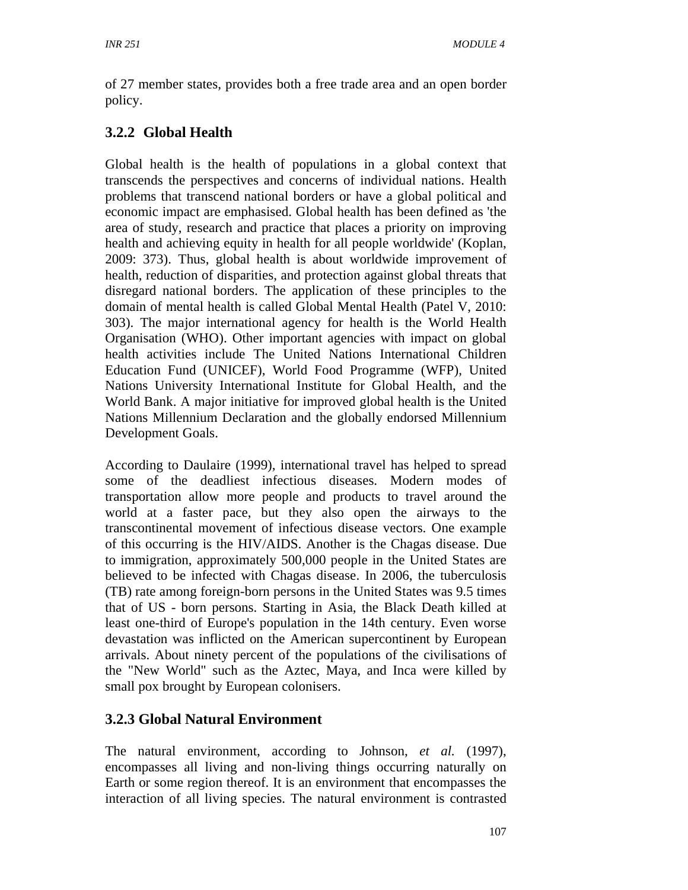of 27 member states, provides both a free trade area and an open border policy.

### 3.2.2 Global Health

Global health is the health of populations in a global context that transcends the perspectives and concerns of individual nations. Health problems that transcend national borders or have a global political and economic impact are emphasised. Global health has been defined as 'the area of study, research and practice that places a priority on improving health and achieving equity in health for all people worldwide' (Koplan, 2009: 373). Thus, global health is about worldwide improvement of health, reduction of disparities, and protection against global threats that disregard national borders. The application of these principles to the domain of mental health is called Global Mental Health (Patel V, 2010: 303). The major international agency for health is the World Health Organisation (WHO). Other important agencies with impact on global health activities include The United Nations International Children Education Fund (UNICEF), World Food Programme (WFP), United Nations University International Institute for Global Health, and the World Bank. A major initiative for improved global health is the United Nations Millennium Declaration and the globally endorsed Millennium Development Goals.

According to Daulaire (1999), international travel has helped to spread some of the deadliest infectious diseases. Modern modes of transportation allow more people and products to travel around the world at a faster pace, but they also open the airways to the transcontinental movement of infectious disease vectors. One example of this occurring is the HIV/AIDS. Another is the Chagas disease. Due to immigration, approximately 500,000 people in the United States are believed to be infected with Chagas disease. In 2006, the tuberculosis (TB) rate among foreign-born persons in the United States was 9.5 times that of US - born persons. Starting in Asia, the Black Death killed at least one-third of Europe's population in the 14th century. Even worse devastation was inflicted on the American supercontinent by European arrivals. About ninety percent of the populations of the civilisations of the "New World" such as the Aztec, Maya, and Inca were killed by small pox brought by European colonisers.

### 3.2.3 Global Natural Environment

The natural environment, according to Johnson, *et al.* (1997), encompasses all living and non-living things occurring naturally on Earth or some region thereof. It is an environment that encompasses the interaction of all living species. The natural environment is contrasted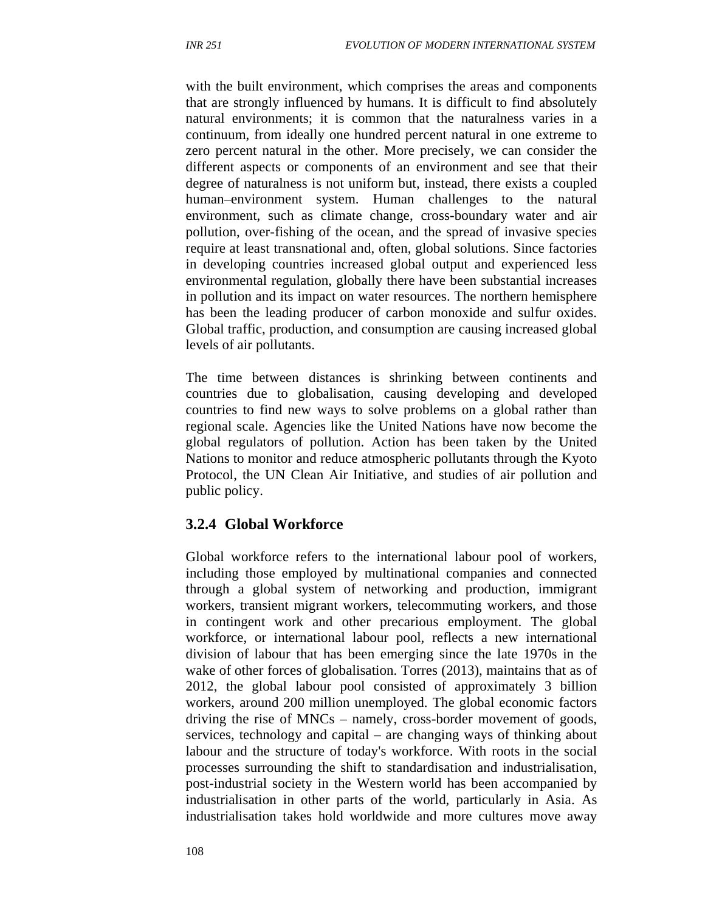with the built environment, which comprises the areas and components that are strongly influenced by humans. It is difficult to find absolutely natural environments; it is common that the naturalness varies in a continuum, from ideally one hundred percent natural in one extreme to zero percent natural in the other. More precisely, we can consider the different aspects or components of an environment and see that their degree of naturalness is not uniform but, instead, there exists a coupled human–environment system. Human challenges to the natural environment, such as climate change, cross-boundary water and air pollution, over-fishing of the ocean, and the spread of invasive species require at least transnational and, often, global solutions. Since factories in developing countries increased global output and experienced less environmental regulation, globally there have been substantial increases in pollution and its impact on water resources. The northern hemisphere has been the leading producer of carbon monoxide and sulfur oxides. Global traffic, production, and consumption are causing increased global levels of air pollutants.

The time between distances is shrinking between continents and countries due to globalisation, causing developing and developed countries to find new ways to solve problems on a global rather than regional scale. Agencies like the United Nations have now become the global regulators of pollution. Action has been taken by the United Nations to monitor and reduce atmospheric pollutants through the Kyoto Protocol, the UN Clean Air Initiative, and studies of air pollution and public policy.

### 3.2.4 Global Workforce

Global workforce refers to the international labour pool of workers, including those employed by multinational companies and connected through a global system of networking and production, immigrant workers, transient migrant workers, telecommuting workers, and those in contingent work and other precarious employment. The global workforce, or international labour pool, reflects a new international division of labour that has been emerging since the late 1970s in the wake of other forces of globalisation. Torres (2013), maintains that as of 2012, the global labour pool consisted of approximately 3 billion workers, around 200 million unemployed. The global economic factors driving the rise of MNCs – namely, cross-border movement of goods, services, technology and capital – are changing ways of thinking about labour and the structure of today's workforce. With roots in the social processes surrounding the shift to standardisation and industrialisation, post-industrial society in the Western world has been accompanied by industrialisation in other parts of the world, particularly in Asia. As industrialisation takes hold worldwide and more cultures move away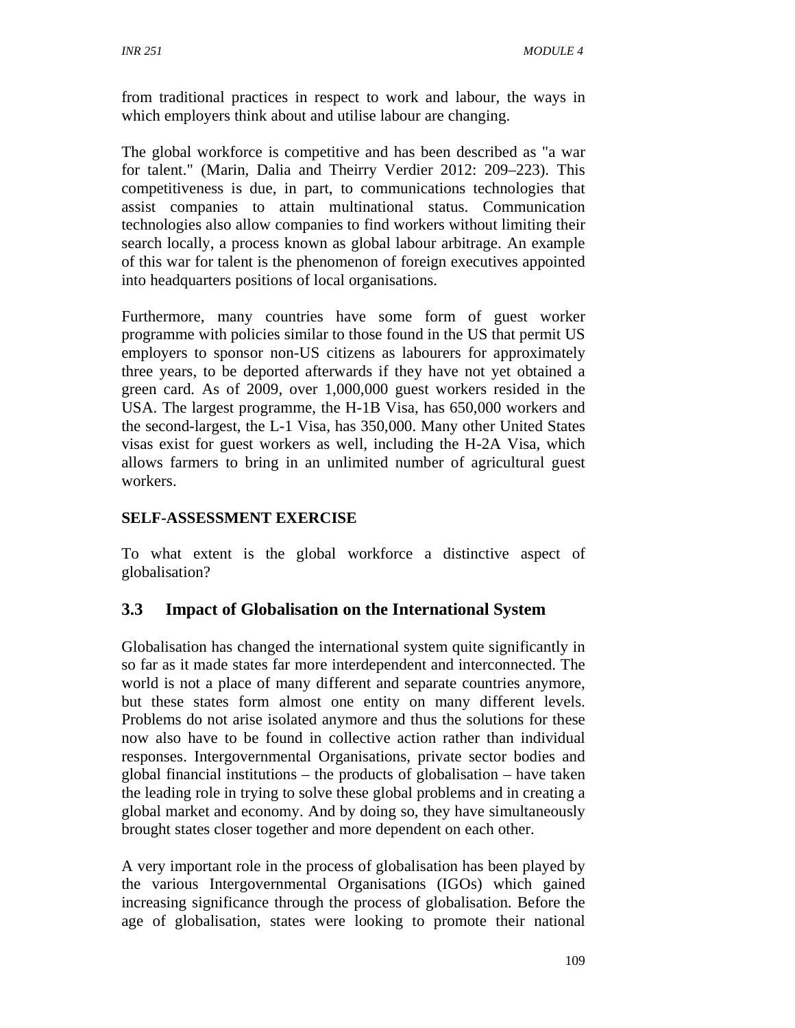from traditional practices in respect to work and labour, the ways in which employers think about and utilise labour are changing.

The global workforce is competitive and has been described as "a war for talent." (Marin, Dalia and Theirry Verdier 2012: 209–223). This competitiveness is due, in part, to communications technologies that assist companies to attain multinational status. Communication technologies also allow companies to find workers without limiting their search locally, a process known as global labour arbitrage. An example of this war for talent is the phenomenon of foreign executives appointed into headquarters positions of local organisations.

Furthermore, many countries have some form of guest worker programme with policies similar to those found in the US that permit US employers to sponsor non-US citizens as labourers for approximately three years, to be deported afterwards if they have not yet obtained a green card. As of 2009, over 1,000,000 guest workers resided in the USA. The largest programme, the H-1B Visa, has 650,000 workers and the second-largest, the L-1 Visa, has 350,000. Many other United States visas exist for guest workers as well, including the H-2A Visa, which allows farmers to bring in an unlimited number of agricultural guest workers.

**SELF-ASSESSMENT EXERCISE**

To what extent is the global workforce a distinctive aspect of globalisation?

## 3.3 Impact of Globalisation on the International System

Globalisation has changed the international system quite significantly in so far as it made states far more interdependent and interconnected. The world is not a place of many different and separate countries anymore, but these states form almost one entity on many different levels. Problems do not arise isolated anymore and thus the solutions for these now also have to be found in collective action rather than individual responses. Intergovernmental Organisations, private sector bodies and global financial institutions – the products of globalisation – have taken the leading role in trying to solve these global problems and in creating a global market and economy. And by doing so, they have simultaneously brought states closer together and more dependent on each other.

A very important role in the process of globalisation has been played by the various Intergovernmental Organisations (IGOs) which gained increasing significance through the process of globalisation. Before the age of globalisation, states were looking to promote their national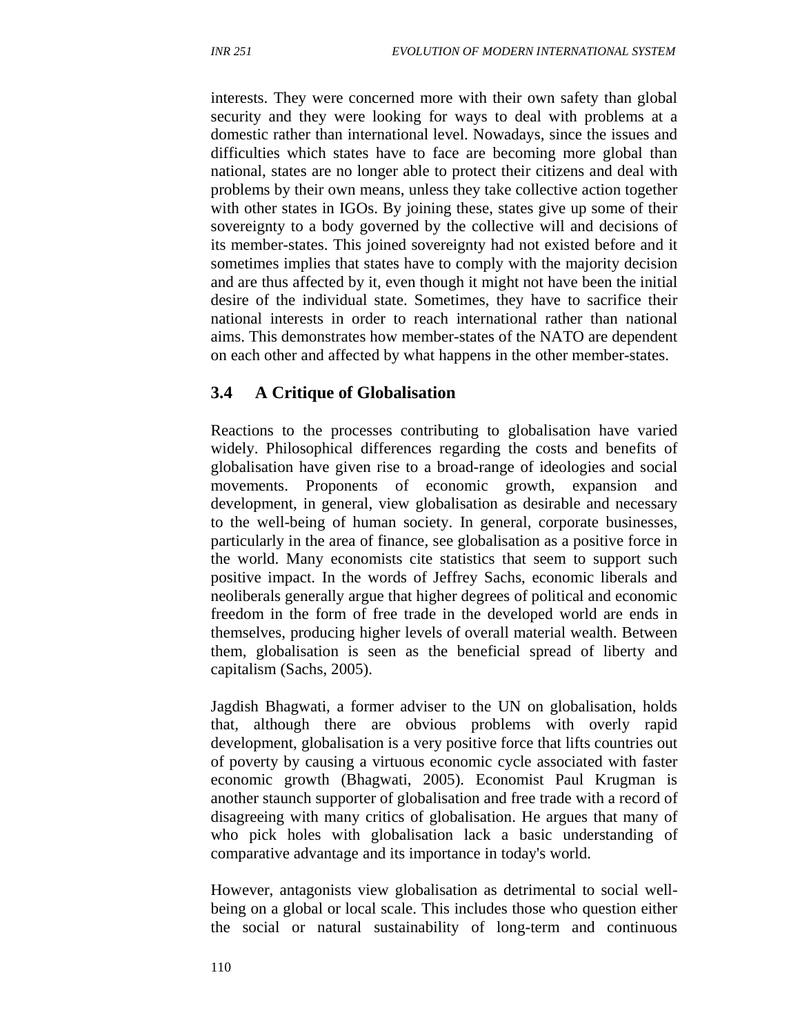interests. They were concerned more with their own safety than global security and they were looking for ways to deal with problems at a domestic rather than international level. Nowadays, since the issues and difficulties which states have to face are becoming more global than national, states are no longer able to protect their citizens and deal with problems by their own means, unless they take collective action together with other states in IGOs. By joining these, states give up some of their sovereignty to a body governed by the collective will and decisions of its member-states. This joined sovereignty had not existed before and it sometimes implies that states have to comply with the majority decision and are thus affected by it, even though it might not have been the initial desire of the individual state. Sometimes, they have to sacrifice their national interests in order to reach international rather than national aims. This demonstrates how member-states of the NATO are dependent on each other and affected by what happens in the other member-states.

### 3.4 A Critique of Globalisation

Reactions to the processes contributing to globalisation have varied widely. Philosophical differences regarding the costs and benefits of globalisation have given rise to a broad-range of ideologies and social movements. Proponents of economic growth, expansion and development, in general, view globalisation as desirable and necessary to the well-being of human society. In general, corporate businesses, particularly in the area of finance, see globalisation as a positive force in the world. Many economists cite statistics that seem to support such positive impact. In the words of Jeffrey Sachs, economic liberals and neoliberals generally argue that higher degrees of political and economic freedom in the form of free trade in the developed world are ends in themselves, producing higher levels of overall material wealth. Between them, globalisation is seen as the beneficial spread of liberty and capitalism (Sachs, 2005).

Jagdish Bhagwati, a former adviser to the UN on globalisation, holds that, although there are obvious problems with overly rapid development, globalisation is a very positive force that lifts countries out of poverty by causing a virtuous economic cycle associated with faster economic growth (Bhagwati, 2005). Economist Paul Krugman is another staunch supporter of globalisation and free trade with a record of disagreeing with many critics of globalisation. He argues that many of who pick holes with globalisation lack a basic understanding of comparative advantage and its importance in today's world.

However, antagonists view globalisation as detrimental to social well-being on a global or local scale. This includes those who question either the social or natural sustainability of long-term and continuous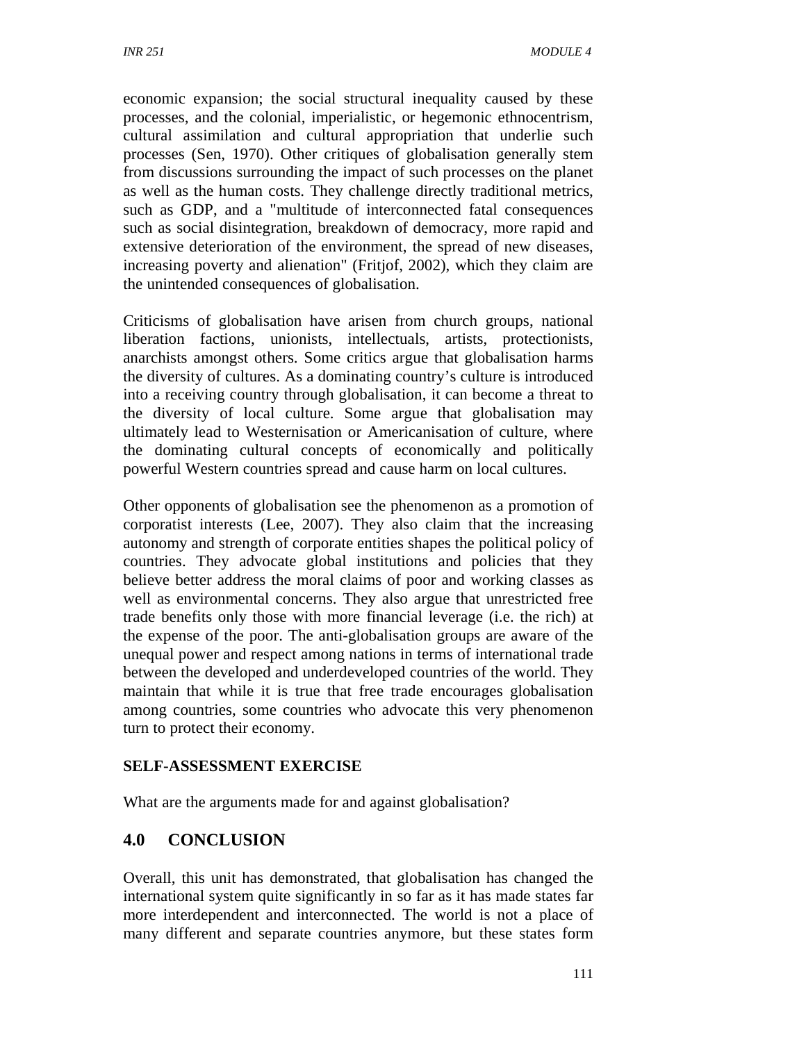economic expansion; the social structural inequality caused by these processes, and the colonial, imperialistic, or hegemonic ethnocentrism, cultural assimilation and cultural appropriation that underlie such processes (Sen, 1970). Other critiques of globalisation generally stem from discussions surrounding the impact of such processes on the planet as well as the human costs. They challenge directly traditional metrics, such as GDP, and a "multitude of interconnected fatal consequences such as social disintegration, breakdown of democracy, more rapid and extensive deterioration of the environment, the spread of new diseases, increasing poverty and alienation" (Fritjof, 2002), which they claim are the unintended consequences of globalisation.

Criticisms of globalisation have arisen from church groups, national liberation factions, unionists, intellectuals, artists, protectionists, anarchists amongst others. Some critics argue that globalisation harms the diversity of cultures. As a dominating country's culture is introduced into a receiving country through globalisation, it can become a threat to the diversity of local culture. Some argue that globalisation may ultimately lead to Westernisation or Americanisation of culture, where the dominating cultural concepts of economically and politically powerful Western countries spread and cause harm on local cultures.

Other opponents of globalisation see the phenomenon as a promotion of corporatist interests (Lee, 2007). They also claim that the increasing autonomy and strength of corporate entities shapes the political policy of countries. They advocate global institutions and policies that they believe better address the moral claims of poor and working classes as well as environmental concerns. They also argue that unrestricted free trade benefits only those with more financial leverage (i.e. the rich) at the expense of the poor. The anti-globalisation groups are aware of the unequal power and respect among nations in terms of international trade between the developed and underdeveloped countries of the world. They maintain that while it is true that free trade encourages globalisation among countries, some countries who advocate this very phenomenon turn to protect their economy.

**SELF-ASSESSMENT EXERCISE**

What are the arguments made for and against globalisation?

## 4.0 CONCLUSION

Overall, this unit has demonstrated, that globalisation has changed the international system quite significantly in so far as it has made states far more interdependent and interconnected. The world is not a place of many different and separate countries anymore, but these states form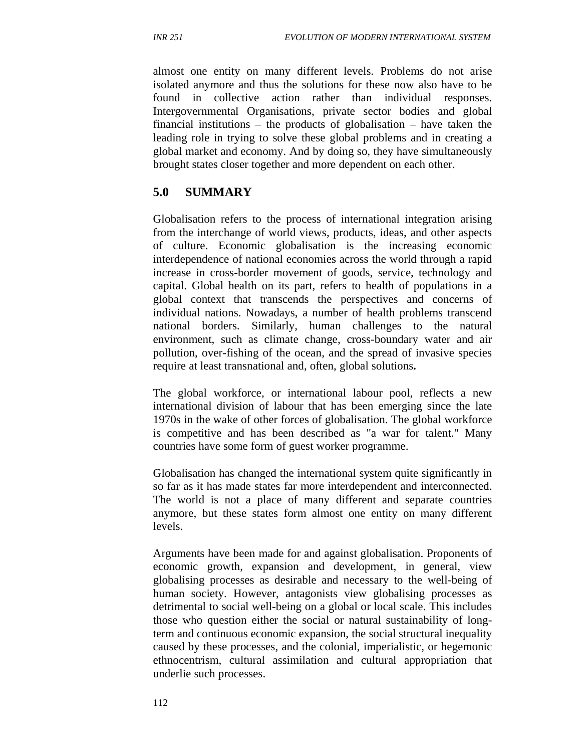almost one entity on many different levels. Problems do not arise isolated anymore and thus the solutions for these now also have to be found in collective action rather than individual responses. Intergovernmental Organisations, private sector bodies and global financial institutions – the products of globalisation – have taken the leading role in trying to solve these global problems and in creating a global market and economy. And by doing so, they have simultaneously brought states closer together and more dependent on each other.

## 5.0 SUMMARY

Globalisation refers to the process of international integration arising from the interchange of world views, products, ideas, and other aspects of culture. Economic globalisation is the increasing economic interdependence of national economies across the world through a rapid increase in cross-border movement of goods, service, technology and capital. Global health on its part, refers to health of populations in a global context that transcends the perspectives and concerns of individual nations. Nowadays, a number of health problems transcend national borders. Similarly, human challenges to the natural environment, such as climate change, cross-boundary water and air pollution, over-fishing of the ocean, and the spread of invasive species require at least transnational and, often, global solutions**.**

The global workforce, or international labour pool, reflects a new international division of labour that has been emerging since the late 1970s in the wake of other forces of globalisation. The global workforce is competitive and has been described as "a war for talent." Many countries have some form of guest worker programme.

Globalisation has changed the international system quite significantly in so far as it has made states far more interdependent and interconnected. The world is not a place of many different and separate countries anymore, but these states form almost one entity on many different levels.

Arguments have been made for and against globalisation. Proponents of economic growth, expansion and development, in general, view globalising processes as desirable and necessary to the well-being of human society. However, antagonists view globalising processes as detrimental to social well-being on a global or local scale. This includes those who question either the social or natural sustainability of long-term and continuous economic expansion, the social structural inequality caused by these processes, and the colonial, imperialistic, or hegemonic ethnocentrism, cultural assimilation and cultural appropriation that underlie such processes.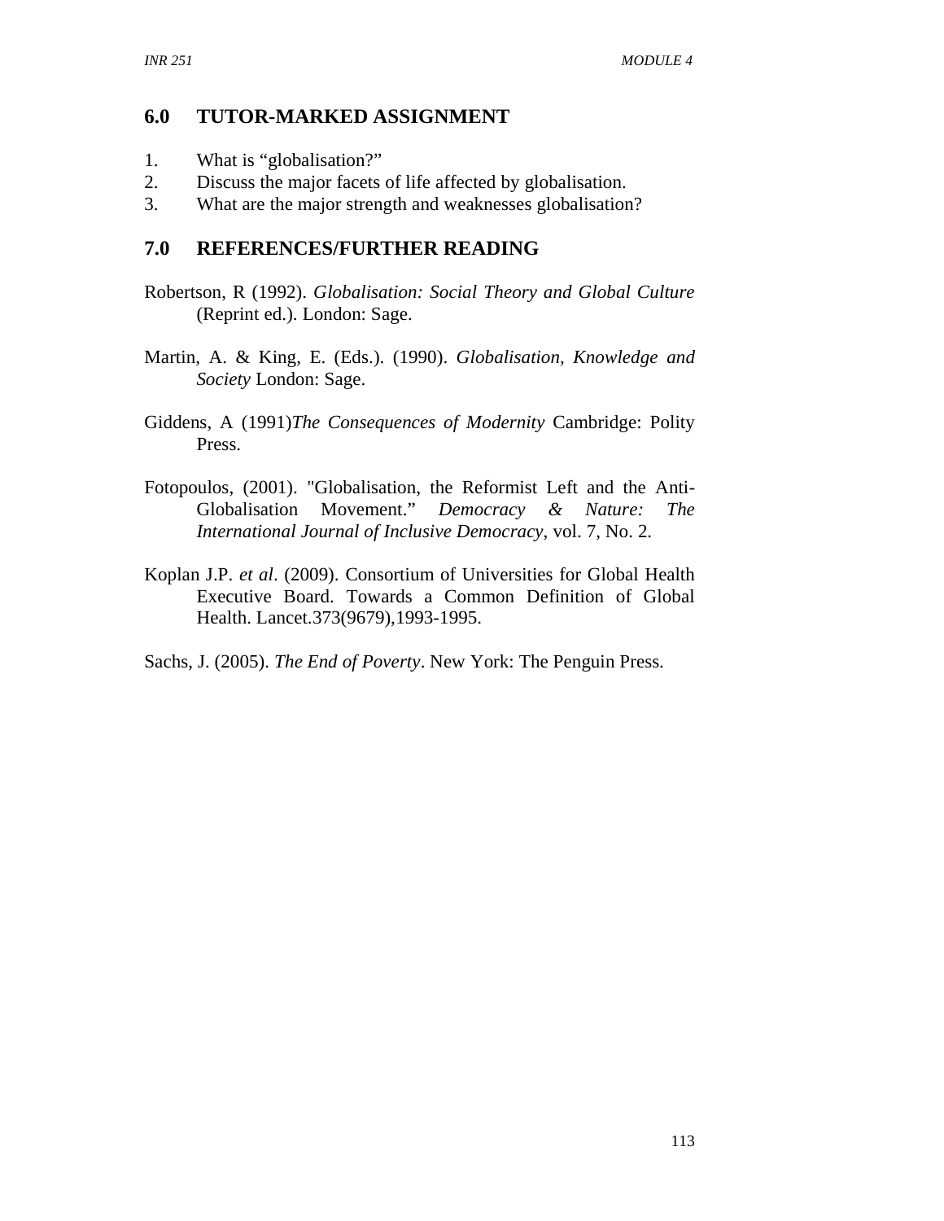## 6.0 TUTOR-MARKED ASSIGNMENT

1. What is “globalisation?”
2. Discuss the major facets of life affected by globalisation.
3. What are the major strength and weaknesses globalisation?

## 7.0 REFERENCES/FURTHER READING

Robertson, R (1992). *Globalisation: Social Theory and Global Culture* (Reprint ed.). London: Sage.

Martin, A. & King, E. (Eds.). (1990). *Globalisation, Knowledge and Society* London: Sage.

Giddens, A (1991)*The Consequences of Modernity* Cambridge: Polity Press.

Fotopoulos, (2001). "Globalisation, the Reformist Left and the Anti-Globalisation Movement." *Democracy & Nature: The International Journal of Inclusive Democracy*, vol. 7, No. 2.

Koplan J.P. *et al*. (2009). Consortium of Universities for Global Health Executive Board. Towards a Common Definition of Global Health. Lancet.373(9679),1993-1995.

Sachs, J. (2005). *The End of Poverty*. New York: The Penguin Press.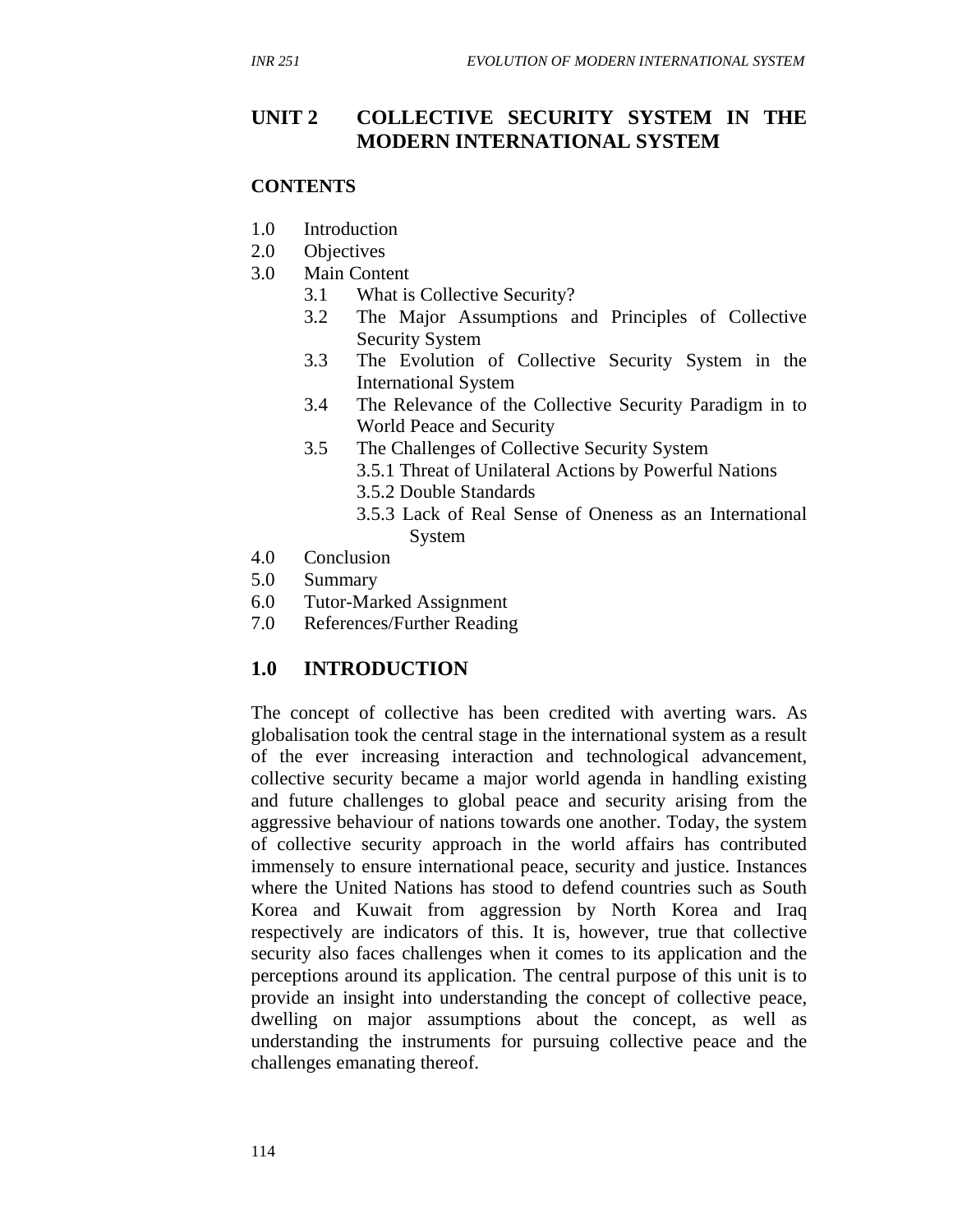## UNIT 2 COLLECTIVE SECURITY SYSTEM IN THE MODERN INTERNATIONAL SYSTEM

**CONTENTS**

1.0 Introduction
2.0 Objectives
3.0 Main Content
   3.1 What is Collective Security?
   3.2 The Major Assumptions and Principles of Collective Security System
   3.3 The Evolution of Collective Security System in the International System
   3.4 The Relevance of the Collective Security Paradigm in to World Peace and Security
   3.5 The Challenges of Collective Security System
      3.5.1 Threat of Unilateral Actions by Powerful Nations
      3.5.2 Double Standards
      3.5.3 Lack of Real Sense of Oneness as an International System
4.0 Conclusion
5.0 Summary
6.0 Tutor-Marked Assignment
7.0 References/Further Reading

## 1.0 INTRODUCTION

The concept of collective has been credited with averting wars. As globalisation took the central stage in the international system as a result of the ever increasing interaction and technological advancement, collective security became a major world agenda in handling existing and future challenges to global peace and security arising from the aggressive behaviour of nations towards one another. Today, the system of collective security approach in the world affairs has contributed immensely to ensure international peace, security and justice. Instances where the United Nations has stood to defend countries such as South Korea and Kuwait from aggression by North Korea and Iraq respectively are indicators of this. It is, however, true that collective security also faces challenges when it comes to its application and the perceptions around its application. The central purpose of this unit is to provide an insight into understanding the concept of collective peace, dwelling on major assumptions about the concept, as well as understanding the instruments for pursuing collective peace and the challenges emanating thereof.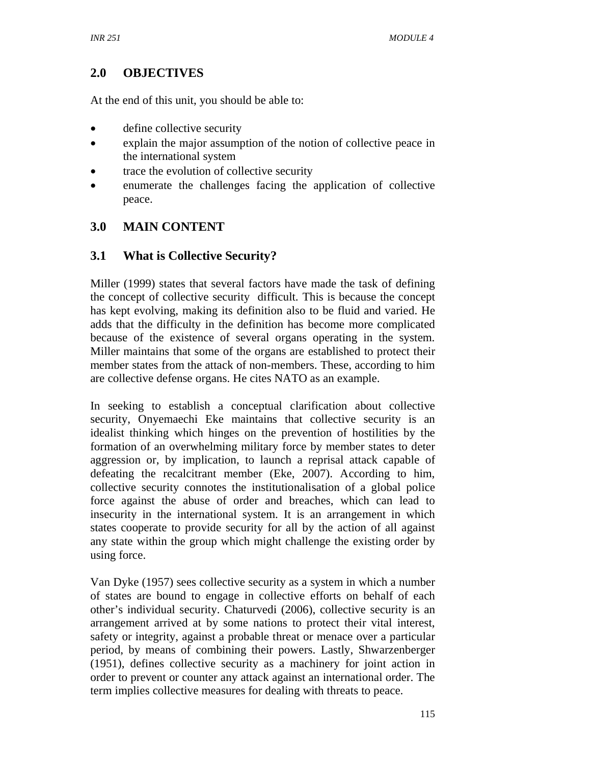## 2.0 OBJECTIVES

At the end of this unit, you should be able to:

- define collective security
- explain the major assumption of the notion of collective peace in the international system
- trace the evolution of collective security
- enumerate the challenges facing the application of collective peace.

## 3.0 MAIN CONTENT

### 3.1 What is Collective Security?

Miller (1999) states that several factors have made the task of defining the concept of collective security difficult. This is because the concept has kept evolving, making its definition also to be fluid and varied. He adds that the difficulty in the definition has become more complicated because of the existence of several organs operating in the system. Miller maintains that some of the organs are established to protect their member states from the attack of non-members. These, according to him are collective defense organs. He cites NATO as an example.

In seeking to establish a conceptual clarification about collective security, Onyemaechi Eke maintains that collective security is an idealist thinking which hinges on the prevention of hostilities by the formation of an overwhelming military force by member states to deter aggression or, by implication, to launch a reprisal attack capable of defeating the recalcitrant member (Eke, 2007). According to him, collective security connotes the institutionalisation of a global police force against the abuse of order and breaches, which can lead to insecurity in the international system. It is an arrangement in which states cooperate to provide security for all by the action of all against any state within the group which might challenge the existing order by using force.

Van Dyke (1957) sees collective security as a system in which a number of states are bound to engage in collective efforts on behalf of each other's individual security. Chaturvedi (2006), collective security is an arrangement arrived at by some nations to protect their vital interest, safety or integrity, against a probable threat or menace over a particular period, by means of combining their powers. Lastly, Shwarzenberger (1951), defines collective security as a machinery for joint action in order to prevent or counter any attack against an international order. The term implies collective measures for dealing with threats to peace.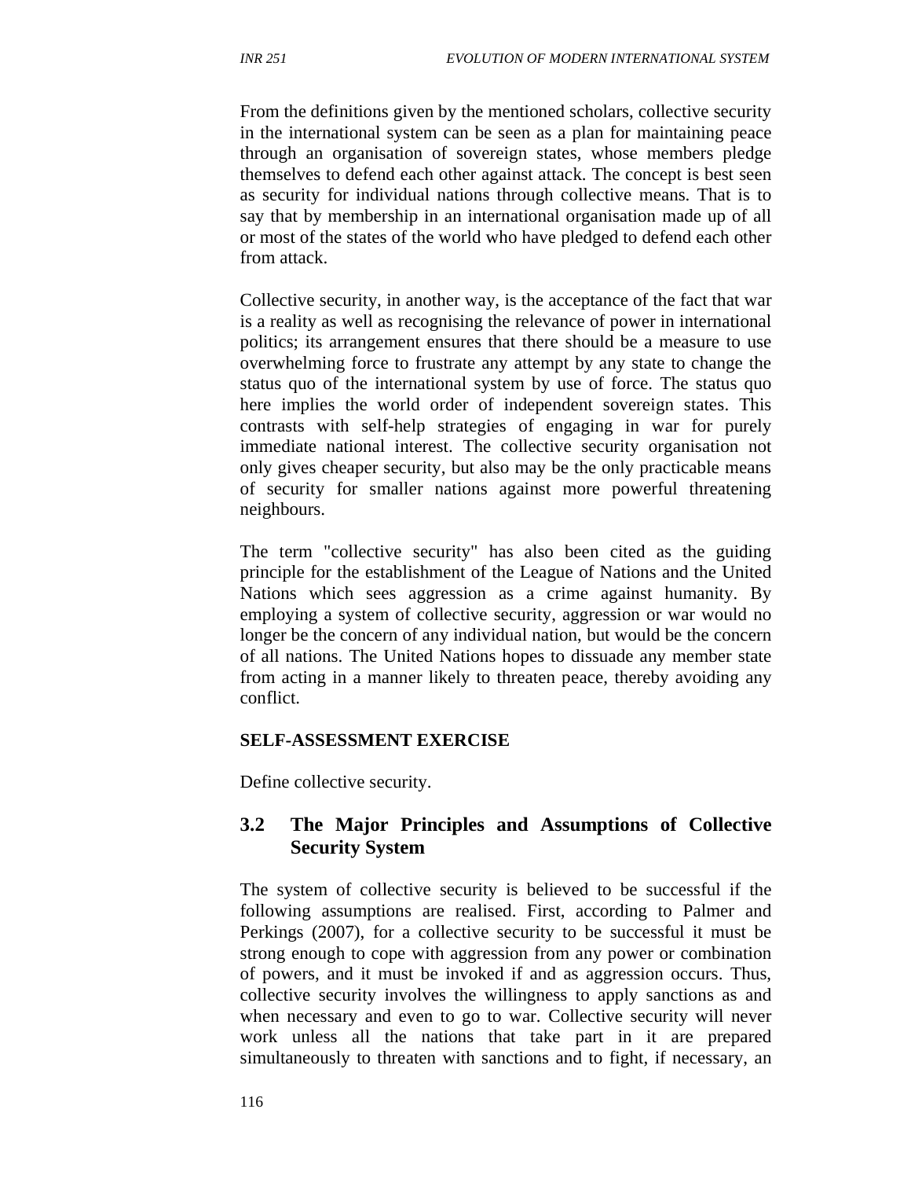From the definitions given by the mentioned scholars, collective security in the international system can be seen as a plan for maintaining peace through an organisation of sovereign states, whose members pledge themselves to defend each other against attack. The concept is best seen as security for individual nations through collective means. That is to say that by membership in an international organisation made up of all or most of the states of the world who have pledged to defend each other from attack.

Collective security, in another way, is the acceptance of the fact that war is a reality as well as recognising the relevance of power in international politics; its arrangement ensures that there should be a measure to use overwhelming force to frustrate any attempt by any state to change the status quo of the international system by use of force. The status quo here implies the world order of independent sovereign states. This contrasts with self-help strategies of engaging in war for purely immediate national interest. The collective security organisation not only gives cheaper security, but also may be the only practicable means of security for smaller nations against more powerful threatening neighbours.

The term "collective security" has also been cited as the guiding principle for the establishment of the League of Nations and the United Nations which sees aggression as a crime against humanity. By employing a system of collective security, aggression or war would no longer be the concern of any individual nation, but would be the concern of all nations. The United Nations hopes to dissuade any member state from acting in a manner likely to threaten peace, thereby avoiding any conflict.

**SELF-ASSESSMENT EXERCISE**

Define collective security.

## 3.2 The Major Principles and Assumptions of Collective Security System

The system of collective security is believed to be successful if the following assumptions are realised. First, according to Palmer and Perkings (2007), for a collective security to be successful it must be strong enough to cope with aggression from any power or combination of powers, and it must be invoked if and as aggression occurs. Thus, collective security involves the willingness to apply sanctions as and when necessary and even to go to war. Collective security will never work unless all the nations that take part in it are prepared simultaneously to threaten with sanctions and to fight, if necessary, an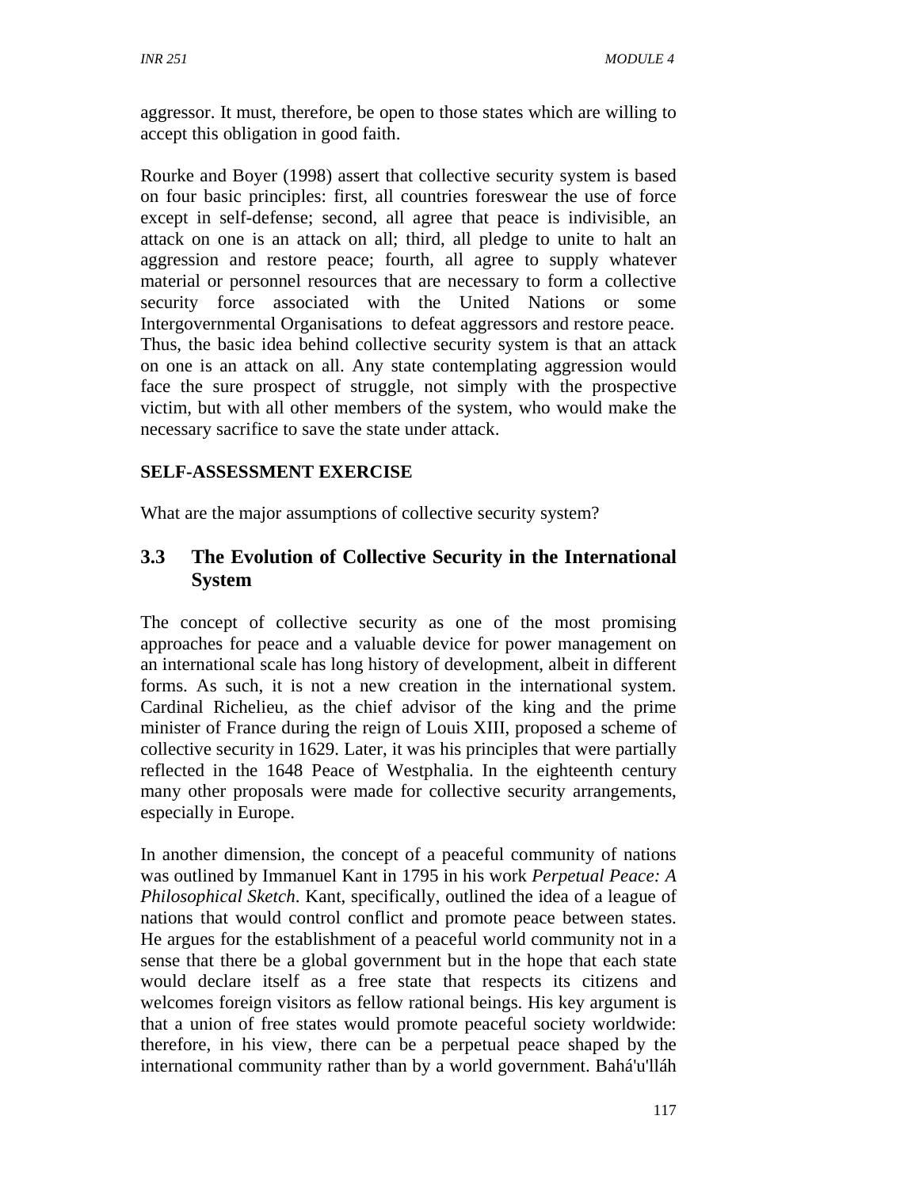aggressor. It must, therefore, be open to those states which are willing to accept this obligation in good faith.

Rourke and Boyer (1998) assert that collective security system is based on four basic principles: first, all countries foreswear the use of force except in self-defense; second, all agree that peace is indivisible, an attack on one is an attack on all; third, all pledge to unite to halt an aggression and restore peace; fourth, all agree to supply whatever material or personnel resources that are necessary to form a collective security force associated with the United Nations or some Intergovernmental Organisations to defeat aggressors and restore peace. Thus, the basic idea behind collective security system is that an attack on one is an attack on all. Any state contemplating aggression would face the sure prospect of struggle, not simply with the prospective victim, but with all other members of the system, who would make the necessary sacrifice to save the state under attack.

**SELF-ASSESSMENT EXERCISE**

What are the major assumptions of collective security system?

## 3.3 The Evolution of Collective Security in the International System

The concept of collective security as one of the most promising approaches for peace and a valuable device for power management on an international scale has long history of development, albeit in different forms. As such, it is not a new creation in the international system. Cardinal Richelieu, as the chief advisor of the king and the prime minister of France during the reign of Louis XIII, proposed a scheme of collective security in 1629. Later, it was his principles that were partially reflected in the 1648 Peace of Westphalia. In the eighteenth century many other proposals were made for collective security arrangements, especially in Europe.

In another dimension, the concept of a peaceful community of nations was outlined by Immanuel Kant in 1795 in his work *Perpetual Peace: A Philosophical Sketch*. Kant, specifically, outlined the idea of a league of nations that would control conflict and promote peace between states. He argues for the establishment of a peaceful world community not in a sense that there be a global government but in the hope that each state would declare itself as a free state that respects its citizens and welcomes foreign visitors as fellow rational beings. His key argument is that a union of free states would promote peaceful society worldwide: therefore, in his view, there can be a perpetual peace shaped by the international community rather than by a world government. Bahá'u'lláh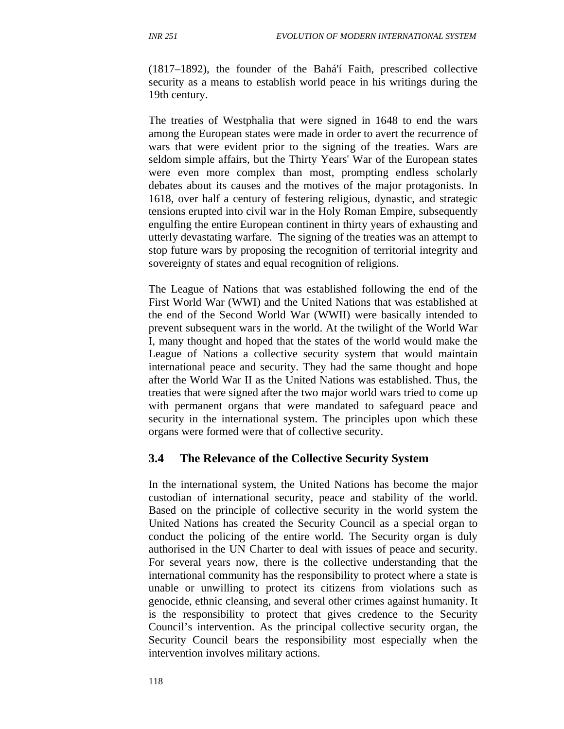(1817–1892), the founder of the Bahá'í Faith, prescribed collective security as a means to establish world peace in his writings during the 19th century.

The treaties of Westphalia that were signed in 1648 to end the wars among the European states were made in order to avert the recurrence of wars that were evident prior to the signing of the treaties. Wars are seldom simple affairs, but the Thirty Years' War of the European states were even more complex than most, prompting endless scholarly debates about its causes and the motives of the major protagonists. In 1618, over half a century of festering religious, dynastic, and strategic tensions erupted into civil war in the Holy Roman Empire, subsequently engulfing the entire European continent in thirty years of exhausting and utterly devastating warfare. The signing of the treaties was an attempt to stop future wars by proposing the recognition of territorial integrity and sovereignty of states and equal recognition of religions.

The League of Nations that was established following the end of the First World War (WWI) and the United Nations that was established at the end of the Second World War (WWII) were basically intended to prevent subsequent wars in the world. At the twilight of the World War I, many thought and hoped that the states of the world would make the League of Nations a collective security system that would maintain international peace and security. They had the same thought and hope after the World War II as the United Nations was established. Thus, the treaties that were signed after the two major world wars tried to come up with permanent organs that were mandated to safeguard peace and security in the international system. The principles upon which these organs were formed were that of collective security.

## 3.4 The Relevance of the Collective Security System

In the international system, the United Nations has become the major custodian of international security, peace and stability of the world. Based on the principle of collective security in the world system the United Nations has created the Security Council as a special organ to conduct the policing of the entire world. The Security organ is duly authorised in the UN Charter to deal with issues of peace and security. For several years now, there is the collective understanding that the international community has the responsibility to protect where a state is unable or unwilling to protect its citizens from violations such as genocide, ethnic cleansing, and several other crimes against humanity. It is the responsibility to protect that gives credence to the Security Council's intervention. As the principal collective security organ, the Security Council bears the responsibility most especially when the intervention involves military actions.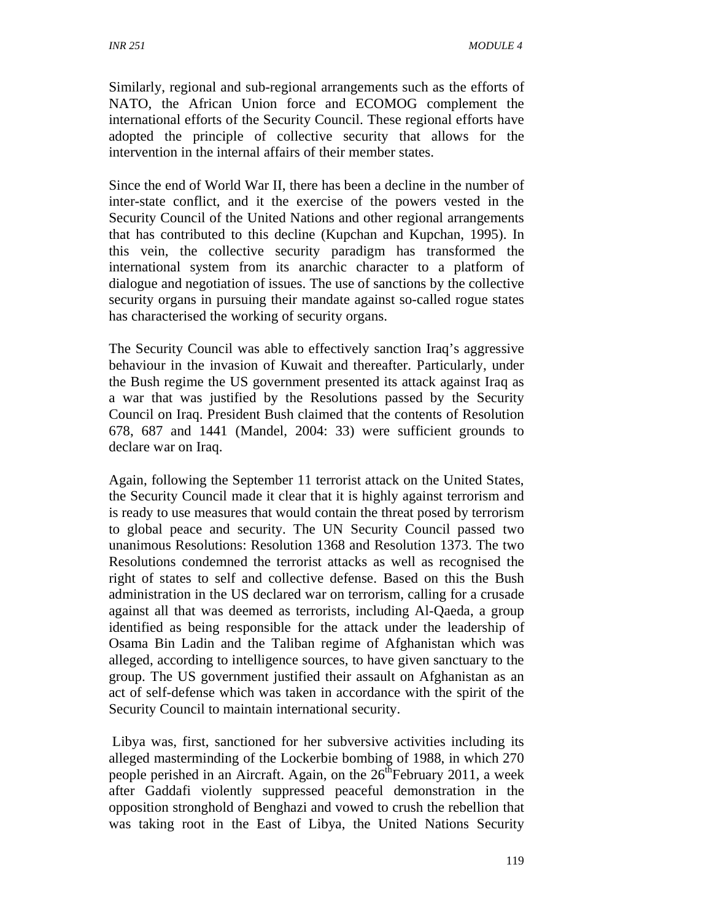Similarly, regional and sub-regional arrangements such as the efforts of NATO, the African Union force and ECOMOG complement the international efforts of the Security Council. These regional efforts have adopted the principle of collective security that allows for the intervention in the internal affairs of their member states.

Since the end of World War II, there has been a decline in the number of inter-state conflict, and it the exercise of the powers vested in the Security Council of the United Nations and other regional arrangements that has contributed to this decline (Kupchan and Kupchan, 1995). In this vein, the collective security paradigm has transformed the international system from its anarchic character to a platform of dialogue and negotiation of issues. The use of sanctions by the collective security organs in pursuing their mandate against so-called rogue states has characterised the working of security organs.

The Security Council was able to effectively sanction Iraq's aggressive behaviour in the invasion of Kuwait and thereafter. Particularly, under the Bush regime the US government presented its attack against Iraq as a war that was justified by the Resolutions passed by the Security Council on Iraq. President Bush claimed that the contents of Resolution 678, 687 and 1441 (Mandel, 2004: 33) were sufficient grounds to declare war on Iraq.

Again, following the September 11 terrorist attack on the United States, the Security Council made it clear that it is highly against terrorism and is ready to use measures that would contain the threat posed by terrorism to global peace and security. The UN Security Council passed two unanimous Resolutions: Resolution 1368 and Resolution 1373. The two Resolutions condemned the terrorist attacks as well as recognised the right of states to self and collective defense. Based on this the Bush administration in the US declared war on terrorism, calling for a crusade against all that was deemed as terrorists, including Al-Qaeda, a group identified as being responsible for the attack under the leadership of Osama Bin Ladin and the Taliban regime of Afghanistan which was alleged, according to intelligence sources, to have given sanctuary to the group. The US government justified their assault on Afghanistan as an act of self-defense which was taken in accordance with the spirit of the Security Council to maintain international security.

Libya was, first, sanctioned for her subversive activities including its alleged masterminding of the Lockerbie bombing of 1988, in which 270 people perished in an Aircraft. Again, on the 26th February 2011, a week after Gaddafi violently suppressed peaceful demonstration in the opposition stronghold of Benghazi and vowed to crush the rebellion that was taking root in the East of Libya, the United Nations Security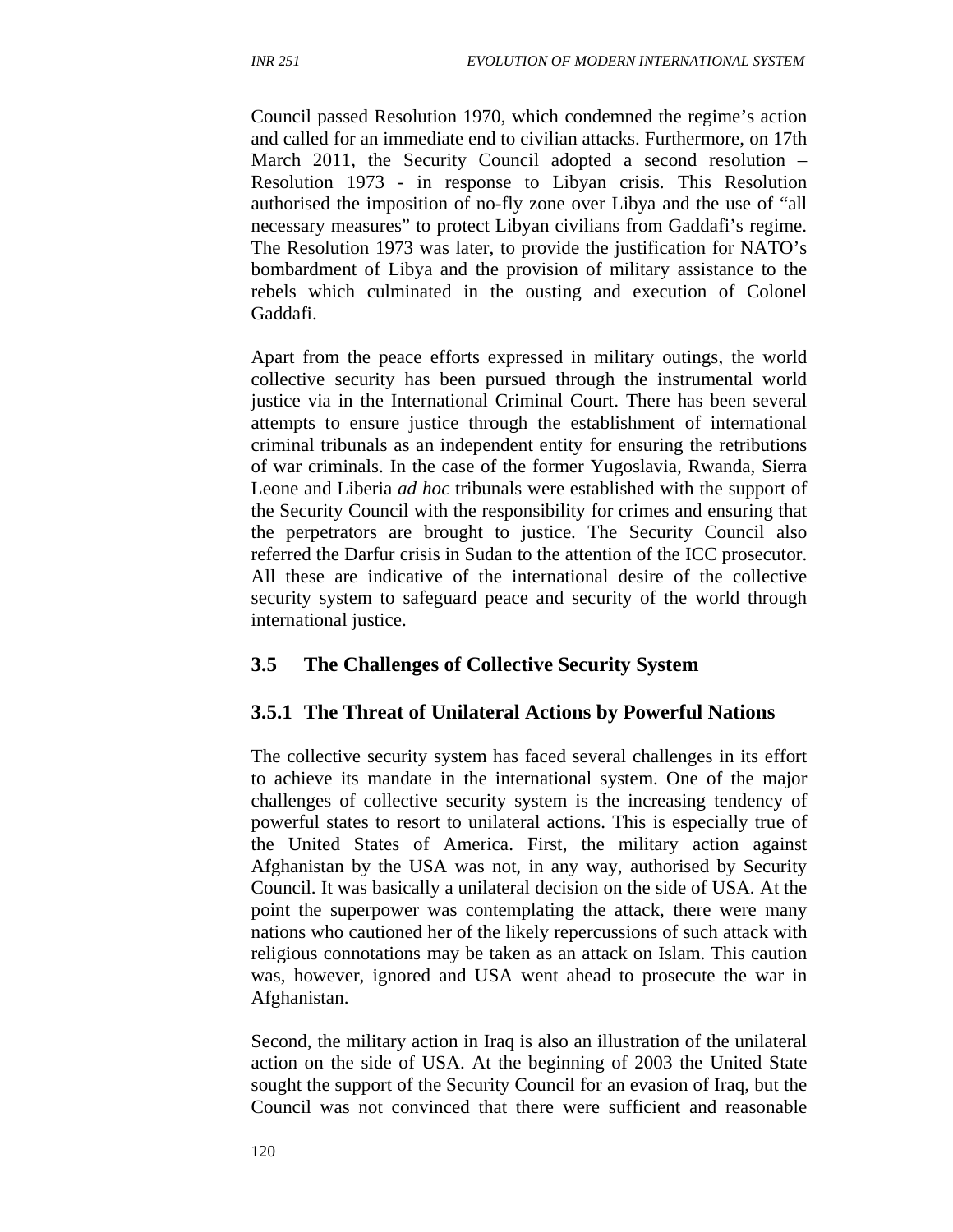Council passed Resolution 1970, which condemned the regime's action and called for an immediate end to civilian attacks. Furthermore, on 17th March 2011, the Security Council adopted a second resolution – Resolution 1973 - in response to Libyan crisis. This Resolution authorised the imposition of no-fly zone over Libya and the use of "all necessary measures" to protect Libyan civilians from Gaddafi's regime. The Resolution 1973 was later, to provide the justification for NATO's bombardment of Libya and the provision of military assistance to the rebels which culminated in the ousting and execution of Colonel Gaddafi.

Apart from the peace efforts expressed in military outings, the world collective security has been pursued through the instrumental world justice via in the International Criminal Court. There has been several attempts to ensure justice through the establishment of international criminal tribunals as an independent entity for ensuring the retributions of war criminals. In the case of the former Yugoslavia, Rwanda, Sierra Leone and Liberia *ad hoc* tribunals were established with the support of the Security Council with the responsibility for crimes and ensuring that the perpetrators are brought to justice. The Security Council also referred the Darfur crisis in Sudan to the attention of the ICC prosecutor. All these are indicative of the international desire of the collective security system to safeguard peace and security of the world through international justice.

## 3.5 The Challenges of Collective Security System

### 3.5.1 The Threat of Unilateral Actions by Powerful Nations

The collective security system has faced several challenges in its effort to achieve its mandate in the international system. One of the major challenges of collective security system is the increasing tendency of powerful states to resort to unilateral actions. This is especially true of the United States of America. First, the military action against Afghanistan by the USA was not, in any way, authorised by Security Council. It was basically a unilateral decision on the side of USA. At the point the superpower was contemplating the attack, there were many nations who cautioned her of the likely repercussions of such attack with religious connotations may be taken as an attack on Islam. This caution was, however, ignored and USA went ahead to prosecute the war in Afghanistan.

Second, the military action in Iraq is also an illustration of the unilateral action on the side of USA. At the beginning of 2003 the United State sought the support of the Security Council for an evasion of Iraq, but the Council was not convinced that there were sufficient and reasonable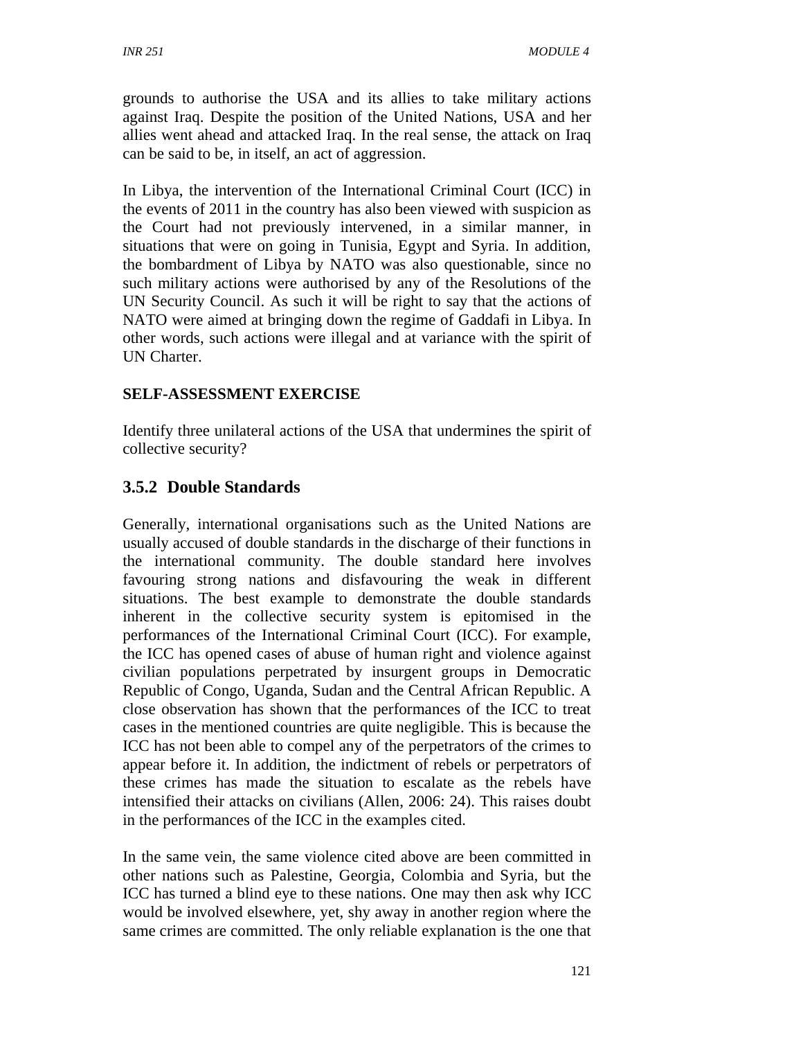grounds to authorise the USA and its allies to take military actions against Iraq. Despite the position of the United Nations, USA and her allies went ahead and attacked Iraq. In the real sense, the attack on Iraq can be said to be, in itself, an act of aggression.

In Libya, the intervention of the International Criminal Court (ICC) in the events of 2011 in the country has also been viewed with suspicion as the Court had not previously intervened, in a similar manner, in situations that were on going in Tunisia, Egypt and Syria. In addition, the bombardment of Libya by NATO was also questionable, since no such military actions were authorised by any of the Resolutions of the UN Security Council. As such it will be right to say that the actions of NATO were aimed at bringing down the regime of Gaddafi in Libya. In other words, such actions were illegal and at variance with the spirit of UN Charter.

**SELF-ASSESSMENT EXERCISE**

Identify three unilateral actions of the USA that undermines the spirit of collective security?

### 3.5.2 Double Standards

Generally, international organisations such as the United Nations are usually accused of double standards in the discharge of their functions in the international community. The double standard here involves favouring strong nations and disfavouring the weak in different situations. The best example to demonstrate the double standards inherent in the collective security system is epitomised in the performances of the International Criminal Court (ICC). For example, the ICC has opened cases of abuse of human right and violence against civilian populations perpetrated by insurgent groups in Democratic Republic of Congo, Uganda, Sudan and the Central African Republic. A close observation has shown that the performances of the ICC to treat cases in the mentioned countries are quite negligible. This is because the ICC has not been able to compel any of the perpetrators of the crimes to appear before it. In addition, the indictment of rebels or perpetrators of these crimes has made the situation to escalate as the rebels have intensified their attacks on civilians (Allen, 2006: 24). This raises doubt in the performances of the ICC in the examples cited.

In the same vein, the same violence cited above are been committed in other nations such as Palestine, Georgia, Colombia and Syria, but the ICC has turned a blind eye to these nations. One may then ask why ICC would be involved elsewhere, yet, shy away in another region where the same crimes are committed. The only reliable explanation is the one that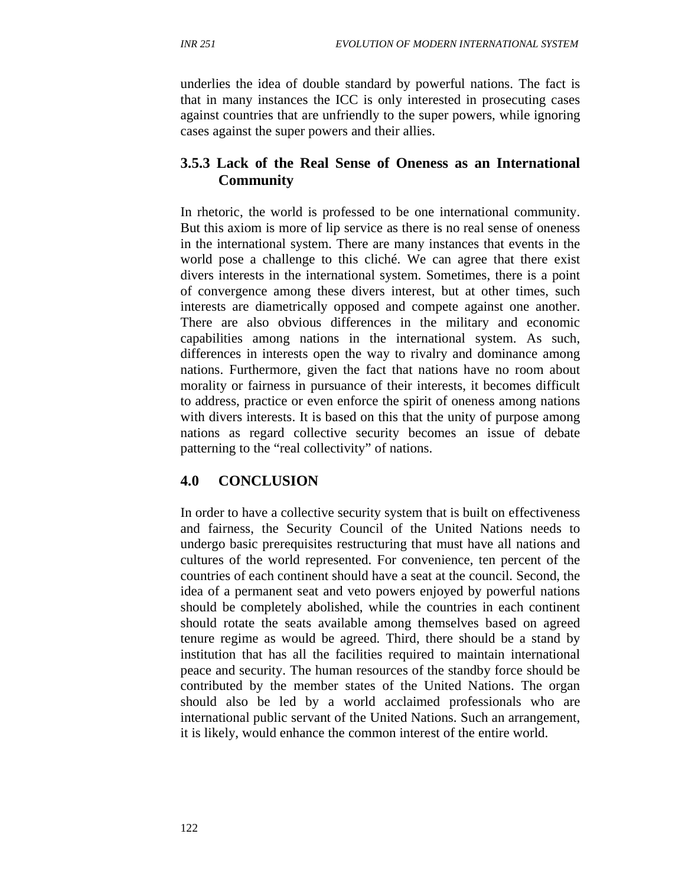underlies the idea of double standard by powerful nations. The fact is that in many instances the ICC is only interested in prosecuting cases against countries that are unfriendly to the super powers, while ignoring cases against the super powers and their allies.

### 3.5.3 Lack of the Real Sense of Oneness as an International Community

In rhetoric, the world is professed to be one international community. But this axiom is more of lip service as there is no real sense of oneness in the international system. There are many instances that events in the world pose a challenge to this cliché. We can agree that there exist divers interests in the international system. Sometimes, there is a point of convergence among these divers interest, but at other times, such interests are diametrically opposed and compete against one another. There are also obvious differences in the military and economic capabilities among nations in the international system. As such, differences in interests open the way to rivalry and dominance among nations. Furthermore, given the fact that nations have no room about morality or fairness in pursuance of their interests, it becomes difficult to address, practice or even enforce the spirit of oneness among nations with divers interests. It is based on this that the unity of purpose among nations as regard collective security becomes an issue of debate patterning to the "real collectivity" of nations.

## 4.0 CONCLUSION

In order to have a collective security system that is built on effectiveness and fairness, the Security Council of the United Nations needs to undergo basic prerequisites restructuring that must have all nations and cultures of the world represented. For convenience, ten percent of the countries of each continent should have a seat at the council. Second, the idea of a permanent seat and veto powers enjoyed by powerful nations should be completely abolished, while the countries in each continent should rotate the seats available among themselves based on agreed tenure regime as would be agreed. Third, there should be a stand by institution that has all the facilities required to maintain international peace and security. The human resources of the standby force should be contributed by the member states of the United Nations. The organ should also be led by a world acclaimed professionals who are international public servant of the United Nations. Such an arrangement, it is likely, would enhance the common interest of the entire world.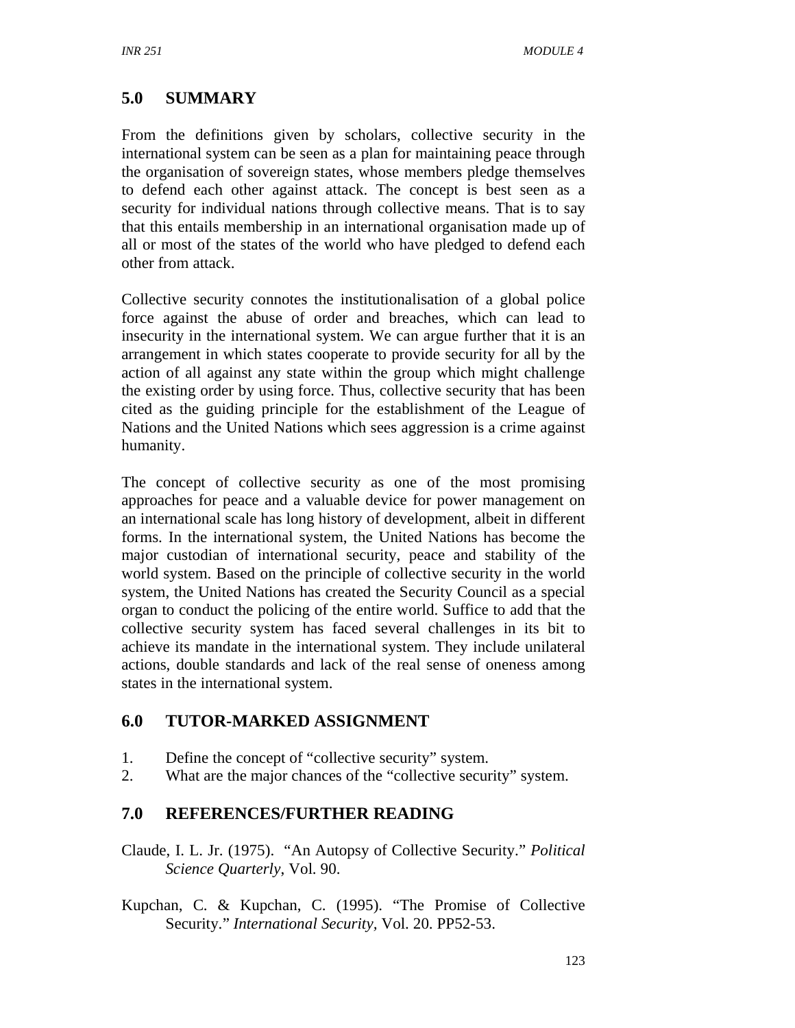## 5.0 SUMMARY

From the definitions given by scholars, collective security in the international system can be seen as a plan for maintaining peace through the organisation of sovereign states, whose members pledge themselves to defend each other against attack. The concept is best seen as a security for individual nations through collective means. That is to say that this entails membership in an international organisation made up of all or most of the states of the world who have pledged to defend each other from attack.

Collective security connotes the institutionalisation of a global police force against the abuse of order and breaches, which can lead to insecurity in the international system. We can argue further that it is an arrangement in which states cooperate to provide security for all by the action of all against any state within the group which might challenge the existing order by using force. Thus, collective security that has been cited as the guiding principle for the establishment of the League of Nations and the United Nations which sees aggression is a crime against humanity.

The concept of collective security as one of the most promising approaches for peace and a valuable device for power management on an international scale has long history of development, albeit in different forms. In the international system, the United Nations has become the major custodian of international security, peace and stability of the world system. Based on the principle of collective security in the world system, the United Nations has created the Security Council as a special organ to conduct the policing of the entire world. Suffice to add that the collective security system has faced several challenges in its bit to achieve its mandate in the international system. They include unilateral actions, double standards and lack of the real sense of oneness among states in the international system.

## 6.0 TUTOR-MARKED ASSIGNMENT

1. Define the concept of "collective security" system.
2. What are the major chances of the "collective security" system.

## 7.0 REFERENCES/FURTHER READING

Claude, I. L. Jr. (1975). "An Autopsy of Collective Security." *Political Science Quarterly*, Vol. 90.

Kupchan, C. & Kupchan, C. (1995). "The Promise of Collective Security." *International Security*, Vol. 20. PP52-53.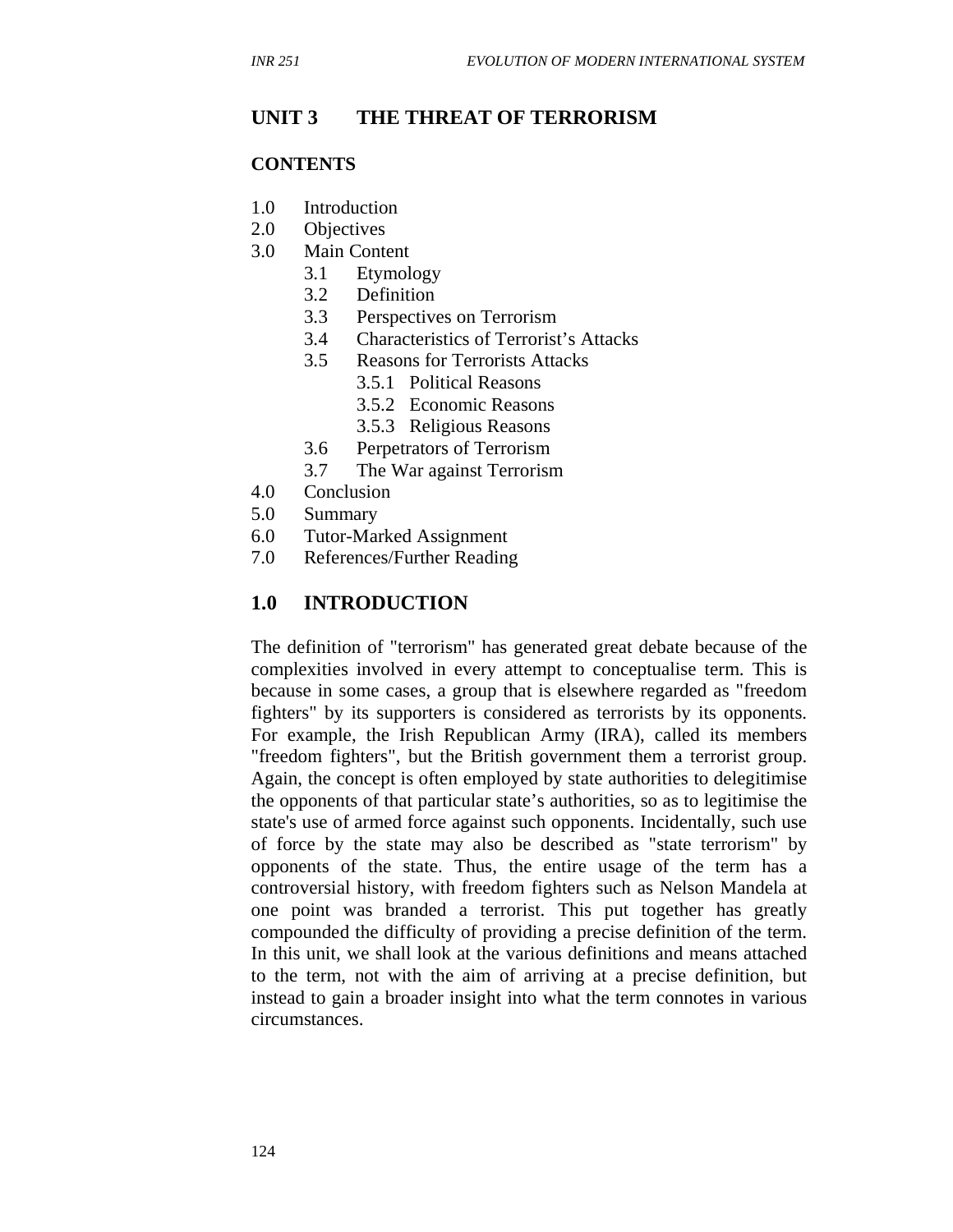## UNIT 3 THE THREAT OF TERRORISM

### CONTENTS

1.0 Introduction
2.0 Objectives
3.0 Main Content
    3.1 Etymology
    3.2 Definition
    3.3 Perspectives on Terrorism
    3.4 Characteristics of Terrorist's Attacks
    3.5 Reasons for Terrorists Attacks
        3.5.1 Political Reasons
        3.5.2 Economic Reasons
        3.5.3 Religious Reasons
    3.6 Perpetrators of Terrorism
    3.7 The War against Terrorism
4.0 Conclusion
5.0 Summary
6.0 Tutor-Marked Assignment
7.0 References/Further Reading

## 1.0 INTRODUCTION

The definition of "terrorism" has generated great debate because of the complexities involved in every attempt to conceptualise term. This is because in some cases, a group that is elsewhere regarded as "freedom fighters" by its supporters is considered as terrorists by its opponents. For example, the Irish Republican Army (IRA), called its members "freedom fighters", but the British government them a terrorist group. Again, the concept is often employed by state authorities to delegitimise the opponents of that particular state's authorities, so as to legitimise the state's use of armed force against such opponents. Incidentally, such use of force by the state may also be described as "state terrorism" by opponents of the state. Thus, the entire usage of the term has a controversial history, with freedom fighters such as Nelson Mandela at one point was branded a terrorist. This put together has greatly compounded the difficulty of providing a precise definition of the term. In this unit, we shall look at the various definitions and means attached to the term, not with the aim of arriving at a precise definition, but instead to gain a broader insight into what the term connotes in various circumstances.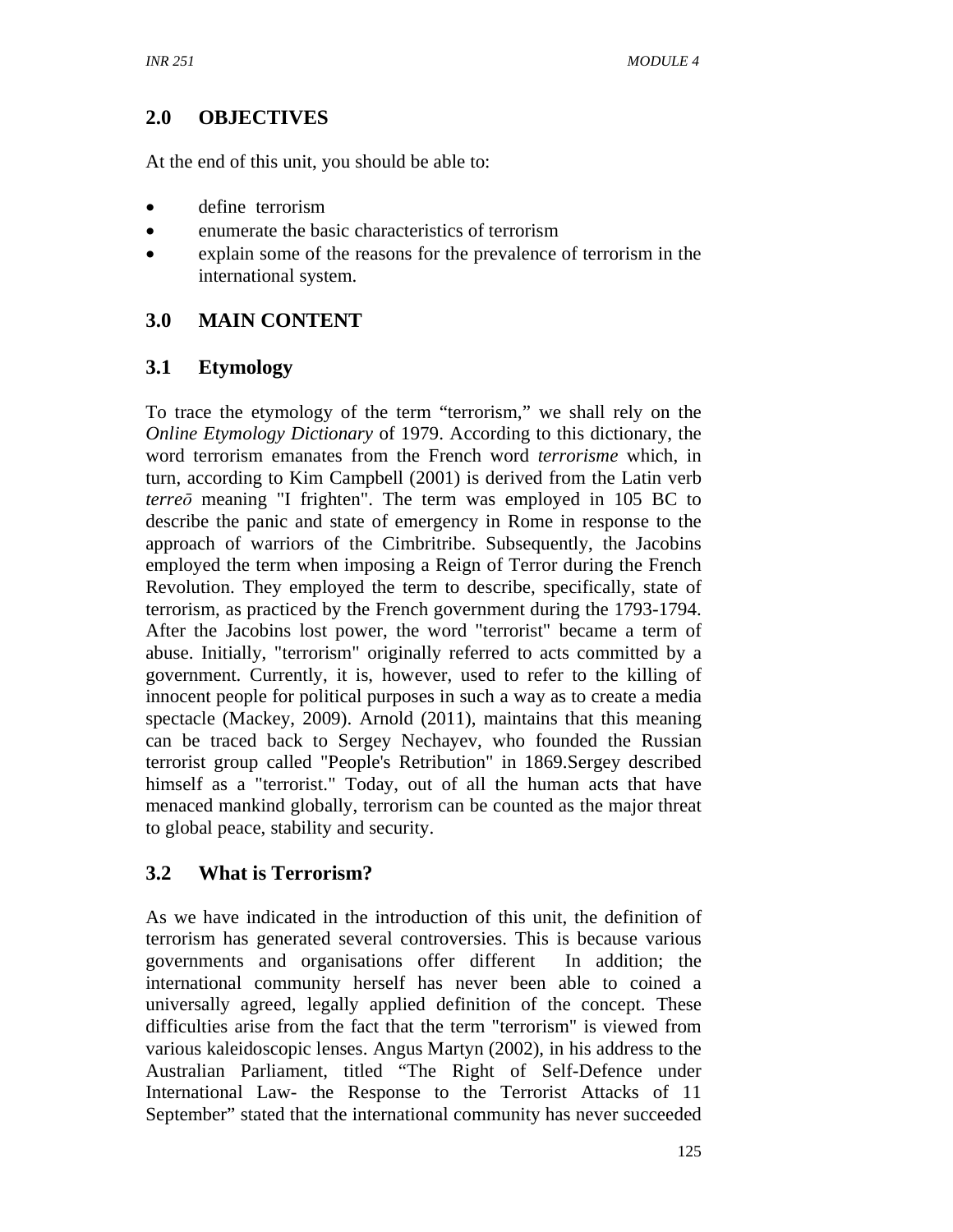## 2.0 OBJECTIVES

At the end of this unit, you should be able to:

- define terrorism
- enumerate the basic characteristics of terrorism
- explain some of the reasons for the prevalence of terrorism in the international system.

## 3.0 MAIN CONTENT

### 3.1 Etymology

To trace the etymology of the term "terrorism," we shall rely on the *Online Etymology Dictionary* of 1979. According to this dictionary, the word terrorism emanates from the French word *terrorisme* which, in turn, according to Kim Campbell (2001) is derived from the Latin verb *terreō* meaning "I frighten". The term was employed in 105 BC to describe the panic and state of emergency in Rome in response to the approach of warriors of the Cimbritribe. Subsequently, the Jacobins employed the term when imposing a Reign of Terror during the French Revolution. They employed the term to describe, specifically, state of terrorism, as practiced by the French government during the 1793-1794. After the Jacobins lost power, the word "terrorist" became a term of abuse. Initially, "terrorism" originally referred to acts committed by a government. Currently, it is, however, used to refer to the killing of innocent people for political purposes in such a way as to create a media spectacle (Mackey, 2009). Arnold (2011), maintains that this meaning can be traced back to Sergey Nechayev, who founded the Russian terrorist group called "People's Retribution" in 1869.Sergey described himself as a "terrorist." Today, out of all the human acts that have menaced mankind globally, terrorism can be counted as the major threat to global peace, stability and security.

### 3.2 What is Terrorism?

As we have indicated in the introduction of this unit, the definition of terrorism has generated several controversies. This is because various governments and organisations offer different In addition; the international community herself has never been able to coined a universally agreed, legally applied definition of the concept. These difficulties arise from the fact that the term "terrorism" is viewed from various kaleidoscopic lenses. Angus Martyn (2002), in his address to the Australian Parliament, titled "The Right of Self-Defence under International Law- the Response to the Terrorist Attacks of 11 September" stated that the international community has never succeeded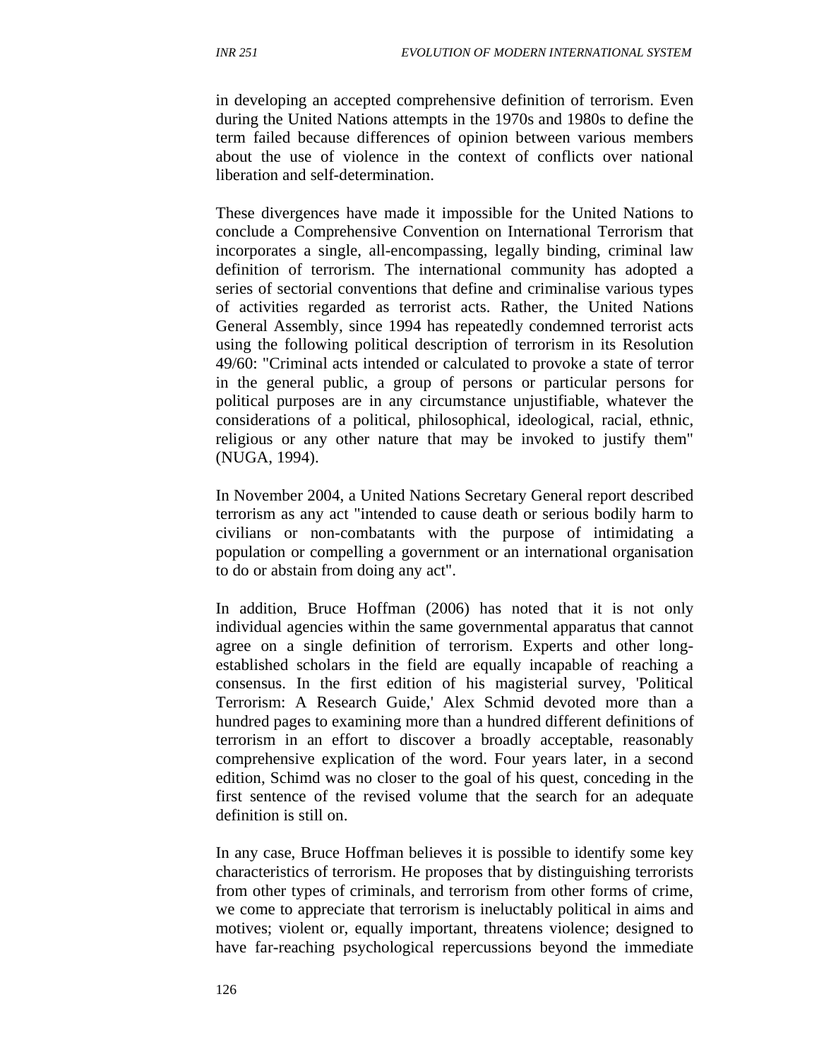in developing an accepted comprehensive definition of terrorism. Even during the United Nations attempts in the 1970s and 1980s to define the term failed because differences of opinion between various members about the use of violence in the context of conflicts over national liberation and self-determination.

These divergences have made it impossible for the United Nations to conclude a Comprehensive Convention on International Terrorism that incorporates a single, all-encompassing, legally binding, criminal law definition of terrorism. The international community has adopted a series of sectorial conventions that define and criminalise various types of activities regarded as terrorist acts. Rather, the United Nations General Assembly, since 1994 has repeatedly condemned terrorist acts using the following political description of terrorism in its Resolution 49/60: "Criminal acts intended or calculated to provoke a state of terror in the general public, a group of persons or particular persons for political purposes are in any circumstance unjustifiable, whatever the considerations of a political, philosophical, ideological, racial, ethnic, religious or any other nature that may be invoked to justify them" (NUGA, 1994).

In November 2004, a United Nations Secretary General report described terrorism as any act "intended to cause death or serious bodily harm to civilians or non-combatants with the purpose of intimidating a population or compelling a government or an international organisation to do or abstain from doing any act".

In addition, Bruce Hoffman (2006) has noted that it is not only individual agencies within the same governmental apparatus that cannot agree on a single definition of terrorism. Experts and other long-established scholars in the field are equally incapable of reaching a consensus. In the first edition of his magisterial survey, 'Political Terrorism: A Research Guide,' Alex Schmid devoted more than a hundred pages to examining more than a hundred different definitions of terrorism in an effort to discover a broadly acceptable, reasonably comprehensive explication of the word. Four years later, in a second edition, Schimd was no closer to the goal of his quest, conceding in the first sentence of the revised volume that the search for an adequate definition is still on.

In any case, Bruce Hoffman believes it is possible to identify some key characteristics of terrorism. He proposes that by distinguishing terrorists from other types of criminals, and terrorism from other forms of crime, we come to appreciate that terrorism is ineluctably political in aims and motives; violent or, equally important, threatens violence; designed to have far-reaching psychological repercussions beyond the immediate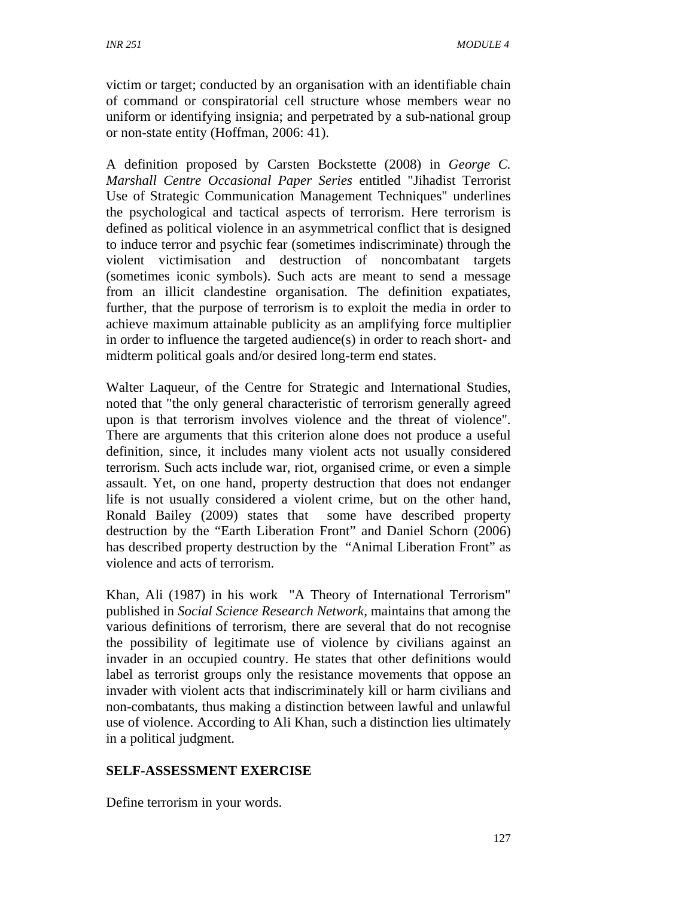victim or target; conducted by an organisation with an identifiable chain of command or conspiratorial cell structure whose members wear no uniform or identifying insignia; and perpetrated by a sub-national group or non-state entity (Hoffman, 2006: 41).

A definition proposed by Carsten Bockstette (2008) in *George C. Marshall Centre Occasional Paper Series* entitled "Jihadist Terrorist Use of Strategic Communication Management Techniques" underlines the psychological and tactical aspects of terrorism. Here terrorism is defined as political violence in an asymmetrical conflict that is designed to induce terror and psychic fear (sometimes indiscriminate) through the violent victimisation and destruction of noncombatant targets (sometimes iconic symbols). Such acts are meant to send a message from an illicit clandestine organisation. The definition expatiates, further, that the purpose of terrorism is to exploit the media in order to achieve maximum attainable publicity as an amplifying force multiplier in order to influence the targeted audience(s) in order to reach short- and midterm political goals and/or desired long-term end states.

Walter Laqueur, of the Centre for Strategic and International Studies, noted that "the only general characteristic of terrorism generally agreed upon is that terrorism involves violence and the threat of violence". There are arguments that this criterion alone does not produce a useful definition, since, it includes many violent acts not usually considered terrorism. Such acts include war, riot, organised crime, or even a simple assault. Yet, on one hand, property destruction that does not endanger life is not usually considered a violent crime, but on the other hand, Ronald Bailey (2009) states that some have described property destruction by the "Earth Liberation Front" and Daniel Schorn (2006) has described property destruction by the "Animal Liberation Front" as violence and acts of terrorism.

Khan, Ali (1987) in his work "A Theory of International Terrorism" published in *Social Science Research Network*, maintains that among the various definitions of terrorism, there are several that do not recognise the possibility of legitimate use of violence by civilians against an invader in an occupied country. He states that other definitions would label as terrorist groups only the resistance movements that oppose an invader with violent acts that indiscriminately kill or harm civilians and non-combatants, thus making a distinction between lawful and unlawful use of violence. According to Ali Khan, such a distinction lies ultimately in a political judgment.

**SELF-ASSESSMENT EXERCISE**

Define terrorism in your words.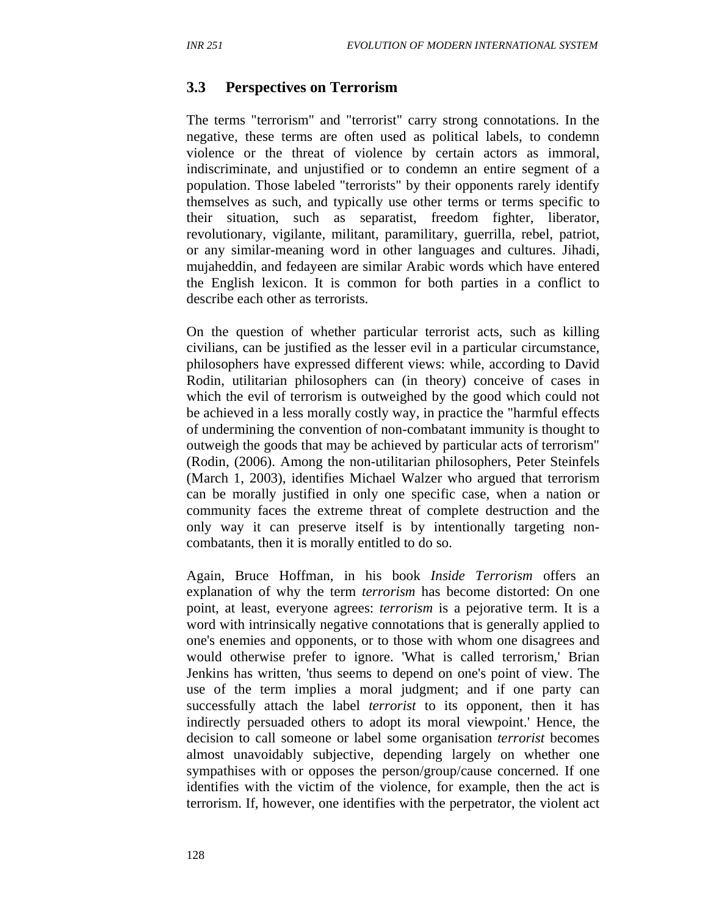## 3.3 Perspectives on Terrorism

The terms "terrorism" and "terrorist" carry strong connotations. In the negative, these terms are often used as political labels, to condemn violence or the threat of violence by certain actors as immoral, indiscriminate, and unjustified or to condemn an entire segment of a population. Those labeled "terrorists" by their opponents rarely identify themselves as such, and typically use other terms or terms specific to their situation, such as separatist, freedom fighter, liberator, revolutionary, vigilante, militant, paramilitary, guerrilla, rebel, patriot, or any similar-meaning word in other languages and cultures. Jihadi, mujaheddin, and fedayeen are similar Arabic words which have entered the English lexicon. It is common for both parties in a conflict to describe each other as terrorists.

On the question of whether particular terrorist acts, such as killing civilians, can be justified as the lesser evil in a particular circumstance, philosophers have expressed different views: while, according to David Rodin, utilitarian philosophers can (in theory) conceive of cases in which the evil of terrorism is outweighed by the good which could not be achieved in a less morally costly way, in practice the "harmful effects of undermining the convention of non-combatant immunity is thought to outweigh the goods that may be achieved by particular acts of terrorism" (Rodin, (2006). Among the non-utilitarian philosophers, Peter Steinfels (March 1, 2003), identifies Michael Walzer who argued that terrorism can be morally justified in only one specific case, when a nation or community faces the extreme threat of complete destruction and the only way it can preserve itself is by intentionally targeting non-combatants, then it is morally entitled to do so.

Again, Bruce Hoffman, in his book *Inside Terrorism* offers an explanation of why the term *terrorism* has become distorted: On one point, at least, everyone agrees: *terrorism* is a pejorative term. It is a word with intrinsically negative connotations that is generally applied to one's enemies and opponents, or to those with whom one disagrees and would otherwise prefer to ignore. 'What is called terrorism,' Brian Jenkins has written, 'thus seems to depend on one's point of view. The use of the term implies a moral judgment; and if one party can successfully attach the label *terrorist* to its opponent, then it has indirectly persuaded others to adopt its moral viewpoint.' Hence, the decision to call someone or label some organisation *terrorist* becomes almost unavoidably subjective, depending largely on whether one sympathises with or opposes the person/group/cause concerned. If one identifies with the victim of the violence, for example, then the act is terrorism. If, however, one identifies with the perpetrator, the violent act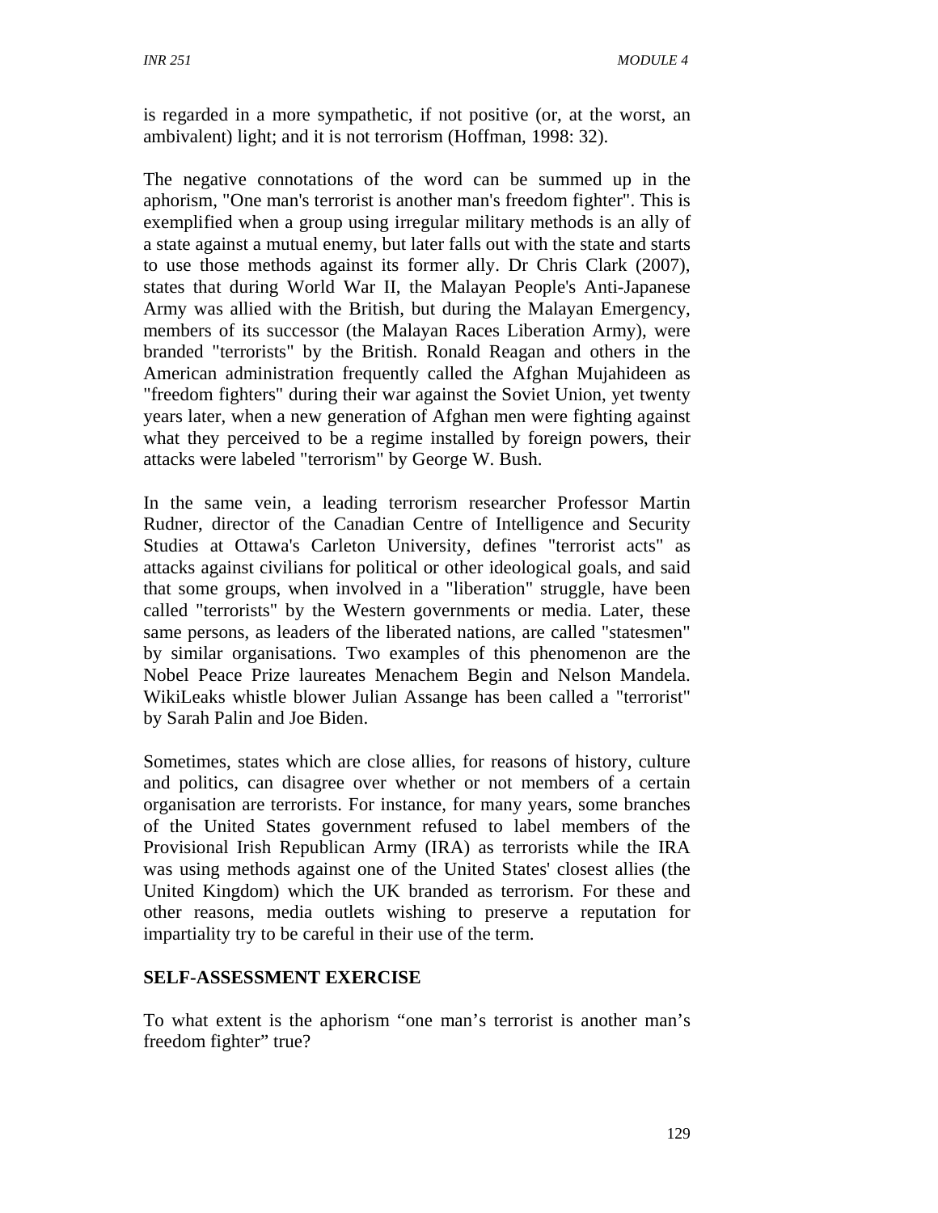is regarded in a more sympathetic, if not positive (or, at the worst, an ambivalent) light; and it is not terrorism (Hoffman, 1998: 32).

The negative connotations of the word can be summed up in the aphorism, "One man's terrorist is another man's freedom fighter". This is exemplified when a group using irregular military methods is an ally of a state against a mutual enemy, but later falls out with the state and starts to use those methods against its former ally. Dr Chris Clark (2007), states that during World War II, the Malayan People's Anti-Japanese Army was allied with the British, but during the Malayan Emergency, members of its successor (the Malayan Races Liberation Army), were branded "terrorists" by the British. Ronald Reagan and others in the American administration frequently called the Afghan Mujahideen as "freedom fighters" during their war against the Soviet Union, yet twenty years later, when a new generation of Afghan men were fighting against what they perceived to be a regime installed by foreign powers, their attacks were labeled "terrorism" by George W. Bush.

In the same vein, a leading terrorism researcher Professor Martin Rudner, director of the Canadian Centre of Intelligence and Security Studies at Ottawa's Carleton University, defines "terrorist acts" as attacks against civilians for political or other ideological goals, and said that some groups, when involved in a "liberation" struggle, have been called "terrorists" by the Western governments or media. Later, these same persons, as leaders of the liberated nations, are called "statesmen" by similar organisations. Two examples of this phenomenon are the Nobel Peace Prize laureates Menachem Begin and Nelson Mandela. WikiLeaks whistle blower Julian Assange has been called a "terrorist" by Sarah Palin and Joe Biden.

Sometimes, states which are close allies, for reasons of history, culture and politics, can disagree over whether or not members of a certain organisation are terrorists. For instance, for many years, some branches of the United States government refused to label members of the Provisional Irish Republican Army (IRA) as terrorists while the IRA was using methods against one of the United States' closest allies (the United Kingdom) which the UK branded as terrorism. For these and other reasons, media outlets wishing to preserve a reputation for impartiality try to be careful in their use of the term.

**SELF-ASSESSMENT EXERCISE**

To what extent is the aphorism "one man's terrorist is another man's freedom fighter" true?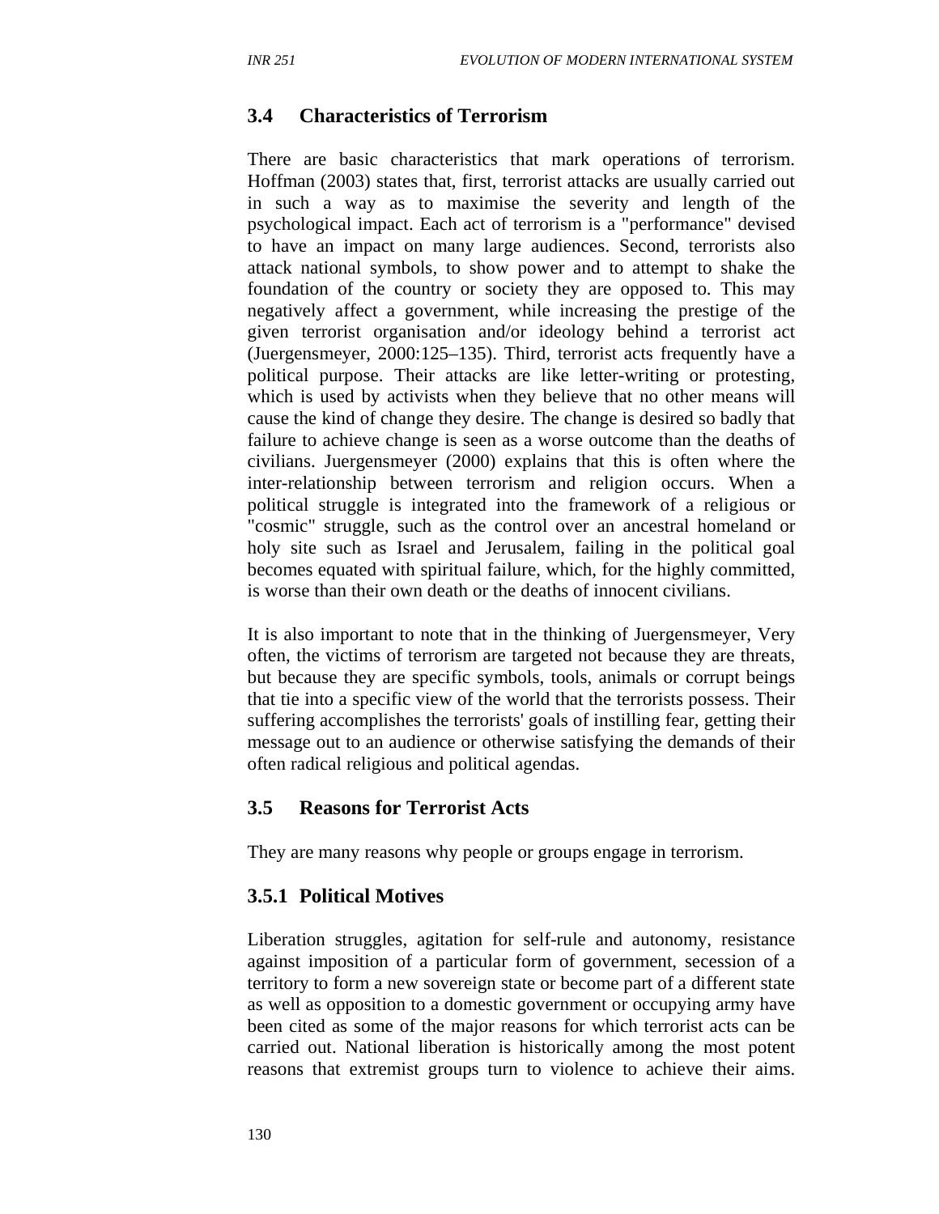### 3.4 Characteristics of Terrorism

There are basic characteristics that mark operations of terrorism. Hoffman (2003) states that, first, terrorist attacks are usually carried out in such a way as to maximise the severity and length of the psychological impact. Each act of terrorism is a "performance" devised to have an impact on many large audiences. Second, terrorists also attack national symbols, to show power and to attempt to shake the foundation of the country or society they are opposed to. This may negatively affect a government, while increasing the prestige of the given terrorist organisation and/or ideology behind a terrorist act (Juergensmeyer, 2000:125–135). Third, terrorist acts frequently have a political purpose. Their attacks are like letter-writing or protesting, which is used by activists when they believe that no other means will cause the kind of change they desire. The change is desired so badly that failure to achieve change is seen as a worse outcome than the deaths of civilians. Juergensmeyer (2000) explains that this is often where the inter-relationship between terrorism and religion occurs. When a political struggle is integrated into the framework of a religious or "cosmic" struggle, such as the control over an ancestral homeland or holy site such as Israel and Jerusalem, failing in the political goal becomes equated with spiritual failure, which, for the highly committed, is worse than their own death or the deaths of innocent civilians.

It is also important to note that in the thinking of Juergensmeyer, Very often, the victims of terrorism are targeted not because they are threats, but because they are specific symbols, tools, animals or corrupt beings that tie into a specific view of the world that the terrorists possess. Their suffering accomplishes the terrorists' goals of instilling fear, getting their message out to an audience or otherwise satisfying the demands of their often radical religious and political agendas.

### 3.5 Reasons for Terrorist Acts

They are many reasons why people or groups engage in terrorism.

#### 3.5.1 Political Motives

Liberation struggles, agitation for self-rule and autonomy, resistance against imposition of a particular form of government, secession of a territory to form a new sovereign state or become part of a different state as well as opposition to a domestic government or occupying army have been cited as some of the major reasons for which terrorist acts can be carried out. National liberation is historically among the most potent reasons that extremist groups turn to violence to achieve their aims.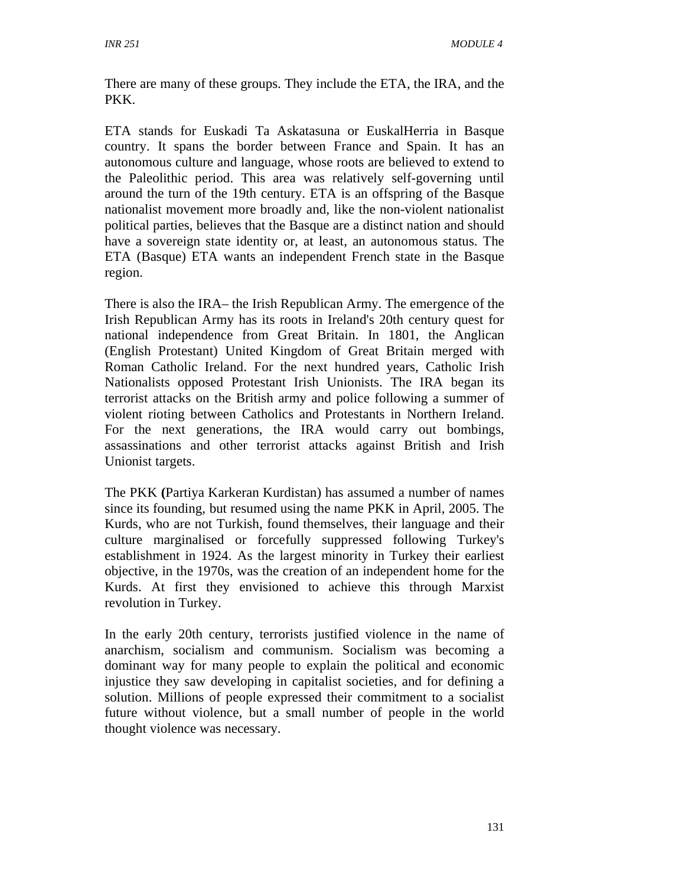There are many of these groups. They include the ETA, the IRA, and the PKK.

ETA stands for Euskadi Ta Askatasuna or EuskalHerria in Basque country. It spans the border between France and Spain. It has an autonomous culture and language, whose roots are believed to extend to the Paleolithic period. This area was relatively self-governing until around the turn of the 19th century. ETA is an offspring of the Basque nationalist movement more broadly and, like the non-violent nationalist political parties, believes that the Basque are a distinct nation and should have a sovereign state identity or, at least, an autonomous status. The ETA (Basque) ETA wants an independent French state in the Basque region.

There is also the IRA– the Irish Republican Army. The emergence of the Irish Republican Army has its roots in Ireland's 20th century quest for national independence from Great Britain. In 1801, the Anglican (English Protestant) United Kingdom of Great Britain merged with Roman Catholic Ireland. For the next hundred years, Catholic Irish Nationalists opposed Protestant Irish Unionists. The IRA began its terrorist attacks on the British army and police following a summer of violent rioting between Catholics and Protestants in Northern Ireland. For the next generations, the IRA would carry out bombings, assassinations and other terrorist attacks against British and Irish Unionist targets.

The PKK **(**Partiya Karkeran Kurdistan) has assumed a number of names since its founding, but resumed using the name PKK in April, 2005. The Kurds, who are not Turkish, found themselves, their language and their culture marginalised or forcefully suppressed following Turkey's establishment in 1924. As the largest minority in Turkey their earliest objective, in the 1970s, was the creation of an independent home for the Kurds. At first they envisioned to achieve this through Marxist revolution in Turkey.

In the early 20th century, terrorists justified violence in the name of anarchism, socialism and communism. Socialism was becoming a dominant way for many people to explain the political and economic injustice they saw developing in capitalist societies, and for defining a solution. Millions of people expressed their commitment to a socialist future without violence, but a small number of people in the world thought violence was necessary.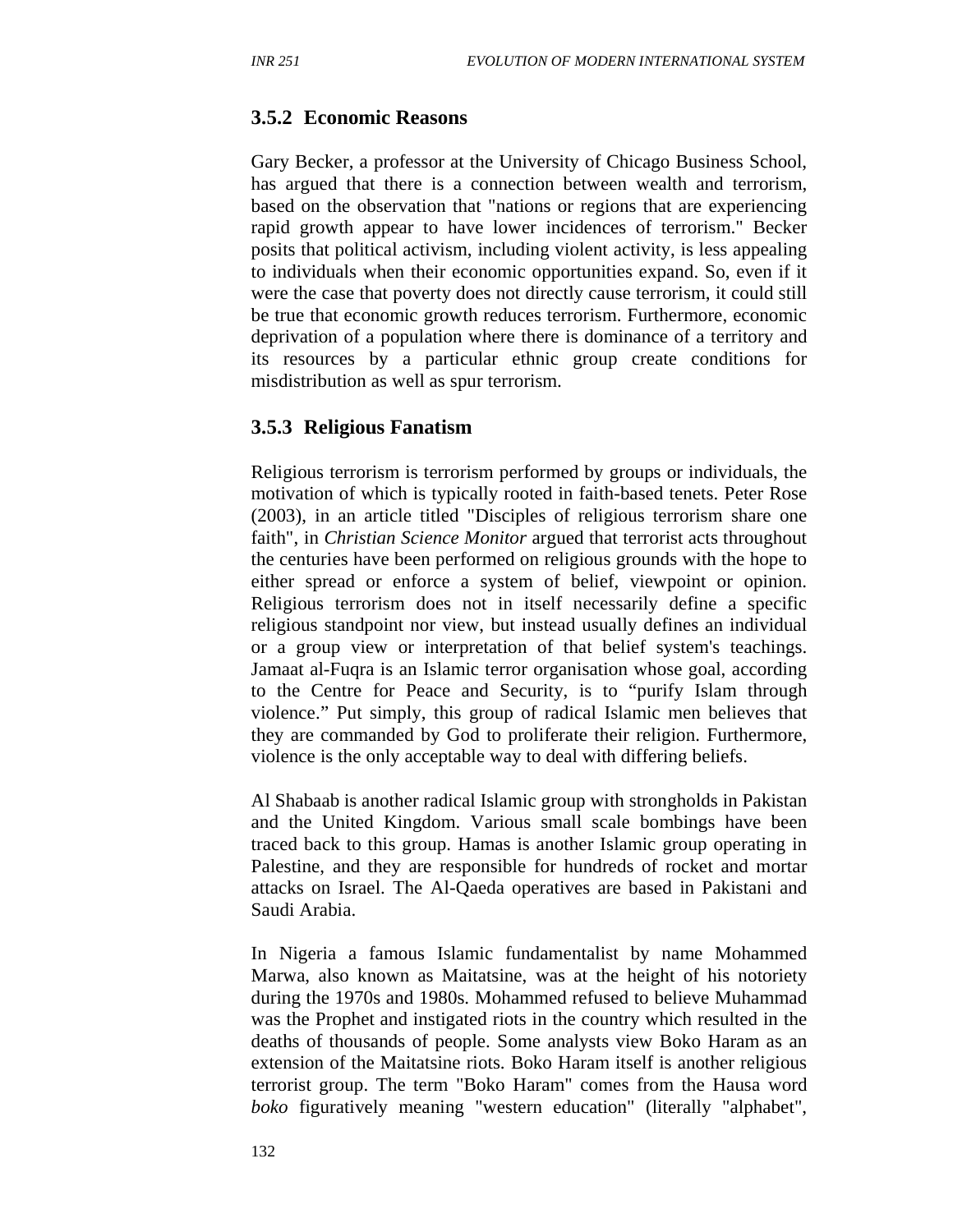### 3.5.2 Economic Reasons

Gary Becker, a professor at the University of Chicago Business School, has argued that there is a connection between wealth and terrorism, based on the observation that "nations or regions that are experiencing rapid growth appear to have lower incidences of terrorism." Becker posits that political activism, including violent activity, is less appealing to individuals when their economic opportunities expand. So, even if it were the case that poverty does not directly cause terrorism, it could still be true that economic growth reduces terrorism. Furthermore, economic deprivation of a population where there is dominance of a territory and its resources by a particular ethnic group create conditions for misdistribution as well as spur terrorism.

### 3.5.3 Religious Fanatism

Religious terrorism is terrorism performed by groups or individuals, the motivation of which is typically rooted in faith-based tenets. Peter Rose (2003), in an article titled "Disciples of religious terrorism share one faith", in *Christian Science Monitor* argued that terrorist acts throughout the centuries have been performed on religious grounds with the hope to either spread or enforce a system of belief, viewpoint or opinion. Religious terrorism does not in itself necessarily define a specific religious standpoint nor view, but instead usually defines an individual or a group view or interpretation of that belief system's teachings. Jamaat al-Fuqra is an Islamic terror organisation whose goal, according to the Centre for Peace and Security, is to "purify Islam through violence." Put simply, this group of radical Islamic men believes that they are commanded by God to proliferate their religion. Furthermore, violence is the only acceptable way to deal with differing beliefs.

Al Shabaab is another radical Islamic group with strongholds in Pakistan and the United Kingdom. Various small scale bombings have been traced back to this group. Hamas is another Islamic group operating in Palestine, and they are responsible for hundreds of rocket and mortar attacks on Israel. The Al-Qaeda operatives are based in Pakistani and Saudi Arabia.

In Nigeria a famous Islamic fundamentalist by name Mohammed Marwa, also known as Maitatsine, was at the height of his notoriety during the 1970s and 1980s. Mohammed refused to believe Muhammad was the Prophet and instigated riots in the country which resulted in the deaths of thousands of people. Some analysts view Boko Haram as an extension of the Maitatsine riots. Boko Haram itself is another religious terrorist group. The term "Boko Haram" comes from the Hausa word *boko* figuratively meaning "western education" (literally "alphabet",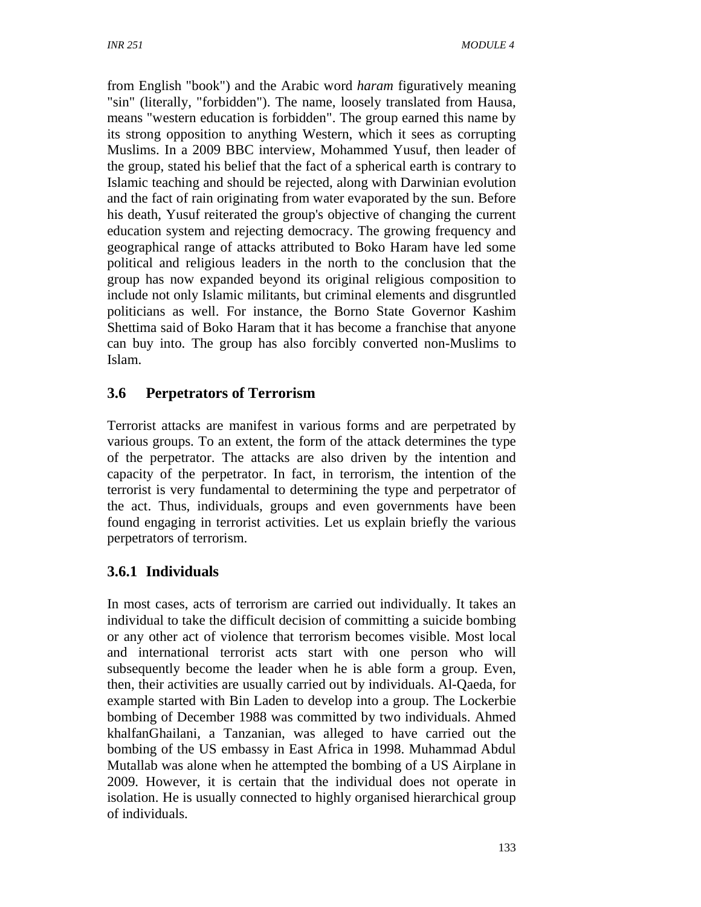from English "book") and the Arabic word *haram* figuratively meaning "sin" (literally, "forbidden"). The name, loosely translated from Hausa, means "western education is forbidden". The group earned this name by its strong opposition to anything Western, which it sees as corrupting Muslims. In a 2009 BBC interview, Mohammed Yusuf, then leader of the group, stated his belief that the fact of a spherical earth is contrary to Islamic teaching and should be rejected, along with Darwinian evolution and the fact of rain originating from water evaporated by the sun. Before his death, Yusuf reiterated the group's objective of changing the current education system and rejecting democracy. The growing frequency and geographical range of attacks attributed to Boko Haram have led some political and religious leaders in the north to the conclusion that the group has now expanded beyond its original religious composition to include not only Islamic militants, but criminal elements and disgruntled politicians as well. For instance, the Borno State Governor Kashim Shettima said of Boko Haram that it has become a franchise that anyone can buy into. The group has also forcibly converted non-Muslims to Islam.

## 3.6 Perpetrators of Terrorism

Terrorist attacks are manifest in various forms and are perpetrated by various groups. To an extent, the form of the attack determines the type of the perpetrator. The attacks are also driven by the intention and capacity of the perpetrator. In fact, in terrorism, the intention of the terrorist is very fundamental to determining the type and perpetrator of the act. Thus, individuals, groups and even governments have been found engaging in terrorist activities. Let us explain briefly the various perpetrators of terrorism.

### 3.6.1 Individuals

In most cases, acts of terrorism are carried out individually. It takes an individual to take the difficult decision of committing a suicide bombing or any other act of violence that terrorism becomes visible. Most local and international terrorist acts start with one person who will subsequently become the leader when he is able form a group. Even, then, their activities are usually carried out by individuals. Al-Qaeda, for example started with Bin Laden to develop into a group. The Lockerbie bombing of December 1988 was committed by two individuals. Ahmed khalfanGhailani, a Tanzanian, was alleged to have carried out the bombing of the US embassy in East Africa in 1998. Muhammad Abdul Mutallab was alone when he attempted the bombing of a US Airplane in 2009. However, it is certain that the individual does not operate in isolation. He is usually connected to highly organised hierarchical group of individuals.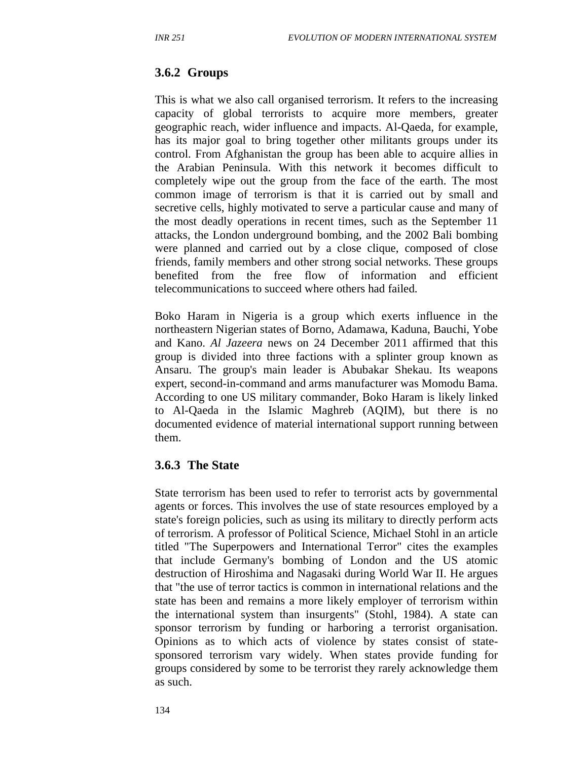### 3.6.2 Groups

This is what we also call organised terrorism. It refers to the increasing capacity of global terrorists to acquire more members, greater geographic reach, wider influence and impacts. Al-Qaeda, for example, has its major goal to bring together other militants groups under its control. From Afghanistan the group has been able to acquire allies in the Arabian Peninsula. With this network it becomes difficult to completely wipe out the group from the face of the earth. The most common image of terrorism is that it is carried out by small and secretive cells, highly motivated to serve a particular cause and many of the most deadly operations in recent times, such as the September 11 attacks, the London underground bombing, and the 2002 Bali bombing were planned and carried out by a close clique, composed of close friends, family members and other strong social networks. These groups benefited from the free flow of information and efficient telecommunications to succeed where others had failed.

Boko Haram in Nigeria is a group which exerts influence in the northeastern Nigerian states of Borno, Adamawa, Kaduna, Bauchi, Yobe and Kano. *Al Jazeera* news on 24 December 2011 affirmed that this group is divided into three factions with a splinter group known as Ansaru. The group's main leader is Abubakar Shekau. Its weapons expert, second-in-command and arms manufacturer was Momodu Bama. According to one US military commander, Boko Haram is likely linked to Al-Qaeda in the Islamic Maghreb (AQIM), but there is no documented evidence of material international support running between them.

### 3.6.3 The State

State terrorism has been used to refer to terrorist acts by governmental agents or forces. This involves the use of state resources employed by a state's foreign policies, such as using its military to directly perform acts of terrorism. A professor of Political Science, Michael Stohl in an article titled "The Superpowers and International Terror" cites the examples that include Germany's bombing of London and the US atomic destruction of Hiroshima and Nagasaki during World War II. He argues that "the use of terror tactics is common in international relations and the state has been and remains a more likely employer of terrorism within the international system than insurgents" (Stohl, 1984). A state can sponsor terrorism by funding or harboring a terrorist organisation. Opinions as to which acts of violence by states consist of state-sponsored terrorism vary widely. When states provide funding for groups considered by some to be terrorist they rarely acknowledge them as such.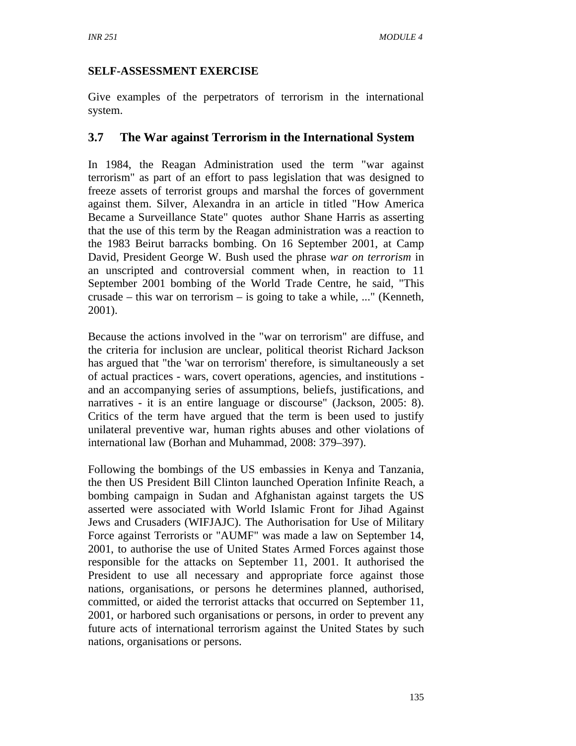**SELF-ASSESSMENT EXERCISE**

Give examples of the perpetrators of terrorism in the international system.

## 3.7 The War against Terrorism in the International System

In 1984, the Reagan Administration used the term "war against terrorism" as part of an effort to pass legislation that was designed to freeze assets of terrorist groups and marshal the forces of government against them. Silver, Alexandra in an article in titled "How America Became a Surveillance State" quotes author Shane Harris as asserting that the use of this term by the Reagan administration was a reaction to the 1983 Beirut barracks bombing. On 16 September 2001, at Camp David, President George W. Bush used the phrase *war on terrorism* in an unscripted and controversial comment when, in reaction to 11 September 2001 bombing of the World Trade Centre, he said, "This crusade – this war on terrorism – is going to take a while, ..." (Kenneth, 2001).

Because the actions involved in the "war on terrorism" are diffuse, and the criteria for inclusion are unclear, political theorist Richard Jackson has argued that "the 'war on terrorism' therefore, is simultaneously a set of actual practices - wars, covert operations, agencies, and institutions - and an accompanying series of assumptions, beliefs, justifications, and narratives - it is an entire language or discourse" (Jackson, 2005: 8). Critics of the term have argued that the term is been used to justify unilateral preventive war, human rights abuses and other violations of international law (Borhan and Muhammad, 2008: 379–397).

Following the bombings of the US embassies in Kenya and Tanzania, the then US President Bill Clinton launched Operation Infinite Reach, a bombing campaign in Sudan and Afghanistan against targets the US asserted were associated with World Islamic Front for Jihad Against Jews and Crusaders (WIFJAJC). The Authorisation for Use of Military Force against Terrorists or "AUMF" was made a law on September 14, 2001, to authorise the use of United States Armed Forces against those responsible for the attacks on September 11, 2001. It authorised the President to use all necessary and appropriate force against those nations, organisations, or persons he determines planned, authorised, committed, or aided the terrorist attacks that occurred on September 11, 2001, or harbored such organisations or persons, in order to prevent any future acts of international terrorism against the United States by such nations, organisations or persons.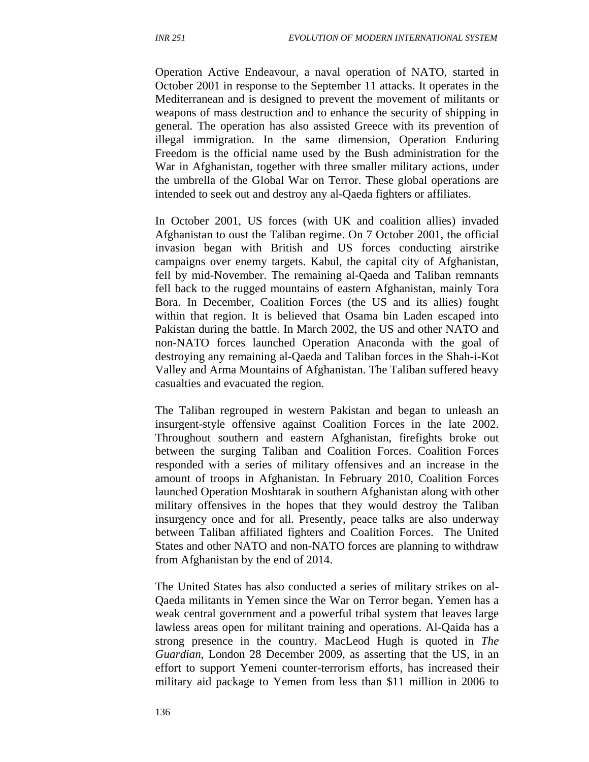Operation Active Endeavour, a naval operation of NATO, started in October 2001 in response to the September 11 attacks. It operates in the Mediterranean and is designed to prevent the movement of militants or weapons of mass destruction and to enhance the security of shipping in general. The operation has also assisted Greece with its prevention of illegal immigration. In the same dimension, Operation Enduring Freedom is the official name used by the Bush administration for the War in Afghanistan, together with three smaller military actions, under the umbrella of the Global War on Terror. These global operations are intended to seek out and destroy any al-Qaeda fighters or affiliates.

In October 2001, US forces (with UK and coalition allies) invaded Afghanistan to oust the Taliban regime. On 7 October 2001, the official invasion began with British and US forces conducting airstrike campaigns over enemy targets. Kabul, the capital city of Afghanistan, fell by mid-November. The remaining al-Qaeda and Taliban remnants fell back to the rugged mountains of eastern Afghanistan, mainly Tora Bora. In December, Coalition Forces (the US and its allies) fought within that region. It is believed that Osama bin Laden escaped into Pakistan during the battle. In March 2002, the US and other NATO and non-NATO forces launched Operation Anaconda with the goal of destroying any remaining al-Qaeda and Taliban forces in the Shah-i-Kot Valley and Arma Mountains of Afghanistan. The Taliban suffered heavy casualties and evacuated the region.

The Taliban regrouped in western Pakistan and began to unleash an insurgent-style offensive against Coalition Forces in the late 2002. Throughout southern and eastern Afghanistan, firefights broke out between the surging Taliban and Coalition Forces. Coalition Forces responded with a series of military offensives and an increase in the amount of troops in Afghanistan. In February 2010, Coalition Forces launched Operation Moshtarak in southern Afghanistan along with other military offensives in the hopes that they would destroy the Taliban insurgency once and for all. Presently, peace talks are also underway between Taliban affiliated fighters and Coalition Forces. The United States and other NATO and non-NATO forces are planning to withdraw from Afghanistan by the end of 2014.

The United States has also conducted a series of military strikes on al-Qaeda militants in Yemen since the War on Terror began. Yemen has a weak central government and a powerful tribal system that leaves large lawless areas open for militant training and operations. Al-Qaida has a strong presence in the country. MacLeod Hugh is quoted in *The Guardian*, London 28 December 2009, as asserting that the US, in an effort to support Yemeni counter-terrorism efforts, has increased their military aid package to Yemen from less than $11 million in 2006 to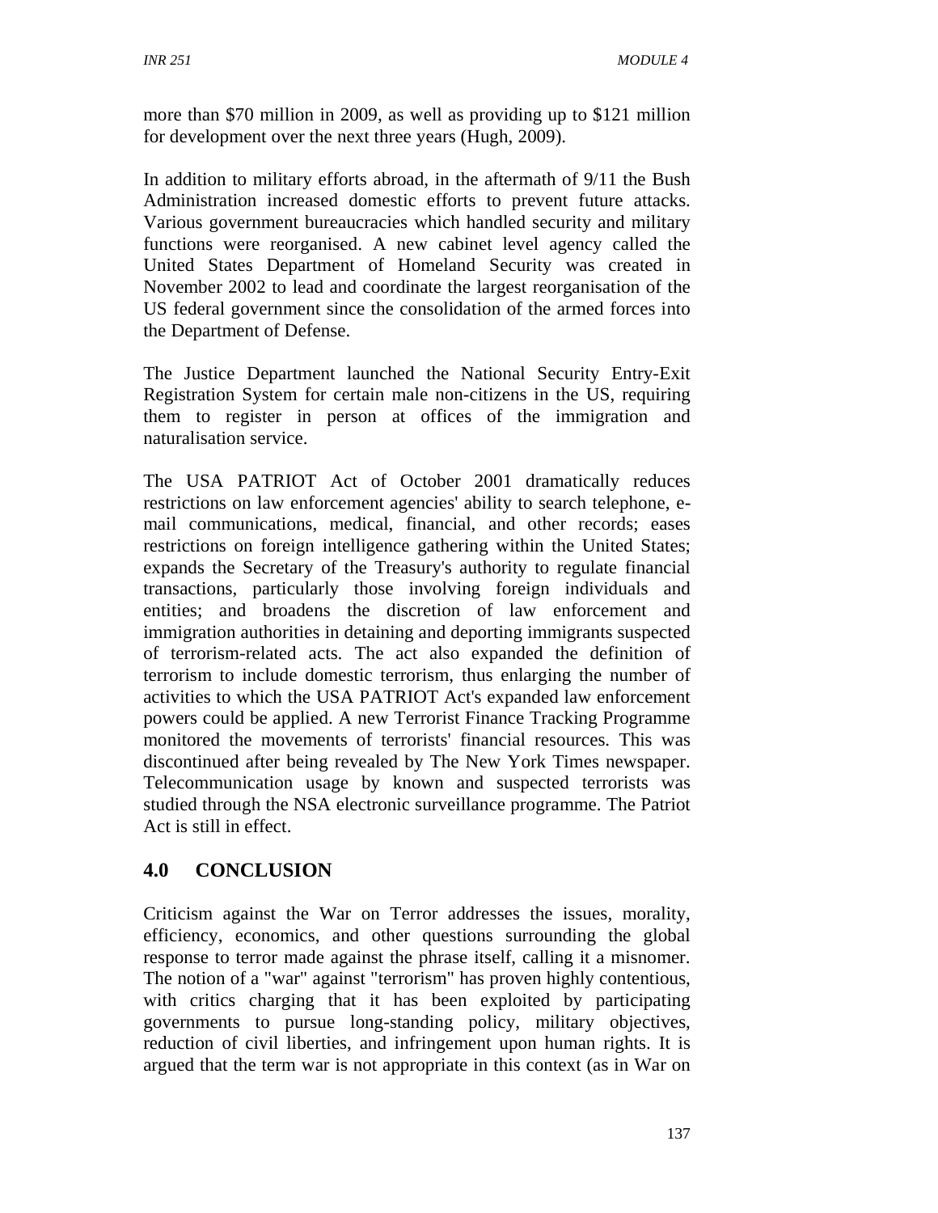more than $70 million in 2009, as well as providing up to $121 million for development over the next three years (Hugh, 2009).

In addition to military efforts abroad, in the aftermath of 9/11 the Bush Administration increased domestic efforts to prevent future attacks. Various government bureaucracies which handled security and military functions were reorganised. A new cabinet level agency called the United States Department of Homeland Security was created in November 2002 to lead and coordinate the largest reorganisation of the US federal government since the consolidation of the armed forces into the Department of Defense.

The Justice Department launched the National Security Entry-Exit Registration System for certain male non-citizens in the US, requiring them to register in person at offices of the immigration and naturalisation service.

The USA PATRIOT Act of October 2001 dramatically reduces restrictions on law enforcement agencies' ability to search telephone, e-mail communications, medical, financial, and other records; eases restrictions on foreign intelligence gathering within the United States; expands the Secretary of the Treasury's authority to regulate financial transactions, particularly those involving foreign individuals and entities; and broadens the discretion of law enforcement and immigration authorities in detaining and deporting immigrants suspected of terrorism-related acts. The act also expanded the definition of terrorism to include domestic terrorism, thus enlarging the number of activities to which the USA PATRIOT Act's expanded law enforcement powers could be applied. A new Terrorist Finance Tracking Programme monitored the movements of terrorists' financial resources. This was discontinued after being revealed by The New York Times newspaper. Telecommunication usage by known and suspected terrorists was studied through the NSA electronic surveillance programme. The Patriot Act is still in effect.

## 4.0 CONCLUSION

Criticism against the War on Terror addresses the issues, morality, efficiency, economics, and other questions surrounding the global response to terror made against the phrase itself, calling it a misnomer. The notion of a "war" against "terrorism" has proven highly contentious, with critics charging that it has been exploited by participating governments to pursue long-standing policy, military objectives, reduction of civil liberties, and infringement upon human rights. It is argued that the term war is not appropriate in this context (as in War on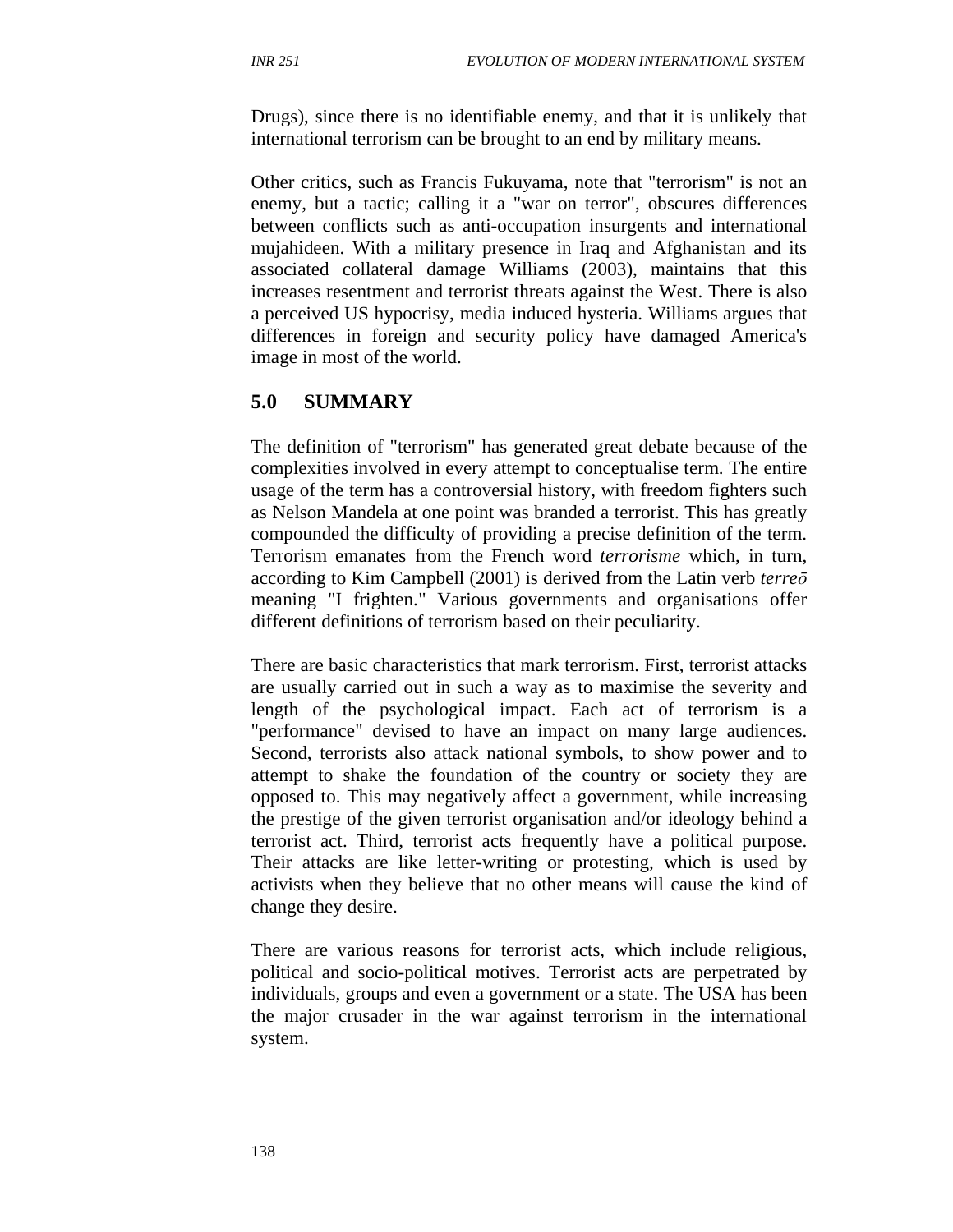Drugs), since there is no identifiable enemy, and that it is unlikely that international terrorism can be brought to an end by military means.

Other critics, such as Francis Fukuyama, note that "terrorism" is not an enemy, but a tactic; calling it a "war on terror", obscures differences between conflicts such as anti-occupation insurgents and international mujahideen. With a military presence in Iraq and Afghanistan and its associated collateral damage Williams (2003), maintains that this increases resentment and terrorist threats against the West. There is also a perceived US hypocrisy, media induced hysteria. Williams argues that differences in foreign and security policy have damaged America's image in most of the world.

## 5.0 SUMMARY

The definition of "terrorism" has generated great debate because of the complexities involved in every attempt to conceptualise term. The entire usage of the term has a controversial history, with freedom fighters such as Nelson Mandela at one point was branded a terrorist. This has greatly compounded the difficulty of providing a precise definition of the term. Terrorism emanates from the French word *terrorisme* which, in turn, according to Kim Campbell (2001) is derived from the Latin verb *terreō* meaning "I frighten." Various governments and organisations offer different definitions of terrorism based on their peculiarity.

There are basic characteristics that mark terrorism. First, terrorist attacks are usually carried out in such a way as to maximise the severity and length of the psychological impact. Each act of terrorism is a "performance" devised to have an impact on many large audiences. Second, terrorists also attack national symbols, to show power and to attempt to shake the foundation of the country or society they are opposed to. This may negatively affect a government, while increasing the prestige of the given terrorist organisation and/or ideology behind a terrorist act. Third, terrorist acts frequently have a political purpose. Their attacks are like letter-writing or protesting, which is used by activists when they believe that no other means will cause the kind of change they desire.

There are various reasons for terrorist acts, which include religious, political and socio-political motives. Terrorist acts are perpetrated by individuals, groups and even a government or a state. The USA has been the major crusader in the war against terrorism in the international system.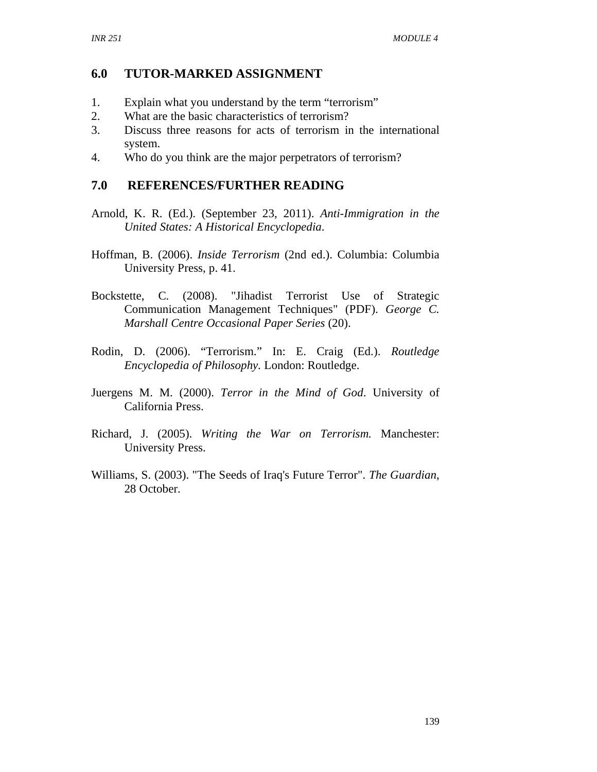## 6.0 TUTOR-MARKED ASSIGNMENT

1. Explain what you understand by the term "terrorism"
2. What are the basic characteristics of terrorism?
3. Discuss three reasons for acts of terrorism in the international system.
4. Who do you think are the major perpetrators of terrorism?

## 7.0 REFERENCES/FURTHER READING

Arnold, K. R. (Ed.). (September 23, 2011). *Anti-Immigration in the United States: A Historical Encyclopedia*.

Hoffman, B. (2006). *Inside Terrorism* (2nd ed.). Columbia: Columbia University Press, p. 41.

Bockstette, C. (2008). "Jihadist Terrorist Use of Strategic Communication Management Techniques" (PDF). *George C. Marshall Centre Occasional Paper Series* (20).

Rodin, D. (2006). "Terrorism." In: E. Craig (Ed.). *Routledge Encyclopedia of Philosophy*. London: Routledge.

Juergens M. M. (2000). *Terror in the Mind of God*. University of California Press.

Richard, J. (2005). *Writing the War on Terrorism.* Manchester: University Press.

Williams, S. (2003). "The Seeds of Iraq's Future Terror". *The Guardian*, 28 October.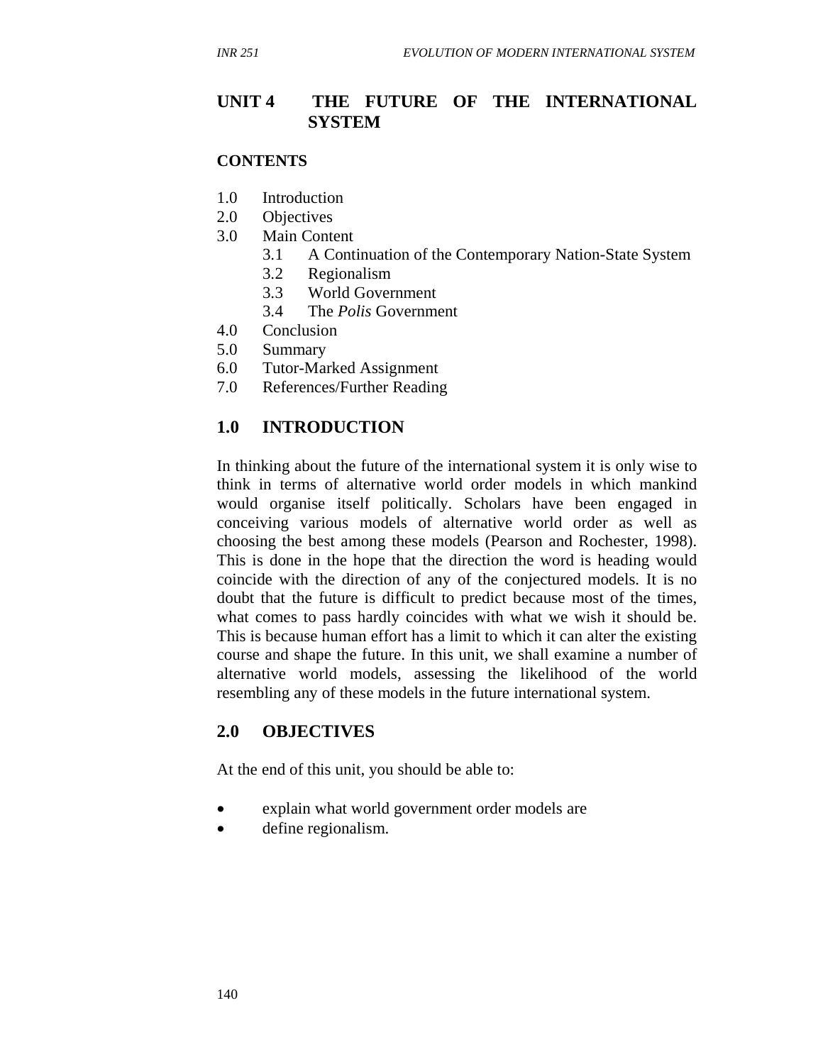## UNIT 4 THE FUTURE OF THE INTERNATIONAL SYSTEM

**CONTENTS**

1.0 Introduction
2.0 Objectives
3.0 Main Content
    3.1 A Continuation of the Contemporary Nation-State System
    3.2 Regionalism
    3.3 World Government
    3.4 The *Polis* Government
4.0 Conclusion
5.0 Summary
6.0 Tutor-Marked Assignment
7.0 References/Further Reading

### 1.0 INTRODUCTION

In thinking about the future of the international system it is only wise to think in terms of alternative world order models in which mankind would organise itself politically. Scholars have been engaged in conceiving various models of alternative world order as well as choosing the best among these models (Pearson and Rochester, 1998). This is done in the hope that the direction the word is heading would coincide with the direction of any of the conjectured models. It is no doubt that the future is difficult to predict because most of the times, what comes to pass hardly coincides with what we wish it should be. This is because human effort has a limit to which it can alter the existing course and shape the future. In this unit, we shall examine a number of alternative world models, assessing the likelihood of the world resembling any of these models in the future international system.

### 2.0 OBJECTIVES

At the end of this unit, you should be able to:

- explain what world government order models are
- define regionalism.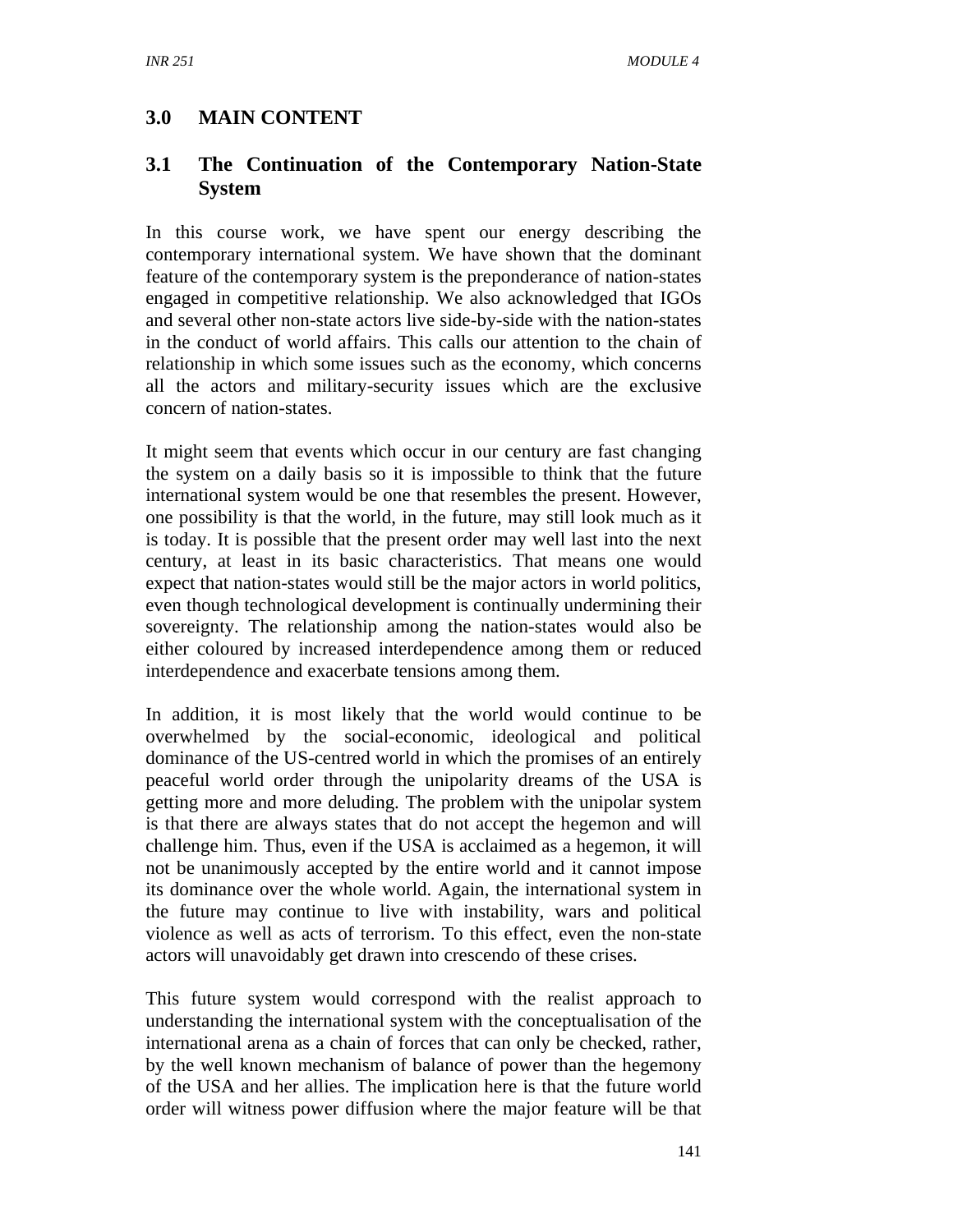## 3.0 MAIN CONTENT

### 3.1 The Continuation of the Contemporary Nation-State System

In this course work, we have spent our energy describing the contemporary international system. We have shown that the dominant feature of the contemporary system is the preponderance of nation-states engaged in competitive relationship. We also acknowledged that IGOs and several other non-state actors live side-by-side with the nation-states in the conduct of world affairs. This calls our attention to the chain of relationship in which some issues such as the economy, which concerns all the actors and military-security issues which are the exclusive concern of nation-states.

It might seem that events which occur in our century are fast changing the system on a daily basis so it is impossible to think that the future international system would be one that resembles the present. However, one possibility is that the world, in the future, may still look much as it is today. It is possible that the present order may well last into the next century, at least in its basic characteristics. That means one would expect that nation-states would still be the major actors in world politics, even though technological development is continually undermining their sovereignty. The relationship among the nation-states would also be either coloured by increased interdependence among them or reduced interdependence and exacerbate tensions among them.

In addition, it is most likely that the world would continue to be overwhelmed by the social-economic, ideological and political dominance of the US-centred world in which the promises of an entirely peaceful world order through the unipolarity dreams of the USA is getting more and more deluding. The problem with the unipolar system is that there are always states that do not accept the hegemon and will challenge him. Thus, even if the USA is acclaimed as a hegemon, it will not be unanimously accepted by the entire world and it cannot impose its dominance over the whole world. Again, the international system in the future may continue to live with instability, wars and political violence as well as acts of terrorism. To this effect, even the non-state actors will unavoidably get drawn into crescendo of these crises.

This future system would correspond with the realist approach to understanding the international system with the conceptualisation of the international arena as a chain of forces that can only be checked, rather, by the well known mechanism of balance of power than the hegemony of the USA and her allies. The implication here is that the future world order will witness power diffusion where the major feature will be that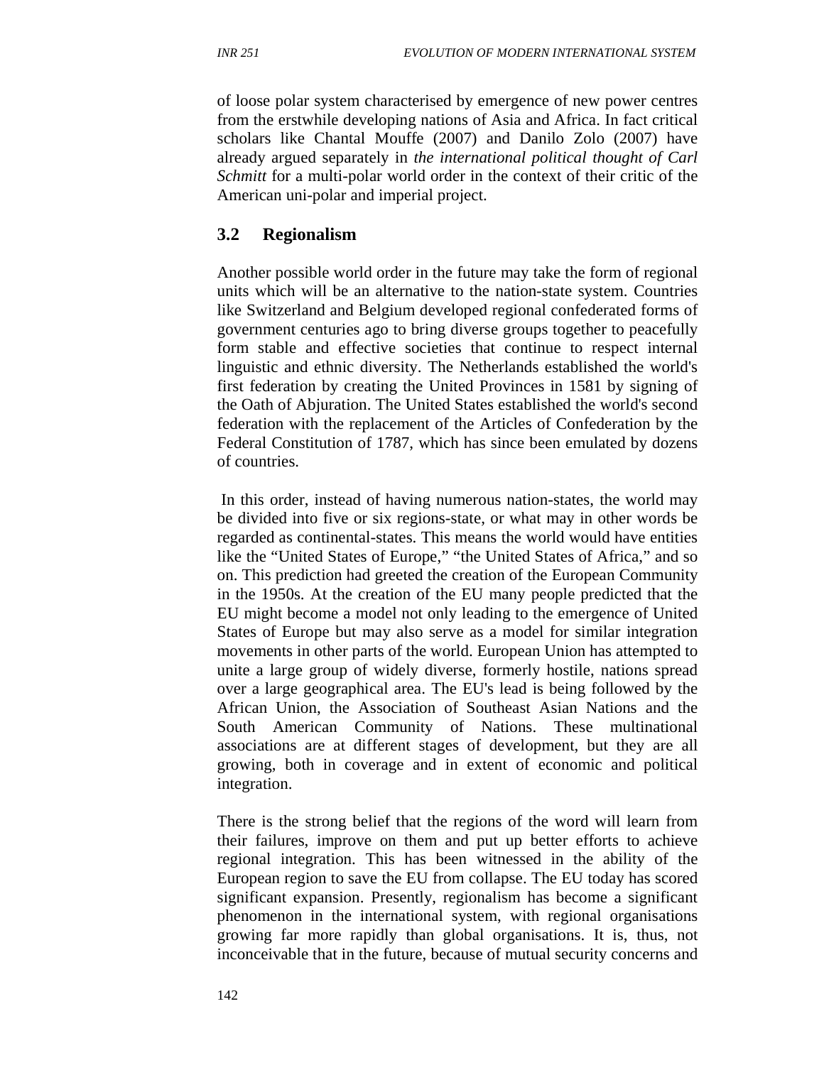of loose polar system characterised by emergence of new power centres from the erstwhile developing nations of Asia and Africa. In fact critical scholars like Chantal Mouffe (2007) and Danilo Zolo (2007) have already argued separately in *the international political thought of Carl Schmitt* for a multi-polar world order in the context of their critic of the American uni-polar and imperial project.

## 3.2 Regionalism

Another possible world order in the future may take the form of regional units which will be an alternative to the nation-state system. Countries like Switzerland and Belgium developed regional confederated forms of government centuries ago to bring diverse groups together to peacefully form stable and effective societies that continue to respect internal linguistic and ethnic diversity. The Netherlands established the world's first federation by creating the United Provinces in 1581 by signing of the Oath of Abjuration. The United States established the world's second federation with the replacement of the Articles of Confederation by the Federal Constitution of 1787, which has since been emulated by dozens of countries.

In this order, instead of having numerous nation-states, the world may be divided into five or six regions-state, or what may in other words be regarded as continental-states. This means the world would have entities like the "United States of Europe," "the United States of Africa," and so on. This prediction had greeted the creation of the European Community in the 1950s. At the creation of the EU many people predicted that the EU might become a model not only leading to the emergence of United States of Europe but may also serve as a model for similar integration movements in other parts of the world. European Union has attempted to unite a large group of widely diverse, formerly hostile, nations spread over a large geographical area. The EU's lead is being followed by the African Union, the Association of Southeast Asian Nations and the South American Community of Nations. These multinational associations are at different stages of development, but they are all growing, both in coverage and in extent of economic and political integration.

There is the strong belief that the regions of the word will learn from their failures, improve on them and put up better efforts to achieve regional integration. This has been witnessed in the ability of the European region to save the EU from collapse. The EU today has scored significant expansion. Presently, regionalism has become a significant phenomenon in the international system, with regional organisations growing far more rapidly than global organisations. It is, thus, not inconceivable that in the future, because of mutual security concerns and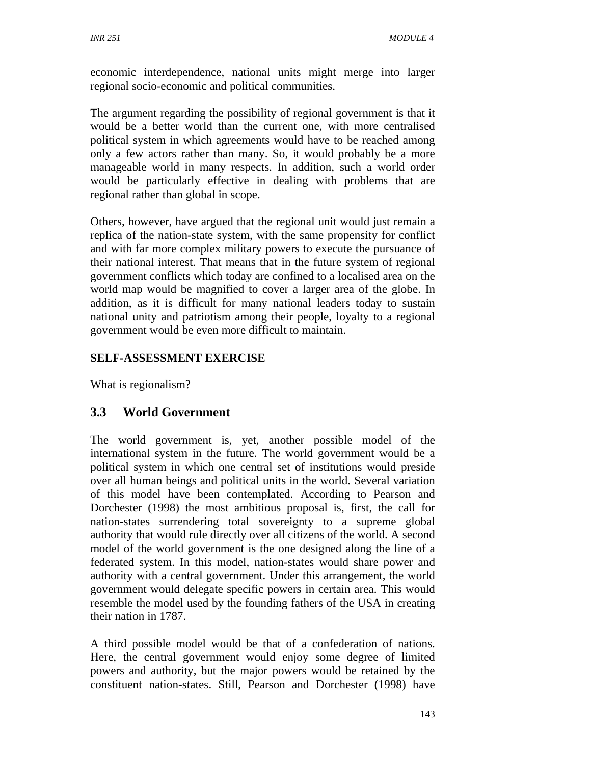economic interdependence, national units might merge into larger regional socio-economic and political communities.

The argument regarding the possibility of regional government is that it would be a better world than the current one, with more centralised political system in which agreements would have to be reached among only a few actors rather than many. So, it would probably be a more manageable world in many respects. In addition, such a world order would be particularly effective in dealing with problems that are regional rather than global in scope.

Others, however, have argued that the regional unit would just remain a replica of the nation-state system, with the same propensity for conflict and with far more complex military powers to execute the pursuance of their national interest. That means that in the future system of regional government conflicts which today are confined to a localised area on the world map would be magnified to cover a larger area of the globe. In addition, as it is difficult for many national leaders today to sustain national unity and patriotism among their people, loyalty to a regional government would be even more difficult to maintain.

**SELF-ASSESSMENT EXERCISE**

What is regionalism?

## 3.3 World Government

The world government is, yet, another possible model of the international system in the future. The world government would be a political system in which one central set of institutions would preside over all human beings and political units in the world. Several variation of this model have been contemplated. According to Pearson and Dorchester (1998) the most ambitious proposal is, first, the call for nation-states surrendering total sovereignty to a supreme global authority that would rule directly over all citizens of the world. A second model of the world government is the one designed along the line of a federated system. In this model, nation-states would share power and authority with a central government. Under this arrangement, the world government would delegate specific powers in certain area. This would resemble the model used by the founding fathers of the USA in creating their nation in 1787.

A third possible model would be that of a confederation of nations. Here, the central government would enjoy some degree of limited powers and authority, but the major powers would be retained by the constituent nation-states. Still, Pearson and Dorchester (1998) have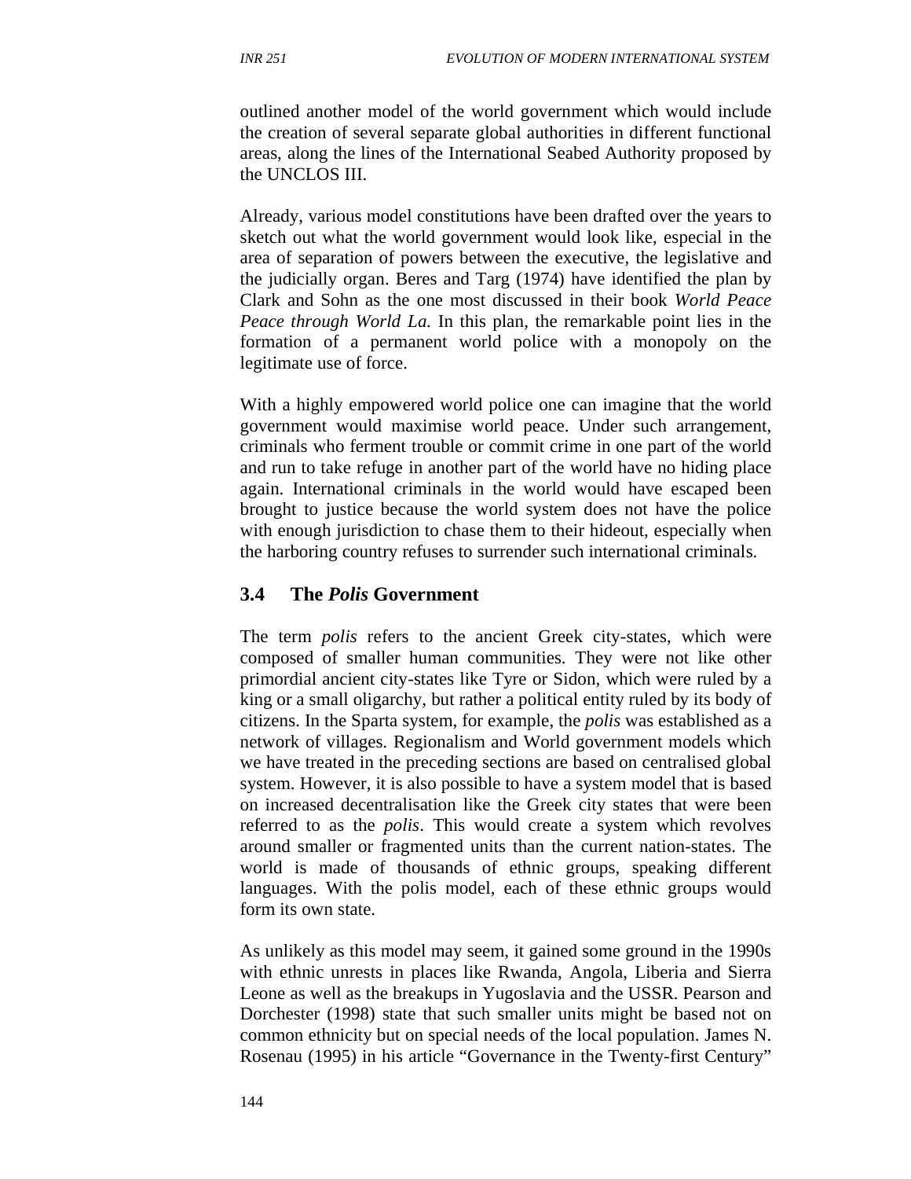outlined another model of the world government which would include the creation of several separate global authorities in different functional areas, along the lines of the International Seabed Authority proposed by the UNCLOS III.

Already, various model constitutions have been drafted over the years to sketch out what the world government would look like, especial in the area of separation of powers between the executive, the legislative and the judicially organ. Beres and Targ (1974) have identified the plan by Clark and Sohn as the one most discussed in their book *World Peace Peace through World La.* In this plan, the remarkable point lies in the formation of a permanent world police with a monopoly on the legitimate use of force.

With a highly empowered world police one can imagine that the world government would maximise world peace. Under such arrangement, criminals who ferment trouble or commit crime in one part of the world and run to take refuge in another part of the world have no hiding place again. International criminals in the world would have escaped been brought to justice because the world system does not have the police with enough jurisdiction to chase them to their hideout, especially when the harboring country refuses to surrender such international criminals.

## 3.4 The *Polis* Government

The term *polis* refers to the ancient Greek city-states, which were composed of smaller human communities. They were not like other primordial ancient city-states like Tyre or Sidon, which were ruled by a king or a small oligarchy, but rather a political entity ruled by its body of citizens. In the Sparta system, for example, the *polis* was established as a network of villages. Regionalism and World government models which we have treated in the preceding sections are based on centralised global system. However, it is also possible to have a system model that is based on increased decentralisation like the Greek city states that were been referred to as the *polis*. This would create a system which revolves around smaller or fragmented units than the current nation-states. The world is made of thousands of ethnic groups, speaking different languages. With the polis model, each of these ethnic groups would form its own state.

As unlikely as this model may seem, it gained some ground in the 1990s with ethnic unrests in places like Rwanda, Angola, Liberia and Sierra Leone as well as the breakups in Yugoslavia and the USSR. Pearson and Dorchester (1998) state that such smaller units might be based not on common ethnicity but on special needs of the local population. James N. Rosenau (1995) in his article "Governance in the Twenty-first Century"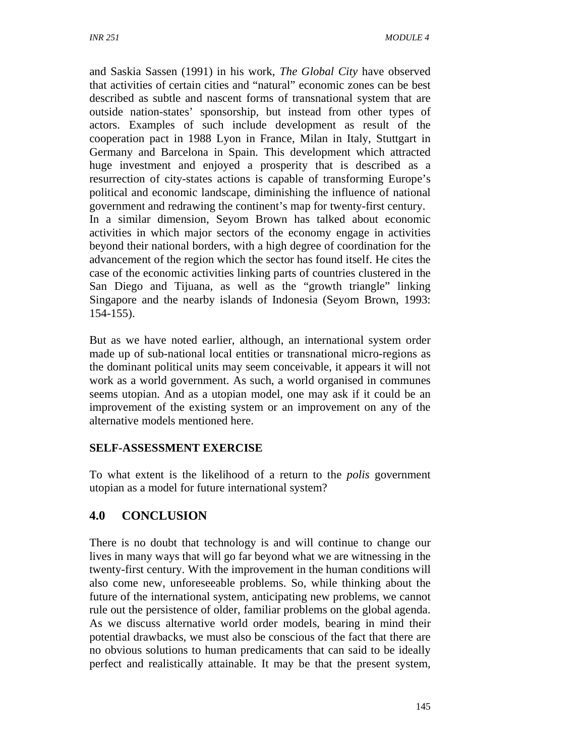and Saskia Sassen (1991) in his work, *The Global City* have observed that activities of certain cities and "natural" economic zones can be best described as subtle and nascent forms of transnational system that are outside nation-states' sponsorship, but instead from other types of actors. Examples of such include development as result of the cooperation pact in 1988 Lyon in France, Milan in Italy, Stuttgart in Germany and Barcelona in Spain. This development which attracted huge investment and enjoyed a prosperity that is described as a resurrection of city-states actions is capable of transforming Europe's political and economic landscape, diminishing the influence of national government and redrawing the continent's map for twenty-first century.
In a similar dimension, Seyom Brown has talked about economic activities in which major sectors of the economy engage in activities beyond their national borders, with a high degree of coordination for the advancement of the region which the sector has found itself. He cites the case of the economic activities linking parts of countries clustered in the San Diego and Tijuana, as well as the "growth triangle" linking Singapore and the nearby islands of Indonesia (Seyom Brown, 1993: 154-155).

But as we have noted earlier, although, an international system order made up of sub-national local entities or transnational micro-regions as the dominant political units may seem conceivable, it appears it will not work as a world government. As such, a world organised in communes seems utopian. And as a utopian model, one may ask if it could be an improvement of the existing system or an improvement on any of the alternative models mentioned here.

**SELF-ASSESSMENT EXERCISE**

To what extent is the likelihood of a return to the *polis* government utopian as a model for future international system?

## 4.0 CONCLUSION

There is no doubt that technology is and will continue to change our lives in many ways that will go far beyond what we are witnessing in the twenty-first century. With the improvement in the human conditions will also come new, unforeseeable problems. So, while thinking about the future of the international system, anticipating new problems, we cannot rule out the persistence of older, familiar problems on the global agenda. As we discuss alternative world order models, bearing in mind their potential drawbacks, we must also be conscious of the fact that there are no obvious solutions to human predicaments that can said to be ideally perfect and realistically attainable. It may be that the present system,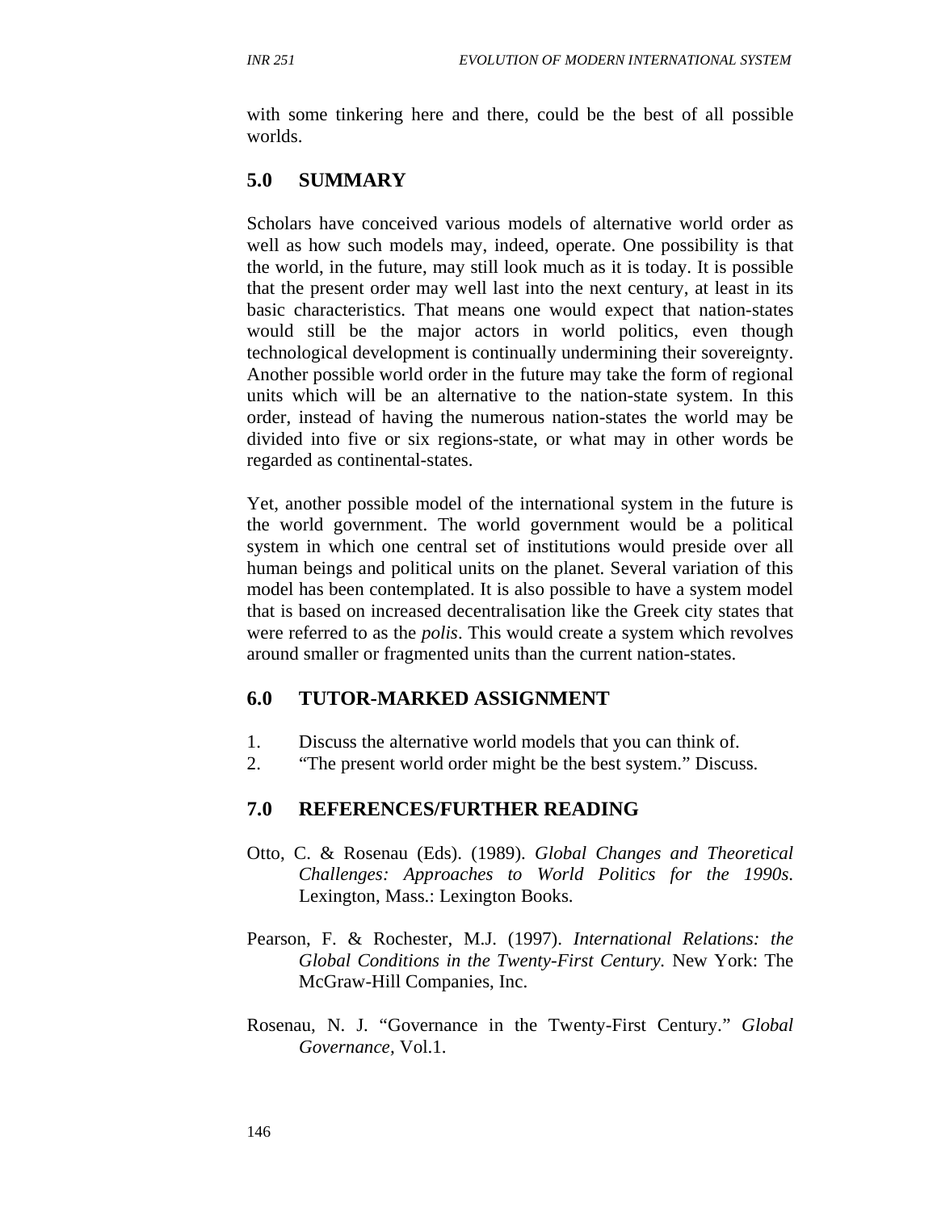with some tinkering here and there, could be the best of all possible worlds.

## 5.0 SUMMARY

Scholars have conceived various models of alternative world order as well as how such models may, indeed, operate. One possibility is that the world, in the future, may still look much as it is today. It is possible that the present order may well last into the next century, at least in its basic characteristics. That means one would expect that nation-states would still be the major actors in world politics, even though technological development is continually undermining their sovereignty. Another possible world order in the future may take the form of regional units which will be an alternative to the nation-state system. In this order, instead of having the numerous nation-states the world may be divided into five or six regions-state, or what may in other words be regarded as continental-states.

Yet, another possible model of the international system in the future is the world government. The world government would be a political system in which one central set of institutions would preside over all human beings and political units on the planet. Several variation of this model has been contemplated. It is also possible to have a system model that is based on increased decentralisation like the Greek city states that were referred to as the *polis*. This would create a system which revolves around smaller or fragmented units than the current nation-states.

## 6.0 TUTOR-MARKED ASSIGNMENT

1. Discuss the alternative world models that you can think of.
2. "The present world order might be the best system." Discuss.

## 7.0 REFERENCES/FURTHER READING

Otto, C. & Rosenau (Eds). (1989). *Global Changes and Theoretical Challenges: Approaches to World Politics for the 1990s*. Lexington, Mass.: Lexington Books.

Pearson, F. & Rochester, M.J. (1997). *International Relations: the Global Conditions in the Twenty-First Century.* New York: The McGraw-Hill Companies, Inc.

Rosenau, N. J. "Governance in the Twenty-First Century." *Global Governance*, Vol.1.